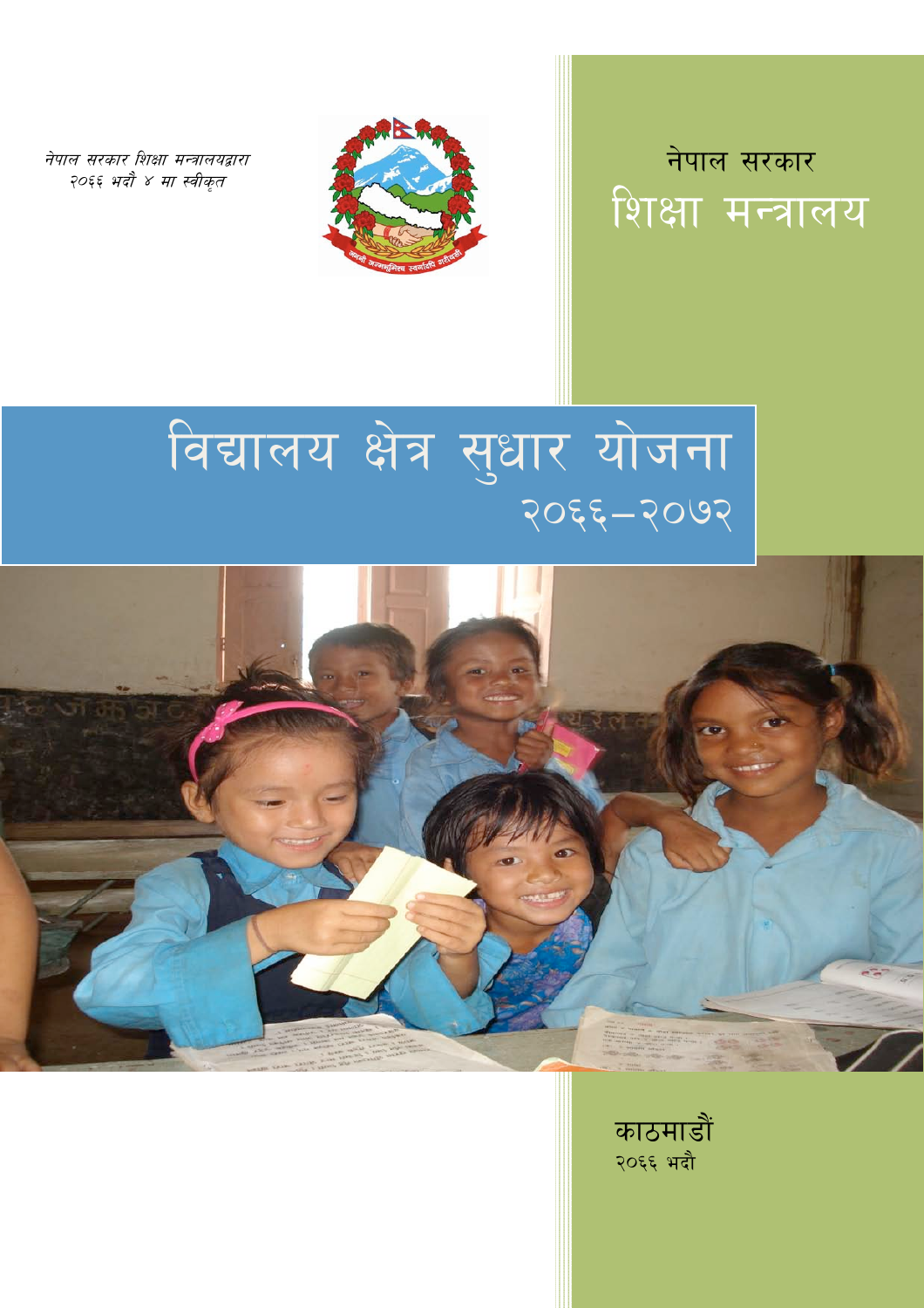*नेपाल सरकार शिक्षा मन्त्रालयद्वारा*
*२०६६ भदौ ४ मा स्वीकृत*

नेपाल सरकार

शिक्षा मन्त्रालय

# विद्यालय क्षेत्र सुधार योजना
## २०६६–२०७२

काठमाडौं

२०६६ भदौ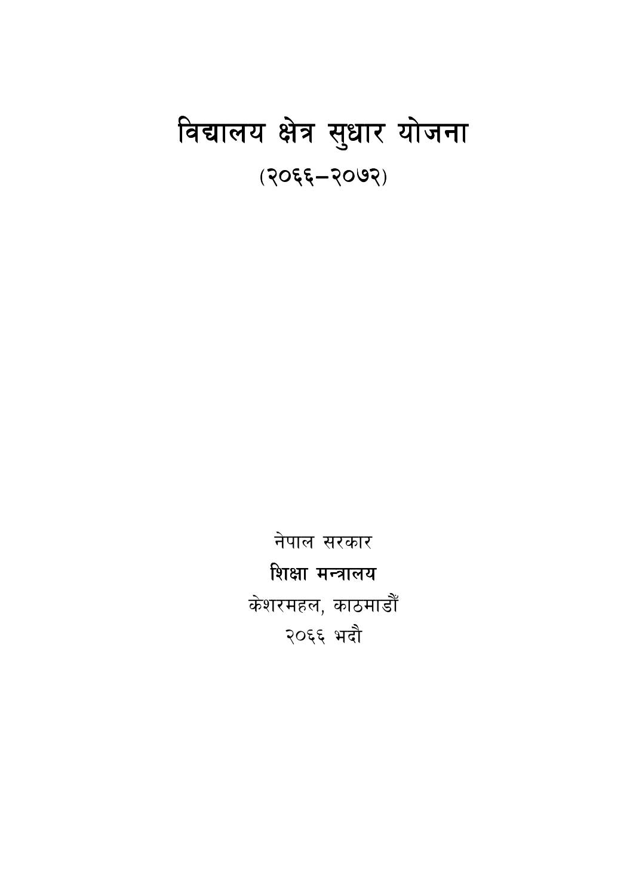# विद्यालय क्षेत्र सुधार योजना

(२०६६–२०७२)

नेपाल सरकार

**शिक्षा मन्त्रालय**

केशरमहल, काठमाडौँ

२०६६ भदौ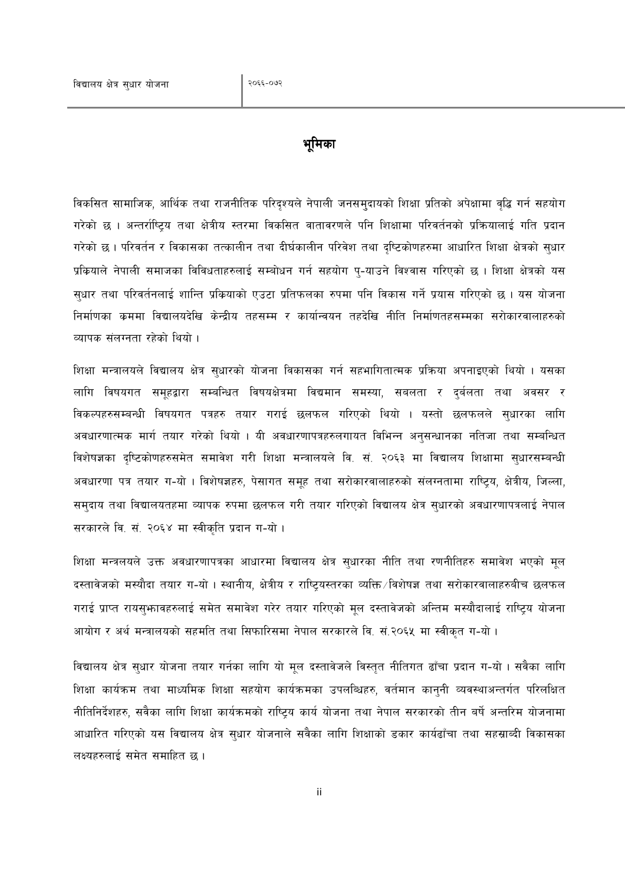# भूमिका

विकसित सामाजिक, आर्थिक तथा राजनीतिक परिदृश्यले नेपाली जनसमुदायको शिक्षा प्रतिको अपेक्षामा वृद्धि गर्न सहयोग गरेको छ । अन्तर्राष्ट्रिय तथा क्षेत्रीय स्तरमा विकसित वातावरणले पनि शिक्षामा परिवर्तनको प्रक्रियालाई गति प्रदान गरेको छ । परिवर्तन र विकासका तत्कालीन तथा दीर्घकालीन परिवेश तथा दृष्टिकोणहरुमा आधारित शिक्षा क्षेत्रको सुधार प्रक्रियाले नेपाली समाजका विविधताहरुलाई सम्बोधन गर्न सहयोग पु-याउने विश्वास गरिएको छ । शिक्षा क्षेत्रको यस सुधार तथा परिवर्तनलाई शान्ति प्रक्रियाको एउटा प्रतिफलका रुपमा पनि विकास गर्ने प्रयास गरिएको छ । यस योजना निर्माणका क्रममा विद्यालयदेखि केन्द्रीय तहसम्म र कार्यान्वयन तहदेखि नीति निर्माणतहसम्मका सरोकारवालाहरुको व्यापक संलग्नता रहेको थियो ।

शिक्षा मन्त्रालयले विद्यालय क्षेत्र सुधारको योजना विकासका गर्न सहभागितात्मक प्रक्रिया अपनाइएको थियो । यसका लागि विषयगत समूहद्वारा सम्बन्धित विषयक्षेत्रमा विद्यमान समस्या, सबलता र दुर्बलता तथा अवसर र विकल्पहरुसम्बन्धी विषयगत पत्रहरु तयार गराई छलफल गरिएको थियो । यस्तो छलफलले सुधारका लागि अवधारणात्मक मार्ग तयार गरेको थियो । यी अवधारणापत्रहरुलगायत विभिन्न अनुसन्धानका नतिजा तथा सम्बन्धित विशेषज्ञका दृष्टिकोणहरुसमेत समावेश गरी शिक्षा मन्त्रालयले वि. सं. २०६३ मा विद्यालय शिक्षामा सुधारसम्बन्धी अवधारणा पत्र तयार ग-यो । विशेषज्ञहरु, पेसागत समूह तथा सरोकारवालाहरुको संलग्नतामा राष्ट्रिय, क्षेत्रीय, जिल्ला, समुदाय तथा विद्यालयतहमा व्यापक रुपमा छलफल गरी तयार गरिएको विद्यालय क्षेत्र सुधारको अवधारणापत्रलाई नेपाल सरकारले वि. सं. २०६४ मा स्वीकृति प्रदान ग-यो ।

शिक्षा मन्त्रलयले उक्त अवधारणापत्रका आधारमा विद्यालय क्षेत्र सुधारका नीति तथा रणनीतिहरु समावेश भएको मूल दस्तावेजको मस्यौदा तयार ग-यो । स्थानीय, क्षेत्रीय र राष्ट्रियस्तरका व्यक्ति/विशेषज्ञ तथा सरोकारवालाहरुबीच छलफल गराई प्राप्त रायसुझावहरुलाई समेत समावेश गरेर तयार गरिएको मूल दस्तावेजको अन्तिम मस्यौदालाई राष्ट्रिय योजना आयोग र अर्थ मन्त्रालयको सहमति तथा सिफारिसमा नेपाल सरकारले वि. सं.२०६५ मा स्वीकृत ग-यो ।

विद्यालय क्षेत्र सुधार योजना तयार गर्नका लागि यो मूल दस्तावेजले विस्तृत नीतिगत ढाँचा प्रदान ग-यो । सबैका लागि शिक्षा कार्यक्रम तथा माध्यमिक शिक्षा सहयोग कार्यक्रमका उपलब्धिहरु, वर्तमान कानुनी व्यवस्थाअन्तर्गत परिलक्षित नीतिनिर्देशहरु, सबैका लागि शिक्षा कार्यक्रमको राष्ट्रिय कार्य योजना तथा नेपाल सरकारको तीन बर्षे अन्तरिम योजनामा आधारित गरिएको यस विद्यालय क्षेत्र सुधार योजनाले सबैका लागि शिक्षाको डकार कार्यढाँचा तथा सहस्राब्दी विकासका लक्ष्यहरुलाई समेत समाहित छ ।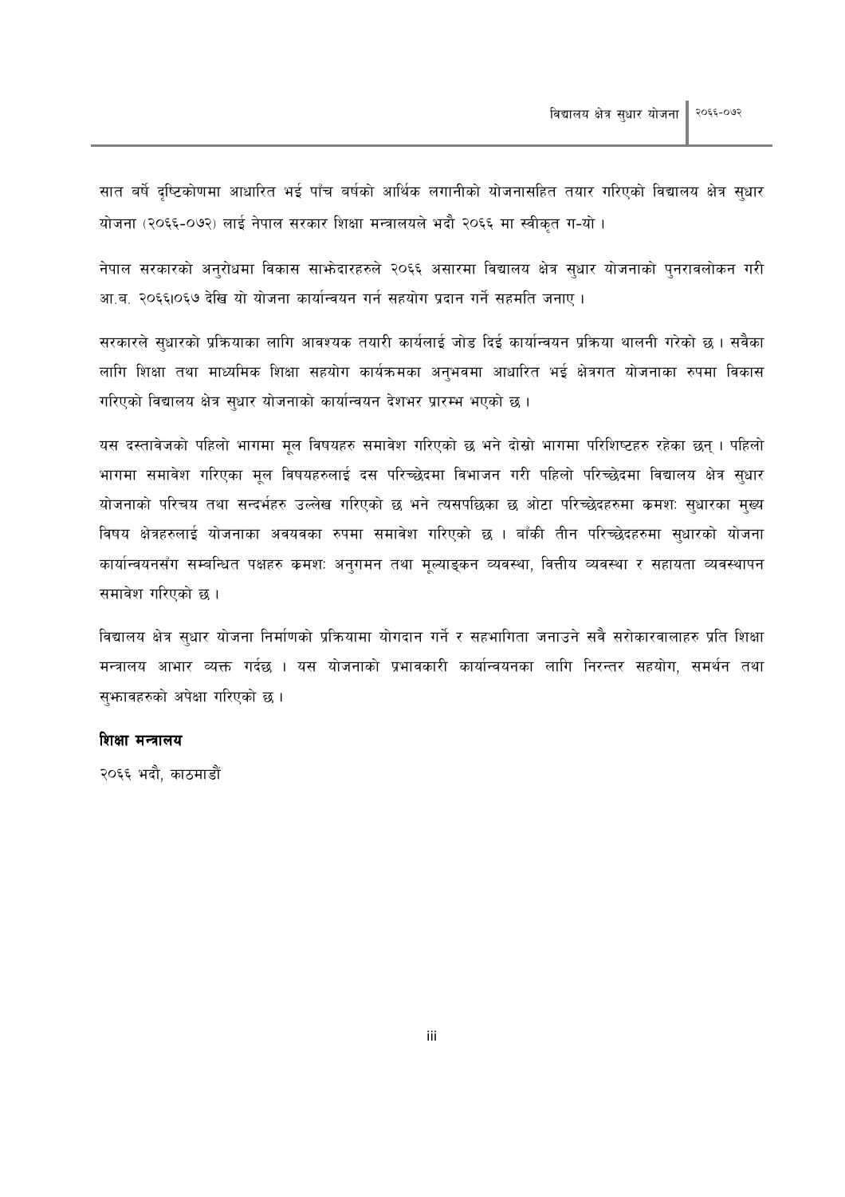सात बर्ष दृष्टिकोणमा आधारित भई पाँच बर्षको आर्थिक लगानीको योजनासहित तयार गरिएको विद्यालय क्षेत्र सुधार योजना (२०६६-०७२) लाई नेपाल सरकार शिक्षा मन्त्रालयले भदौ २०६६ मा स्वीकृत ग-यो ।

नेपाल सरकारको अनुरोधमा विकास साझेदारहरुले २०६६ असारमा विद्यालय क्षेत्र सुधार योजनाको पुनरावलोकन गरी आ.व. २०६६।०६७ देखि यो योजना कार्यान्वयन गर्न सहयोग प्रदान गर्ने सहमति जनाए ।

सरकारले सुधारको प्रक्रियाका लागि आवश्यक तयारी कार्यलाई जोड दिई कार्यान्वयन प्रक्रिया थालनी गरेको छ । सबैका लागि शिक्षा तथा माध्यमिक शिक्षा सहयोग कार्यक्रमका अनुभवमा आधारित भई क्षेत्रगत योजनाका रुपमा विकास गरिएको विद्यालय क्षेत्र सुधार योजनाको कार्यान्वयन देशभर प्रारम्भ भएको छ ।

यस दस्तावेजको पहिलो भागमा मूल विषयहरु समावेश गरिएको छ भने दोस्रो भागमा परिशिष्टहरु रहेका छन् । पहिलो भागमा समावेश गरिएका मूल विषयहरुलाई दस परिच्छेदमा विभाजन गरी पहिलो परिच्छेदमा विद्यालय क्षेत्र सुधार योजनाको परिचय तथा सन्दर्भहरु उल्लेख गरिएको छ भने त्यसपछिका छ ओटा परिच्छेदहरुमा क्रमशः सुधारका मुख्य विषय क्षेत्रहरुलाई योजनाका अवयवका रुपमा समावेश गरिएको छ । बाँकी तीन परिच्छेदहरुमा सुधारको योजना कार्यान्वयनसँग सम्बन्धित पक्षहरु क्रमशः अनुगमन तथा मूल्याङ्कन व्यवस्था, वित्तीय व्यवस्था र सहायता व्यवस्थापन समावेश गरिएको छ ।

विद्यालय क्षेत्र सुधार योजना निर्माणको प्रक्रियामा योगदान गर्ने र सहभागिता जनाउने सबै सरोकारवालाहरु प्रति शिक्षा मन्त्रालय आभार व्यक्त गर्दछ । यस योजनाको प्रभावकारी कार्यान्वयनका लागि निरन्तर सहयोग, समर्थन तथा सुझावहरुको अपेक्षा गरिएको छ ।

**शिक्षा मन्त्रालय**

२०६६ भदौ, काठमाडौं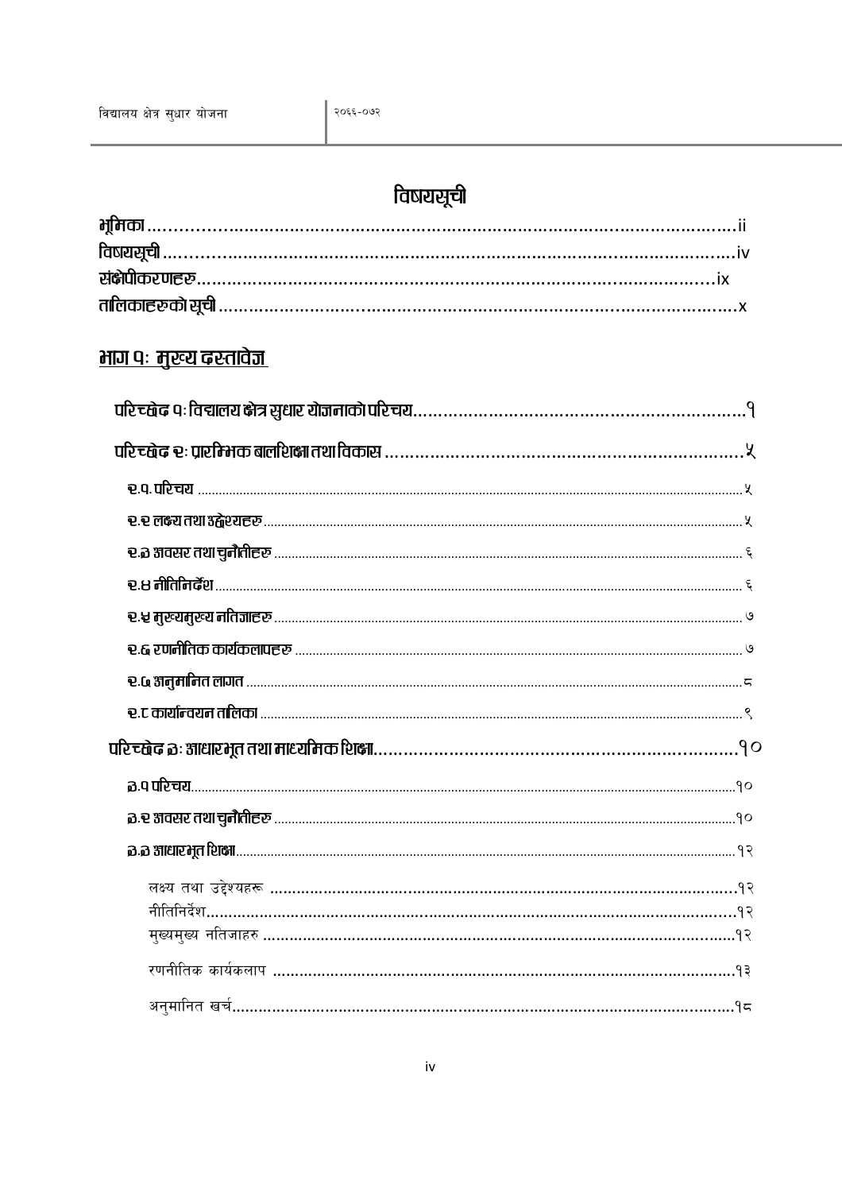# विषयसूची

भूमिका......ii

विषयसूची......iv

संक्षेपीकरणहरु......ix

तालिकाहरुको सूची......x

## भाग १: मुख्य दस्तावेज

परिच्छेद १: विद्यालय क्षेत्र सुधार योजनाको परिचय......१

परिच्छेद २: प्रारम्भिक बालशिक्षा तथा विकास......५

- २.१ परिचय......५
- २.२ लक्ष्य तथा उद्देश्यहरु......५
- २.३ अवसर तथा चुनौतीहरु......६
- २.४ नीतिनिर्देश......६
- २.५ मुख्यमुख्य नतिजाहरु......७
- २.६ रणनीतिक कार्यकलापहरु......७
- २.७ अनुमानित लागत......८
- २.८ कार्यान्वयन तालिका......९

परिच्छेद ३: आधारभूत तथा माध्यमिक शिक्षा......१०

- ३.१ परिचय......१०
- ३.२ अवसर तथा चुनौतीहरु......१०
- ३.३ आधारभूत शिक्षा......१२
  - लक्ष्य तथा उद्देश्यहरू......१२
  - नीतिनिर्देश......१२
  - मुख्यमुख्य नतिजाहरु......१२
  - रणनीतिक कार्यकलाप......१३
  - अनुमानित खर्च......१८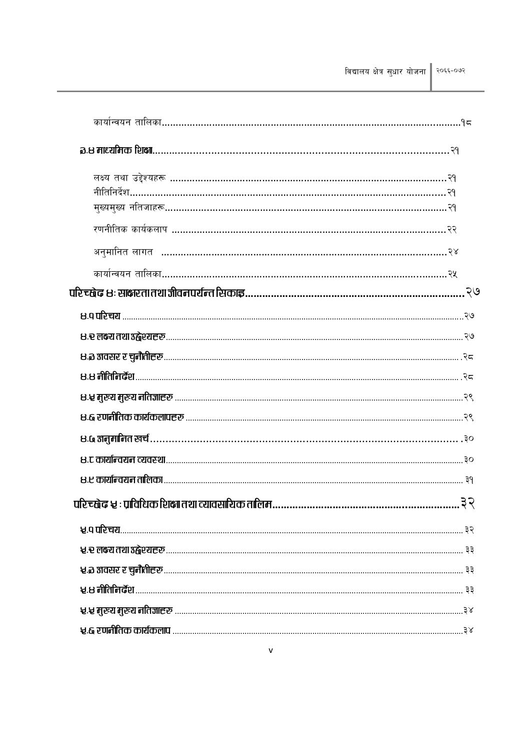कार्यान्वयन तालिका........................................................................................................१८

३.४ माध्यमिक शिक्षा......................................................................................................२१

लक्ष्य तथा उद्देश्यहरू ......................................................................................................२१

नीतिनिर्देश.......................................................................................................................२१

मुख्यमुख्य नतिजाहरू.......................................................................................................२१

रणनीतिक कार्यकलाप ....................................................................................................२२

अनुमानित लागत ............................................................................................................२४

कार्यान्वयन तालिका........................................................................................................२५

परिच्छेद ४: साक्षरता तथा जीवनपर्यन्त सिकाइ..............................................................................२७

४.१ परिचय...........................................................................................................................२७

४.२ लक्ष्य तथा उद्देश्यहरु.......................................................................................................२७

४.३ अवसर र चुनौतीहरु.......................................................................................................२८

४.४ नीतिनिर्देश.....................................................................................................................२८

४.५ मुख्य मुख्य नतिजाहरु ....................................................................................................२९

४.६ रणनीतिक कार्यकलापहरु ...............................................................................................२९

४.७ अनुमानित खर्च...............................................................................................................३०

४.८ कार्यान्वयन व्यवस्था.........................................................................................................३०

४.९ कार्यान्वयन तालिका........................................................................................................३१

परिच्छेद ५ : प्राविधिक शिक्षा तथा व्यावसायिक तालिम........................................................................३२

५.१ परिचय...........................................................................................................................३२

५.२ लक्ष्य तथा उद्देश्यहरु.......................................................................................................३३

५.३ अवसर र चुनौतीहरु.......................................................................................................३३

५.४ नीतिनिर्देश.....................................................................................................................३३

५.५ मुख्य मुख्य नतिजाहरु ....................................................................................................३४

५.६ रणनीतिक कार्यकलाप ...................................................................................................३४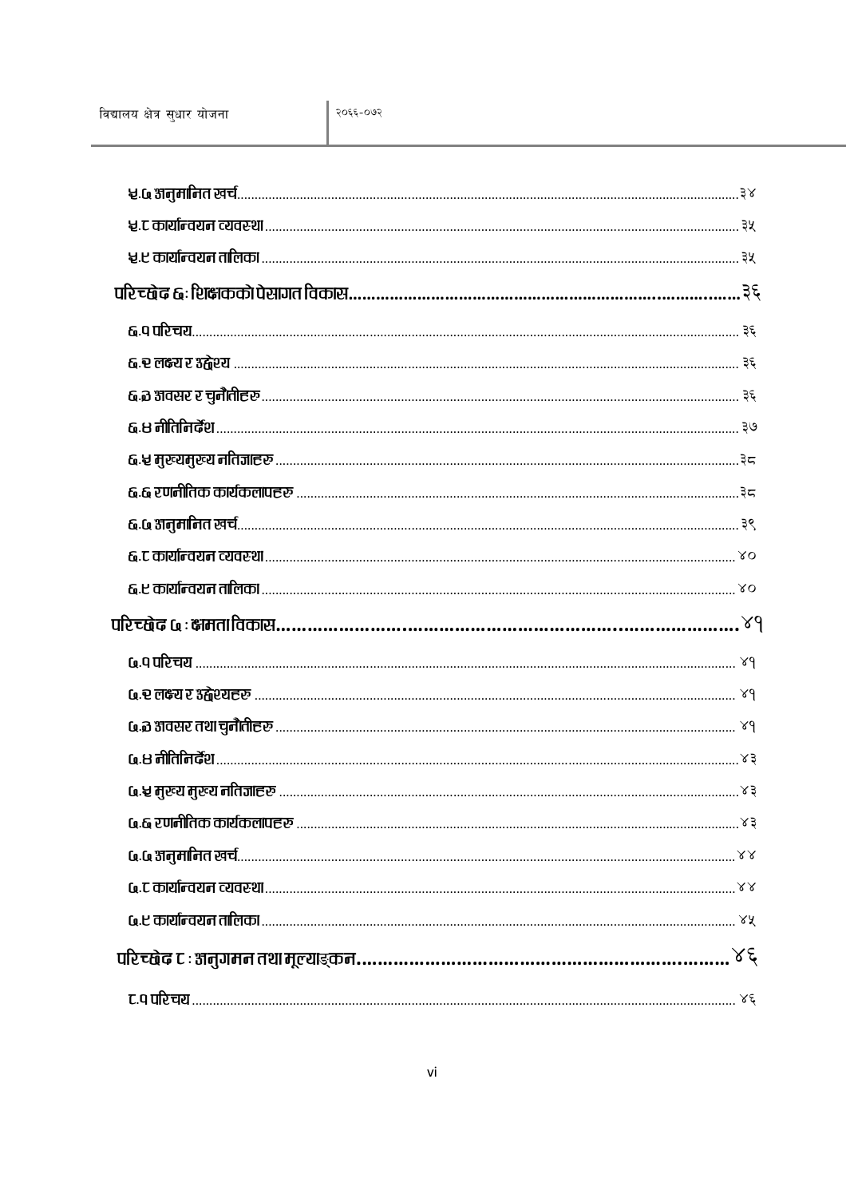५.७ अनुमानित खर्च ........ ३४

५.८ कार्यान्वयन व्यवस्था ........ ३५

५.९ कार्यान्वयन तालिका ........ ३५

**परिच्छेद ६ : शिक्षकको पेसागत विकास ........ ३६**

६.१ परिचय ........ ३६

६.२ लक्ष्य र उद्देश्य ........ ३६

६.३ अवसर र चुनौतीहरु ........ ३६

६.४ नीतिनिर्देश ........ ३७

६.५ मुख्यमुख्य नतिजाहरु ........ ३८

६.६ रणनीतिक कार्यकलापहरु ........ ३८

६.७ अनुमानित खर्च ........ ३९

६.८ कार्यान्वयन व्यवस्था ........ ४०

६.९ कार्यान्वयन तालिका ........ ४०

**परिच्छेद ७ : क्षमता विकास ........ ४१**

७.१ परिचय ........ ४१

७.२ लक्ष्य र उद्देश्यहरु ........ ४१

७.३ अवसर तथा चुनौतीहरु ........ ४१

७.४ नीतिनिर्देश ........ ४३

७.५ मुख्य मुख्य नतिजाहरु ........ ४३

७.६ रणनीतिक कार्यकलापहरु ........ ४३

७.७ अनुमानित खर्च ........ ४४

७.८ कार्यान्वयन व्यवस्था ........ ४४

७.९ कार्यान्वयन तालिका ........ ४५

**परिच्छेद ८ : अनुगमन तथा मूल्याङ्कन ........ ४६**

८.१ परिचय ........ ४६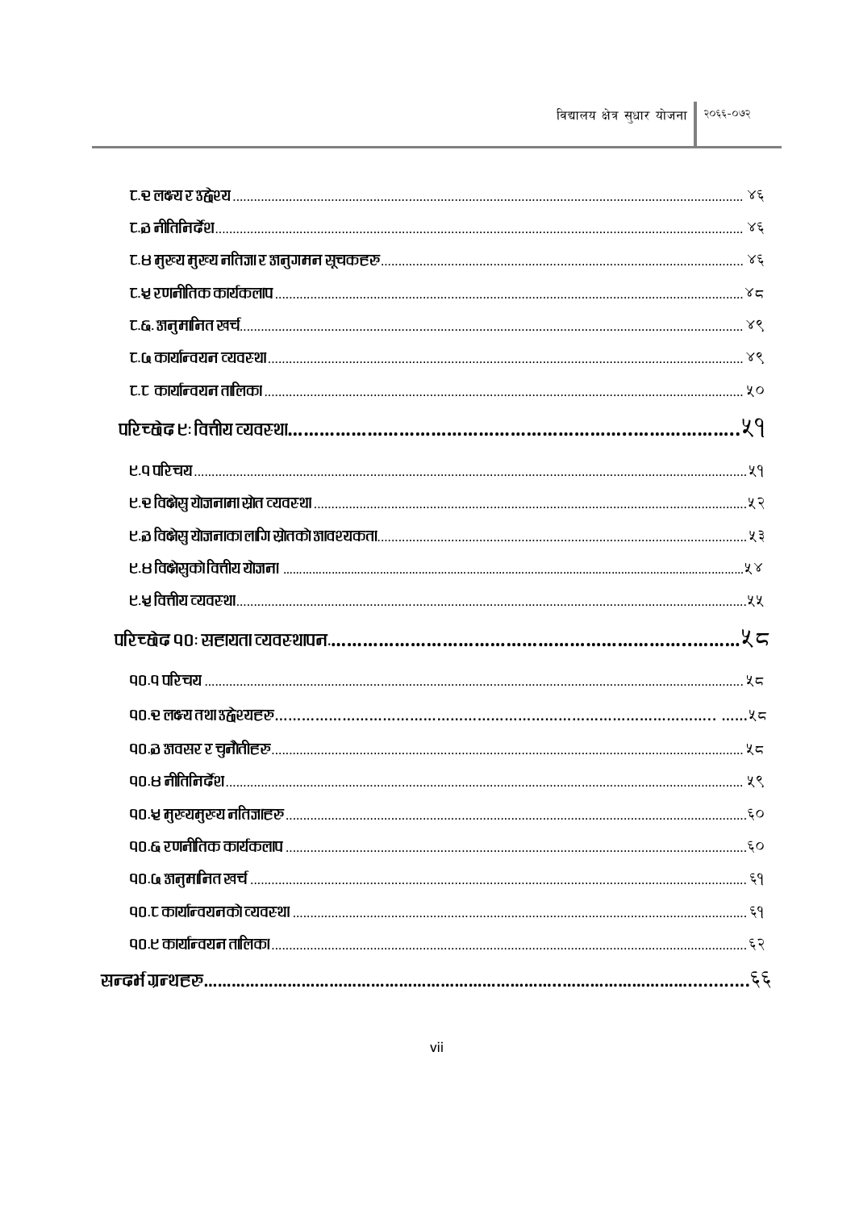८.२ लक्ष्य र उद्देश्य ........ ४६

८.३ नीतिनिर्देश ........ ४६

८.४ मुख्य मुख्य नतिजा र अनुगमन सूचकहरु ........ ४६

८.५ रणनीतिक कार्यकलाप ........ ४८

८.६. अनुमानित खर्च ........ ४९

८.७ कार्यान्वयन व्यवस्था ........ ४९

८.८ कार्यान्वयन तालिका ........ ५०

**परिच्छेद ९: वित्तीय व्यवस्था ........ ५१**

९.१ परिचय ........ ५१

९.२ विक्षेसु योजनामा स्रोत व्यवस्था ........ ५२

९.३ विक्षेसु योजनाका लागि स्रोतको आवश्यकता ........ ५३

९.४ विक्षेसुको वित्तीय योजना ........ ५४

९.५ वित्तीय व्यवस्था ........ ५५

**परिच्छेद १०: सहायता व्यवस्थापन ........ ५८**

१०.१ परिचय ........ ५८

१०.२ लक्ष्य तथा उद्देश्यहरु ........ ५८

१०.३ अवसर र चुनौतीहरु ........ ५८

१०.४ नीतिनिर्देश ........ ५९

१०.५ मुख्यमुख्य नतिजाहरु ........ ६०

१०.६ रणनीतिक कार्यकलाप ........ ६०

१०.७ अनुमानित खर्च ........ ६१

१०.८ कार्यान्वयनको व्यवस्था ........ ६१

१०.९ कार्यान्वयन तालिका ........ ६२

**सन्दर्भ ग्रन्थहरु ........ ६६**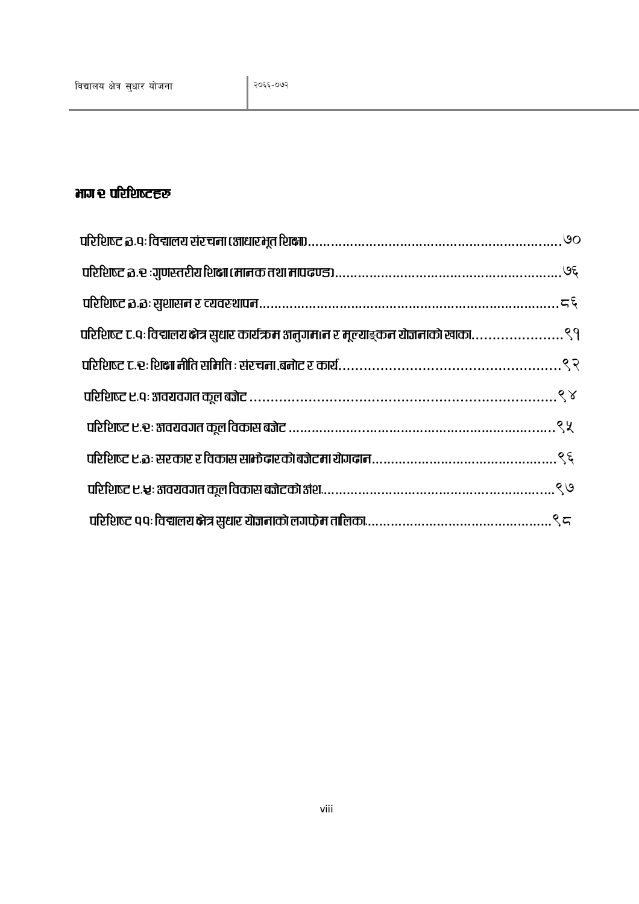## भाग २ परिशिष्टहरु

परिशिष्ट ३.१: विद्यालय संरचना (आधारभूत शिक्षा)....................................................................७०

परिशिष्ट ३.२ :गुणस्तरीय शिक्षा (मानक तथा मापदण्ड)..........................................................७६

परिशिष्ट ३.३: सुशासन र व्यवस्थापन.............................................................................८६

परिशिष्ट ८.१: विद्यालय क्षेत्र सुधार कार्यक्रम अनुगमान र मूल्याङ्कन योजनाको खाका......................९१

परिशिष्ट ८.२: शिक्षा नीति समिति : संरचना,बनोट र कार्य...................................................९२

परिशिष्ट ९.१: अवयवगत कूल बजेट ...........................................................................९४

परिशिष्ट ९.२: अवयवगत कूल विकास बजेट ..................................................................९५

परिशिष्ट ९.३: सरकार र विकास साझेदारको बजेटमा योगदान.................................................९६

परिशिष्ट ९.४: अवयवगत कूल विकास बजेटको अंश...........................................................९७

परिशिष्ट ११: विद्यालय क्षेत्र सुधार योजनाको लगफ्रेम तालिका..............................................९८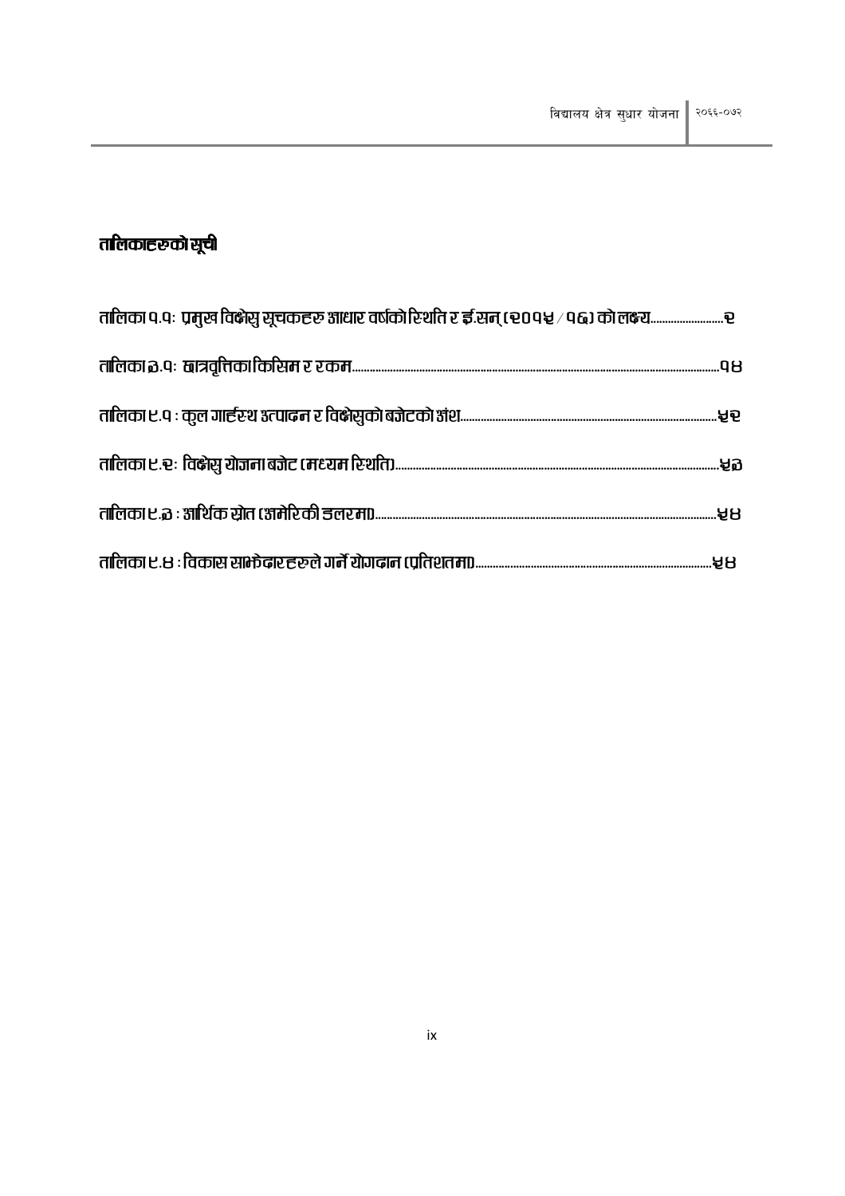## तालिकाहरुको सूची

तालिका १.१: प्रमुख विक्षेसु सूचकहरु आधार वर्षको स्थिति र ई.सन् (२०१५ / १६) को लक्ष्य......................... २

तालिका ३.१: छात्रवृत्तिका किसिम र रकम.............................................................................................................१४

तालिका ९.१ : कुल गार्हस्थ उत्पादन र विक्षेसुको बजेटको अंश......................................................................................५२

तालिका ९.२: विक्षेसु योजना बजेट (मध्यम स्थिति)...........................................................................................................५३

तालिका ९.३ : आर्थिक स्रोत (अमेरिकी डलरमा).....................................................................................................................५४

तालिका ९.४ : विकास साझेदारहरुले गर्ने योगदान (प्रतिशतमा)..................................................................................५४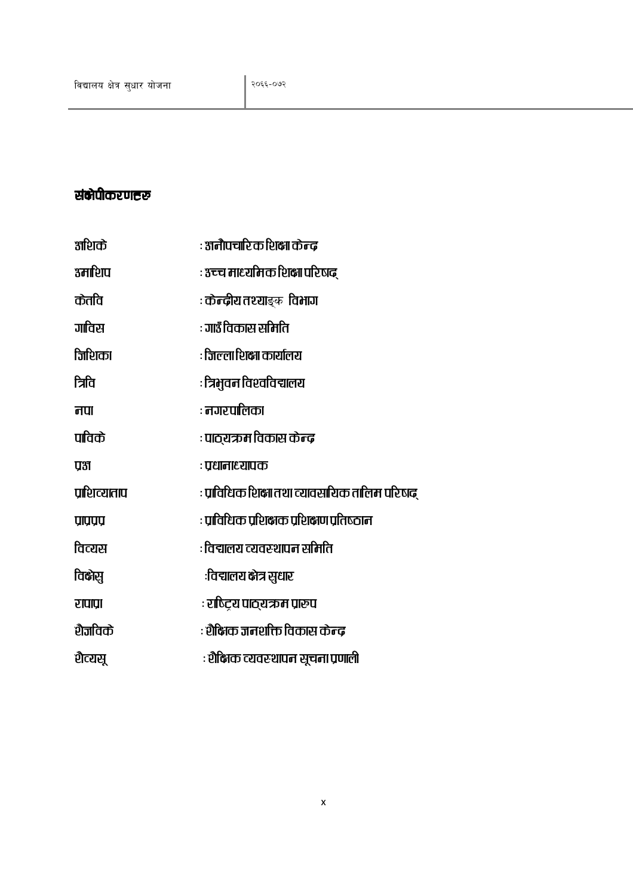## संक्षेपीकरणहरु

| | |
|---|---|
| अशिके | : अनौपचारिक शिक्षा केन्द्र |
| उमाशिप | : उच्च माध्यमिक शिक्षा परिषद् |
| केतवि | : केन्द्रीय तथ्याङ्क विभाग |
| गाविस | : गाउँ विकास समिति |
| जिशिका | : जिल्ला शिक्षा कार्यालय |
| त्रिवि | : त्रिभुवन विश्वविद्यालय |
| नपा | : नगरपालिका |
| पाविके | : पाठ्यक्रम विकास केन्द्र |
| प्रअ | : प्रधानाध्यापक |
| प्राशिव्याताप | : प्राविधिक शिक्षा तथा व्यावसायिक तालिम परिषद् |
| प्राप्रप्र | : प्राविधिक प्रशिक्षक प्रशिक्षण प्रतिष्ठान |
| विव्यस | : विद्यालय व्यवस्थापन समिति |
| विक्षेसु | : विद्यालय क्षेत्र सुधार |
| रापाप्रा | : राष्ट्रिय पाठ्यक्रम प्रारुप |
| शैजविके | : शैक्षिक जनशक्ति विकास केन्द्र |
| शैव्यसू | : शैक्षिक व्यवस्थापन सूचना प्रणाली |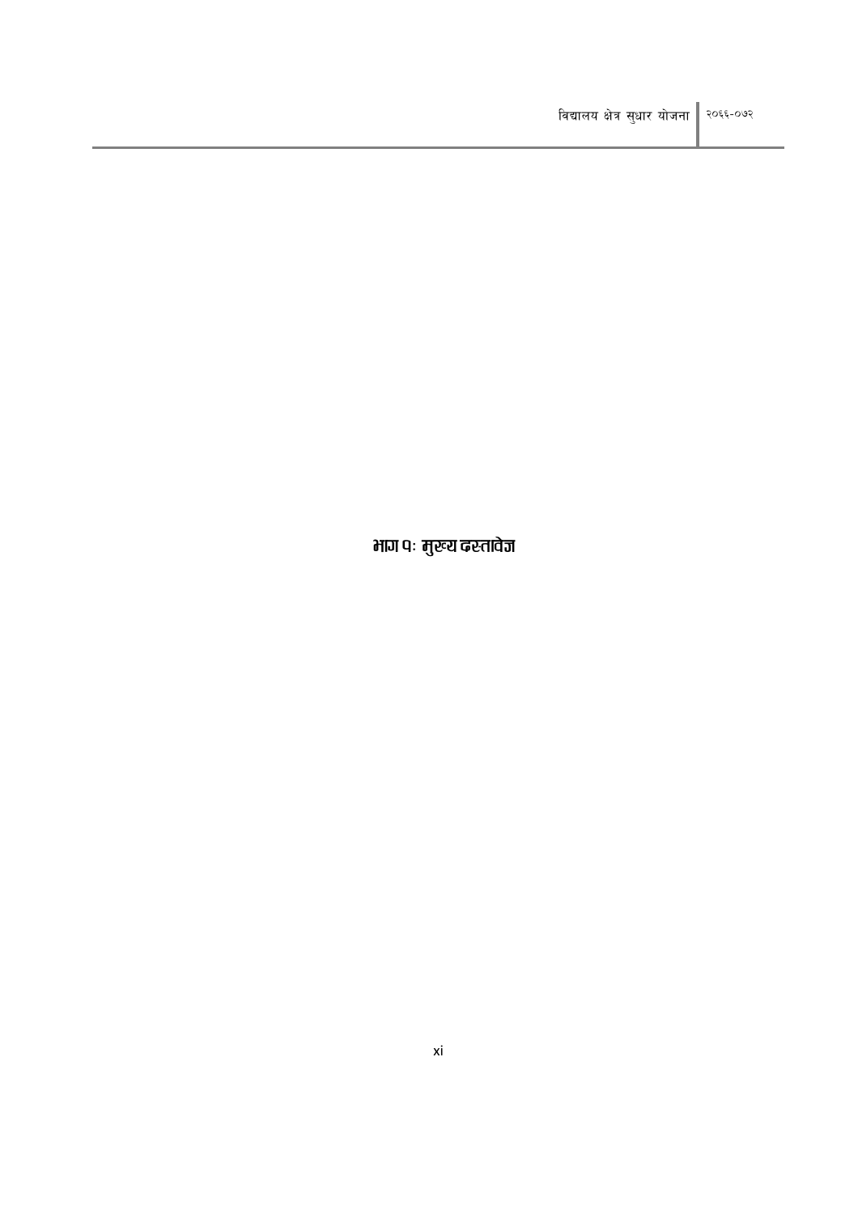# भाग १: मुख्य दस्तावेज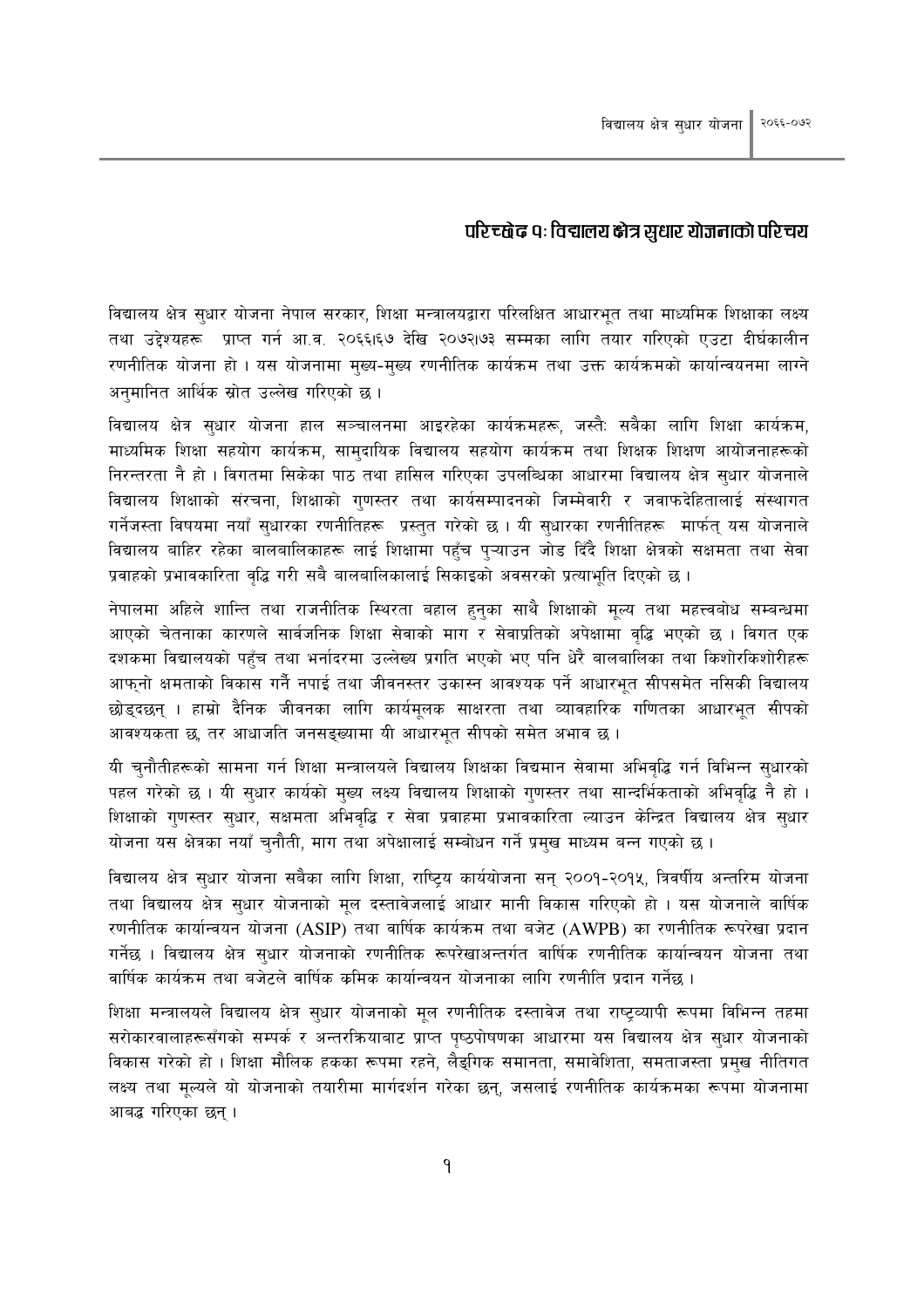## परिच्छेद १: विद्यालय क्षेत्र सुधार योजनाको परिचय

विद्यालय क्षेत्र सुधार योजना नेपाल सरकार, शिक्षा मन्त्रालयद्वारा परिलक्षित आधारभूत तथा माध्यमिक शिक्षाका लक्ष्य तथा उद्देश्यहरू प्राप्त गर्न आ.व. २०६६।६७ देखि २०७२।७३ सम्मका लागि तयार गरिएको एउटा दीर्घकालीन रणनीतिक योजना हो । यस योजनामा मुख्य-मुख्य रणनीतिक कार्यक्रम तथा उक्त कार्यक्रमको कार्यान्वयनमा लाग्ने अनुमानित आर्थिक स्रोत उल्लेख गरिएको छ ।

विद्यालय क्षेत्र सुधार योजना हाल सञ्चालनमा आइरहेका कार्यक्रमहरू, जस्तैः सबैका लागि शिक्षा कार्यक्रम, माध्यमिक शिक्षा सहयोग कार्यक्रम, सामुदायिक विद्यालय सहयोग कार्यक्रम तथा शिक्षक शिक्षण आयोजनाहरूको निरन्तरता नै हो । विगतमा सिकेका पाठ तथा हासिल गरिएका उपलब्धिका आधारमा विद्यालय क्षेत्र सुधार योजनाले विद्यालय शिक्षाको संरचना, शिक्षाको गुणस्तर तथा कार्यसम्पादनको जिम्मेवारी र जवाफदेहितालाई संस्थागत गर्नेजस्ता विषयमा नयाँ सुधारका रणनीतिहरू प्रस्तुत गरेको छ । यी सुधारका रणनीतिहरू मार्फत् यस योजनाले विद्यालय बाहिर रहेका बालबालिकाहरू लाई शिक्षामा पहुँच पुऱ्याउन जोड दिँदै शिक्षा क्षेत्रको सक्षमता तथा सेवा प्रवाहको प्रभावकारिता वृद्धि गरी सबै बालबालिकालाई सिकाइको अवसरको प्रत्याभूति दिएको छ ।

नेपालमा अहिले शान्ति तथा राजनीतिक स्थिरता बहाल हुनुका साथै शिक्षाको मूल्य तथा महत्त्वबोध सम्बन्धमा आएको चेतनाका कारणले सार्वजनिक शिक्षा सेवाको माग र सेवाप्रतिको अपेक्षामा वृद्धि भएको छ । विगत एक दशकमा विद्यालयको पहुँच तथा भर्नादरमा उल्लेख्य प्रगति भएको भए पनि धेरै बालबालिका तथा किशोरकिशोरीहरू आफ्नो क्षमताको विकास गर्नै नपाई तथा जीवनस्तर उकास्न आवश्यक पर्ने आधारभूत सीपसमेत नसिकी विद्यालय छोड्दछन् । हाम्रो दैनिक जीवनका लागि कार्यमूलक साक्षरता तथा व्यावहारिक गणितका आधारभूत सीपको आवश्यकता छ, तर आधाजति जनसङ्ख्यामा यी आधारभूत सीपको समेत अभाव छ ।

यी चुनौतीहरूको सामना गर्न शिक्षा मन्त्रालयले विद्यालय शिक्षका विद्यमान सेवामा अभिवृद्धि गर्न विभिन्न सुधारको पहल गरेको छ । यी सुधार कार्यको मुख्य लक्ष्य विद्यालय शिक्षाको गुणस्तर तथा सान्दर्भिकताको अभिवृद्धि नै हो । शिक्षाको गुणस्तर सुधार, सक्षमता अभिवृद्धि र सेवा प्रवाहमा प्रभावकारिता ल्याउन केन्द्रित विद्यालय क्षेत्र सुधार योजना यस क्षेत्रका नयाँ चुनौती, माग तथा अपेक्षालाई सम्बोधन गर्ने प्रमुख माध्यम बन्न गएको छ ।

विद्यालय क्षेत्र सुधार योजना सबैका लागि शिक्षा, राष्ट्रिय कार्ययोजना सन् २००१-२०१५, त्रिवर्षीय अन्तरिम योजना तथा विद्यालय क्षेत्र सुधार योजनाको मूल दस्तावेजलाई आधार मानी विकास गरिएको हो । यस योजनाले वार्षिक रणनीतिक कार्यान्वयन योजना (ASIP) तथा वार्षिक कार्यक्रम तथा बजेट (AWPB) का रणनीतिक रूपरेखा प्रदान गर्नेछ । विद्यालय क्षेत्र सुधार योजनाको रणनीतिक रूपरेखाअन्तर्गत वार्षिक रणनीतिक कार्यान्वयन योजना तथा वार्षिक कार्यक्रम तथा बजेटले वार्षिक क्रमिक कार्यान्वयन योजनाका लागि रणनीति प्रदान गर्नेछ ।

शिक्षा मन्त्रालयले विद्यालय क्षेत्र सुधार योजनाको मूल रणनीतिक दस्तावेज तथा राष्ट्रव्यापी रूपमा विभिन्न तहमा सरोकारवालाहरूसँगको सम्पर्क र अन्तरक्रियाबाट प्राप्त पृष्ठपोषणका आधारमा यस विद्यालय क्षेत्र सुधार योजनाको विकास गरेको हो । शिक्षा मौलिक हकका रूपमा रहने, लैङ्गिक समानता, समावेशिता, समताजस्ता प्रमुख नीतिगत लक्ष्य तथा मूल्यले यो योजनाको तयारीमा मार्गदर्शन गरेका छन्, जसलाई रणनीतिक कार्यक्रमका रूपमा योजनामा आबद्ध गरिएका छन् ।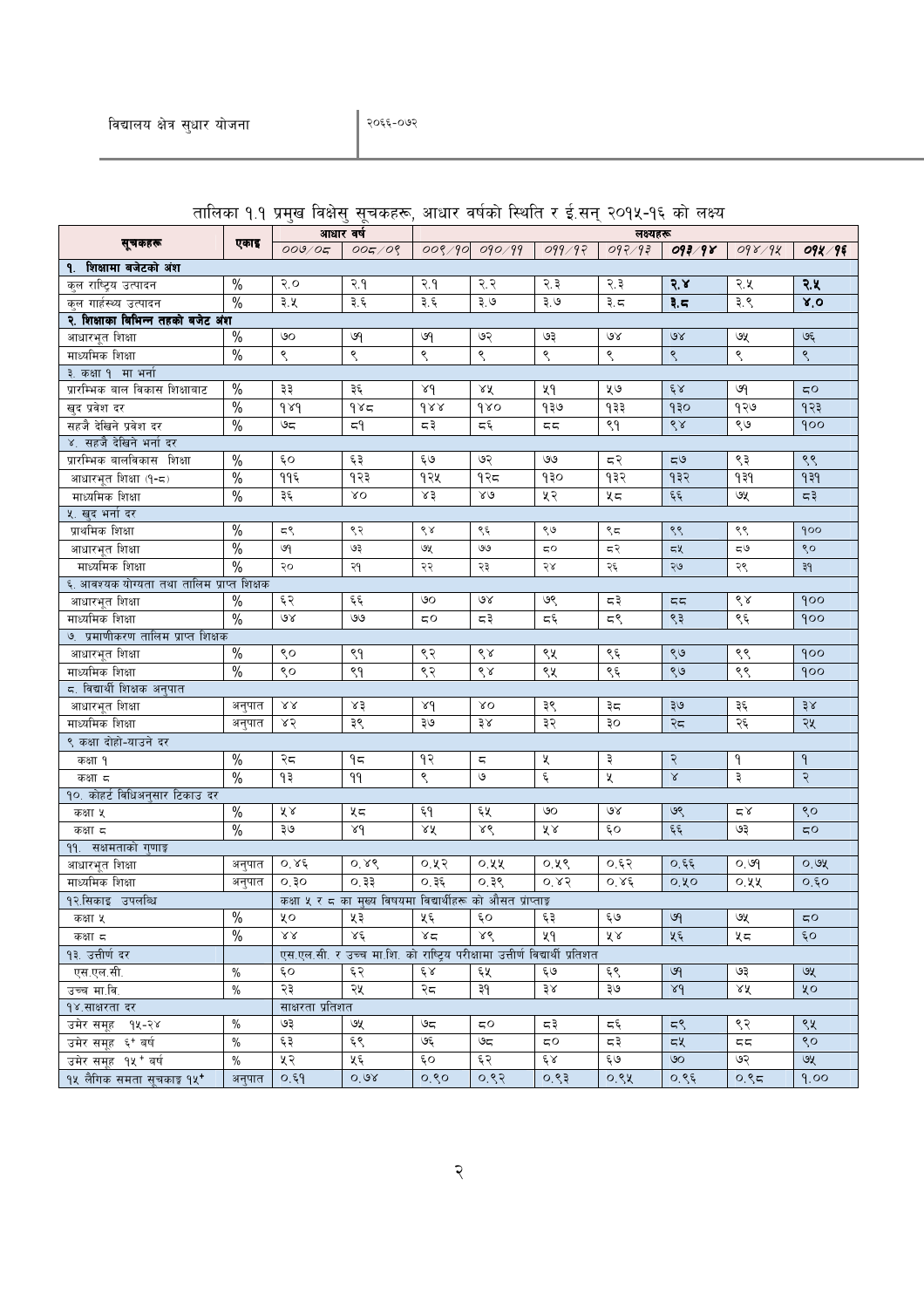तालिका १.१ प्रमुख विक्षेसु सूचकहरू, आधार वर्षको स्थिति र ई.सन् २०१५-१६ को लक्ष्य

| सूचकहरू | एकाइ | आधार वर्ष | | लक्ष्यहरू | | | | | | |
|---|---|---|---|---|---|---|---|---|---|---|
| | | ००७/०८ | ००८/०९ | ००९/१० | ०१०/११ | ०११/१२ | ०१२/१३ | **०१३/१४** | ०१४/१५ | **०१५/१६** |
| **१. शिक्षामा बजेटको अंश** | | | | | | | | | | |
| कुल राष्ट्रिय उत्पादन | % | २.० | २.१ | २.१ | २.२ | २.३ | २.३ | **२.४** | २.५ | **२.५** |
| कुल गार्हस्थ्य उत्पादन | % | ३.५ | ३.६ | ३.६ | ३.७ | ३.७ | ३.८ | **३.८** | ३.९ | **४.०** |
| **२. शिक्षाका बिभिन्न तहको बजेट अंश** | | | | | | | | | | |
| आधारभूत शिक्षा | % | ७० | ७१ | ७१ | ७२ | ७३ | ७४ | ७४ | ७५ | ७६ |
| माध्यमिक शिक्षा | % | ९ | ९ | ९ | ९ | ९ | ९ | ९ | ९ | ९ |
| ३. कक्षा १ मा भर्ना | | | | | | | | | | |
| प्रारम्भिक बाल विकास शिक्षाबाट | % | ३३ | ३६ | ४१ | ४५ | ५१ | ५७ | ६४ | ७१ | ८० |
| खुद प्रवेश दर | % | १४१ | १४८ | १४४ | १४० | १३७ | १३३ | १३० | १२७ | १२३ |
| सहजै देखिने प्रवेश दर | % | ७८ | ८१ | ८३ | ८६ | ८८ | ९१ | ९४ | ९७ | १०० |
| ४. सहजै देखिने भर्ना दर | | | | | | | | | | |
| प्रारम्भिक बालविकास शिक्षा | % | ६० | ६३ | ६७ | ७२ | ७७ | ८२ | ८७ | ९३ | ९९ |
| आधारभूत शिक्षा (१-८) | % | ११६ | १२३ | १२५ | १२८ | १३० | १३२ | १३२ | १३१ | १३१ |
| माध्यमिक शिक्षा | % | ३६ | ४० | ४३ | ४७ | ५२ | ५८ | ६६ | ७५ | ८३ |
| ५. खुद भर्ना दर | | | | | | | | | | |
| प्राथमिक शिक्षा | % | ८९ | ९२ | ९४ | ९६ | ९७ | ९८ | ९९ | ९९ | १०० |
| आधारभूत शिक्षा | % | ७१ | ७३ | ७५ | ७७ | ८० | ८२ | ८५ | ८७ | ९० |
| माध्यमिक शिक्षा | % | २० | २१ | २२ | २३ | २४ | २६ | २७ | २९ | ३१ |
| ६. आवश्यक योग्यता तथा तालिम प्राप्त शिक्षक | | | | | | | | | | |
| आधारभूत शिक्षा | % | ६२ | ६६ | ७० | ७४ | ७९ | ८३ | ८८ | ९४ | १०० |
| माध्यमिक शिक्षा | % | ७४ | ७७ | ८० | ८३ | ८६ | ८९ | ९३ | ९६ | १०० |
| ७. प्रमाणीकरण तालिम प्राप्त शिक्षक | | | | | | | | | | |
| आधारभूत शिक्षा | % | ९० | ९१ | ९२ | ९४ | ९५ | ९६ | ९७ | ९९ | १०० |
| माध्यमिक शिक्षा | % | ९० | ९१ | ९२ | ९४ | ९५ | ९६ | ९७ | ९९ | १०० |
| ८. विद्यार्थी शिक्षक अनुपात | | | | | | | | | | |
| आधारभूत शिक्षा | अनुपात | ४४ | ४३ | ४१ | ४० | ३९ | ३८ | ३७ | ३६ | ३४ |
| माध्यमिक शिक्षा | अनुपात | ४२ | ३९ | ३७ | ३४ | ३२ | ३० | २८ | २६ | २५ |
| ९ कक्षा दोहो-याउने दर | | | | | | | | | | |
| कक्षा १ | % | २८ | १८ | १२ | ८ | ५ | ३ | २ | १ | १ |
| कक्षा ८ | % | १३ | ११ | ९ | ७ | ६ | ५ | ४ | ३ | २ |
| १०. कोहर्ट विधिअनुसार टिकाउ दर | | | | | | | | | | |
| कक्षा ५ | % | ५४ | ५८ | ६१ | ६५ | ७० | ७४ | ७९ | ८४ | ९० |
| कक्षा ८ | % | ३७ | ४१ | ४५ | ४९ | ५४ | ६० | ६६ | ७३ | ८० |
| ११. सक्षमताको गुणाङ्क | | | | | | | | | | |
| आधारभूत शिक्षा | अनुपात | ०.४६ | ०.४९ | ०.५२ | ०.५५ | ०.५९ | ०.६२ | ०.६६ | ०.७१ | ०.७५ |
| माध्यमिक शिक्षा | अनुपात | ०.३० | ०.३३ | ०.३६ | ०.३९ | ०.४२ | ०.४६ | ०.५० | ०.५५ | ०.६० |
| १२.सिकाइ उपलब्धि | | कक्षा ५ र ८ का मुख्य विषयमा विद्यार्थीहरू को औसत प्राप्ताङ्क | | | | | | | | |
| कक्षा ५ | % | ५० | ५३ | ५६ | ६० | ६३ | ६७ | ७१ | ७५ | ८० |
| कक्षा ८ | % | ४४ | ४६ | ४८ | ४९ | ५१ | ५४ | ५६ | ५८ | ६० |
| १३. उत्तीर्ण दर | | एस.एल.सी. र उच्च मा.शि. को राष्ट्रिय परीक्षामा उत्तीर्ण विद्यार्थी प्रतिशत | | | | | | | | |
| एस.एल.सी. | % | ६० | ६२ | ६४ | ६५ | ६७ | ६९ | ७१ | ७३ | ७५ |
| उच्च मा.वि. | % | २३ | २५ | २८ | ३१ | ३४ | ३७ | ४१ | ४५ | ५० |
| १४.साक्षरता दर | | साक्षरता प्रतिशत | | | | | | | | |
| उमेर समूह १५-२४ | % | ७३ | ७५ | ७८ | ८० | ८३ | ८६ | ८९ | ९२ | ९५ |
| उमेर समूह ६+ बर्ष | % | ६३ | ६९ | ७६ | ७८ | ८० | ८३ | ८५ | ८८ | ९० |
| उमेर समूह १५+ बर्ष | % | ५२ | ५६ | ६० | ६२ | ६४ | ६७ | ७० | ७२ | ७५ |
| १५ लैंगिक समता सूचकाङ्क १५+ | अनुपात | ०.६१ | ०.७४ | ०.९० | ०.९२ | ०.९३ | ०.९५ | ०.९६ | ०.९८ | १.०० |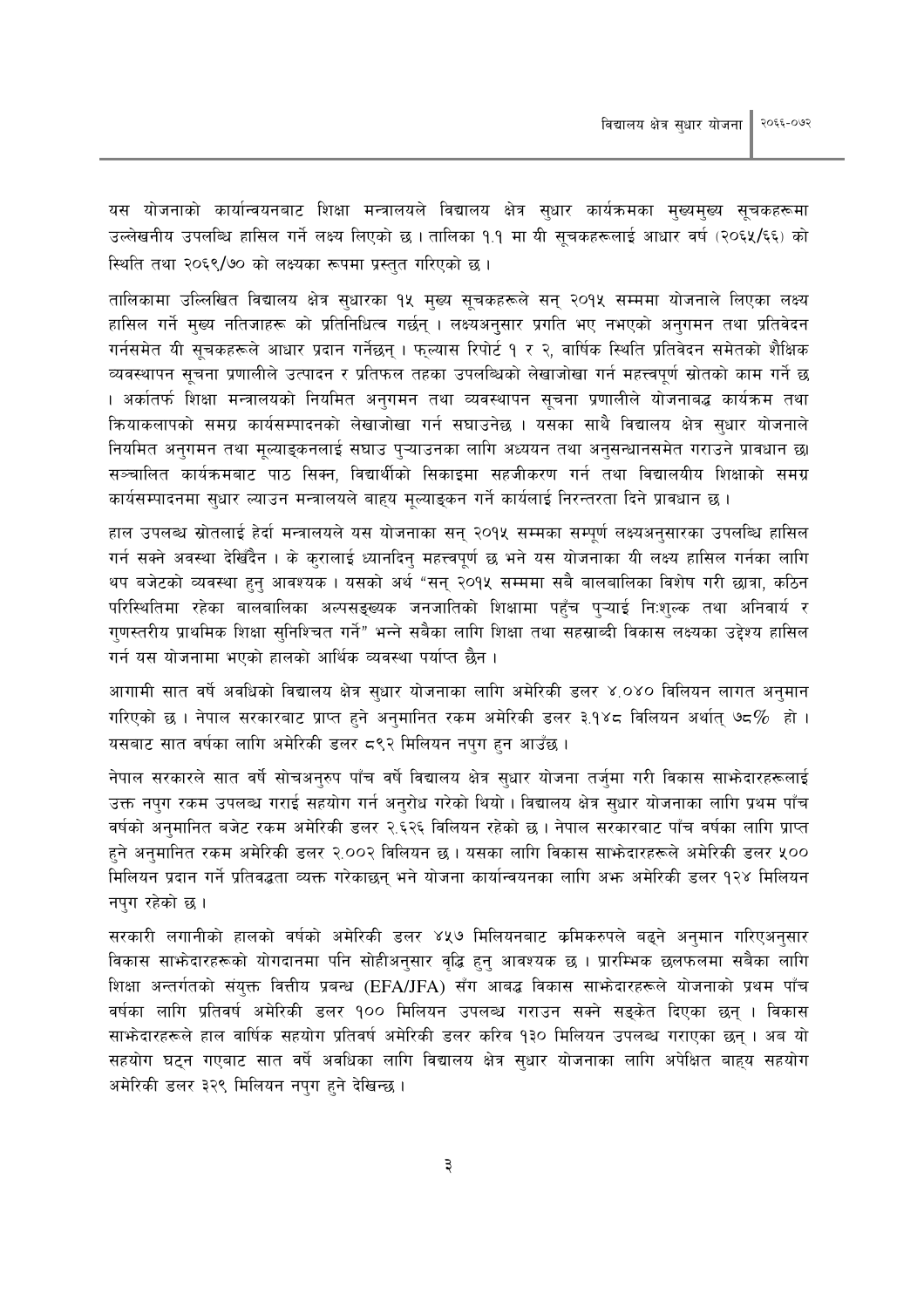यस योजनाको कार्यान्वयनबाट शिक्षा मन्त्रालयले विद्यालय क्षेत्र सुधार कार्यक्रमका मुख्यमुख्य सूचकहरूमा उल्लेखनीय उपलब्धि हासिल गर्ने लक्ष्य लिएको छ । तालिका १.१ मा यी सूचकहरूलाई आधार वर्ष (२०६५/६६) को स्थिति तथा २०६९/७० को लक्ष्यका रूपमा प्रस्तुत गरिएको छ ।

तालिकामा उल्लिखित विद्यालय क्षेत्र सुधारका १५ मुख्य सूचकहरूले सन् २०१५ सम्ममा योजनाले लिएका लक्ष्य हासिल गर्ने मुख्य नतिजाहरू को प्रतिनिधित्व गर्छन् । लक्ष्यअनुसार प्रगति भए नभएको अनुगमन तथा प्रतिवेदन गर्नसमेत यी सूचकहरूले आधार प्रदान गर्नेछन् । फ्ल्यास रिपोर्ट १ र २, वार्षिक स्थिति प्रतिवेदन समेतको शैक्षिक व्यवस्थापन सूचना प्रणालीले उत्पादन र प्रतिफल तहका उपलब्धिको लेखाजोखा गर्न महत्त्वपूर्ण स्रोतको काम गर्ने छ । अर्कातर्फ शिक्षा मन्त्रालयको नियमित अनुगमन तथा व्यवस्थापन सूचना प्रणालीले योजनाबद्ध कार्यक्रम तथा क्रियाकलापको समग्र कार्यसम्पादनको लेखाजोखा गर्न सघाउनेछ । यसका साथै विद्यालय क्षेत्र सुधार योजनाले नियमित अनुगमन तथा मूल्याङ्कनलाई सघाउ पुऱ्याउनका लागि अध्ययन तथा अनुसन्धानसमेत गराउने प्रावधान छ। सञ्चालित कार्यक्रमबाट पाठ सिक्न, विद्यार्थीको सिकाइमा सहजीकरण गर्न तथा विद्यालयीय शिक्षाको समग्र कार्यसम्पादनमा सुधार ल्याउन मन्त्रालयले बाह्य मूल्याङ्कन गर्ने कार्यलाई निरन्तरता दिने प्रावधान छ ।

हाल उपलब्ध स्रोतलाई हेर्दा मन्त्रालयले यस योजनाका सन् २०१५ सम्मका सम्पूर्ण लक्ष्यअनुसारका उपलब्धि हासिल गर्न सक्ने अवस्था देखिँदैन । के कुरालाई ध्यानदिनु महत्त्वपूर्ण छ भने यस योजनाका यी लक्ष्य हासिल गर्नका लागि थप बजेटको व्यवस्था हुनु आवश्यक । यसको अर्थ "सन् २०१५ सम्ममा सबै बालबालिका विशेष गरी छात्रा, कठिन परिस्थितिमा रहेका बालबालिका अल्पसङ्ख्यक जनजातिको शिक्षामा पहुँच पुऱ्याई निःशुल्क तथा अनिवार्य र गुणस्तरीय प्राथमिक शिक्षा सुनिश्चित गर्ने" भन्ने सबैका लागि शिक्षा तथा सहस्राब्दी विकास लक्ष्यका उद्देश्य हासिल गर्न यस योजनामा भएको हालको आर्थिक व्यवस्था पर्याप्त छैन ।

आगामी सात वर्षे अवधिको विद्यालय क्षेत्र सुधार योजनाका लागि अमेरिकी डलर ४.०४० बिलियन लागत अनुमान गरिएको छ । नेपाल सरकारबाट प्राप्त हुने अनुमानित रकम अमेरिकी डलर ३.१४८ बिलियन अर्थात् ७८% हो । यसबाट सात वर्षका लागि अमेरिकी डलर ८९२ मिलियन नपुग हुन आउँछ ।

नेपाल सरकारले सात वर्षे सोचअनुरुप पाँच वर्षे विद्यालय क्षेत्र सुधार योजना तर्जुमा गरी विकास साझेदारहरूलाई उक्त नपुग रकम उपलब्ध गराई सहयोग गर्न अनुरोध गरेको थियो । विद्यालय क्षेत्र सुधार योजनाका लागि प्रथम पाँच वर्षको अनुमानित बजेट रकम अमेरिकी डलर २.६२६ बिलियन रहेको छ । नेपाल सरकारबाट पाँच वर्षका लागि प्राप्त हुने अनुमानित रकम अमेरिकी डलर २.००२ बिलियन छ । यसका लागि विकास साझेदारहरूले अमेरिकी डलर ५०० मिलियन प्रदान गर्ने प्रतिबद्धता व्यक्त गरेकाछन् भने योजना कार्यान्वयनका लागि अझ अमेरिकी डलर १२४ मिलियन नपुग रहेको छ ।

सरकारी लगानीको हालको वर्षको अमेरिकी डलर ४५७ मिलियनबाट क्रमिकरुपले बढ्ने अनुमान गरिएअनुसार विकास साझेदारहरूको योगदानमा पनि सोहीअनुसार वृद्धि हुनु आवश्यक छ । प्रारम्भिक छलफलमा सबैका लागि शिक्षा अन्तर्गतको संयुक्त वित्तीय प्रबन्ध (EFA/JFA) सँग आबद्ध विकास साझेदारहरूले योजनाको प्रथम पाँच वर्षका लागि प्रतिवर्ष अमेरिकी डलर १०० मिलियन उपलब्ध गराउन सक्ने सङ्केत दिएका छन् । विकास साझेदारहरूले हाल वार्षिक सहयोग प्रतिवर्ष अमेरिकी डलर करिब १३० मिलियन उपलब्ध गराएका छन् । अब यो सहयोग घट्न गएबाट सात वर्षे अवधिका लागि विद्यालय क्षेत्र सुधार योजनाका लागि अपेक्षित बाह्य सहयोग अमेरिकी डलर ३२९ मिलियन नपुग हुने देखिन्छ ।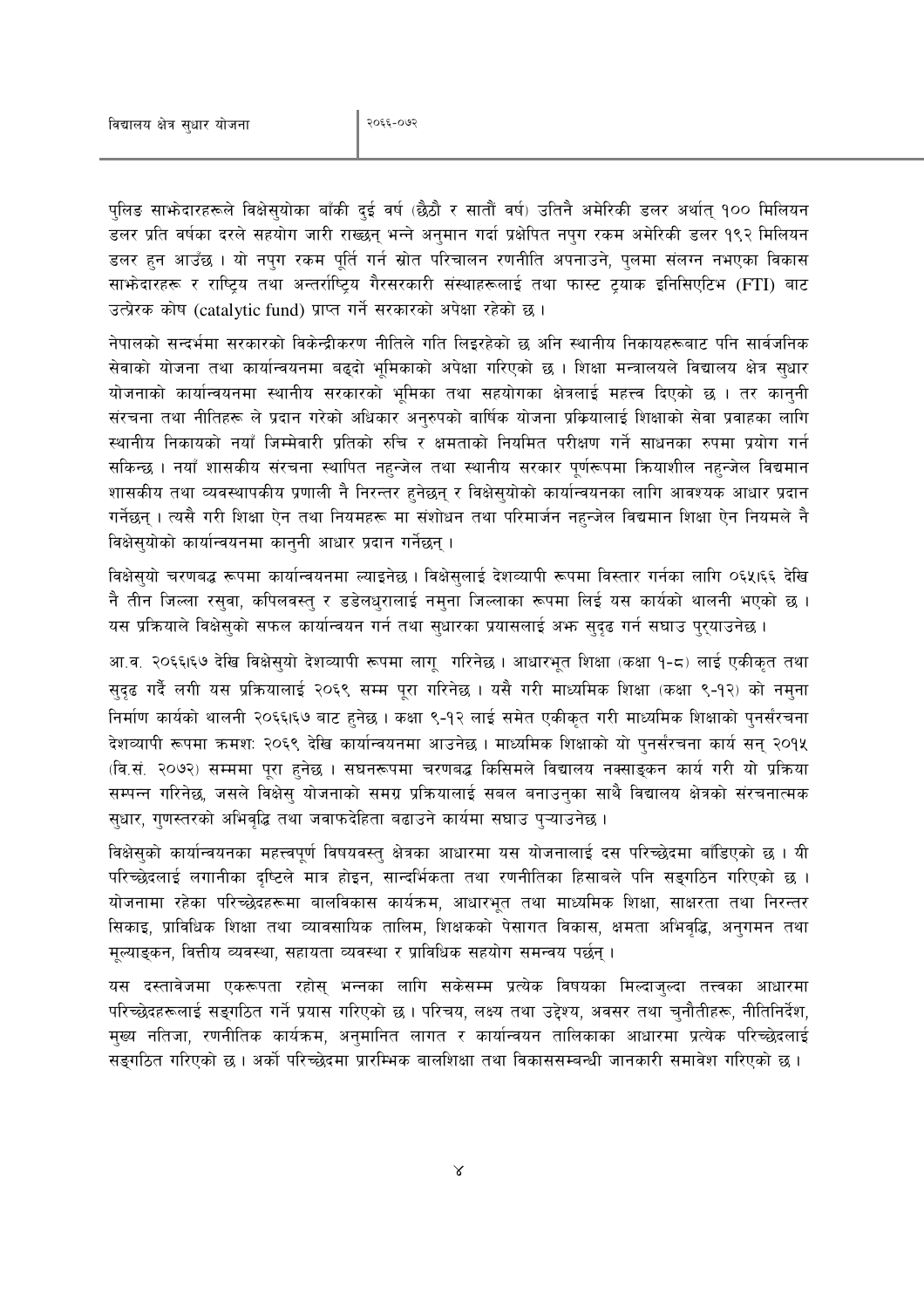पुलिङ साझेदारहरूले विक्षेसुयोका बाँकी दुई वर्ष (छैठौं र सातौं वर्ष) उतिनै अमेरिकी डलर अर्थात् १०० मिलियन डलर प्रति वर्षका दरले सहयोग जारी राख्छन् भन्ने अनुमान गर्दा प्रक्षेपित नपुग रकम अमेरिकी डलर १९२ मिलियन डलर हुन आउँछ । यो नपुग रकम पूर्ति गर्न स्रोत परिचालन रणनीति अपनाउने, पुलमा संलग्न नभएका विकास साझेदारहरू र राष्ट्रिय तथा अन्तर्राष्ट्रिय गैरसरकारी संस्थाहरूलाई तथा फास्ट ट्र्याक इनिसिएटिभ (FTI) बाट उत्प्रेरक कोष (catalytic fund) प्राप्त गर्ने सरकारको अपेक्षा रहेको छ ।

नेपालको सन्दर्भमा सरकारको विकेन्द्रीकरण नीतिले गति लिइरहेको छ अनि स्थानीय निकायहरूबाट पनि सार्वजनिक सेवाको योजना तथा कार्यान्वयनमा बढ्दो भूमिकाको अपेक्षा गरिएको छ । शिक्षा मन्त्रालयले विद्यालय क्षेत्र सुधार योजनाको कार्यान्वयनमा स्थानीय सरकारको भूमिका तथा सहयोगका क्षेत्रलाई महत्त्व दिएको छ । तर कानुनी संरचना तथा नीतिहरू ले प्रदान गरेको अधिकार अनुरुपको वार्षिक योजना प्रक्रियालाई शिक्षाको सेवा प्रवाहका लागि स्थानीय निकायको नयाँ जिम्मेवारी प्रतिको रुचि र क्षमताको नियमित परीक्षण गर्ने साधनका रुपमा प्रयोग गर्न सकिन्छ । नयाँ शासकीय संरचना स्थापित नहुन्जेल तथा स्थानीय सरकार पूर्णरूपमा क्रियाशील नहुन्जेल विद्यमान शासकीय तथा व्यवस्थापकीय प्रणाली नै निरन्तर हुनेछन् र विक्षेसुयोको कार्यान्वयनका लागि आवश्यक आधार प्रदान गर्नेछन् । त्यसै गरी शिक्षा ऐन तथा नियमहरू मा संशोधन तथा परिमार्जन नहुन्जेल विद्यमान शिक्षा ऐन नियमले नै विक्षेसुयोको कार्यान्वयनमा कानुनी आधार प्रदान गर्नेछन् ।

विक्षेसुयो चरणबद्ध रूपमा कार्यान्वयनमा ल्याइनेछ । विक्षेसुलाई देशव्यापी रूपमा विस्तार गर्नका लागि ०६५।६६ देखि नै तीन जिल्ला रसुवा, कपिलवस्तु र डडेलधुरालाई नमुना जिल्लाका रूपमा लिई यस कार्यको थालनी भएको छ । यस प्रक्रियाले विक्षेसुको सफल कार्यान्वयन गर्न तथा सुधारका प्रयासलाई अझ सुदृढ गर्न सघाउ पुऱ्याउनेछ ।

आ.व. २०६६।६७ देखि विक्षेसुयो देशव्यापी रूपमा लागू गरिनेछ । आधारभूत शिक्षा (कक्षा १-८) लाई एकीकृत तथा सुदृढ गर्दै लगी यस प्रक्रियालाई २०६९ सम्म पूरा गरिनेछ । यसै गरी माध्यमिक शिक्षा (कक्षा ९-१२) को नमुना निर्माण कार्यको थालनी २०६६।६७ बाट हुनेछ । कक्षा ९-१२ लाई समेत एकीकृत गरी माध्यमिक शिक्षाको पुनर्संरचना देशव्यापी रूपमा क्रमशः २०६९ देखि कार्यान्वयनमा आउनेछ । माध्यमिक शिक्षाको यो पुनर्संरचना कार्य सन् २०१५ (वि.सं. २०७२) सम्ममा पूरा हुनेछ । सघनरूपमा चरणबद्ध किसिमले विद्यालय नक्साङ्कन कार्य गरी यो प्रक्रिया सम्पन्न गरिनेछ, जसले विक्षेसु योजनाको समग्र प्रक्रियालाई सबल बनाउनुका साथै विद्यालय क्षेत्रको संरचनात्मक सुधार, गुणस्तरको अभिवृद्धि तथा जवाफदेहिता बढाउने कार्यमा सघाउ पुऱ्याउनेछ ।

विक्षेसुको कार्यान्वयनका महत्त्वपूर्ण विषयवस्तु क्षेत्रका आधारमा यस योजनालाई दस परिच्छेदमा बाँडिएको छ । यी परिच्छेदलाई लगानीका दृष्टिले मात्र होइन, सान्दर्भिकता तथा रणनीतिका हिसाबले पनि सङ्गठिन गरिएको छ । योजनामा रहेका परिच्छेदहरूमा बालविकास कार्यक्रम, आधारभूत तथा माध्यमिक शिक्षा, साक्षरता तथा निरन्तर सिकाइ, प्राविधिक शिक्षा तथा व्यावसायिक तालिम, शिक्षकको पेसागत विकास, क्षमता अभिवृद्धि, अनुगमन तथा मूल्याङ्कन, वित्तीय व्यवस्था, सहायता व्यवस्था र प्राविधिक सहयोग समन्वय पर्छन् ।

यस दस्तावेजमा एकरूपता रहोस् भन्नका लागि सकेसम्म प्रत्येक विषयका मिल्दाजुल्दा तत्त्वका आधारमा परिच्छेदहरूलाई सङ्गठित गर्ने प्रयास गरिएको छ । परिचय, लक्ष्य तथा उद्देश्य, अवसर तथा चुनौतीहरू, नीतिनिर्देश, मुख्य नतिजा, रणनीतिक कार्यक्रम, अनुमानित लागत र कार्यान्वयन तालिकाका आधारमा प्रत्येक परिच्छेदलाई सङ्गठित गरिएको छ । अर्को परिच्छेदमा प्रारम्भिक बालशिक्षा तथा विकाससम्बन्धी जानकारी समावेश गरिएको छ ।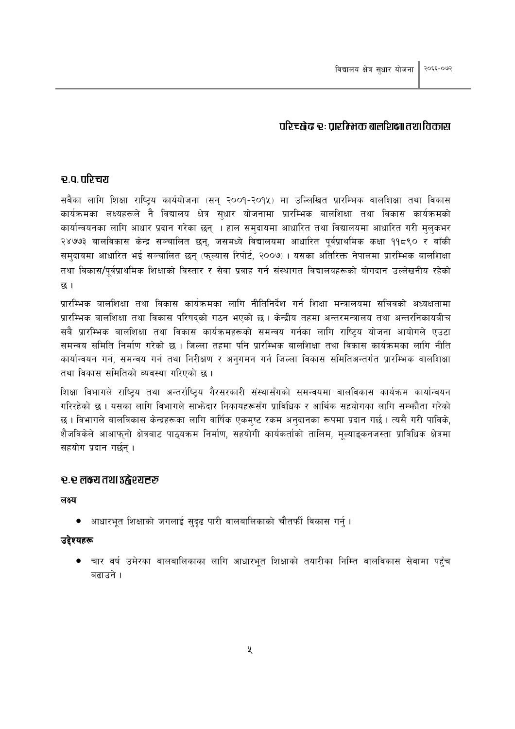# परिच्छेद २: प्रारम्भिक बालशिक्षा तथा विकास

## २.१. परिचय

सबैका लागि शिक्षा राष्ट्रिय कार्ययोजना (सन् २००१-२०१५) मा उल्लिखित प्रारम्भिक बालशिक्षा तथा विकास कार्यक्रमका लक्ष्यहरूले नै विद्यालय क्षेत्र सुधार योजनामा प्रारम्भिक बालशिक्षा तथा विकास कार्यक्रमको कार्यान्वयनका लागि आधार प्रदान गरेका छन् । हाल समुदायमा आधारित तथा विद्यालयमा आधारित गरी मुलुकभर २४७७३ बालविकास केन्द्र सञ्चालित छन्, जसमध्ये विद्यालयमा आधारित पूर्वप्राथमिक कक्षा ११८९० र बाँकी समुदायमा आधारित भई सञ्चालित छन् (फ्ल्यास रिपोर्ट, २००७) । यसका अतिरिक्त नेपालमा प्रारम्भिक बालशिक्षा तथा विकास/पूर्वप्राथमिक शिक्षाको विस्तार र सेवा प्रवाह गर्न संस्थागत विद्यालयहरूको योगदान उल्लेखनीय रहेको छ ।

प्रारम्भिक बालशिक्षा तथा विकास कार्यक्रमका लागि नीतिनिर्देश गर्न शिक्षा मन्त्रालयमा सचिवको अध्यक्षतामा प्रारम्भिक बालशिक्षा तथा विकास परिषद्को गठन भएको छ । केन्द्रीय तहमा अन्तरमन्त्रालय तथा अन्तरनिकायबीच सबै प्रारम्भिक बालशिक्षा तथा विकास कार्यक्रमहरूको समन्वय गर्नका लागि राष्ट्रिय योजना आयोगले एउटा समन्वय समिति निर्माण गरेको छ । जिल्ला तहमा पनि प्रारम्भिक बालशिक्षा तथा विकास कार्यक्रमका लागि नीति कार्यान्वयन गर्न, समन्वय गर्न तथा निरीक्षण र अनुगमन गर्न जिल्ला विकास समितिअन्तर्गत प्रारम्भिक बालशिक्षा तथा विकास समितिको व्यवस्था गरिएको छ ।

शिक्षा विभागले राष्ट्रिय तथा अन्तर्राष्ट्रिय गैरसरकारी संस्थासँगको समन्वयमा बालविकास कार्यक्रम कार्यान्वयन गरिरहेको छ । यसका लागि विभागले साझेदार निकायहरूसँग प्राविधिक र आर्थिक सहयोगका लागि सम्झौता गरेको छ । विभागले बालविकास केन्द्रहरूका लागि वार्षिक एकमुष्ट रकम अनुदानका रूपमा प्रदान गर्छ । त्यसै गरी पाविके, शैजविकेले आआफ्नो क्षेत्रबाट पाठ्यक्रम निर्माण, सहयोगी कार्यकर्ताको तालिम, मूल्याङ्कनजस्ता प्राविधिक क्षेत्रमा सहयोग प्रदान गर्छन् ।

## २.२ लक्ष्य तथा उद्देश्यहरु

**लक्ष्य**

- आधारभूत शिक्षाको जगलाई सुदृढ पारी बालबालिकाको चौतर्फी विकास गर्नु ।

**उद्देश्यहरू**

- चार वर्ष उमेरका बालबालिकाका लागि आधारभूत शिक्षाको तयारीका निम्ति बालविकास सेवामा पहुँच बढाउने ।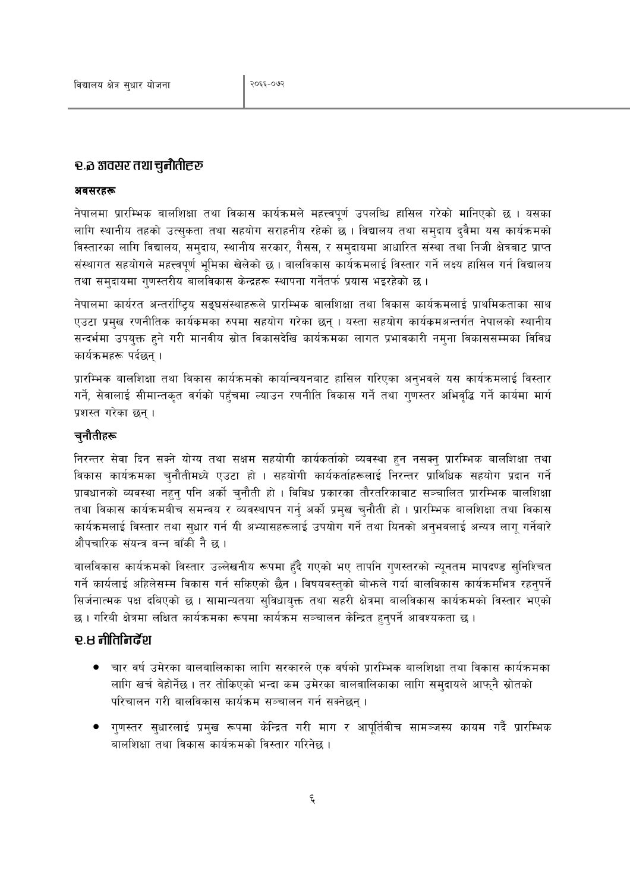## २.३ अवसर तथा चुनौतीहरु

### अवसरहरू

नेपालमा प्रारम्भिक बालशिक्षा तथा विकास कार्यक्रमले महत्त्वपूर्ण उपलब्धि हासिल गरेको मानिएको छ । यसका लागि स्थानीय तहको उत्सुकता तथा सहयोग सराहनीय रहेको छ । विद्यालय तथा समुदाय दुवैमा यस कार्यक्रमको विस्तारका लागि विद्यालय, समुदाय, स्थानीय सरकार, गैसस, र समुदायमा आधारित संस्था तथा निजी क्षेत्रबाट प्राप्त संस्थागत सहयोगले महत्त्वपूर्ण भूमिका खेलेको छ । बालविकास कार्यक्रमलाई विस्तार गर्ने लक्ष्य हासिल गर्न विद्यालय तथा समुदायमा गुणस्तरीय बालविकास केन्द्रहरू स्थापना गर्नेतर्फ प्रयास भइरहेको छ ।

नेपालमा कार्यरत अन्तर्राष्ट्रिय सङ्घसंस्थाहरूले प्रारम्भिक बालशिक्षा तथा विकास कार्यक्रमलाई प्राथमिकताका साथ एउटा प्रमुख रणनीतिक कार्यक्रमका रुपमा सहयोग गरेका छन् । यस्ता सहयोग कार्यक्रमअन्तर्गत नेपालको स्थानीय सन्दर्भमा उपयुक्त हुने गरी मानवीय स्रोत विकासदेखि कार्यक्रमका लागत प्रभावकारी नमुना विकाससम्मका विविध कार्यक्रमहरू पर्दछन् ।

प्रारम्भिक बालशिक्षा तथा विकास कार्यक्रमको कार्यान्वयनबाट हासिल गरिएका अनुभवले यस कार्यक्रमलाई विस्तार गर्ने, सेवालाई सीमान्तकृत वर्गको पहुँचमा ल्याउन रणनीति विकास गर्ने तथा गुणस्तर अभिवृद्धि गर्ने कार्यमा मार्ग प्रशस्त गरेका छन् ।

### चुनौतीहरू

निरन्तर सेवा दिन सक्ने योग्य तथा सक्षम सहयोगी कार्यकर्ताको व्यवस्था हुन नसक्नु प्रारम्भिक बालशिक्षा तथा विकास कार्यक्रमका चुनौतीमध्ये एउटा हो । सहयोगी कार्यकर्ताहरूलाई निरन्तर प्राविधिक सहयोग प्रदान गर्ने प्रावधानको व्यवस्था नहुनु पनि अर्को चुनौती हो । विविध प्रकारका तौरतरिकाबाट सञ्चालित प्रारम्भिक बालशिक्षा तथा विकास कार्यक्रमबीच समन्वय र व्यवस्थापन गर्नु अर्को प्रमुख चुनौती हो । प्रारम्भिक बालशिक्षा तथा विकास कार्यक्रमलाई विस्तार तथा सुधार गर्न यी अभ्यासहरूलाई उपयोग गर्ने तथा यिनको अनुभवलाई अन्यत्र लागू गर्नेबारे औपचारिक संयन्त्र बन्न बाँकी नै छ ।

बालविकास कार्यक्रमको विस्तार उल्लेखनीय रूपमा हुँदै गएको भए तापनि गुणस्तरको न्यूनतम मापदण्ड सुनिश्चित गर्ने कार्यलाई अहिलेसम्म विकास गर्न सकिएको छैन । विषयवस्तुको बोझले गर्दा बालविकास कार्यक्रमभित्र रहनुपर्ने सिर्जनात्मक पक्ष दबिएको छ । सामान्यतया सुविधायुक्त तथा सहरी क्षेत्रमा बालविकास कार्यक्रमको विस्तार भएको छ । गरिबी क्षेत्रमा लक्षित कार्यक्रमका रूपमा कार्यक्रम सञ्चालन केन्द्रित हुनुपर्ने आवश्यकता छ ।

## २.४ नीतिनिर्देश

- चार वर्ष उमेरका बालबालिकाका लागि सरकारले एक वर्षको प्रारम्भिक बालशिक्षा तथा विकास कार्यक्रमका लागि खर्च बेहोर्नेछ । तर तोकिएको भन्दा कम उमेरका बालबालिकाका लागि समुदायले आफ्नै स्रोतको परिचालन गरी बालविकास कार्यक्रम सञ्चालन गर्न सक्नेछन् ।
- गुणस्तर सुधारलाई प्रमुख रूपमा केन्द्रित गरी माग र आपूर्तिबीच सामञ्जस्य कायम गर्दै प्रारम्भिक बालशिक्षा तथा विकास कार्यक्रमको विस्तार गरिनेछ ।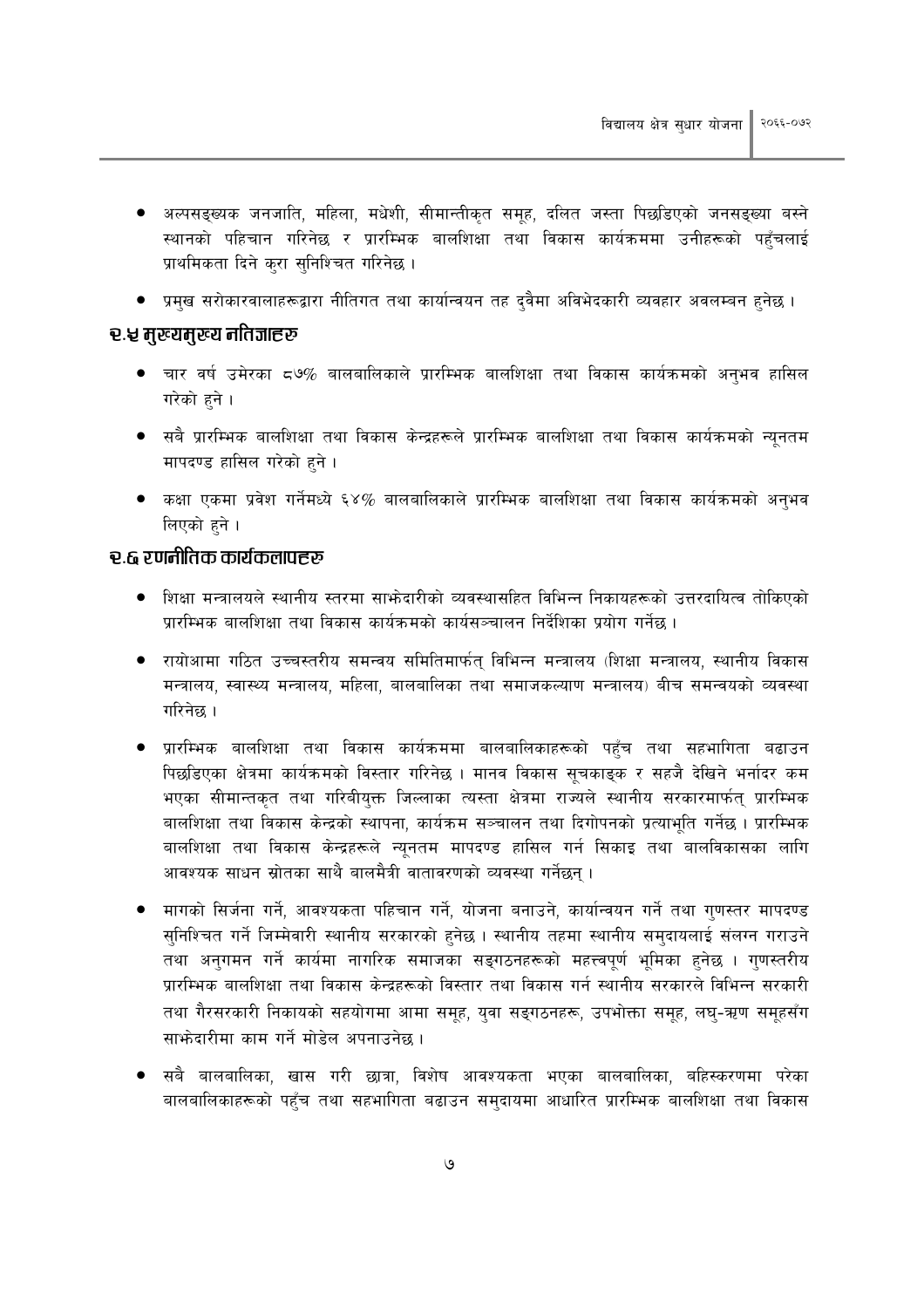- अल्पसङ्ख्यक जनजाति, महिला, मधेशी, सीमान्तीकृत समूह, दलित जस्ता पिछडिएको जनसङ्ख्या बस्ने स्थानको पहिचान गरिनेछ र प्रारम्भिक बालशिक्षा तथा विकास कार्यक्रममा उनीहरूको पहुँचलाई प्राथमिकता दिने कुरा सुनिश्चित गरिनेछ ।
- प्रमुख सरोकारवालाहरूद्वारा नीतिगत तथा कार्यान्वयन तह दुवैमा अविभेदकारी व्यवहार अवलम्बन हुनेछ ।

## ३.५ मुख्यमुख्य नतिजाहरु

- चार वर्ष उमेरका ८७% बालबालिकाले प्रारम्भिक बालशिक्षा तथा विकास कार्यक्रमको अनुभव हासिल गरेको हुने ।
- सबै प्रारम्भिक बालशिक्षा तथा विकास केन्द्रहरूले प्रारम्भिक बालशिक्षा तथा विकास कार्यक्रमको न्यूनतम मापदण्ड हासिल गरेको हुने ।
- कक्षा एकमा प्रवेश गर्नेमध्ये ६४% बालबालिकाले प्रारम्भिक बालशिक्षा तथा विकास कार्यक्रमको अनुभव लिएको हुने ।

## ३.६ रणनीतिक कार्यकलापहरु

- शिक्षा मन्त्रालयले स्थानीय स्तरमा साझेदारीको व्यवस्थासहित विभिन्न निकायहरूको उत्तरदायित्व तोकिएको प्रारम्भिक बालशिक्षा तथा विकास कार्यक्रमको कार्यसञ्चालन निर्देशिका प्रयोग गर्नेछ ।
- रायोआमा गठित उच्चस्तरीय समन्वय समितिमार्फत् विभिन्न मन्त्रालय (शिक्षा मन्त्रालय, स्थानीय विकास मन्त्रालय, स्वास्थ्य मन्त्रालय, महिला, बालबालिका तथा समाजकल्याण मन्त्रालय) बीच समन्वयको व्यवस्था गरिनेछ ।
- प्रारम्भिक बालशिक्षा तथा विकास कार्यक्रममा बालबालिकाहरूको पहुँच तथा सहभागिता बढाउन पिछडिएका क्षेत्रमा कार्यक्रमको विस्तार गरिनेछ । मानव विकास सूचकाङ्क र सहजै देखिने भर्नादर कम भएका सीमान्तकृत तथा गरिबीयुक्त जिल्लाका त्यस्ता क्षेत्रमा राज्यले स्थानीय सरकारमार्फत् प्रारम्भिक बालशिक्षा तथा विकास केन्द्रको स्थापना, कार्यक्रम सञ्चालन तथा दिगोपनको प्रत्याभूति गर्नेछ । प्रारम्भिक बालशिक्षा तथा विकास केन्द्रहरूले न्यूनतम मापदण्ड हासिल गर्न सिकाइ तथा बालविकासका लागि आवश्यक साधन स्रोतका साथै बालमैत्री वातावरणको व्यवस्था गर्नेछन् ।
- मागको सिर्जना गर्ने, आवश्यकता पहिचान गर्ने, योजना बनाउने, कार्यान्वयन गर्ने तथा गुणस्तर मापदण्ड सुनिश्चित गर्ने जिम्मेवारी स्थानीय सरकारको हुनेछ । स्थानीय तहमा स्थानीय समुदायलाई संलग्न गराउने तथा अनुगमन गर्ने कार्यमा नागरिक समाजका सङ्गठनहरूको महत्त्वपूर्ण भूमिका हुनेछ । गुणस्तरीय प्रारम्भिक बालशिक्षा तथा विकास केन्द्रहरूको विस्तार तथा विकास गर्न स्थानीय सरकारले विभिन्न सरकारी तथा गैरसरकारी निकायको सहयोगमा आमा समूह, युवा सङ्गठनहरू, उपभोक्ता समूह, लघु-ऋण समूहसँग साझेदारीमा काम गर्ने मोडेल अपनाउनेछ ।
- सबै बालबालिका, खास गरी छात्रा, विशेष आवश्यकता भएका बालबालिका, बहिस्करणमा परेका बालबालिकाहरूको पहुँच तथा सहभागिता बढाउन समुदायमा आधारित प्रारम्भिक बालशिक्षा तथा विकास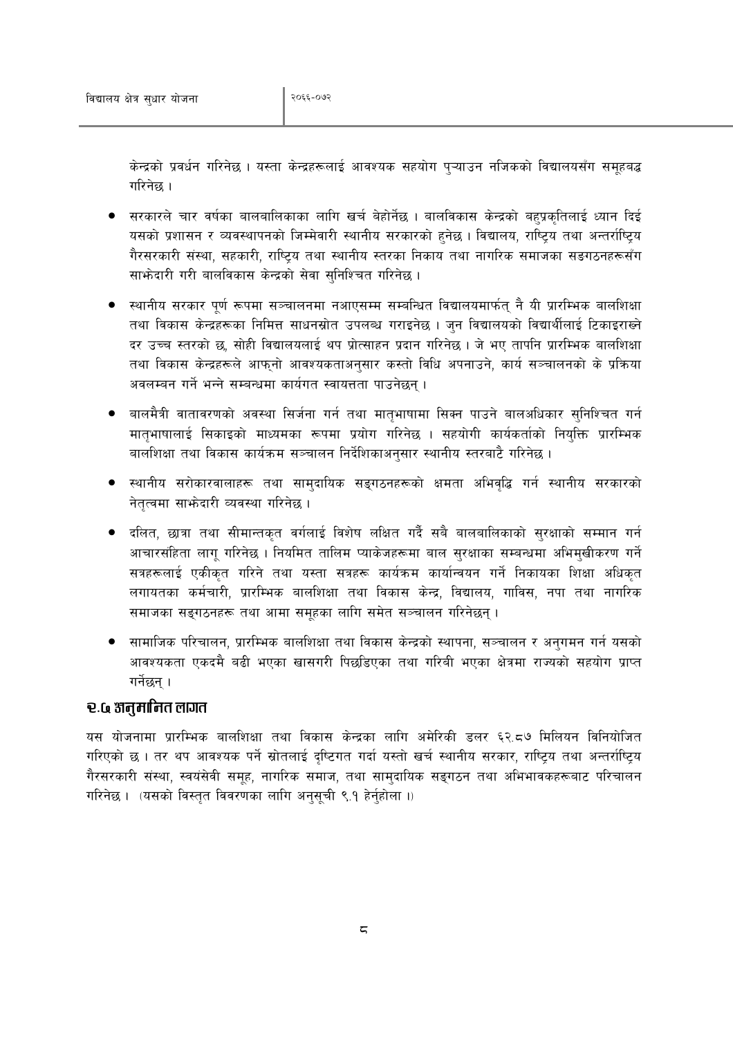केन्द्रको प्रवर्धन गरिनेछ । यस्ता केन्द्रहरूलाई आवश्यक सहयोग पुऱ्याउन नजिकको विद्यालयसँग समूहबद्ध गरिनेछ ।

- सरकारले चार वर्षका बालबालिकाका लागि खर्च बेहोर्नेछ । बालविकास केन्द्रको बहुप्रकृतिलाई ध्यान दिई यसको प्रशासन र व्यवस्थापनको जिम्मेवारी स्थानीय सरकारको हुनेछ । विद्यालय, राष्ट्रिय तथा अन्तर्राष्ट्रिय गैरसरकारी संस्था, सहकारी, राष्ट्रिय तथा स्थानीय स्तरका निकाय तथा नागरिक समाजका सङ्गठनहरूसँग साझेदारी गरी बालविकास केन्द्रको सेवा सुनिश्चित गरिनेछ ।

- स्थानीय सरकार पूर्ण रूपमा सञ्चालनमा नआएसम्म सम्बन्धित विद्यालयमार्फत् नै यी प्रारम्भिक बालशिक्षा तथा विकास केन्द्रहरूका निमित्त साधनस्रोत उपलब्ध गराइनेछ । जुन विद्यालयको विद्यार्थीलाई टिकाइराख्ने दर उच्च स्तरको छ, सोही विद्यालयलाई थप प्रोत्साहन प्रदान गरिनेछ । जे भए तापनि प्रारम्भिक बालशिक्षा तथा विकास केन्द्रहरूले आफ्नो आवश्यकताअनुसार कस्तो विधि अपनाउने, कार्य सञ्चालनको के प्रक्रिया अवलम्बन गर्ने भन्ने सम्बन्धमा कार्यगत स्वायत्तता पाउनेछन् ।

- बालमैत्री वातावरणको अवस्था सिर्जना गर्न तथा मातृभाषामा सिक्न पाउने बालअधिकार सुनिश्चित गर्न मातृभाषालाई सिकाइको माध्यमका रूपमा प्रयोग गरिनेछ । सहयोगी कार्यकर्ताको नियुक्ति प्रारम्भिक बालशिक्षा तथा विकास कार्यक्रम सञ्चालन निर्देशिकाअनुसार स्थानीय स्तरबाटै गरिनेछ ।

- स्थानीय सरोकारवालाहरू तथा सामुदायिक सङ्गठनहरूको क्षमता अभिवृद्धि गर्न स्थानीय सरकारको नेतृत्वमा साझेदारी व्यवस्था गरिनेछ ।

- दलित, छात्रा तथा सीमान्तकृत वर्गलाई विशेष लक्षित गर्दै सबै बालबालिकाको सुरक्षाको सम्मान गर्न आचारसंहिता लागू गरिनेछ । नियमित तालिम प्याकेजहरूमा बाल सुरक्षाका सम्बन्धमा अभिमुखीकरण गर्ने सत्रहरूलाई एकीकृत गरिने तथा यस्ता सत्रहरू कार्यक्रम कार्यान्वयन गर्ने निकायका शिक्षा अधिकृत लगायतका कर्मचारी, प्रारम्भिक बालशिक्षा तथा विकास केन्द्र, विद्यालय, गाविस, नपा तथा नागरिक समाजका सङ्गठनहरू तथा आमा समूहका लागि समेत सञ्चालन गरिनेछन् ।

- सामाजिक परिचालन, प्रारम्भिक बालशिक्षा तथा विकास केन्द्रको स्थापना, सञ्चालन र अनुगमन गर्न यसको आवश्यकता एकदमै बढी भएका खासगरी पिछडिएका तथा गरिबी भएका क्षेत्रमा राज्यको सहयोग प्राप्त गर्नेछन् ।

## २.८ अनुमानित लागत

यस योजनामा प्रारम्भिक बालशिक्षा तथा विकास केन्द्रका लागि अमेरिकी डलर ६२.८७ मिलियन विनियोजित गरिएको छ । तर थप आवश्यक पर्ने स्रोतलाई दृष्टिगत गर्दा यस्तो खर्च स्थानीय सरकार, राष्ट्रिय तथा अन्तर्राष्ट्रिय गैरसरकारी संस्था, स्वयंसेवी समूह, नागरिक समाज, तथा सामुदायिक सङ्गठन तथा अभिभावकहरूबाट परिचालन गरिनेछ । (यसको विस्तृत विवरणका लागि अनुसूची ९.१ हेर्नुहोला ।)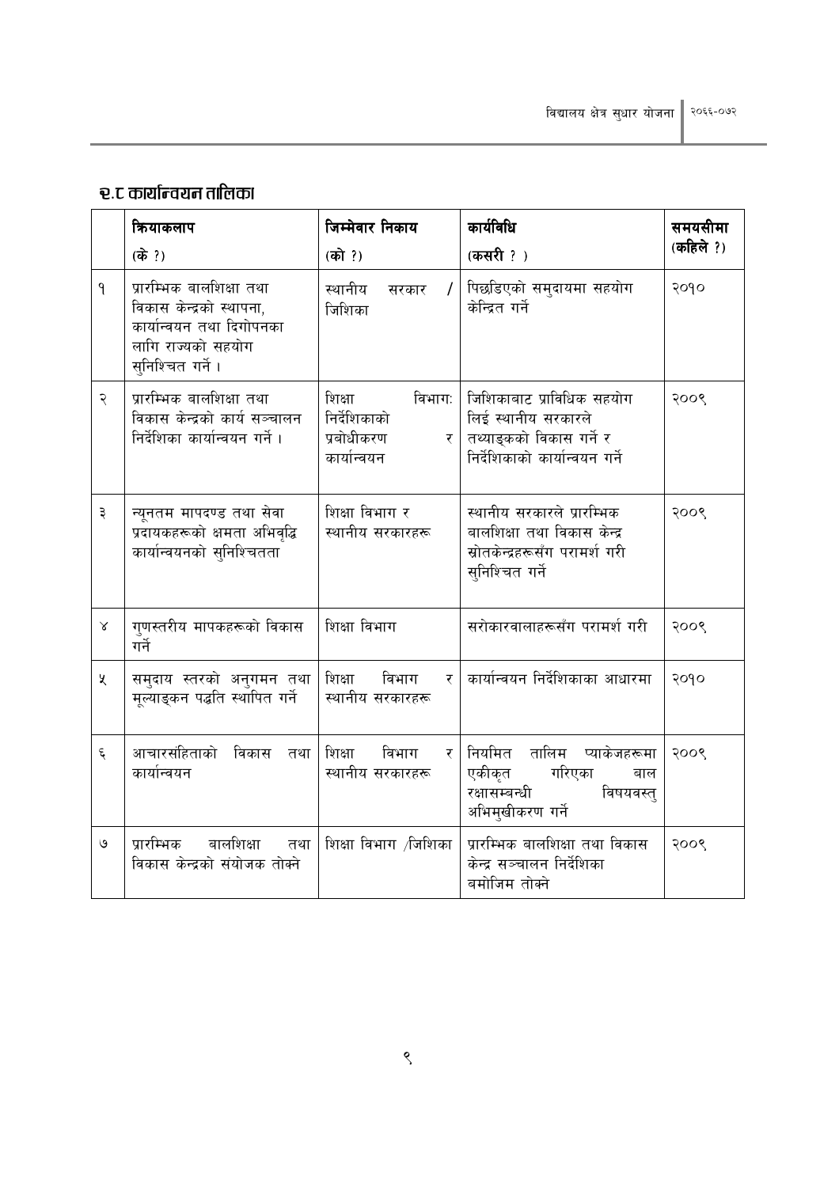## १.८ कार्यान्वयन तालिका

| | क्रियाकलाप (के ?) | जिम्मेवार निकाय (को ?) | कार्यविधि (कसरी ? ) | समयसीमा (कहिले ?) |
|---|---|---|---|---|
| १ | प्रारम्भिक बालशिक्षा तथा विकास केन्द्रको स्थापना, कार्यान्वयन तथा दिगोपनका लागि राज्यको सहयोग सुनिश्चित गर्ने । | स्थानीय सरकार / जिशिका | पिछडिएको समुदायमा सहयोग केन्द्रित गर्ने | २०१० |
| २ | प्रारम्भिक बालशिक्षा तथा विकास केन्द्रको कार्य सञ्चालन निर्देशिका कार्यान्वयन गर्ने । | शिक्षा विभाग: निर्देशिकाको प्रबोधीकरण र कार्यान्वयन | जिशिकाबाट प्राविधिक सहयोग लिई स्थानीय सरकारले तथ्याङ्कको विकास गर्ने र निर्देशिकाको कार्यान्वयन गर्ने | २००९ |
| ३ | न्यूनतम मापदण्ड तथा सेवा प्रदायकहरूको क्षमता अभिवृद्धि कार्यान्वयनको सुनिश्चितता | शिक्षा विभाग र स्थानीय सरकारहरू | स्थानीय सरकारले प्रारम्भिक बालशिक्षा तथा विकास केन्द्र स्रोतकेन्द्रहरूसँग परामर्श गरी सुनिश्चित गर्ने | २००९ |
| ४ | गुणस्तरीय मापकहरूको विकास गर्ने | शिक्षा विभाग | सरोकारवालाहरूसँग परामर्श गरी | २००९ |
| ५ | समुदाय स्तरको अनुगमन तथा मूल्याङ्कन पद्धति स्थापित गर्ने | शिक्षा विभाग र स्थानीय सरकारहरू | कार्यान्वयन निर्देशिकाका आधारमा | २०१० |
| ६ | आचारसंहिताको विकास तथा कार्यान्वयन | शिक्षा विभाग र स्थानीय सरकारहरू | नियमित तालिम प्याकेजहरूमा एकीकृत गरिएका बाल रक्षासम्बन्धी विषयवस्तु अभिमुखीकरण गर्ने | २००९ |
| ७ | प्रारम्भिक बालशिक्षा तथा विकास केन्द्रको संयोजक तोक्ने | शिक्षा विभाग /जिशिका | प्रारम्भिक बालशिक्षा तथा विकास केन्द्र सञ्चालन निर्देशिका बमोजिम तोक्ने | २००९ |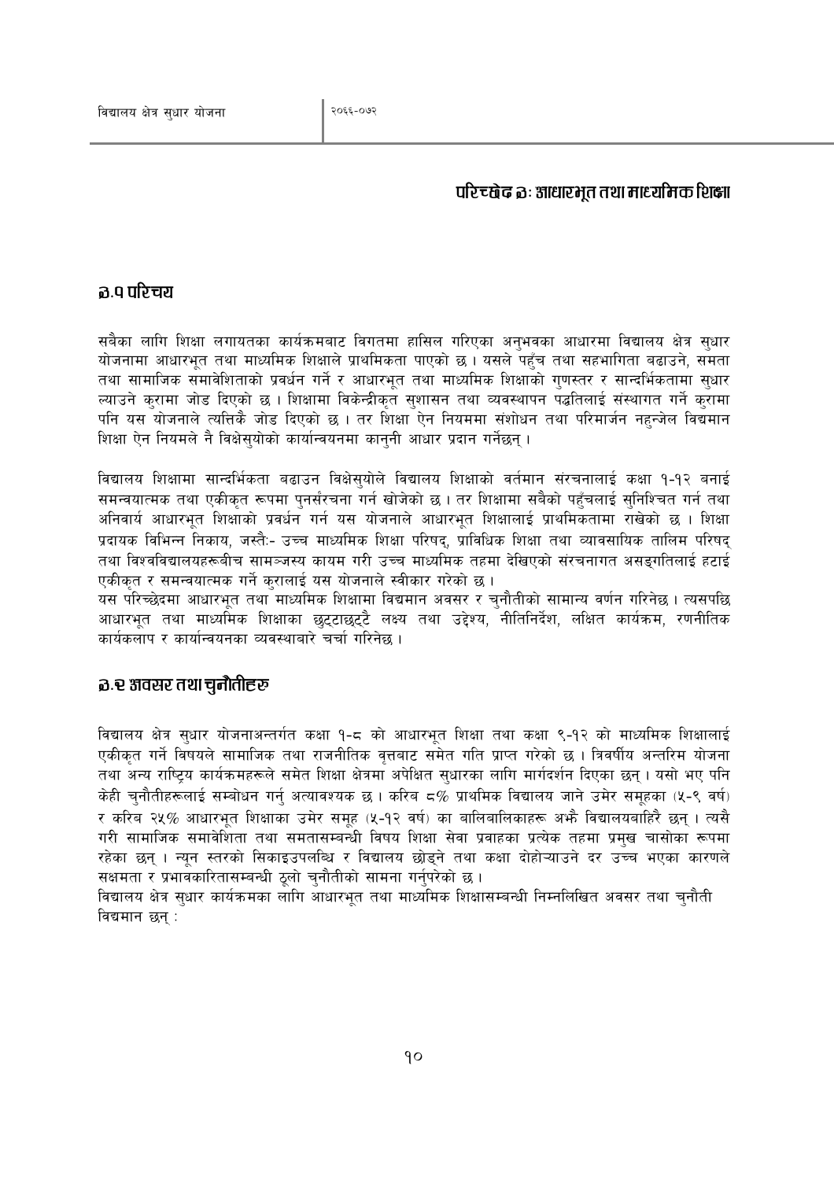## परिच्छेद ३: आधारभूत तथा माध्यमिक शिक्षा

### ३.१ परिचय

सबैका लागि शिक्षा लगायतका कार्यक्रमबाट विगतमा हासिल गरिएका अनुभवका आधारमा विद्यालय क्षेत्र सुधार योजनामा आधारभूत तथा माध्यमिक शिक्षाले प्राथमिकता पाएको छ । यसले पहुँच तथा सहभागिता बढाउने, समता तथा सामाजिक समावेशिताको प्रवर्धन गर्ने र आधारभूत तथा माध्यमिक शिक्षाको गुणस्तर र सान्दर्भिकतामा सुधार ल्याउने कुरामा जोड दिएको छ । शिक्षामा विकेन्द्रीकृत सुशासन तथा व्यवस्थापन पद्धतिलाई संस्थागत गर्ने कुरामा पनि यस योजनाले त्यत्तिकै जोड दिएको छ । तर शिक्षा ऐन नियममा संशोधन तथा परिमार्जन नहुन्जेल विद्यमान शिक्षा ऐन नियमले नै विक्षेसुयोको कार्यान्वयनमा कानुनी आधार प्रदान गर्नेछन् ।

विद्यालय शिक्षामा सान्दर्भिकता बढाउन विक्षेसुयोले विद्यालय शिक्षाको वर्तमान संरचनालाई कक्षा १-१२ बनाई समन्वयात्मक तथा एकीकृत रूपमा पुनर्संरचना गर्न खोजेको छ । तर शिक्षामा सबैको पहुँचलाई सुनिश्चित गर्न तथा अनिवार्य आधारभूत शिक्षाको प्रवर्धन गर्न यस योजनाले आधारभूत शिक्षालाई प्राथमिकतामा राखेको छ । शिक्षा प्रदायक विभिन्न निकाय, जस्तैः- उच्च माध्यमिक शिक्षा परिषद्, प्राविधिक शिक्षा तथा व्यावसायिक तालिम परिषद् तथा विश्वविद्यालयहरूबीच सामञ्जस्य कायम गरी उच्च माध्यमिक तहमा देखिएको संरचनागत असङ्गतिलाई हटाई एकीकृत र समन्वयात्मक गर्ने कुरालाई यस योजनाले स्वीकार गरेको छ ।

यस परिच्छेदमा आधारभूत तथा माध्यमिक शिक्षामा विद्यमान अवसर र चुनौतीको सामान्य वर्णन गरिनेछ । त्यसपछि आधारभूत तथा माध्यमिक शिक्षाका छुट्टाछुट्टै लक्ष्य तथा उद्देश्य, नीतिनिर्देश, लक्षित कार्यक्रम, रणनीतिक कार्यकलाप र कार्यान्वयनका व्यवस्थाबारे चर्चा गरिनेछ ।

### ३.२ अवसर तथा चुनौतीहरु

विद्यालय क्षेत्र सुधार योजनाअन्तर्गत कक्षा १-८ को आधारभूत शिक्षा तथा कक्षा ९-१२ को माध्यमिक शिक्षालाई एकीकृत गर्ने विषयले सामाजिक तथा राजनीतिक वृत्तबाट समेत गति प्राप्त गरेको छ । त्रिवर्षीय अन्तरिम योजना तथा अन्य राष्ट्रिय कार्यक्रमहरूले समेत शिक्षा क्षेत्रमा अपेक्षित सुधारका लागि मार्गदर्शन दिएका छन् । यसो भए पनि केही चुनौतीहरूलाई सम्बोधन गर्नु अत्यावश्यक छ । करिब ८% प्राथमिक विद्यालय जाने उमेर समूहका (५-९ वर्ष) र करिब २५% आधारभूत शिक्षाका उमेर समूह (५-१२ वर्ष) का बालिबालिकाहरू अझै विद्यालयबाहिरै छन् । त्यसै गरी सामाजिक समावेशिता तथा समतासम्बन्धी विषय शिक्षा सेवा प्रवाहका प्रत्येक तहमा प्रमुख चासोका रूपमा रहेका छन् । न्यून स्तरको सिकाइउपलब्धि र विद्यालय छोड्ने तथा कक्षा दोहोऱ्याउने दर उच्च भएका कारणले सक्षमता र प्रभावकारितासम्बन्धी ठूलो चुनौतीको सामना गर्नुपरेको छ ।

विद्यालय क्षेत्र सुधार कार्यक्रमका लागि आधारभूत तथा माध्यमिक शिक्षासम्बन्धी निम्नलिखित अवसर तथा चुनौती विद्यमान छन् :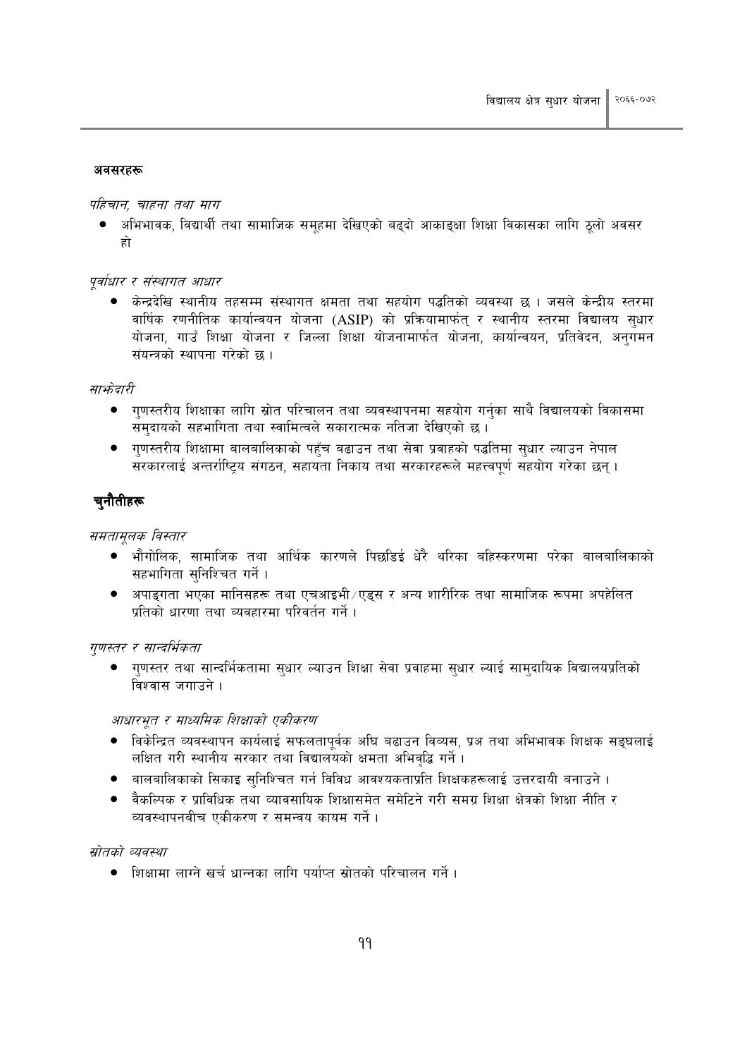### अवसरहरू

*पहिचान, चाहना तथा माग*

- अभिभावक, विद्यार्थी तथा सामाजिक समूहमा देखिएको बढ्दो आकाङ्क्षा शिक्षा विकासका लागि ठूलो अवसर हो

*पूर्वाधार र संस्थागत आधार*

- केन्द्रदेखि स्थानीय तहसम्म संस्थागत क्षमता तथा सहयोग पद्धतिको व्यवस्था छ । जसले केन्द्रीय स्तरमा वार्षिक रणनीतिक कार्यान्वयन योजना (ASIP) को प्रक्रियामार्फत् र स्थानीय स्तरमा विद्यालय सुधार योजना, गाउँ शिक्षा योजना र जिल्ला शिक्षा योजनामार्फत योजना, कार्यान्वयन, प्रतिवेदन, अनुगमन संयन्त्रको स्थापना गरेको छ ।

*साझेदारी*

- गुणस्तरीय शिक्षाका लागि स्रोत परिचालन तथा व्यवस्थापनमा सहयोग गर्नुका साथै विद्यालयको विकासमा समुदायको सहभागिता तथा स्वामित्वले सकारात्मक नतिजा देखिएको छ ।
- गुणस्तरीय शिक्षामा बालबालिकाको पहुँच बढाउन तथा सेवा प्रवाहको पद्धतिमा सुधार ल्याउन नेपाल सरकारलाई अन्तर्राष्ट्रिय संगठन, सहायता निकाय तथा सरकारहरूले महत्त्वपूर्ण सहयोग गरेका छन् ।

## चुनौतीहरू

*समतामूलक विस्तार*

- भौगोलिक, सामाजिक तथा आर्थिक कारणले पिछडिई धेरै थरिका बहिस्करणमा परेका बालबालिकाको सहभागिता सुनिश्चित गर्ने ।
- अपाङ्गता भएका मानिसहरू तथा एचआइभी/एड्स र अन्य शारीरिक तथा सामाजिक रूपमा अपहेलित प्रतिको धारणा तथा व्यवहारमा परिवर्तन गर्ने ।

*गुणस्तर र सान्दर्भिकता*

- गुणस्तर तथा सान्दर्भिकतामा सुधार ल्याउन शिक्षा सेवा प्रवाहमा सुधार ल्याई सामुदायिक विद्यालयप्रतिको विश्वास जगाउने ।

*आधारभूत र माध्यमिक शिक्षाको एकीकरण*

- विकेन्द्रित व्यवस्थापन कार्यलाई सफलतापूर्वक अघि बढाउन विव्यस, प्रअ तथा अभिभावक शिक्षक सङ्घलाई लक्षित गरी स्थानीय सरकार तथा विद्यालयको क्षमता अभिवृद्धि गर्ने ।
- बालबालिकाको सिकाइ सुनिश्चित गर्न विविध आवश्यकताप्रति शिक्षकहरूलाई उत्तरदायी बनाउने ।
- वैकल्पिक र प्राविधिक तथा व्यावसायिक शिक्षासमेत समेटिने गरी समग्र शिक्षा क्षेत्रको शिक्षा नीति र व्यवस्थापनबीच एकीकरण र समन्वय कायम गर्ने ।

*स्रोतको व्यवस्था*

- शिक्षामा लाग्ने खर्च धान्नका लागि पर्याप्त स्रोतको परिचालन गर्ने ।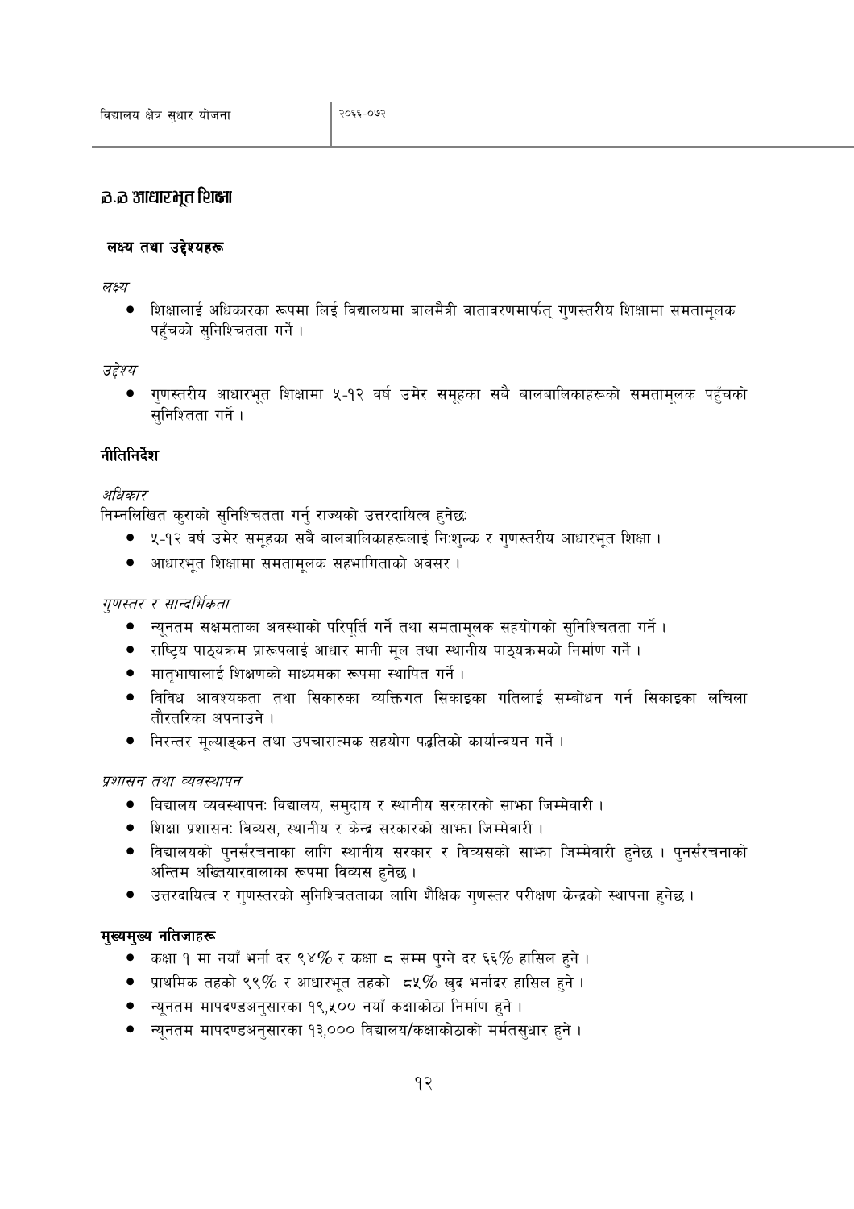## ३.३ आधारभूत शिक्षा

### लक्ष्य तथा उद्देश्यहरू

*लक्ष्य*

- शिक्षालाई अधिकारका रूपमा लिई विद्यालयमा बालमैत्री वातावरणमार्फत् गुणस्तरीय शिक्षामा समतामूलक पहुँचको सुनिश्चितता गर्ने ।

*उद्देश्य*

- गुणस्तरीय आधारभूत शिक्षामा ५-१२ वर्ष उमेर समूहका सबै बालबालिकाहरूको समतामूलक पहुँचको सुनिश्तिता गर्ने ।

### नीतिनिर्देश

*अधिकार*

निम्नलिखित कुराको सुनिश्चितता गर्नु राज्यको उत्तरदायित्व हुनेछः

- ५-१२ वर्ष उमेर समूहका सबै बालबालिकाहरूलाई निःशुल्क र गुणस्तरीय आधारभूत शिक्षा ।
- आधारभूत शिक्षामा समतामूलक सहभागिताको अवसर ।

*गुणस्तर र सान्दर्भिकता*

- न्यूनतम सक्षमताका अवस्थाको परिपूर्ति गर्ने तथा समतामूलक सहयोगको सुनिश्चितता गर्ने ।
- राष्ट्रिय पाठ्यक्रम प्रारूपलाई आधार मानी मूल तथा स्थानीय पाठ्यक्रमको निर्माण गर्ने ।
- मातृभाषालाई शिक्षणको माध्यमका रूपमा स्थापित गर्ने ।
- विविध आवश्यकता तथा सिकारुका व्यक्तिगत सिकाइका गतिलाई सम्बोधन गर्न सिकाइका लचिला तौरतरिका अपनाउने ।
- निरन्तर मूल्याङ्कन तथा उपचारात्मक सहयोग पद्धतिको कार्यान्वयन गर्ने ।

*प्रशासन तथा व्यवस्थापन*

- विद्यालय व्यवस्थापनः विद्यालय, समुदाय र स्थानीय सरकारको साझा जिम्मेवारी ।
- शिक्षा प्रशासनः विव्यस, स्थानीय र केन्द्र सरकारको साझा जिम्मेवारी ।
- विद्यालयको पुनर्संरचनाका लागि स्थानीय सरकार र विव्यसको साझा जिम्मेवारी हुनेछ । पुनर्संरचनाको अन्तिम अख्तियारवालाका रूपमा विव्यस हुनेछ ।
- उत्तरदायित्व र गुणस्तरको सुनिश्चितताका लागि शैक्षिक गुणस्तर परीक्षण केन्द्रको स्थापना हुनेछ ।

### मुख्यमुख्य नतिजाहरू

- कक्षा १ मा नयाँ भर्ना दर ९४% र कक्षा ८ सम्म पुग्ने दर ६६% हासिल हुने ।
- प्राथमिक तहको ९९% र आधारभूत तहको ८५% खुद भर्नादर हासिल हुने ।
- न्यूनतम मापदण्डअनुसारका १९,५०० नयाँ कक्षाकोठा निर्माण हुने ।
- न्यूनतम मापदण्डअनुसारका १३,००० विद्यालय/कक्षाकोठाको मर्मतसुधार हुने ।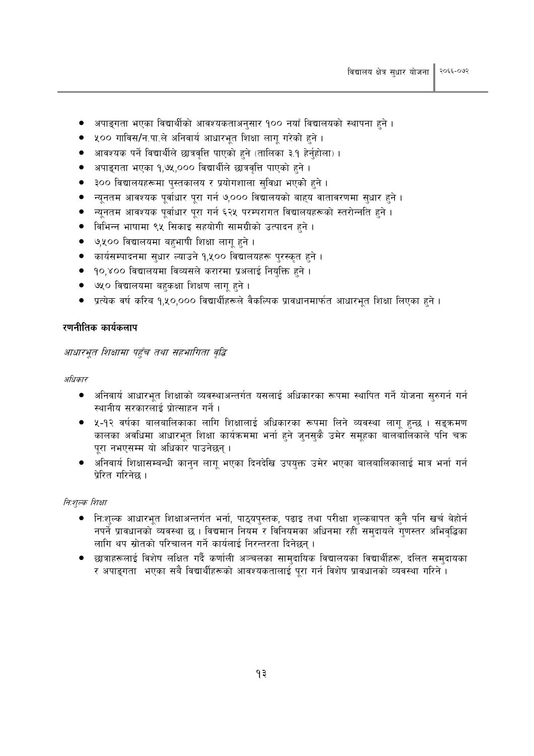- अपाङ्गता भएका विद्यार्थीको आवश्यकताअनुसार १०० नयाँ विद्यालयको स्थापना हुने ।
- ५०० गाविस/न.पा.ले अनिवार्य आधारभूत शिक्षा लागू गरेको हुने ।
- आवश्यक पर्ने विद्यार्थीले छात्रवृत्ति पाएको हुने (तालिका ३.१ हेर्नुहोला) ।
- अपाङ्गता भएका १,७५,००० विद्यार्थीले छात्रवृत्ति पाएको हुने ।
- ३०० विद्यालयहरूमा पुस्तकालय र प्रयोगशाला सुविधा भएको हुने ।
- न्यूनतम आवश्यक पूर्वाधार पूरा गर्न ७,००० विद्यालयको बाहय वातावरणमा सुधार हुने ।
- न्यूनतम आवश्यक पूर्वाधार पूरा गर्न ६२५ परम्परागत विद्यालयहरूको स्तरोन्नति हुने ।
- विभिन्न भाषामा ९५ सिकाइ सहयोगी सामग्रीको उत्पादन हुने ।
- ७,५०० विद्यालयमा बहुभाषी शिक्षा लागू हुने ।
- कार्यसम्पादनमा सुधार ल्याउने १,५०० विद्यालयहरू पुरस्कृत हुने ।
- १०,४०० विद्यालयमा विव्यसले करारमा प्रअलाई नियुक्ति हुने ।
- ७५० विद्यालयमा बहुकक्षा शिक्षण लागू हुने ।
- प्रत्येक वर्ष करिब १,५०,००० विद्यार्थीहरूले वैकल्पिक प्रावधानमार्फत आधारभूत शिक्षा लिएका हुने ।

### रणनीतिक कार्यकलाप

*आधारभूत शिक्षामा पहुँच तथा सहभागिता वृद्धि*

*अधिकार*

- अनिवार्य आधारभूत शिक्षाको व्यवस्थाअन्तर्गत यसलाई अधिकारका रूपमा स्थापित गर्ने योजना सुरुगर्न गर्न स्थानीय सरकारलाई प्रोत्साहन गर्ने ।
- ५-१२ वर्षका बालबालिकाका लागि शिक्षालाई अधिकारका रूपमा लिने व्यवस्था लागू हुन्छ । सङ्क्रमण कालका अवधिमा आधारभूत शिक्षा कार्यक्रममा भर्ना हुने जुनसुकै उमेर समूहका बालबालिकाले पनि चक्र पूरा नभएसम्म यो अधिकार पाउनेछन् ।
- अनिवार्य शिक्षासम्बन्धी कानुन लागू भएका दिनदेखि उपयुक्त उमेर भएका बालबालिकालाई मात्र भर्ना गर्न प्रेरित गरिनेछ ।

*निःशुल्क शिक्षा*

- निःशुल्क आधारभूत शिक्षाअन्तर्गत भर्ना, पाठ्यपुस्तक, पढाइ तथा परीक्षा शुल्कबापत कुनै पनि खर्च बेहोर्न नपर्ने प्रावधानको व्यवस्था छ । विद्यमान नियम र विनियमका अधिनमा रही समुदायले गुणस्तर अभिवृद्धिका लागि थप स्रोतको परिचालन गर्ने कार्यलाई निरन्तरता दिनेछन् ।
- छात्राहरूलाई विशेष लक्षित गर्दै कर्णाली अञ्चलका सामुदायिक विद्यालयका विद्यार्थीहरू, दलित समुदायका र अपाङ्गता भएका सबै विद्यार्थीहरूको आवश्यकतालाई पूरा गर्न विशेष प्रावधानको व्यवस्था गरिने ।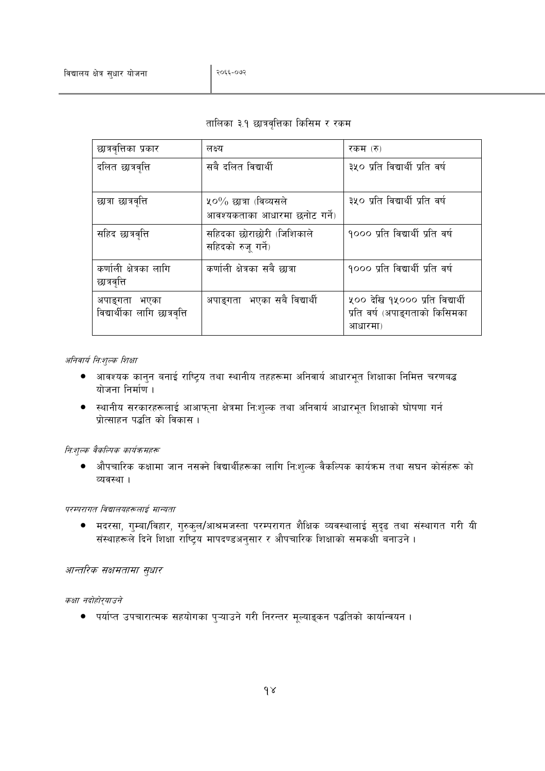तालिका ३.१ छात्रवृत्तिका किसिम र रकम

| छात्रवृत्तिका प्रकार | लक्ष्य | रकम (रु) |
|---|---|---|
| दलित छात्रवृत्ति | सबै दलित विद्यार्थी | ३५० प्रति विद्यार्थी प्रति वर्ष |
| छात्रा छात्रवृत्ति | ५०% छात्रा (विव्यसले आवश्यकताका आधारमा छनोट गर्ने) | ३५० प्रति विद्यार्थी प्रति वर्ष |
| सहिद छात्रवृत्ति | सहिदका छोराछोरी (जिशिकाले सहिदको रुजू गर्ने) | १००० प्रति विद्यार्थी प्रति वर्ष |
| कर्णाली क्षेत्रका लागि छात्रवृत्ति | कर्णाली क्षेत्रका सबै छात्रा | १००० प्रति विद्यार्थी प्रति वर्ष |
| अपाङ्गता भएका विद्यार्थीका लागि छात्रवृत्ति | अपाङ्गता भएका सबै विद्यार्थी | ५०० देखि १५००० प्रति विद्यार्थी प्रति वर्ष (अपाङ्गताको किसिमका आधारमा) |

*अनिवार्य निःशुल्क शिक्षा*

- आवश्यक कानुन बनाई राष्ट्रिय तथा स्थानीय तहहरूमा अनिवार्य आधारभूत शिक्षाका निमित्त चरणबद्ध योजना निर्माण ।
- स्थानीय सरकारहरूलाई आआफ्ना क्षेत्रमा निःशुल्क तथा अनिवार्य आधारभूत शिक्षाको घोषणा गर्न प्रोत्साहन पद्धति को विकास ।

*निःशुल्क वैकल्पिक कार्यक्रमहरू*

- औपचारिक कक्षामा जान नसक्ने विद्यार्थीहरूका लागि निःशुल्क वैकल्पिक कार्यक्रम तथा सघन कोर्सहरू को व्यवस्था ।

*परम्परागत विद्यालयहरूलाई मान्यता*

- मदरसा, गुम्बा/विहार, गुरुकुल/आश्रमजस्ता परम्परागत शैक्षिक व्यवस्थालाई सुदृढ तथा संस्थागत गरी यी संस्थाहरूले दिने शिक्षा राष्ट्रिय मापदण्डअनुसार र औपचारिक शिक्षाको समकक्षी बनाउने ।

*आन्तरिक सक्षमतामा सुधार*

*कक्षा नदोहोर्‍याउने*

- पर्याप्त उपचारात्मक सहयोगका पुर्‍याउने गरी निरन्तर मूल्याङ्कन पद्धतिको कार्यान्वयन ।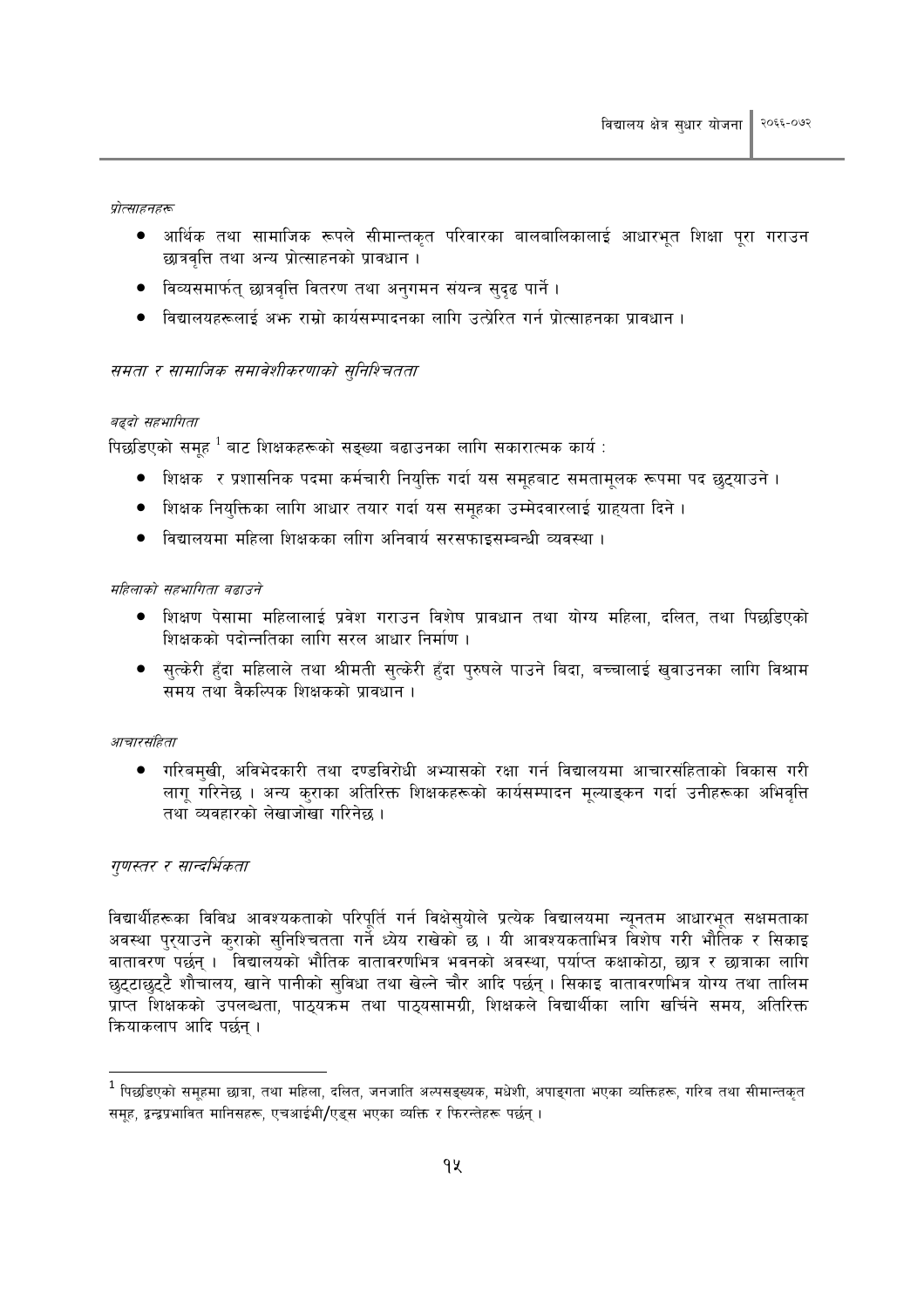*प्रोत्साहनहरू*

- आर्थिक तथा सामाजिक रूपले सीमान्तकृत परिवारका बालबालिकालाई आधारभूत शिक्षा पूरा गराउन छात्रवृत्ति तथा अन्य प्रोत्साहनको प्रावधान ।
- विव्यसमार्फत् छात्रवृत्ति वितरण तथा अनुगमन संयन्त्र सुदृढ पार्ने ।
- विद्यालयहरूलाई अझ राम्रो कार्यसम्पादनका लागि उत्प्रेरित गर्न प्रोत्साहनका प्रावधान ।

## *समता र सामाजिक समावेशीकरणाको सुनिश्चितता*

*बढ्दो सहभागिता*

पिछडिएको समूह [1] बाट शिक्षकहरूको सङ्ख्या बढाउनका लागि सकारात्मक कार्य :

- शिक्षक र प्रशासनिक पदमा कर्मचारी नियुक्ति गर्दा यस समूहबाट समतामूलक रूपमा पद छुट्याउने ।
- शिक्षक नियुक्तिका लागि आधार तयार गर्दा यस समूहका उम्मेदवारलाई ग्राह्यता दिने ।
- विद्यालयमा महिला शिक्षकका लागि अनिवार्य सरसफाइसम्बन्धी व्यवस्था ।

*महिलाको सहभागिता बढाउने*

- शिक्षण पेसामा महिलालाई प्रवेश गराउन विशेष प्रावधान तथा योग्य महिला, दलित, तथा पिछडिएको शिक्षकको पदोन्नतिका लागि सरल आधार निर्माण ।
- सुत्केरी हुँदा महिलाले तथा श्रीमती सुत्केरी हुँदा पुरुषले पाउने बिदा, बच्चालाई खुवाउनका लागि विश्राम समय तथा वैकल्पिक शिक्षकको प्रावधान ।

*आचारसंहिता*

- गरिबमुखी, अविभेदकारी तथा दण्डविरोधी अभ्यासको रक्षा गर्न विद्यालयमा आचारसंहिताको विकास गरी लागू गरिनेछ । अन्य कुराका अतिरिक्त शिक्षकहरूको कार्यसम्पादन मूल्याङ्कन गर्दा उनीहरूका अभिवृत्ति तथा व्यवहारको लेखाजोखा गरिनेछ ।

## *गुणस्तर र सान्दर्भिकता*

विद्यार्थीहरूका विविध आवश्यकताको परिपूर्ति गर्न विक्षेसुयोले प्रत्येक विद्यालयमा न्यूनतम आधारभूत सक्षमताका अवस्था पुर्‍याउने कुराको सुनिश्चितता गर्ने ध्येय राखेको छ । यी आवश्यकताभित्र विशेष गरी भौतिक र सिकाइ वातावरण पर्छन् । विद्यालयको भौतिक वातावरणभित्र भवनको अवस्था, पर्याप्त कक्षाकोठा, छात्र र छात्राका लागि छुट्टाछुट्टै शौचालय, खाने पानीको सुविधा तथा खेल्ने चौर आदि पर्छन् । सिकाइ वातावरणभित्र योग्य तथा तालिम प्राप्त शिक्षकको उपलब्धता, पाठ्यक्रम तथा पाठ्यसामग्री, शिक्षकले विद्यार्थीका लागि खर्चिने समय, अतिरिक्त क्रियाकलाप आदि पर्छन् ।

---

[1] पिछडिएको समूहमा छात्रा, तथा महिला, दलित, जनजाति अल्पसङ्ख्यक, मधेशी, अपाङ्गता भएका व्यक्तिहरू, गरिब तथा सीमान्तकृत समूह, द्वन्द्वप्रभावित मानिसहरू, एचआईभी/एड्स भएका व्यक्ति र फिरन्तेहरू पर्छन् ।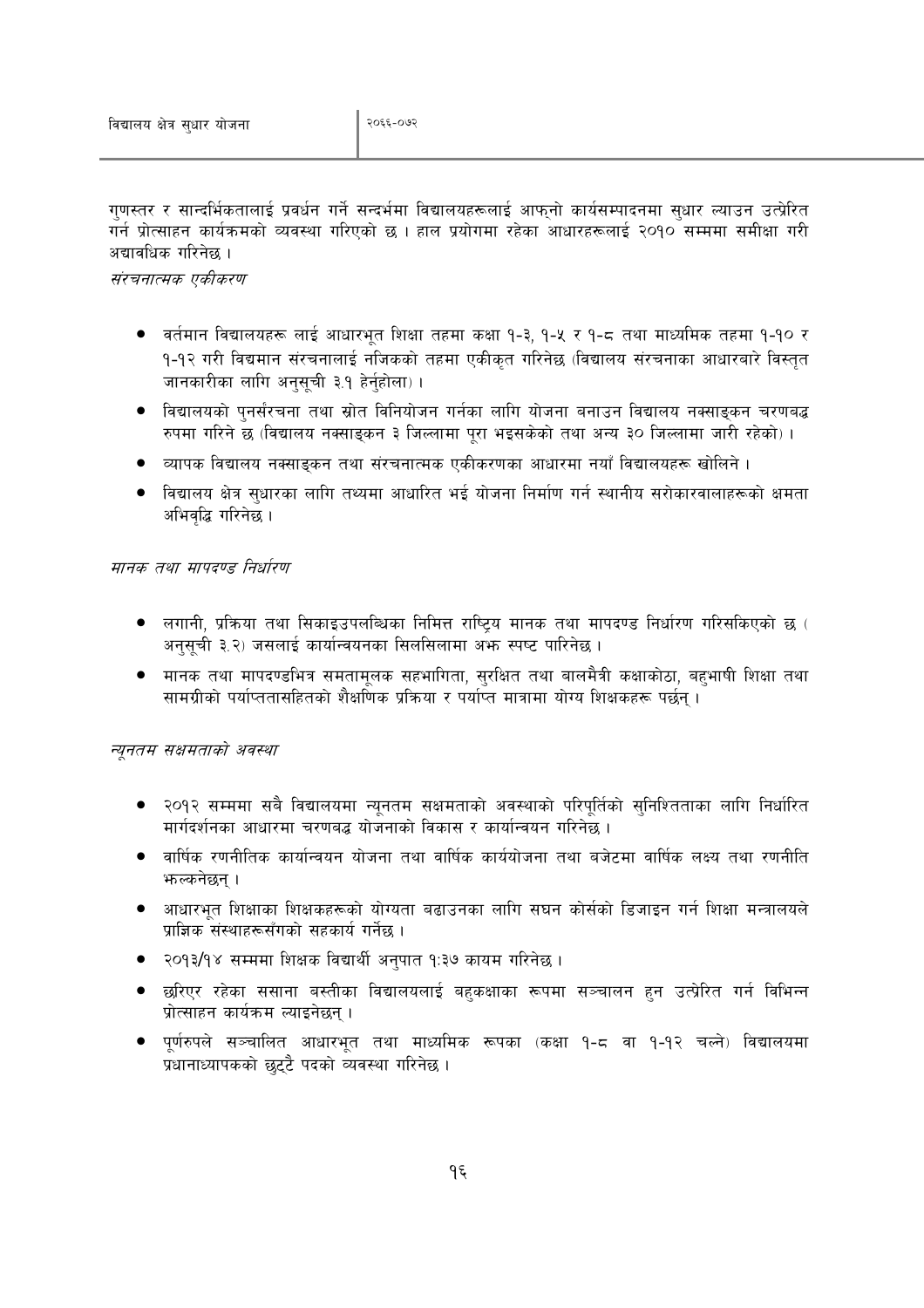गुणस्तर र सान्दर्भिकतालाई प्रवर्धन गर्ने सन्दर्भमा विद्यालयहरूलाई आफ्नो कार्यसम्पादनमा सुधार ल्याउन उत्प्रेरित गर्न प्रोत्साहन कार्यक्रमको व्यवस्था गरिएको छ । हाल प्रयोगमा रहेका आधारहरूलाई २०१० सम्ममा समीक्षा गरी अद्यावधिक गरिनेछ ।

*संरचनात्मक एकीकरण*

- वर्तमान विद्यालयहरू लाई आधारभूत शिक्षा तहमा कक्षा १-३, १-५ र १-८ तथा माध्यमिक तहमा १-१० र १-१२ गरी विद्यमान संरचनालाई नजिकको तहमा एकीकृत गरिनेछ (विद्यालय संरचनाका आधारबारे विस्तृत जानकारीका लागि अनुसूची ३.१ हेर्नुहोला) ।
- विद्यालयको पुनर्संरचना तथा स्रोत विनियोजन गर्नका लागि योजना बनाउन विद्यालय नक्साङ्कन चरणबद्ध रुपमा गरिने छ (विद्यालय नक्साङ्कन ३ जिल्लामा पूरा भइसकेको तथा अन्य ३० जिल्लामा जारी रहेको) ।
- व्यापक विद्यालय नक्साङ्कन तथा संरचनात्मक एकीकरणका आधारमा नयाँ विद्यालयहरू खोलिने ।
- विद्यालय क्षेत्र सुधारका लागि तथ्यमा आधारित भई योजना निर्माण गर्न स्थानीय सरोकारवालाहरूको क्षमता अभिवृद्धि गरिनेछ ।

*मानक तथा मापदण्ड निर्धारण*

- लगानी, प्रक्रिया तथा सिकाइउपलब्धिका निमित्त राष्ट्रिय मानक तथा मापदण्ड निर्धारण गरिसकिएको छ ( अनुसूची ३.२) जसलाई कार्यान्वयनका सिलसिलामा अझ स्पष्ट पारिनेछ ।
- मानक तथा मापदण्डभित्र समतामूलक सहभागिता, सुरक्षित तथा बालमैत्री कक्षाकोठा, बहुभाषी शिक्षा तथा सामग्रीको पर्याप्ततासहितको शैक्षणिक प्रक्रिया र पर्याप्त मात्रामा योग्य शिक्षकहरू पर्छन् ।

*न्यूनतम सक्षमताको अवस्था*

- २०१२ सम्ममा सबै विद्यालयमा न्यूनतम सक्षमताको अवस्थाको परिपूर्तिको सुनिश्तिताका लागि निर्धारित मार्गदर्शनका आधारमा चरणबद्ध योजनाको विकास र कार्यान्वयन गरिनेछ ।
- वार्षिक रणनीतिक कार्यान्वयन योजना तथा वार्षिक कार्ययोजना तथा बजेटमा वार्षिक लक्ष्य तथा रणनीति झल्कनेछन् ।
- आधारभूत शिक्षाका शिक्षकहरूको योग्यता बढाउनका लागि सघन कोर्सको डिजाइन गर्न शिक्षा मन्त्रालयले प्राज्ञिक संस्थाहरूसँगको सहकार्य गर्नेछ ।
- २०१३/१४ सम्ममा शिक्षक विद्यार्थी अनुपात १:३७ कायम गरिनेछ ।
- छरिएर रहेका ससाना बस्तीका विद्यालयलाई बहुकक्षाका रूपमा सञ्चालन हुन उत्प्रेरित गर्न विभिन्न प्रोत्साहन कार्यक्रम ल्याइनेछन् ।
- पूर्णरुपले सञ्चालित आधारभूत तथा माध्यमिक रूपका (कक्षा १-८ वा १-१२ चल्ने) विद्यालयमा प्रधानाध्यापकको छुट्टै पदको व्यवस्था गरिनेछ ।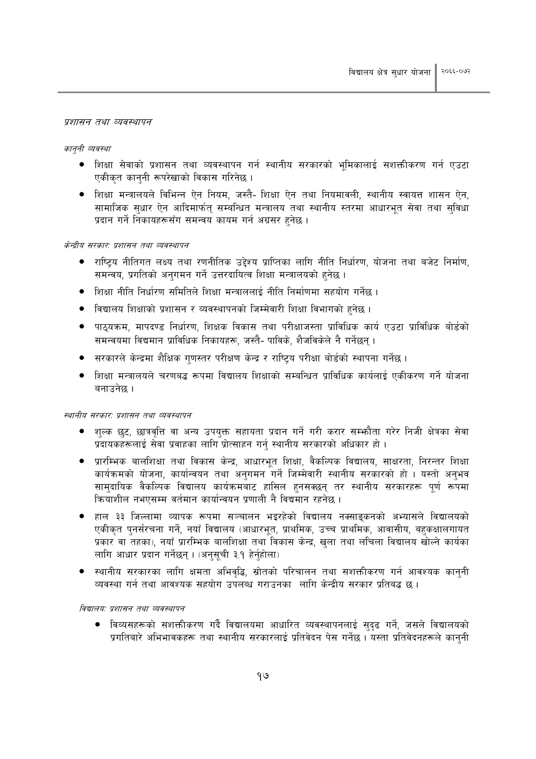*प्रशासन तथा व्यवस्थापन*

*कानुनी व्यवस्था*

- शिक्षा सेवाको प्रशासन तथा व्यवस्थापन गर्न स्थानीय सरकारको भूमिकालाई सशक्तीकरण गर्न एउटा एकीकृत कानुनी रूपरेखाको विकास गरिनेछ ।
- शिक्षा मन्त्रालयले विभिन्न ऐन नियम, जस्तै- शिक्षा ऐन तथा नियमावली, स्थानीय स्वायत्त शासन ऐन, सामाजिक सुधार ऐन आदिमार्फत् सम्बन्धित मन्त्रालय तथा स्थानीय स्तरमा आधारभूत सेवा तथा सुविधा प्रदान गर्ने निकायहरूसँग समन्वय कायम गर्न अग्रसर हुनेछ ।

*केन्द्रीय सरकार: प्रशासन तथा व्यवस्थापन*

- राष्ट्रिय नीतिगत लक्ष्य तथा रणनीतिक उद्देश्य प्राप्तिका लागि नीति निर्धारण, योजना तथा बजेट निर्माण, समन्वय, प्रगतिको अनुगमन गर्ने उत्तरदायित्व शिक्षा मन्त्रालयको हुनेछ ।
- शिक्षा नीति निर्धारण समितिले शिक्षा मन्त्राललाई नीति निर्माणमा सहयोग गर्नेछ ।
- विद्यालय शिक्षाको प्रशासन र व्यवस्थापनको जिम्मेवारी शिक्षा विभागको हुनेछ ।
- पाठ्यक्रम, मापदण्ड निर्धारण, शिक्षक विकास तथा परीक्षाजस्ता प्राविधिक कार्य एउटा प्राविधिक बोर्डको समन्वयमा विद्यमान प्राविधिक निकायहरू, जस्तै- पाविके, शैजविकेले नै गर्नेछन् ।
- सरकारले केन्द्रमा शैक्षिक गुणस्तर परीक्षण केन्द्र र राष्ट्रिय परीक्षा बोर्डको स्थापना गर्नेछ ।
- शिक्षा मन्त्रालयले चरणबद्ध रूपमा विद्यालय शिक्षाको सम्बन्धित प्राविधिक कार्यलाई एकीकरण गर्ने योजना बनाउनेछ ।

*स्थानीय सरकार: प्रशासन तथा व्यवस्थापन*

- शुल्क छुट, छात्रवृत्ति वा अन्य उपयुक्त सहायता प्रदान गर्ने गरी करार सम्झौता गरेर निजी क्षेत्रका सेवा प्रदायकहरूलाई सेवा प्रवाहका लागि प्रोत्साहन गर्नु स्थानीय सरकारको अधिकार हो ।
- प्रारम्भिक बालशिक्षा तथा विकास केन्द्र, आधारभूत शिक्षा, वैकल्पिक विद्यालय, साक्षरता, निरन्तर शिक्षा कार्यक्रमको योजना, कार्यान्वयन तथा अनुगमन गर्ने जिम्मेवारी स्थानीय सरकारको हो । यस्तो अनुभव सामुदायिक वैकल्पिक विद्यालय कार्यक्रमबाट हासिल हुनसक्छन् तर स्थानीय सरकारहरू पूर्ण रूपमा क्रियाशील नभएसम्म वर्तमान कार्यान्वयन प्रणाली नै विद्यमान रहनेछ ।
- हाल ३३ जिल्लामा व्यापक रूपमा सञ्चालन भइरहेको विद्यालय नक्साङ्कनको अभ्यासले विद्यालयको एकीकृत पुनर्संरचना गर्ने, नयाँ विद्यालय (आधारभूत, प्राथमिक, उच्च प्राथमिक, आवासीय, बहुकक्षालगायत प्रकार वा तहका), नयाँ प्रारम्भिक बालशिक्षा तथा विकास केन्द्र, खुला तथा लचिला विद्यालय खोल्ने कार्यका लागि आधार प्रदान गर्नेछन् । (अनुसूची ३.१ हेर्नुहोला)
- स्थानीय सरकारका लागि क्षमता अभिवृद्धि, स्रोतको परिचालन तथा सशक्तीकरण गर्न आवश्यक कानुनी व्यवस्था गर्न तथा आवश्यक सहयोग उपलब्ध गराउनका लागि केन्द्रीय सरकार प्रतिबद्ध छ ।

*विद्यालय: प्रशासन तथा व्यवस्थापन*

- विव्यसहरूको सशक्तीकरण गर्दै विद्यालयमा आधारित व्यवस्थापनलाई सुदृढ गर्ने, जसले विद्यालयको प्रगतिबारे अभिभावकहरू तथा स्थानीय सरकारलाई प्रतिवेदन पेस गर्नेछ । यस्ता प्रतिवेदनहरूले कानुनी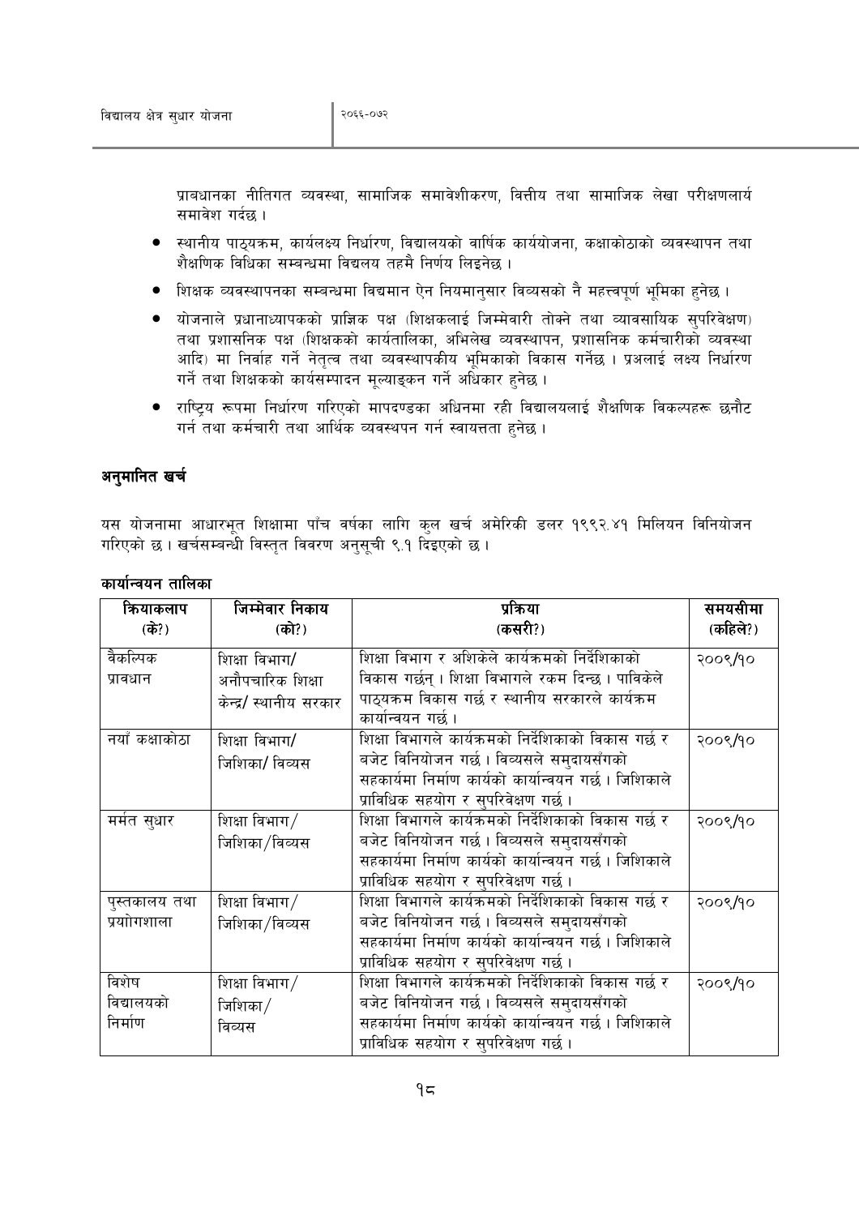प्रावधानका नीतिगत व्यवस्था, सामाजिक समावेशीकरण, वित्तीय तथा सामाजिक लेखा परीक्षणलार्य समावेश गर्दछ ।

- स्थानीय पाठ्यक्रम, कार्यलक्ष्य निर्धारण, विद्यालयको वार्षिक कार्ययोजना, कक्षाकोठाको व्यवस्थापन तथा शैक्षणिक विधिका सम्बन्धमा विद्यलय तहमै निर्णय लिइनेछ ।
- शिक्षक व्यवस्थापनका सम्वन्धमा विद्यमान ऐन नियमानुसार विव्यसको नै महत्त्वपूर्ण भूमिका हुनेछ ।
- योजनाले प्रधानाध्यापकको प्राज्ञिक पक्ष (शिक्षकलाई जिम्मेवारी तोक्ने तथा व्यावसायिक सुपरिवेक्षण) तथा प्रशासनिक पक्ष (शिक्षकको कार्यतालिका, अभिलेख व्यवस्थापन, प्रशासनिक कर्मचारीको व्यवस्था आदि) मा निर्वाह गर्ने नेतृत्व तथा व्यवस्थापकीय भूमिकाको विकास गर्नेछ । प्रअलाई लक्ष्य निर्धारण गर्ने तथा शिक्षकको कार्यसम्पादन मूल्याङ्कन गर्ने अधिकार हुनेछ ।
- राष्ट्रिय रूपमा निर्धारण गरिएको मापदण्डका अधिनमा रही विद्यालयलाई शैक्षणिक विकल्पहरू छनौट गर्न तथा कर्मचारी तथा आर्थिक व्यवस्थपन गर्न स्वायत्तता हुनेछ ।

### अनुमानित खर्च

यस योजनामा आधारभूत शिक्षामा पाँच वर्षका लागि कुल खर्च अमेरिकी डलर १९९२.४१ मिलियन विनियोजन गरिएको छ । खर्चसम्बन्धी विस्तृत विवरण अनुसूची ९.१ दिइएको छ ।

#### कार्यान्वयन तालिका

| क्रियाकलाप (के?) | जिम्मेवार निकाय (को?) | प्रक्रिया (कसरी?) | समयसीमा (कहिले?) |
|---|---|---|---|
| वैकल्पिक प्रावधान | शिक्षा विभाग/ अनौपचारिक शिक्षा केन्द्र/ स्थानीय सरकार | शिक्षा विभाग र अशिकेले कार्यक्रमको निर्देशिकाको विकास गर्छन् । शिक्षा विभागले रकम दिन्छ । पाविकेले पाठ्यक्रम विकास गर्छ र स्थानीय सरकारले कार्यक्रम कार्यान्वयन गर्छ । | २००९/१० |
| नयाँ कक्षाकोठा | शिक्षा विभाग/ जिशिका/ विव्यस | शिक्षा विभागले कार्यक्रमको निर्देशिकाको विकास गर्छ र बजेट विनियोजन गर्छ । विव्यसले समुदायसँगको सहकार्यमा निर्माण कार्यको कार्यान्वयन गर्छ । जिशिकाले प्राविधिक सहयोग र सुपरिवेक्षण गर्छ । | २००९/१० |
| मर्मत सुधार | शिक्षा विभाग/ जिशिका/विव्यस | शिक्षा विभागले कार्यक्रमको निर्देशिकाको विकास गर्छ र बजेट विनियोजन गर्छ । विव्यसले समुदायसँगको सहकार्यमा निर्माण कार्यको कार्यान्वयन गर्छ । जिशिकाले प्राविधिक सहयोग र सुपरिवेक्षण गर्छ । | २००९/१० |
| पुस्तकालय तथा प्रयोगशाला | शिक्षा विभाग/ जिशिका/विव्यस | शिक्षा विभागले कार्यक्रमको निर्देशिकाको विकास गर्छ र बजेट विनियोजन गर्छ । विव्यसले समुदायसँगको सहकार्यमा निर्माण कार्यको कार्यान्वयन गर्छ । जिशिकाले प्राविधिक सहयोग र सुपरिवेक्षण गर्छ । | २००९/१० |
| विशेष विद्यालयको निर्माण | शिक्षा विभाग/ जिशिका/ विव्यस | शिक्षा विभागले कार्यक्रमको निर्देशिकाको विकास गर्छ र बजेट विनियोजन गर्छ । विव्यसले समुदायसँगको सहकार्यमा निर्माण कार्यको कार्यान्वयन गर्छ । जिशिकाले प्राविधिक सहयोग र सुपरिवेक्षण गर्छ । | २००९/१० |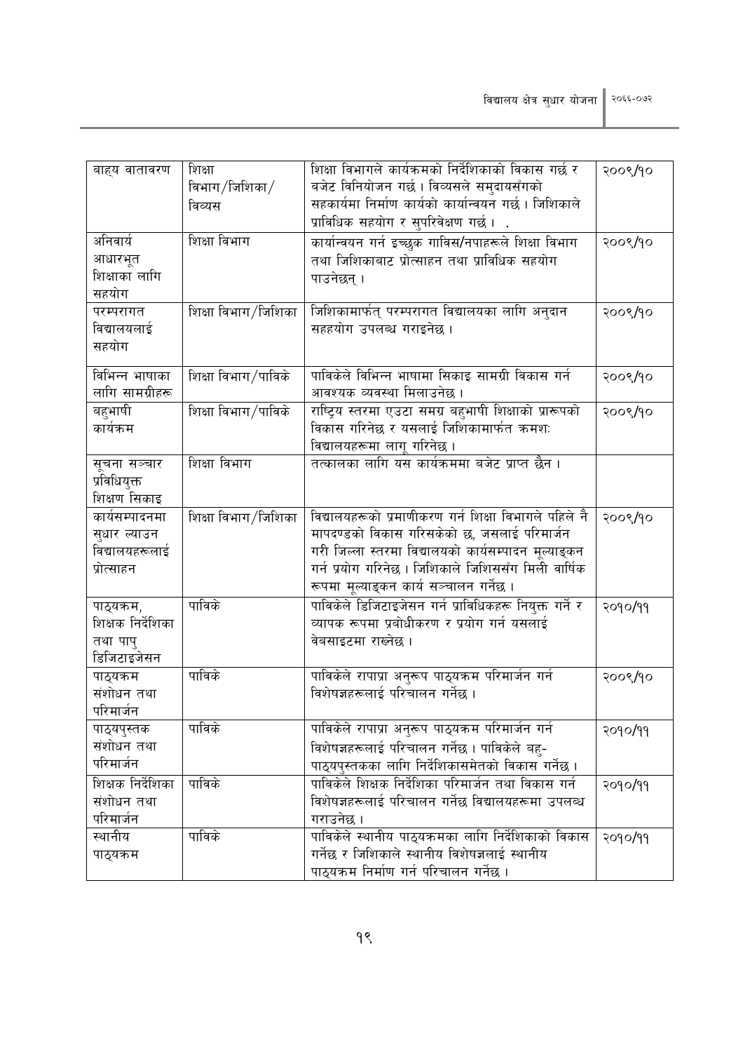| बाह्य वातावरण | शिक्षा विभाग/जिशिका/विव्यस | शिक्षा विभागले कार्यक्रमको निर्देशिकाको विकास गर्छ र बजेट विनियोजन गर्छ । विव्यसले समुदायसँगको सहकार्यमा निर्माण कार्यको कार्यान्वयन गर्छ । जिशिकाले प्राविधिक सहयोग र सुपरिवेक्षण गर्छ । . | २००९/१० |
|---|---|---|---|
| अनिवार्य आधारभूत शिक्षाका लागि सहयोग | शिक्षा विभाग | कार्यान्वयन गर्न इच्छुक गाविस/नपाहरूले शिक्षा विभाग तथा जिशिकाबाट प्रोत्साहन तथा प्राविधिक सहयोग पाउनेछन् । | २००९/१० |
| परम्परागत विद्यालयलाई सहयोग | शिक्षा विभाग/जिशिका | जिशिकामार्फत् परम्परागत विद्यालयका लागि अनुदान सहहयोग उपलब्ध गराइनेछ । | २००९/१० |
| विभिन्न भाषाका लागि सामग्रीहरू | शिक्षा विभाग/पाविके | पाविकेले विभिन्न भाषामा सिकाइ सामग्री विकास गर्न आवश्यक व्यवस्था मिलाउनेछ । | २००९/१० |
| बहुभाषी कार्यक्रम | शिक्षा विभाग/पाविके | राष्ट्रिय स्तरमा एउटा समग्र बहुभाषी शिक्षाको प्रारूपको विकास गरिनेछ र यसलाई जिशिकामार्फत क्रमशः विद्यालयहरूमा लागू गरिनेछ । | २००९/१० |
| सूचना सञ्चार प्रविधियुक्त शिक्षण सिकाइ | शिक्षा विभाग | तत्कालका लागि यस कार्यक्रममा बजेट प्राप्त छैन । | |
| कार्यसम्पादनमा सुधार ल्याउन विद्यालयहरूलाई प्रोत्साहन | शिक्षा विभाग/जिशिका | विद्यालयहरूको प्रमाणीकरण गर्न शिक्षा विभागले पहिले नै मापदण्डको विकास गरिसकेको छ, जसलाई परिमार्जन गरी जिल्ला स्तरमा विद्यालयको कार्यसम्पादन मूल्याङ्कन गर्न प्रयोग गरिनेछ । जिशिकाले जिशिससँग मिली वार्षिक रूपमा मूल्याङ्कन कार्य सञ्चालन गर्नेछ । | २००९/१० |
| पाठ्यक्रम, शिक्षक निर्देशिका तथा पापु डिजिटाइजेसन | पाविके | पाविकेले डिजिटाइजेसन गर्न प्राविधिकहरू नियुक्त गर्ने र व्यापक रूपमा प्रबोधीकरण र प्रयोग गर्न यसलाई वेबसाइटमा राख्नेछ । | २०१०/११ |
| पाठ्यक्रम संशोधन तथा परिमार्जन | पाविके | पाविकेले रापाप्रा अनुरूप पाठ्यक्रम परिमार्जन गर्न विशेषज्ञहरूलाई परिचालन गर्नेछ । | २००९/१० |
| पाठ्यपुस्तक संशोधन तथा परिमार्जन | पाविके | पाविकेले रापाप्रा अनुरूप पाठ्यक्रम परिमार्जन गर्न विशेषज्ञहरूलाई परिचालन गर्नेछ । पाविकेले बहु-पाठ्यपुस्तकका लागि निर्देशिकासमेतको विकास गर्नेछ । | २०१०/११ |
| शिक्षक निर्देशिका संशोधन तथा परिमार्जन | पाविके | पाविकेले शिक्षक निर्देशिका परिमार्जन तथा विकास गर्न विशेषज्ञहरूलाई परिचालन गर्नेछ विद्यालयहरूमा उपलब्ध गराउनेछ । | २०१०/११ |
| स्थानीय पाठ्यक्रम | पाविके | पाविकेले स्थानीय पाठ्यक्रमका लागि निर्देशिकाको विकास गर्नेछ र जिशिकाले स्थानीय विशेषज्ञलाई स्थानीय पाठ्यक्रम निर्माण गर्न परिचालन गर्नेछ । | २०१०/११ |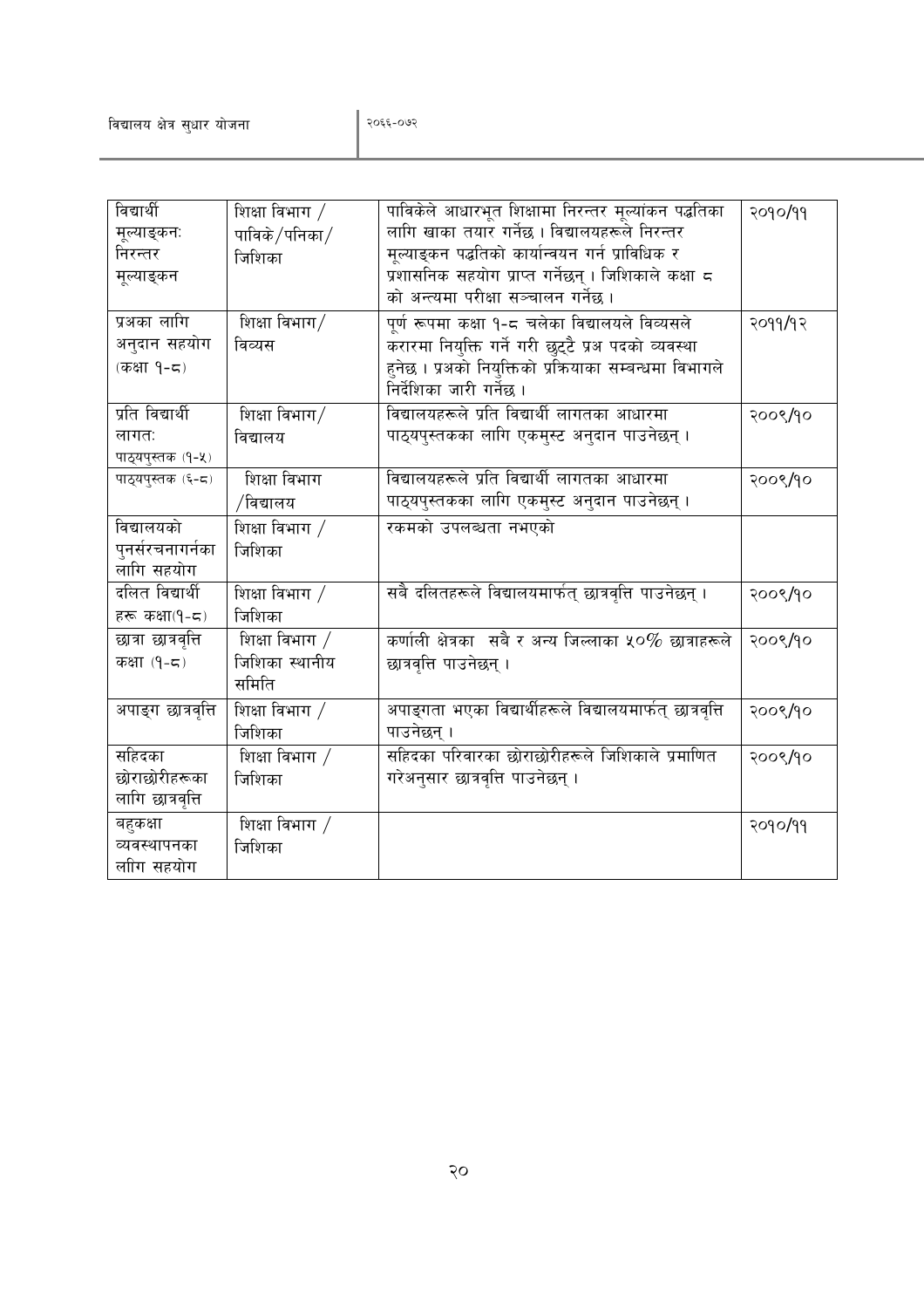| विद्यार्थी मूल्याङ्कनः निरन्तर मूल्याङ्कन | शिक्षा विभाग / पाविके/पनिका/ जिशिका | पाविकेले आधारभूत शिक्षामा निरन्तर मूल्यांकन पद्धतिका लागि खाका तयार गर्नेछ । विद्यालयहरूले निरन्तर मूल्याङ्कन पद्धतिको कार्यान्वयन गर्न प्राविधिक र प्रशासनिक सहयोग प्राप्त गर्नेछन् । जिशिकाले कक्षा ८ को अन्त्यमा परीक्षा सञ्चालन गर्नेछ । | २०१०/११ |
|---|---|---|---|
| प्रअका लागि अनुदान सहयोग (कक्षा १-८) | शिक्षा विभाग/ विव्यस | पूर्ण रूपमा कक्षा १-८ चलेका विद्यालयले विव्यसले करारमा नियुक्ति गर्ने गरी छुट्टै प्रअ पदको व्यवस्था हुनेछ । प्रअको नियुक्तिको प्रक्रियाका सम्बन्धमा विभागले निर्देशिका जारी गर्नेछ । | २०११/१२ |
| प्रति विद्यार्थी लागतः पाठ्यपुस्तक (१-५) | शिक्षा विभाग/ विद्यालय | विद्यालयहरूले प्रति विद्यार्थी लागतका आधारमा पाठ्यपुस्तकका लागि एकमुस्ट अनुदान पाउनेछन् । | २००९/१० |
| पाठ्यपुस्तक (६-८) | शिक्षा विभाग /विद्यालय | विद्यालयहरूले प्रति विद्यार्थी लागतका आधारमा पाठ्यपुस्तकका लागि एकमुस्ट अनुदान पाउनेछन् । | २००९/१० |
| विद्यालयको पुनर्संरचनागर्नका लागि सहयोग | शिक्षा विभाग / जिशिका | रकमको उपलब्धता नभएको | |
| दलित विद्यार्थी हरू कक्षा(१-८) | शिक्षा विभाग / जिशिका | सबै दलितहरूले विद्यालयमार्फत् छात्रवृत्ति पाउनेछन् । | २००९/१० |
| छात्रा छात्रवृत्ति कक्षा (१-८) | शिक्षा विभाग / जिशिका स्थानीय समिति | कर्णाली क्षेत्रका सबै र अन्य जिल्लाका ५०% छात्राहरूले छात्रवृत्ति पाउनेछन् । | २००९/१० |
| अपाङ्ग छात्रवृत्ति | शिक्षा विभाग / जिशिका | अपाङ्गता भएका विद्यार्थीहरूले विद्यालयमार्फत् छात्रवृत्ति पाउनेछन् । | २००९/१० |
| सहिदका छोराछोरीहरूका लागि छात्रवृत्ति | शिक्षा विभाग / जिशिका | सहिदका परिवारका छोराछोरीहरूले जिशिकाले प्रमाणित गरेअनुसार छात्रवृत्ति पाउनेछन् । | २००९/१० |
| बहुकक्षा व्यवस्थापनका लाीग सहयोग | शिक्षा विभाग / जिशिका | | २०१०/११ |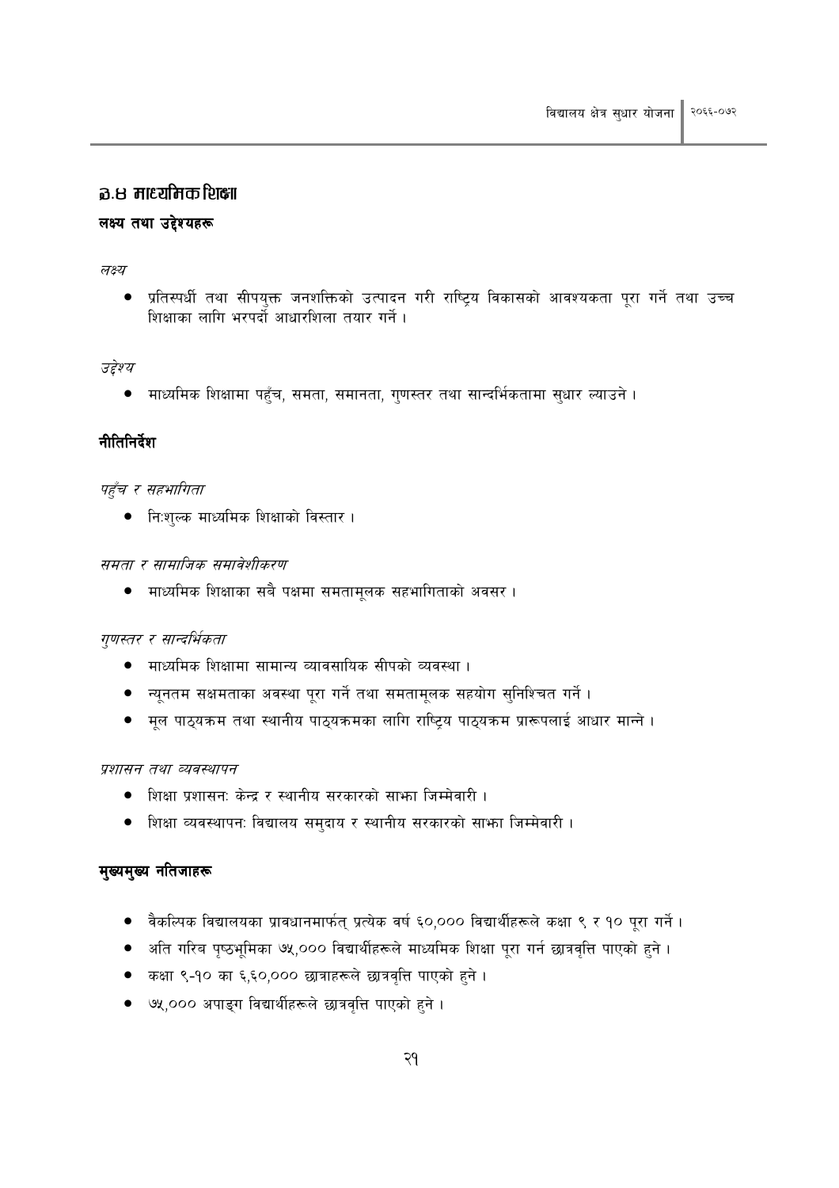## ७.४ माध्यमिक शिक्षा

### लक्ष्य तथा उद्देश्यहरू

*लक्ष्य*

- प्रतिस्पर्धी तथा सीपयुक्त जनशक्तिको उत्पादन गरी राष्ट्रिय विकासको आवश्यकता पूरा गर्ने तथा उच्च शिक्षाका लागि भरपर्दो आधारशिला तयार गर्ने ।

*उद्देश्य*

- माध्यमिक शिक्षामा पहुँच, समता, समानता, गुणस्तर तथा सान्दर्भिकतामा सुधार ल्याउने ।

### नीतिनिर्देश

*पहुँच र सहभागिता*

- निःशुल्क माध्यमिक शिक्षाको विस्तार ।

*समता र सामाजिक समावेशीकरण*

- माध्यमिक शिक्षाका सबै पक्षमा समतामूलक सहभागिताको अवसर ।

*गुणस्तर र सान्दर्भिकता*

- माध्यमिक शिक्षामा सामान्य व्यावसायिक सीपको व्यवस्था ।
- न्यूनतम सक्षमताका अवस्था पूरा गर्ने तथा समतामूलक सहयोग सुनिश्चित गर्ने ।
- मूल पाठ्यक्रम तथा स्थानीय पाठ्यक्रमका लागि राष्ट्रिय पाठ्यक्रम प्रारूपलाई आधार मान्ने ।

*प्रशासन तथा व्यवस्थापन*

- शिक्षा प्रशासनः केन्द्र र स्थानीय सरकारको साझा जिम्मेवारी ।
- शिक्षा व्यवस्थापनः विद्यालय समुदाय र स्थानीय सरकारको साझा जिम्मेवारी ।

### मुख्यमुख्य नतिजाहरू

- वैकल्पिक विद्यालयका प्रावधानमार्फत् प्रत्येक वर्ष ६०,००० विद्यार्थीहरूले कक्षा ९ र १० पूरा गर्ने ।
- अति गरिब पृष्ठभूमिका ७५,००० विद्यार्थीहरूले माध्यमिक शिक्षा पूरा गर्न छात्रवृत्ति पाएको हुने ।
- कक्षा ९-१० का ६,६०,००० छात्राहरूले छात्रवृत्ति पाएको हुने ।
- ७५,००० अपाङ्ग विद्यार्थीहरूले छात्रवृत्ति पाएको हुने ।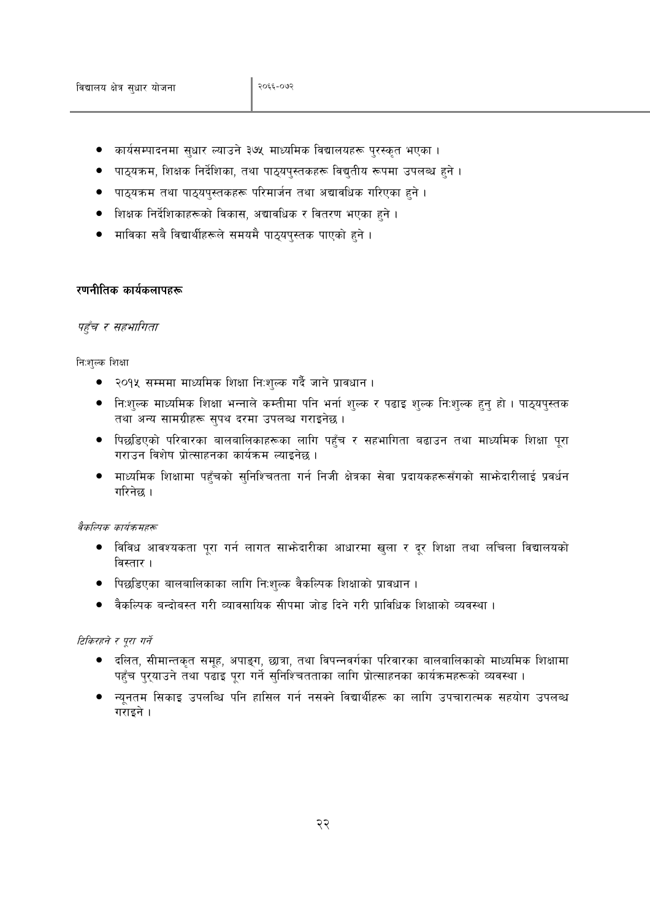- कार्यसम्पादनमा सुधार ल्याउने ३७५ माध्यमिक विद्यालयहरू पुरस्कृत भएका ।
- पाठ्यक्रम, शिक्षक निर्देशिका, तथा पाठ्यपुस्तकहरू विद्युतीय रूपमा उपलब्ध हुने ।
- पाठ्यक्रम तथा पाठ्यपुस्तकहरू परिमार्जन तथा अद्यावधिक गरिएका हुने ।
- शिक्षक निर्देशिकाहरूको विकास, अद्यावधिक र वितरण भएका हुने ।
- माविका सबै विद्यार्थीहरूले समयमै पाठ्यपुस्तक पाएको हुने ।

**रणनीतिक कार्यकलापहरू**

*पहुँच र सहभागिता*

निःशुल्क शिक्षा

- २०१५ सम्ममा माध्यमिक शिक्षा निःशुल्क गर्दै जाने प्रावधान ।
- निःशुल्क माध्यमिक शिक्षा भन्नाले कम्तीमा पनि भर्ना शुल्क र पढाइ शुल्क निःशुल्क हुनु हो । पाठ्यपुस्तक तथा अन्य सामग्रीहरू सुपथ दरमा उपलब्ध गराइनेछ ।
- पिछडिएको परिवारका बालबालिकाहरूका लागि पहुँच र सहभागिता बढाउन तथा माध्यमिक शिक्षा पूरा गराउन विशेष प्रोत्साहनका कार्यक्रम ल्याइनेछ ।
- माध्यमिक शिक्षामा पहुँचको सुनिश्चितता गर्न निजी क्षेत्रका सेवा प्रदायकहरूसँगको साझेदारीलाई प्रवर्धन गरिनेछ ।

*वैकल्पिक कार्यक्रमहरू*

- विविध आवश्यकता पूरा गर्न लागत साझेदारीका आधारमा खुला र दूर शिक्षा तथा लचिला विद्यालयको विस्तार ।
- पिछडिएका बालबालिकाका लागि निःशुल्क वैकल्पिक शिक्षाको प्रावधान ।
- वैकल्पिक बन्दोबस्त गरी व्यावसायिक सीपमा जोड दिने गरी प्राविधिक शिक्षाको व्यवस्था ।

*टिकिरहने र पूरा गर्ने*

- दलित, सीमान्तकृत समूह, अपाङ्ग, छात्रा, तथा विपन्नवर्गका परिवारका बालबालिकाको माध्यमिक शिक्षामा पहुँच पुर्‍याउने तथा पढाइ पूरा गर्ने सुनिश्चितताका लागि प्रोत्साहनका कार्यक्रमहरूको व्यवस्था ।
- न्यूनतम सिकाइ उपलब्धि पनि हासिल गर्न नसक्ने विद्यार्थीहरू का लागि उपचारात्मक सहयोग उपलब्ध गराइने ।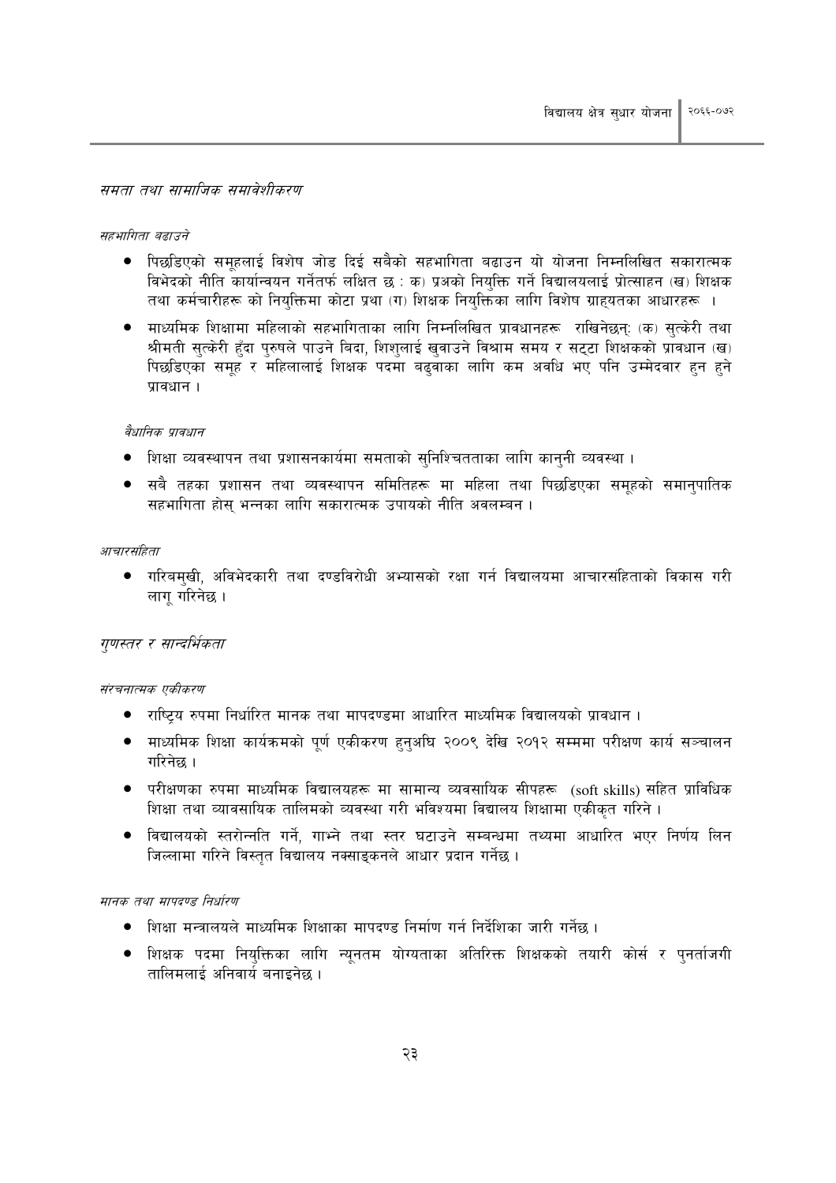## *समता तथा सामाजिक समावेशीकरण*

### *सहभागिता बढाउने*

- पिछडिएको समूहलाई विशेष जोड दिई सबैको सहभागिता बढाउन यो योजना निम्नलिखित सकारात्मक विभेदको नीति कार्यान्वयन गर्नेतर्फ लक्षित छ : क) प्रअको नियुक्ति गर्ने विद्यालयलाई प्रोत्साहन (ख) शिक्षक तथा कर्मचारीहरू को नियुक्तिमा कोटा प्रथा (ग) शिक्षक नियुक्तिका लागि विशेष ग्राह्यतका आधारहरू ।
- माध्यमिक शिक्षामा महिलाको सहभागिताका लागि निम्नलिखित प्रावधानहरू राखिनेछन्: (क) सुत्केरी तथा श्रीमती सुत्केरी हुँदा पुरुषले पाउने बिदा, शिशुलाई खुवाउने विश्राम समय र सट्टा शिक्षकको प्रावधान (ख) पिछडिएका समूह र महिलालाई शिक्षक पदमा बढुवाका लागि कम अवधि भए पनि उम्मेदवार हुन हुने प्रावधान ।

### *वैधानिक प्रावधान*

- शिक्षा व्यवस्थापन तथा प्रशासनकार्यमा समताको सुनिश्चितताका लागि कानुनी व्यवस्था ।
- सबै तहका प्रशासन तथा व्यवस्थापन समितिहरू मा महिला तथा पिछडिएका समूहको समानुपातिक सहभागिता होस् भन्नका लागि सकारात्मक उपायको नीति अवलम्बन ।

### *आचारसंहिता*

- गरिबमुखी, अविभेदकारी तथा दण्डविरोधी अभ्यासको रक्षा गर्न विद्यालयमा आचारसंहिताको विकास गरी लागू गरिनेछ ।

## *गुणस्तर र सान्दर्भिकता*

### *संरचनात्मक एकीकरण*

- राष्ट्रिय रुपमा निर्धारित मानक तथा मापदण्डमा आधारित माध्यमिक विद्यालयको प्रावधान ।
- माध्यमिक शिक्षा कार्यक्रमको पूर्ण एकीकरण हुनुअघि २००९ देखि २०१२ सम्ममा परीक्षण कार्य सञ्चालन गरिनेछ ।
- परीक्षणका रुपमा माध्यमिक विद्यालयहरू मा सामान्य व्यवसायिक सीपहरू (soft skills) सहित प्राविधिक शिक्षा तथा व्यावसायिक तालिमको व्यवस्था गरी भविश्यमा विद्यालय शिक्षामा एकीकृत गरिने ।
- विद्यालयको स्तरोन्नति गर्ने, गाभ्ने तथा स्तर घटाउने सम्बन्धमा तथ्यमा आधारित भएर निर्णय लिन जिल्लामा गरिने विस्तृत विद्यालय नक्साङ्कनले आधार प्रदान गर्नेछ ।

### *मानक तथा मापदण्ड निर्धारण*

- शिक्षा मन्त्रालयले माध्यमिक शिक्षाका मापदण्ड निर्माण गर्न निर्देशिका जारी गर्नेछ ।
- शिक्षक पदमा नियुक्तिका लागि न्यूनतम योग्यताका अतिरिक्त शिक्षकको तयारी कोर्स र पुनर्ताजगी तालिमलाई अनिवार्य बनाइनेछ ।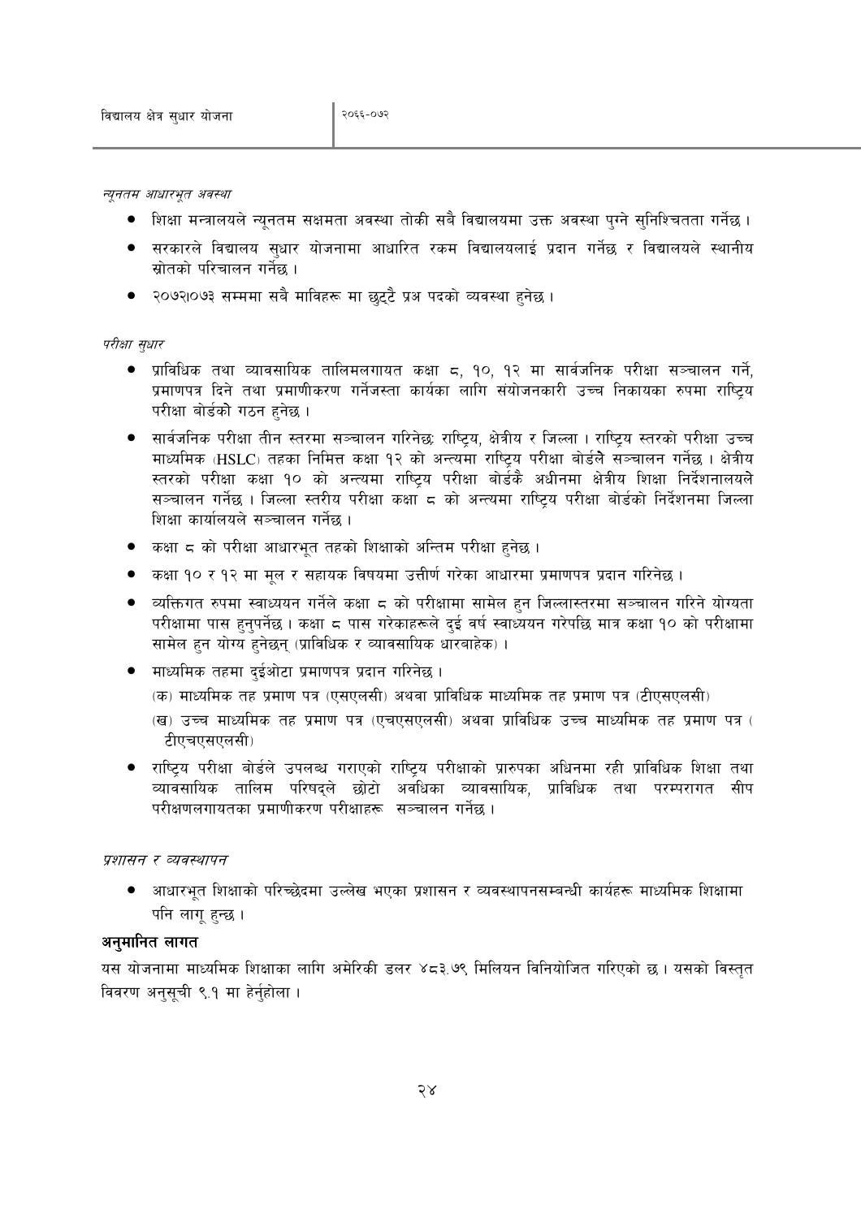*न्यूनतम आधारभूत अवस्था*

- शिक्षा मन्त्रालयले न्यूनतम सक्षमता अवस्था तोकी सबै विद्यालयमा उक्त अवस्था पुग्ने सुनिश्चितता गर्नेछ ।
- सरकारले विद्यालय सुधार योजनामा आधारित रकम विद्यालयलाई प्रदान गर्नेछ र विद्यालयले स्थानीय स्रोतको परिचालन गर्नेछ ।
- २०७२।०७३ सम्ममा सबै माविहरू मा छुट्टै प्रअ पदको व्यवस्था हुनेछ ।

*परीक्षा सुधार*

- प्राविधिक तथा व्यावसायिक तालिमलगायत कक्षा ८, १०, १२ मा सार्वजनिक परीक्षा सञ्चालन गर्ने, प्रमाणपत्र दिने तथा प्रमाणीकरण गर्नेजस्ता कार्यका लागि संयोजनकारी उच्च निकायका रुपमा राष्ट्रिय परीक्षा बोर्डको गठन हुनेछ ।
- सार्वजनिक परीक्षा तीन स्तरमा सञ्चालन गरिनेछः राष्ट्रिय, क्षेत्रीय र जिल्ला । राष्ट्रिय स्तरको परीक्षा उच्च माध्यमिक (HSLC) तहका निमित्त कक्षा १२ को अन्त्यमा राष्ट्रिय परीक्षा बोर्डले सञ्चालन गर्नेछ । क्षेत्रीय स्तरको परीक्षा कक्षा १० को अन्त्यमा राष्ट्रिय परीक्षा बोर्डकै अधीनमा क्षेत्रीय शिक्षा निर्देशनालयले सञ्चालन गर्नेछ । जिल्ला स्तरीय परीक्षा कक्षा ८ को अन्त्यमा राष्ट्रिय परीक्षा बोर्डको निर्देशनमा जिल्ला शिक्षा कार्यालयले सञ्चालन गर्नेछ ।
- कक्षा ८ को परीक्षा आधारभूत तहको शिक्षाको अन्तिम परीक्षा हुनेछ ।
- कक्षा १० र १२ मा मूल र सहायक विषयमा उत्तीर्ण गरेका आधारमा प्रमाणपत्र प्रदान गरिनेछ ।
- व्यक्तिगत रुपमा स्वाध्ययन गर्नेले कक्षा ८ को परीक्षामा सामेल हुन जिल्लास्तरमा सञ्चालन गरिने योग्यता परीक्षामा पास हुनुपर्नेछ । कक्षा ८ पास गरेकाहरूले दुई वर्ष स्वाध्ययन गरेपछि मात्र कक्षा १० को परीक्षामा सामेल हुन योग्य हुनेछन् (प्राविधिक र व्यावसायिक धारबाहेक) ।
- माध्यमिक तहमा दुईओटा प्रमाणपत्र प्रदान गरिनेछ ।
  (क) माध्यमिक तह प्रमाण पत्र (एसएलसी) अथवा प्राविधिक माध्यमिक तह प्रमाण पत्र (टीएसएलसी)
  (ख) उच्च माध्यमिक तह प्रमाण पत्र (एचएसएलसी) अथवा प्राविधिक उच्च माध्यमिक तह प्रमाण पत्र (टीएचएसएलसी)
- राष्ट्रिय परीक्षा बोर्डले उपलब्ध गराएको राष्ट्रिय परीक्षाको प्रारुपका अधिनमा रही प्राविधिक शिक्षा तथा व्यावसायिक तालिम परिषद्ले छोटो अवधिका व्यावसायिक, प्राविधिक तथा परम्परागत सीप परीक्षणलगायतका प्रमाणीकरण परीक्षाहरू सञ्चालन गर्नेछ ।

*प्रशासन र व्यवस्थापन*

- आधारभूत शिक्षाको परिच्छेदमा उल्लेख भएका प्रशासन र व्यवस्थापनसम्बन्धी कार्यहरू माध्यमिक शिक्षामा पनि लागू हुन्छ ।

**अनुमानित लागत**

यस योजनामा माध्यमिक शिक्षाका लागि अमेरिकी डलर ४८३.७९ मिलियन विनियोजित गरिएको छ । यसको विस्तृत विवरण अनुसूची ९.१ मा हेर्नुहोला ।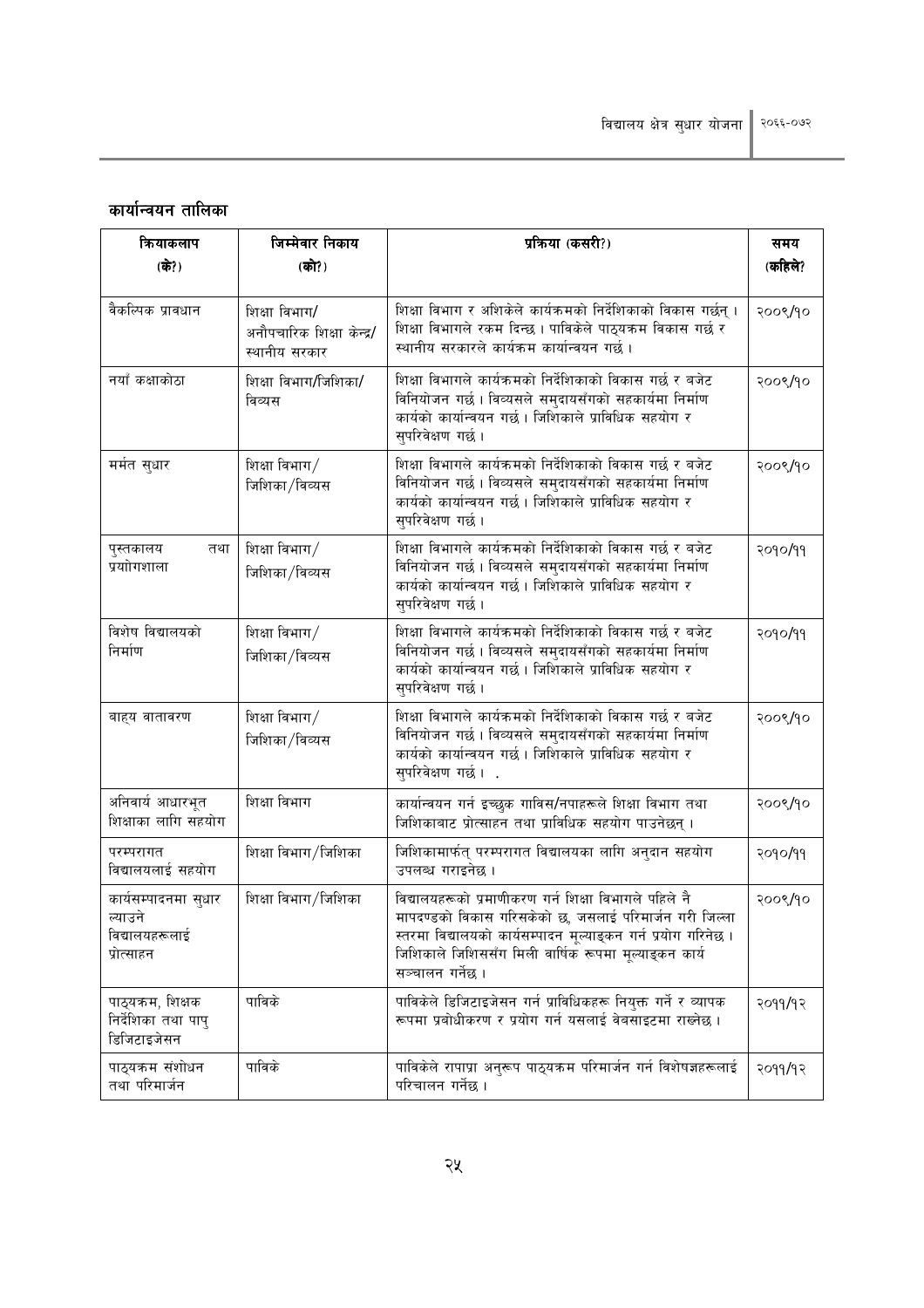## कार्यान्वयन तालिका

| क्रियाकलाप (के?) | जिम्मेवार निकाय (को?) | प्रक्रिया (कसरी?) | समय (कहिले? |
|---|---|---|---|
| वैकल्पिक प्रावधान | शिक्षा विभाग/ अनौपचारिक शिक्षा केन्द्र/ स्थानीय सरकार | शिक्षा विभाग र अशिकेले कार्यक्रमको निर्देशिकाको विकास गर्छन् । शिक्षा विभागले रकम दिन्छ । पाविकेले पाठ्यक्रम विकास गर्छ र स्थानीय सरकारले कार्यक्रम कार्यान्वयन गर्छ । | २००९/१० |
| नयाँ कक्षाकोठा | शिक्षा विभाग/जिशिका/ विव्यस | शिक्षा विभागले कार्यक्रमको निर्देशिकाको विकास गर्छ र बजेट विनियोजन गर्छ । विव्यसले समुदायसँगको सहकार्यमा निर्माण कार्यको कार्यान्वयन गर्छ । जिशिकाले प्राविधिक सहयोग र सुपरिवेक्षण गर्छ । | २००९/१० |
| मर्मत सुधार | शिक्षा विभाग/ जिशिका/विव्यस | शिक्षा विभागले कार्यक्रमको निर्देशिकाको विकास गर्छ र बजेट विनियोजन गर्छ । विव्यसले समुदायसँगको सहकार्यमा निर्माण कार्यको कार्यान्वयन गर्छ । जिशिकाले प्राविधिक सहयोग र सुपरिवेक्षण गर्छ । | २००९/१० |
| पुस्तकालय तथा प्रयोगशाला | शिक्षा विभाग/ जिशिका/विव्यस | शिक्षा विभागले कार्यक्रमको निर्देशिकाको विकास गर्छ र बजेट विनियोजन गर्छ । विव्यसले समुदायसँगको सहकार्यमा निर्माण कार्यको कार्यान्वयन गर्छ । जिशिकाले प्राविधिक सहयोग र सुपरिवेक्षण गर्छ । | २०१०/११ |
| विशेष विद्यालयको निर्माण | शिक्षा विभाग/ जिशिका/विव्यस | शिक्षा विभागले कार्यक्रमको निर्देशिकाको विकास गर्छ र बजेट विनियोजन गर्छ । विव्यसले समुदायसँगको सहकार्यमा निर्माण कार्यको कार्यान्वयन गर्छ । जिशिकाले प्राविधिक सहयोग र सुपरिवेक्षण गर्छ । | २०१०/११ |
| बाह्य वातावरण | शिक्षा विभाग/ जिशिका/विव्यस | शिक्षा विभागले कार्यक्रमको निर्देशिकाको विकास गर्छ र बजेट विनियोजन गर्छ । विव्यसले समुदायसँगको सहकार्यमा निर्माण कार्यको कार्यान्वयन गर्छ । जिशिकाले प्राविधिक सहयोग र सुपरिवेक्षण गर्छ । . | २००९/१० |
| अनिवार्य आधारभूत शिक्षाका लागि सहयोग | शिक्षा विभाग | कार्यान्वयन गर्न इच्छुक गाविस/नपाहरूले शिक्षा विभाग तथा जिशिकाबाट प्रोत्साहन तथा प्राविधिक सहयोग पाउनेछन् । | २००९/१० |
| परम्परागत विद्यालयलाई सहयोग | शिक्षा विभाग/जिशिका | जिशिकामार्फत् परम्परागत विद्यालयका लागि अनुदान सहयोग उपलब्ध गराइनेछ । | २०१०/११ |
| कार्यसम्पादनमा सुधार ल्याउने विद्यालयहरूलाई प्रोत्साहन | शिक्षा विभाग/जिशिका | विद्यालयहरूको प्रमाणीकरण गर्न शिक्षा विभागले पहिले नै मापदण्डको विकास गरिसकेको छ, जसलाई परिमार्जन गरी जिल्ला स्तरमा विद्यालयको कार्यसम्पादन मूल्याङ्कन गर्न प्रयोग गरिनेछ । जिशिकाले जिशिससँग मिली वार्षिक रूपमा मूल्याङ्कन कार्य सञ्चालन गर्नेछ । | २००९/१० |
| पाठ्यक्रम, शिक्षक निर्देशिका तथा पापु डिजिटाइजेसन | पाविके | पाविकेले डिजिटाइजेसन गर्न प्राविधिकहरू नियुक्त गर्ने र व्यापक रूपमा प्रबोधीकरण र प्रयोग गर्न यसलाई वेबसाइटमा राख्नेछ । | २०११/१२ |
| पाठ्यक्रम संशोधन तथा परिमार्जन | पाविके | पाविकेले रापाप्रा अनुरूप पाठ्यक्रम परिमार्जन गर्न विशेषज्ञहरूलाई परिचालन गर्नेछ । | २०११/१२ |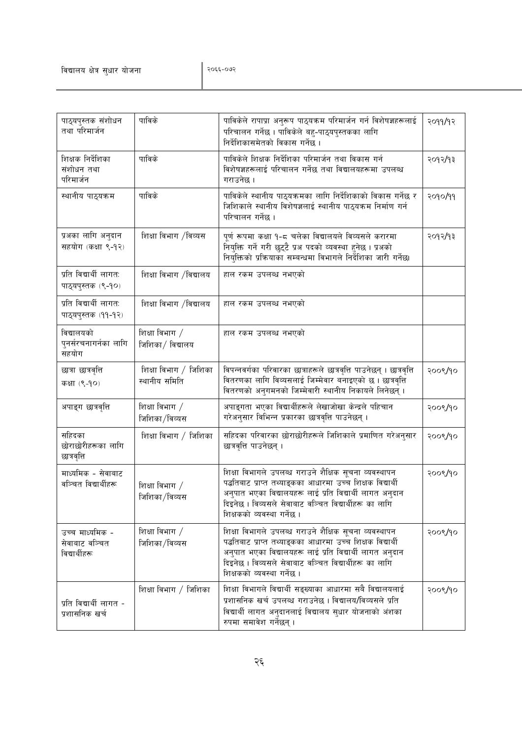| पाठ्यपुस्तक संशोधन तथा परिमार्जन | पाविके | पाविकेले रापाप्रा अनुरूप पाठ्यक्रम परिमार्जन गर्न विशेषज्ञहरूलाई परिचालन गर्नेछ । पाविकेले बहु-पाठ्यपुस्तकका लागि निर्देशिकासमेतको विकास गर्नेछ । | २०११/१२ |
|---|---|---|---|
| शिक्षक निर्देशिका संशोधन तथा परिमार्जन | पाविके | पाविकेले शिक्षक निर्देशिका परिमार्जन तथा विकास गर्न विशेषज्ञहरूलाई परिचालन गर्नेछ तथा विद्यालयहरूमा उपलब्ध गराउनेछ । | २०१२/१३ |
| स्थानीय पाठ्यक्रम | पाविके | पाविकेले स्थानीय पाठ्यक्रमका लागि निर्देशिकाको विकास गर्नेछ र जिशिकाले स्थानीय विशेषज्ञलाई स्थानीय पाठ्यक्रम निर्माण गर्न परिचालन गर्नेछ । | २०१०/११ |
| प्रअका लागि अनुदान सहयोग (कक्षा ९-१२) | शिक्षा विभाग /विव्यस | पूर्ण रूपमा कक्षा १-८ चलेका विद्यालयले विव्यसले करारमा नियुक्ति गर्ने गरी छुट्टै प्रअ पदको व्यवस्था हुनेछ । प्रअको नियुक्तिको प्रक्रियाका सम्बन्धमा विभागले निर्देशिका जारी गर्नेछ। | २०१२/१३ |
| प्रति विद्यार्थी लागतः पाठ्यपुस्तक (९-१०) | शिक्षा विभाग /विद्यालय | हाल रकम उपलब्ध नभएको | |
| प्रति विद्यार्थी लागतः पाठ्यपुस्तक (११-१२) | शिक्षा विभाग /विद्यालय | हाल रकम उपलब्ध नभएको | |
| विद्यालयको पुनर्संरचनागर्नका लागि सहयोग | शिक्षा विभाग / जिशिका/ विद्यालय | हाल रकम उपलब्ध नभएको | |
| छात्रा छात्रवृत्ति कक्षा (९-१०) | शिक्षा विभाग / जिशिका स्थानीय समिति | विपन्नवर्गका परिवारका छात्राहरूले छात्रवृत्ति पाउनेछन् । छात्रवृत्ति वितरणका लागि विव्यसलाई जिम्मेवार बनाइएको छ । छात्रवृत्ति वितरणको अनुगमनको जिम्मेवारी स्थानीय निकायले लिनेछन् । | २००९/१० |
| अपाङ्ग छात्रवृत्ति | शिक्षा विभाग / जिशिका/विव्यस | अपाङ्गता भएका विद्यार्थीहरूले लेखाजोखा केन्द्रले पहिचान गरेअनुसार विभिन्न प्रकारका छात्रवृत्ति पाउनेछन् । | २००९/१० |
| सहिदका छोराछोरीहरूका लागि छात्रवृत्ति | शिक्षा विभाग / जिशिका | सहिदका परिवारका छोराछोरीहरूले जिशिकाले प्रमाणित गरेअनुसार छात्रवृत्ति पाउनेछन् । | २००९/१० |
| माध्यमिक - सेवाबाट वञ्चित विद्यार्थीहरू | शिक्षा विभाग / जिशिका/विव्यस | शिक्षा विभागले उपलब्ध गराउने शैक्षिक सूचना व्यवस्थापन पद्धतिबाट प्राप्त तथ्याङ्कका आधारमा उच्च शिक्षक विद्यार्थी अनुपात भएका विद्यालयहरू लाई प्रति विद्यार्थी लागत अनुदान दिइनेछ । विव्यसले सेवाबाट वञ्चित विद्यार्थीहरू का लागि शिक्षकको व्यवस्था गर्नेछ । | २००९/१० |
| उच्च माध्यमिक - सेवाबाट वञ्चित विद्यार्थीहरू | शिक्षा विभाग / जिशिका/विव्यस | शिक्षा विभागले उपलब्ध गराउने शैक्षिक सूचना व्यवस्थापन पद्धतिबाट प्राप्त तथ्याङ्कका आधारमा उच्च शिक्षक विद्यार्थी अनुपात भएका विद्यालयहरू लाई प्रति विद्यार्थी लागत अनुदान दिइनेछ । विव्यसले सेवाबाट वञ्चित विद्यार्थीहरू का लागि शिक्षकको व्यवस्था गर्नेछ । | २००९/१० |
| प्रति विद्यार्थी लागत - प्रशासनिक खर्च | शिक्षा विभाग / जिशिका | शिक्षा विभागले विद्यार्थी सङ्ख्याका आधारमा सबै विद्यालयलाई प्रशासनिक खर्च उपलब्ध गराउनेछ । विद्यालय/विव्यसले प्रति विद्यार्थी लागत अनुदानलाई विद्यालय सुधार योजनाको अंशका रुपमा समावेश गर्नेछन् । | २००९/१० |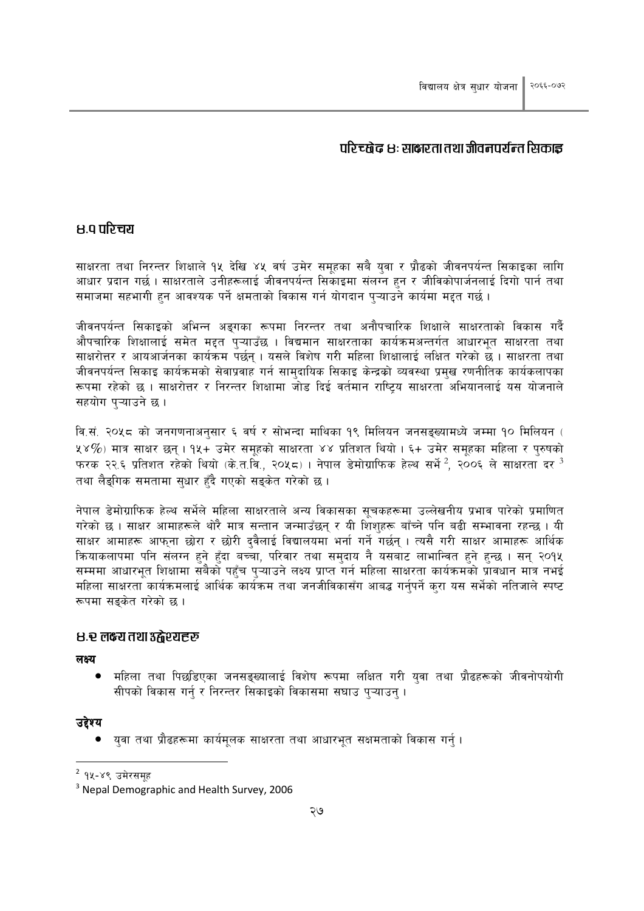# परिच्छेद ४: साक्षरता तथा जीवनपर्यन्त सिकाइ

## ४.१ परिचय

साक्षरता तथा निरन्तर शिक्षाले १५ देखि ४५ वर्ष उमेर समूहका सबै युवा र प्रौढको जीवनपर्यन्त सिकाइका लागि आधार प्रदान गर्छ । साक्षरताले उनीहरूलाई जीवनपर्यन्त सिकाइमा संलग्न हुन र जीविकोपार्जनलाई दिगो पार्न तथा समाजमा सहभागी हुन आवश्यक पर्ने क्षमताको विकास गर्न योगदान पुऱ्याउने कार्यमा मद्दत गर्छ ।

जीवनपर्यन्त सिकाइको अभिन्न अङ्गका रूपमा निरन्तर तथा अनौपचारिक शिक्षाले साक्षरताको विकास गर्दै औपचारिक शिक्षालाई समेत मद्दत पुऱ्याउँछ । विद्यमान साक्षरताका कार्यक्रमअन्तर्गत आधारभूत साक्षरता तथा साक्षरोत्तर र आयआर्जनका कार्यक्रम पर्छन् । यसले विशेष गरी महिला शिक्षालाई लक्षित गरेको छ । साक्षरता तथा जीवनपर्यन्त सिकाइ कार्यक्रमको सेवाप्रवाह गर्न सामुदायिक सिकाइ केन्द्रको व्यवस्था प्रमुख रणनीतिक कार्यकलापका रूपमा रहेको छ । साक्षरोत्तर र निरन्तर शिक्षामा जोड दिई वर्तमान राष्ट्रिय साक्षरता अभियानलाई यस योजनाले सहयोग पुऱ्याउने छ ।

वि.सं. २०५८ को जनगणनाअनुसार ६ वर्ष र सोभन्दा माथिका १९ मिलियन जनसङ्ख्यामध्ये जम्मा १० मिलियन (५४%) मात्र साक्षर छन् । १५+ उमेर समूहको साक्षरता ४४ प्रतिशत थियो । ६+ उमेर समूहका महिला र पुरुषको फरक २२.६ प्रतिशत रहेको थियो (के.त.वि., २०५८) । नेपाल डेमोग्राफिक हेल्थ सर्भे[2], २००६ ले साक्षरता दर[3] तथा लैङ्गिक समतामा सुधार हुँदै गएको सङ्केत गरेको छ ।

नेपाल डेमोग्राफिक हेल्थ सर्भेले महिला साक्षरताले अन्य विकासका सूचकहरूमा उल्लेखनीय प्रभाव पारेको प्रमाणित गरेको छ । साक्षर आमाहरूले थोरै मात्र सन्तान जन्माउँछन् र यी शिशुहरू बाँच्ने पनि बढी सम्भावना रहन्छ । यी साक्षर आमाहरू आफ्ना छोरा र छोरी दुवैलाई विद्यालयमा भर्ना गर्ने गर्छन् । त्यसै गरी साक्षर आमाहरू आर्थिक क्रियाकलापमा पनि संलग्न हुने हुँदा बच्चा, परिवार तथा समुदाय नै यसबाट लाभान्वित हुने हुन्छ । सन् २०१५ सम्ममा आधारभूत शिक्षामा सबैको पहुँच पुऱ्याउने लक्ष्य प्राप्त गर्न महिला साक्षरता कार्यक्रमको प्रावधान मात्र नभई महिला साक्षरता कार्यक्रमलाई आर्थिक कार्यक्रम तथा जनजीविकासँग आबद्ध गर्नुपर्ने कुरा यस सर्भेको नतिजाले स्पष्ट रूपमा सङ्केत गरेको छ ।

## ४.२ लक्ष्य तथा उद्देश्यहरु

**लक्ष्य**

- महिला तथा पिछडिएका जनसङ्ख्यालाई विशेष रूपमा लक्षित गरी युवा तथा प्रौढहरूको जीवनोपयोगी सीपको विकास गर्नु र निरन्तर सिकाइको विकासमा सघाउ पुऱ्याउनु ।

**उद्देश्य**

- युवा तथा प्रौढहरूमा कार्यमूलक साक्षरता तथा आधारभूत सक्षमताको विकास गर्नु ।

---

[2] १५-४९ उमेरसमूह

[3] Nepal Demographic and Health Survey, 2006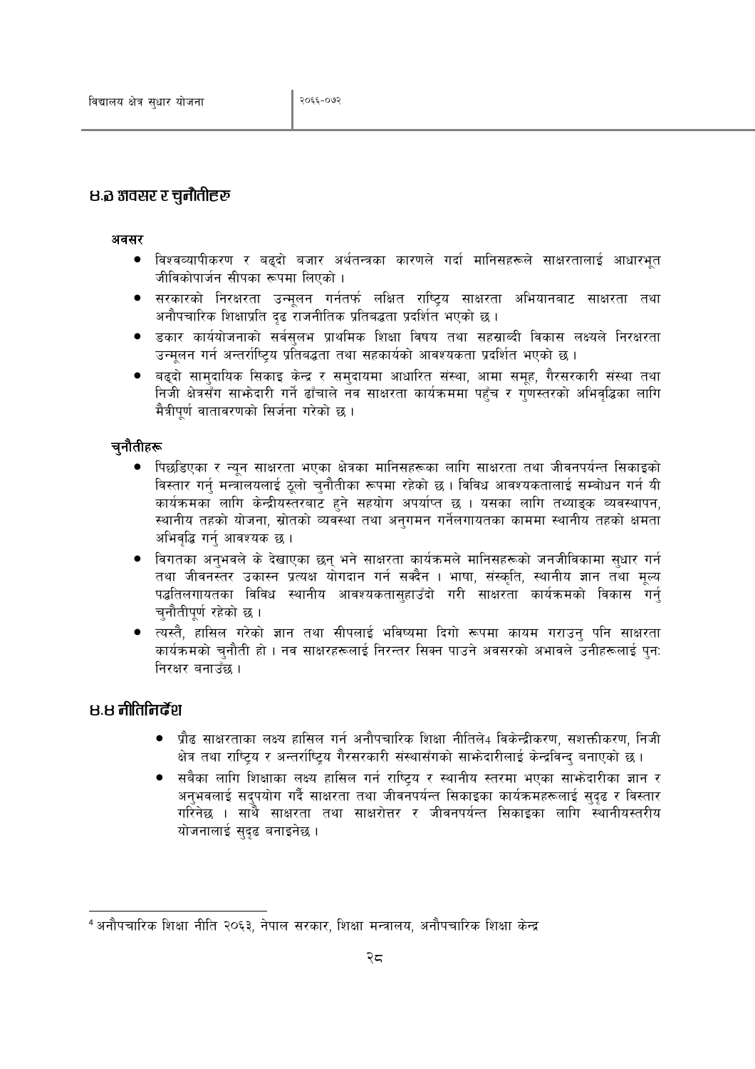## ४.३ अवसर र चुनौतीहरु

**अवसर**

- विश्वव्यापीकरण र बढ्दो बजार अर्थतन्त्रका कारणले गर्दा मानिसहरूले साक्षरतालाई आधारभूत जीविकोपार्जन सीपका रूपमा लिएको ।
- सरकारको निरक्षरता उन्मूलन गर्नतर्फ लक्षित राष्ट्रिय साक्षरता अभियानबाट साक्षरता तथा अनौपचारिक शिक्षाप्रति दृढ राजनीतिक प्रतिबद्धता प्रदर्शित भएको छ ।
- डकार कार्ययोजनाको सर्वसुलभ प्राथमिक शिक्षा विषय तथा सहस्राब्दी विकास लक्ष्यले निरक्षरता उन्मूलन गर्न अन्तर्राष्ट्रिय प्रतिबद्धता तथा सहकार्यको आवश्यकता प्रदर्शित भएको छ ।
- बढ्दो सामुदायिक सिकाइ केन्द्र र समुदायमा आधारित संस्था, आमा समूह, गैरसरकारी संस्था तथा निजी क्षेत्रसँग साझेदारी गर्ने ढाँचाले नव साक्षरता कार्यक्रममा पहुँच र गुणस्तरको अभिवृद्धिका लागि मैत्रीपूर्ण वातावरणको सिर्जना गरेको छ ।

**चुनौतीहरू**

- पिछडिएका र न्यून साक्षरता भएका क्षेत्रका मानिसहरूका लागि साक्षरता तथा जीवनपर्यन्त सिकाइको विस्तार गर्नु मन्त्रालयलाई ठूलो चुनौतीका रूपमा रहेको छ । विविध आवश्यकतालाई सम्बोधन गर्न यी कार्यक्रमका लागि केन्द्रीयस्तरबाट हुने सहयोग अपर्याप्त छ । यसका लागि तथ्याङ्क व्यवस्थापन, स्थानीय तहको योजना, स्रोतको व्यवस्था तथा अनुगमन गर्नेलगायतका काममा स्थानीय तहको क्षमता अभिवृद्धि गर्नु आवश्यक छ ।
- विगतका अनुभवले के देखाएका छन् भने साक्षरता कार्यक्रमले मानिसहरूको जनजीविकामा सुधार गर्न तथा जीवनस्तर उकास्न प्रत्यक्ष योगदान गर्न सक्दैन । भाषा, संस्कृति, स्थानीय ज्ञान तथा मूल्य पद्धतिलगायतका विविध स्थानीय आवश्यकतासुहाउँदो गरी साक्षरता कार्यक्रमको विकास गर्नु चुनौतीपूर्ण रहेको छ ।
- त्यस्तै, हासिल गरेको ज्ञान तथा सीपलाई भविष्यमा दिगो रूपमा कायम गराउनु पनि साक्षरता कार्यक्रमको चुनौती हो । नव साक्षरहरूलाई निरन्तर सिक्न पाउने अवसरको अभावले उनीहरूलाई पुनः निरक्षर बनाउँछ ।

## ४.४ नीतिनिर्देश

- प्रौढ साक्षरताका लक्ष्य हासिल गर्न अनौपचारिक शिक्षा नीतिले[4] विकेन्द्रीकरण, सशक्तीकरण, निजी क्षेत्र तथा राष्ट्रिय र अन्तर्राष्ट्रिय गैरसरकारी संस्थासँगको साझेदारीलाई केन्द्रविन्दु बनाएको छ ।
- सबैका लागि शिक्षाका लक्ष्य हासिल गर्न राष्ट्रिय र स्थानीय स्तरमा भएका साझेदारीका ज्ञान र अनुभवलाई सदुपयोग गर्दै साक्षरता तथा जीवनपर्यन्त सिकाइका कार्यक्रमहरूलाई सुदृढ र विस्तार गरिनेछ । साथै साक्षरता तथा साक्षरोत्तर र जीवनपर्यन्त सिकाइका लागि स्थानीयस्तरीय योजनालाई सुदृढ बनाइनेछ ।

---

[4] अनौपचारिक शिक्षा नीति २०६३, नेपाल सरकार, शिक्षा मन्त्रालय, अनौपचारिक शिक्षा केन्द्र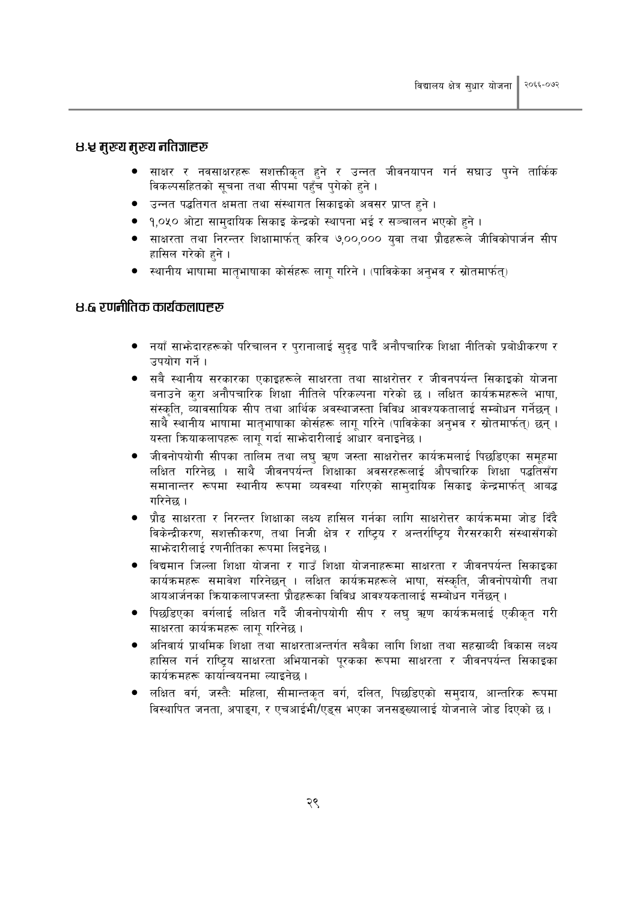## ४.५ मुख्य मुख्य नतिजाहरु

- साक्षर र नवसाक्षरहरू सशक्तीकृत हुने र उन्नत जीवनयापन गर्न सघाउ पुग्ने तार्किक विकल्पसहितको सूचना तथा सीपमा पहुँच पुगेको हुने ।
- उन्नत पद्धतिगत क्षमता तथा संस्थागत सिकाइको अवसर प्राप्त हुने ।
- १,०५० ओटा सामुदायिक सिकाइ केन्द्रको स्थापना भई र सञ्चालन भएको हुने ।
- साक्षरता तथा निरन्तर शिक्षामार्फत् करिब ७,००,००० युवा तथा प्रौढहरूले जीविकोपार्जन सीप हासिल गरेको हुने ।
- स्थानीय भाषामा मातृभाषाका कोर्सहरू लागू गरिने । (पाविकेका अनुभव र स्रोतमार्फत्)

## ४.६ रणनीतिक कार्यकलापहरु

- नयाँ साझेदारहरूको परिचालन र पुरानालाई सुदृढ पार्दै अनौपचारिक शिक्षा नीतिको प्रबोधीकरण र उपयोग गर्ने ।
- सबै स्थानीय सरकारका एकाइहरूले साक्षरता तथा साक्षरोत्तर र जीवनपर्यन्त सिकाइको योजना बनाउने कुरा अनौपचारिक शिक्षा नीतिले परिकल्पना गरेको छ । लक्षित कार्यक्रमहरूले भाषा, संस्कृति, व्यावसायिक सीप तथा आर्थिक अवस्थाजस्ता विविध आवश्यकतालाई सम्बोधन गर्नेछन् । साथै स्थानीय भाषामा मातृभाषाका कोर्सहरू लागू गरिने (पाविकेका अनुभव र स्रोतमार्फत्) छन् । यस्ता क्रियाकलापहरू लागू गर्दा साझेदारीलाई आधार बनाइनेछ ।
- जीवनोपयोगी सीपका तालिम तथा लघु ऋण जस्ता साक्षरोत्तर कार्यक्रमलाई पिछडिएका समूहमा लक्षित गरिनेछ । साथै जीवनपर्यन्त शिक्षाका अवसरहरूलाई औपचारिक शिक्षा पद्धतिसँग समानान्तर रूपमा स्थानीय रूपमा व्यवस्था गरिएको सामुदायिक सिकाइ केन्द्रमार्फत् आबद्ध गरिनेछ ।
- प्रौढ साक्षरता र निरन्तर शिक्षाका लक्ष्य हासिल गर्नका लागि साक्षरोत्तर कार्यक्रममा जोड दिँदै विकेन्द्रीकरण, सशक्तीकरण, तथा निजी क्षेत्र र राष्ट्रिय र अन्तर्राष्ट्रिय गैरसरकारी संस्थासँगको साझेदारीलाई रणनीतिका रूपमा लिइनेछ ।
- विद्यमान जिल्ला शिक्षा योजना र गाउँ शिक्षा योजनाहरूमा साक्षरता र जीवनपर्यन्त सिकाइका कार्यक्रमहरू समावेश गरिनेछन् । लक्षित कार्यक्रमहरूले भाषा, संस्कृति, जीवनोपयोगी तथा आयआर्जनका क्रियाकलापजस्ता प्रौढहरूका विविध आवश्यकतालाई सम्बोधन गर्नेछन् ।
- पिछडिएका वर्गलाई लक्षित गर्दै जीवनोपयोगी सीप र लघु ऋण कार्यक्रमलाई एकीकृत गरी साक्षरता कार्यक्रमहरू लागू गरिनेछ ।
- अनिवार्य प्राथमिक शिक्षा तथा साक्षरताअन्तर्गत सबैका लागि शिक्षा तथा सहस्राब्दी विकास लक्ष्य हासिल गर्न राष्ट्रिय साक्षरता अभियानको पूरकका रूपमा साक्षरता र जीवनपर्यन्त सिकाइका कार्यक्रमहरू कार्यान्वयनमा ल्याइनेछ ।
- लक्षित वर्ग, जस्तैः महिला, सीमान्तकृत वर्ग, दलित, पिछडिएको समुदाय, आन्तरिक रूपमा विस्थापित जनता, अपाङ्ग, र एचआईभी/एड्स भएका जनसङ्ख्यालाई योजनाले जोड दिएको छ ।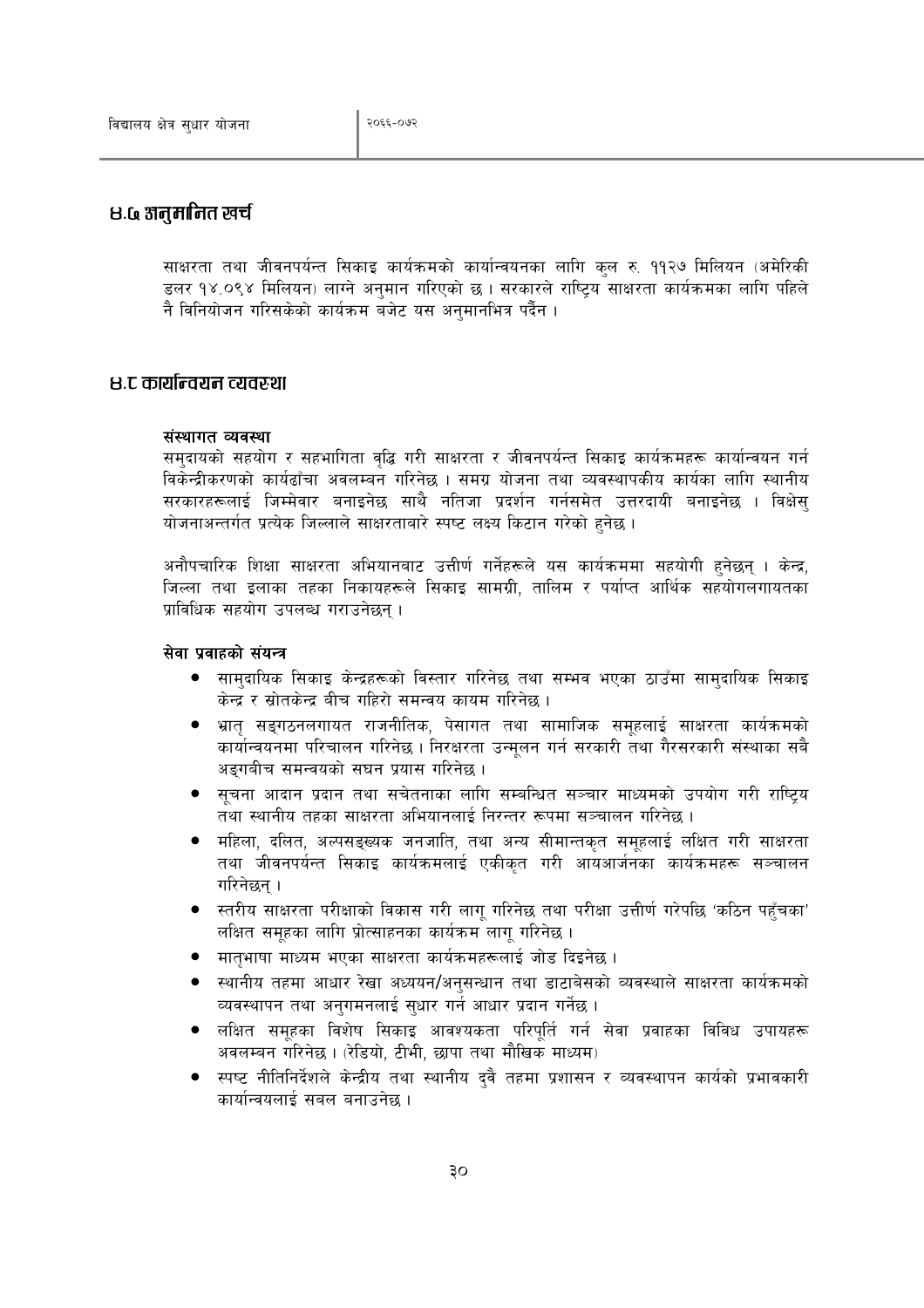## ४.७ अनुमानित खर्च

साक्षरता तथा जीवनपर्यन्त सिकाइ कार्यक्रमको कार्यान्वयनका लागि कुल रु. ११२७ मिलियन (अमेरिकी डलर १४.०९४ मिलियन) लाग्ने अनुमान गरिएको छ। सरकारले राष्ट्रिय साक्षरता कार्यक्रमका लागि पहिले नै विनियोजन गरिसकेको कार्यक्रम बजेट यस अनुमानभित्र पर्दैन।

## ४.८ कार्यान्वयन व्यवस्था

**संस्थागत व्यवस्था**

समुदायको सहयोग र सहभागिता वृद्धि गरी साक्षरता र जीवनपर्यन्त सिकाइ कार्यक्रमहरू कार्यान्वयन गर्न विकेन्द्रीकरणको कार्यढाँचा अवलम्बन गरिनेछ। समग्र योजना तथा व्यवस्थापकीय कार्यका लागि स्थानीय सरकारहरूलाई जिम्मेवार बनाइनेछ साथै नतिजा प्रदर्शन गर्नसमेत उत्तरदायी बनाइनेछ। विक्षेसु योजनाअन्तर्गत प्रत्येक जिल्लाले साक्षरताबारे स्पष्ट लक्ष्य किटान गरेको हुनेछ।

अनौपचारिक शिक्षा साक्षरता अभियानबाट उत्तीर्ण गर्नेहरूले यस कार्यक्रममा सहयोगी हुनेछन्। केन्द्र, जिल्ला तथा इलाका तहका निकायहरूले सिकाइ सामग्री, तालिम र पर्याप्त आर्थिक सहयोगलगायतका प्राविधिक सहयोग उपलब्ध गराउनेछन्।

**सेवा प्रवाहको संयन्त्र**

- सामुदायिक सिकाइ केन्द्रहरूको विस्तार गरिनेछ तथा सम्भव भएका ठाउँमा सामुदायिक सिकाइ केन्द्र र स्रोतकेन्द्र बीच गहिरो समन्वय कायम गरिनेछ।
- भ्रातृ सङ्गठनलगायत राजनीतिक, पेसागत तथा सामाजिक समूहलाई साक्षरता कार्यक्रमको कार्यान्वयनमा परिचालन गरिनेछ। निरक्षरता उन्मूलन गर्न सरकारी तथा गैरसरकारी संस्थाका सबै अङ्गबीच समन्वयको सघन प्रयास गरिनेछ।
- सूचना आदान प्रदान तथा सचेतनाका लागि सम्बन्धित सञ्चार माध्यमको उपयोग गरी राष्ट्रिय तथा स्थानीय तहका साक्षरता अभियानलाई निरन्तर रूपमा सञ्चालन गरिनेछ।
- महिला, दलित, अल्पसङ्ख्यक जनजाति, तथा अन्य सीमान्तकृत समूहलाई लक्षित गरी साक्षरता तथा जीवनपर्यन्त सिकाइ कार्यक्रमलाई एकीकृत गरी आयआर्जनका कार्यक्रमहरू सञ्चालन गरिनेछन्।
- स्तरीय साक्षरता परीक्षाको विकास गरी लागू गरिनेछ तथा परीक्षा उत्तीर्ण गरेपछि 'कठिन पहुँचका' लक्षित समूहका लागि प्रोत्साहनका कार्यक्रम लागू गरिनेछ।
- मातृभाषा माध्यम भएका साक्षरता कार्यक्रमहरूलाई जोड दिइनेछ।
- स्थानीय तहमा आधार रेखा अध्ययन/अनुसन्धान तथा डाटाबेसको व्यवस्थाले साक्षरता कार्यक्रमको व्यवस्थापन तथा अनुगमनलाई सुधार गर्न आधार प्रदान गर्नेछ।
- लक्षित समूहका विशेष सिकाइ आवश्यकता परिपूर्ति गर्न सेवा प्रवाहका विविध उपायहरू अवलम्बन गरिनेछ। (रेडियो, टीभी, छापा तथा मौखिक माध्यम)
- स्पष्ट नीतिनिर्देशले केन्द्रीय तथा स्थानीय दुवै तहमा प्रशासन र व्यवस्थापन कार्यको प्रभावकारी कार्यान्वयलाई सबल बनाउनेछ।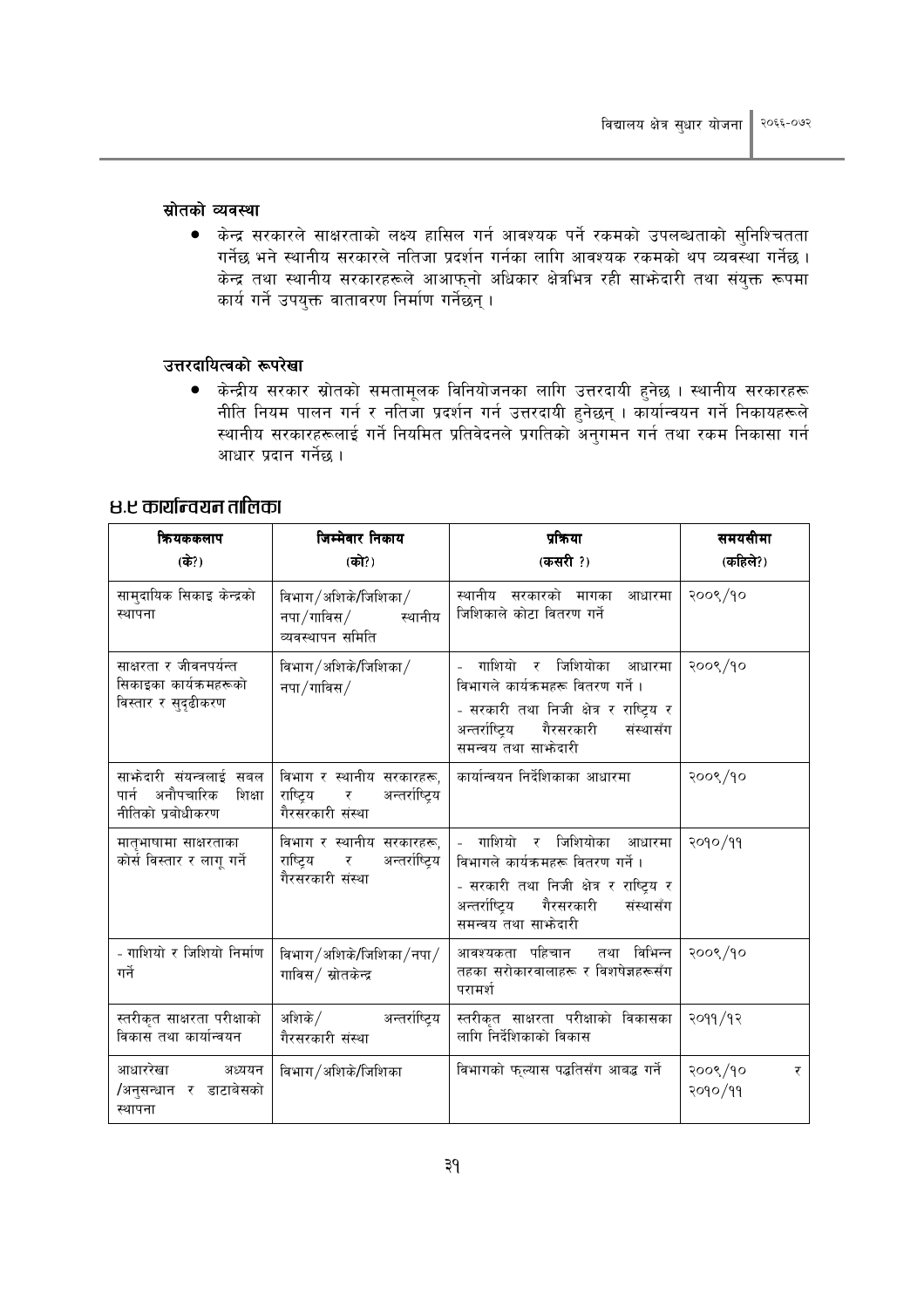### स्रोतको व्यवस्था

- केन्द्र सरकारले साक्षरताको लक्ष्य हासिल गर्न आवश्यक पर्ने रकमको उपलब्धताको सुनिश्चितता गर्नेछ भने स्थानीय सरकारले नतिजा प्रदर्शन गर्नका लागि आवश्यक रकमको थप व्यवस्था गर्नेछ । केन्द्र तथा स्थानीय सरकारहरूले आआफ्नो अधिकार क्षेत्रभित्र रही साझेदारी तथा संयुक्त रूपमा कार्य गर्ने उपयुक्त वातावरण निर्माण गर्नेछन् ।

### उत्तरदायित्वको रूपरेखा

- केन्द्रीय सरकार स्रोतको समतामूलक विनियोजनका लागि उत्तरदायी हुनेछ । स्थानीय सरकारहरू नीति नियम पालन गर्न र नतिजा प्रदर्शन गर्न उत्तरदायी हुनेछन् । कार्यान्वयन गर्ने निकायहरूले स्थानीय सरकारहरूलाई गर्ने नियमित प्रतिवेदनले प्रगतिको अनुगमन गर्न तथा रकम निकासा गर्न आधार प्रदान गर्नेछ ।

## ४.९ कार्यान्वयन तालिका

| क्रियाकलाप (के?) | जिम्मेवार निकाय (को?) | प्रक्रिया (कसरी ?) | समयसीमा (कहिले?) |
|---|---|---|---|
| सामुदायिक सिकाइ केन्द्रको स्थापना | विभाग/अशिके/जिशिका/ नपा/गाविस/ स्थानीय व्यवस्थापन समिति | स्थानीय सरकारको मागका आधारमा जिशिकाले कोटा वितरण गर्ने | २००९/१० |
| साक्षरता र जीवनपर्यन्त सिकाइका कार्यक्रमहरूको विस्तार र सुदृढीकरण | विभाग/अशिके/जिशिका/ नपा/गाविस/ | - गाशियो र जिशियोका आधारमा विभागले कार्यक्रमहरू वितरण गर्ने । - सरकारी तथा निजी क्षेत्र र राष्ट्रिय र अन्तर्राष्ट्रिय गैरसरकारी संस्थासँग समन्वय तथा साझेदारी | २००९/१० |
| साझेदारी संयन्त्रलाई सबल पार्न अनौपचारिक शिक्षा नीतिको प्रबोधीकरण | विभाग र स्थानीय सरकारहरू, राष्ट्रिय र अन्तर्राष्ट्रिय गैरसरकारी संस्था | कार्यान्वयन निर्देशिकाका आधारमा | २००९/१० |
| मातृभाषामा साक्षरताका कोर्स विस्तार र लागू गर्ने | विभाग र स्थानीय सरकारहरू, राष्ट्रिय र अन्तर्राष्ट्रिय गैरसरकारी संस्था | - गाशियो र जिशियोका आधारमा विभागले कार्यक्रमहरू वितरण गर्ने । - सरकारी तथा निजी क्षेत्र र राष्ट्रिय र अन्तर्राष्ट्रिय गैरसरकारी संस्थासँग समन्वय तथा साझेदारी | २०१०/११ |
| - गाशियो र जिशियो निर्माण गर्ने | विभाग/अशिके/जिशिका/नपा/ गाविस/ स्रोतकेन्द्र | आवश्यकता पहिचान तथा विभिन्न तहका सरोकारवालाहरू र विशेषज्ञहरूसँग परामर्श | २००९/१० |
| स्तरीकृत साक्षरता परीक्षाको विकास तथा कार्यान्वयन | अशिके/ अन्तर्राष्ट्रिय गैरसरकारी संस्था | स्तरीकृत साक्षरता परीक्षाको विकासका लागि निर्देशिकाको विकास | २०११/१२ |
| आधाररेखा अध्ययन /अनुसन्धान र डाटाबेसको स्थापना | विभाग/अशिके/जिशिका | विभागको फ्ल्यास पद्धतिसँग आबद्ध गर्ने | २००९/१० र २०१०/११ |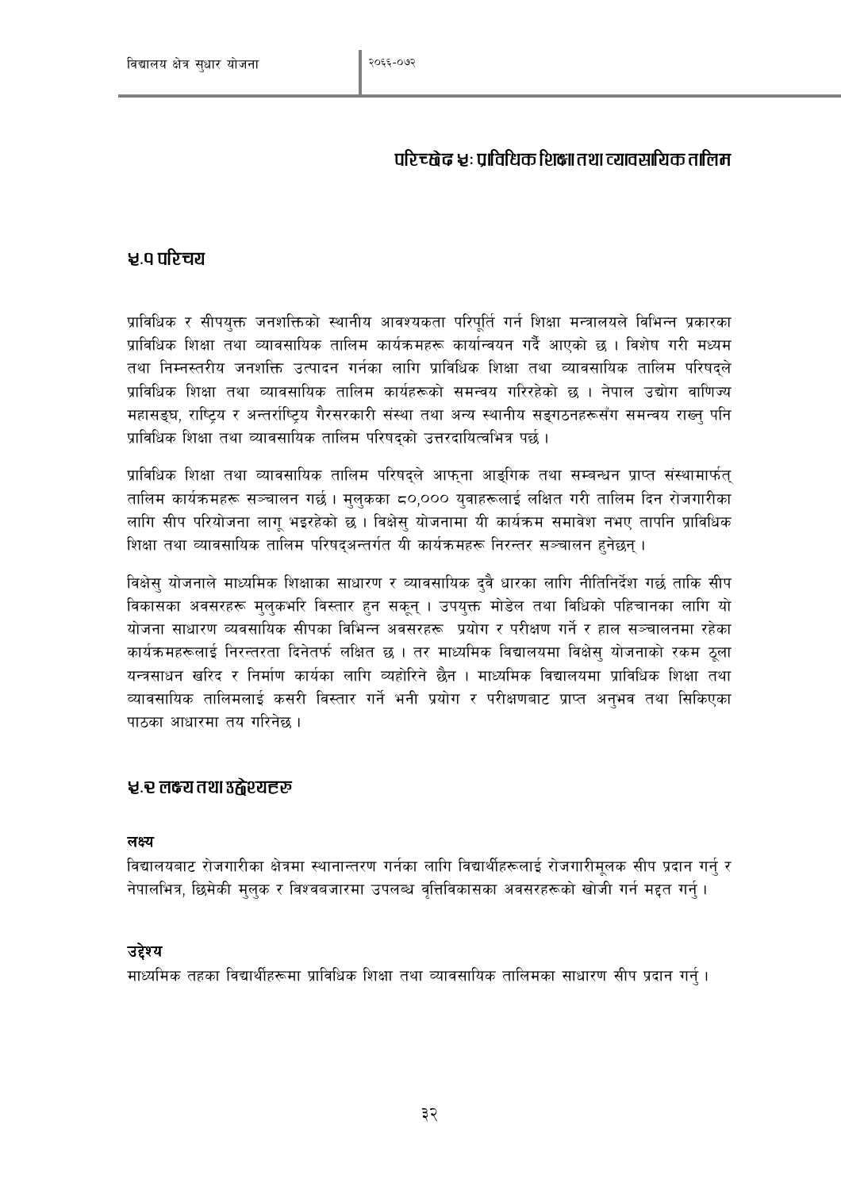# परिच्छेद ४ः प्राविधिक शिक्षा तथा व्यावसायिक तालिम

## ४.१ परिचय

प्राविधिक र सीपयुक्त जनशक्तिको स्थानीय आवश्यकता परिपूर्ति गर्न शिक्षा मन्त्रालयले विभिन्न प्रकारका प्राविधिक शिक्षा तथा व्यावसायिक तालिम कार्यक्रमहरू कार्यान्वयन गर्दै आएको छ । विशेष गरी मध्यम तथा निम्नस्तरीय जनशक्ति उत्पादन गर्नका लागि प्राविधिक शिक्षा तथा व्यावसायिक तालिम परिषद्ले प्राविधिक शिक्षा तथा व्यावसायिक तालिम कार्यहरूको समन्वय गरिरहेको छ । नेपाल उद्योग वाणिज्य महासङ्घ, राष्ट्रिय र अन्तर्राष्ट्रिय गैरसरकारी संस्था तथा अन्य स्थानीय सङ्गठनहरूसँग समन्वय राख्नु पनि प्राविधिक शिक्षा तथा व्यावसायिक तालिम परिषद्को उत्तरदायित्वभित्र पर्छ ।

प्राविधिक शिक्षा तथा व्यावसायिक तालिम परिषद्ले आफ्ना आङ्गिक तथा सम्बन्धन प्राप्त संस्थामार्फत् तालिम कार्यक्रमहरू सञ्चालन गर्छ । मुलुकका ८०,००० युवाहरूलाई लक्षित गरी तालिम दिन रोजगारीका लागि सीप परियोजना लागू भइरहेको छ । विक्षेसु योजनामा यी कार्यक्रम समावेश नभए तापनि प्राविधिक शिक्षा तथा व्यावसायिक तालिम परिषद्अन्तर्गत यी कार्यक्रमहरू निरन्तर सञ्चालन हुनेछन् ।

विक्षेसु योजनाले माध्यमिक शिक्षाका साधारण र व्यावसायिक दुवै धारका लागि नीतिनिर्देश गर्छ ताकि सीप विकासका अवसरहरू मुलुकभरि विस्तार हुन सकून् । उपयुक्त मोडेल तथा विधिको पहिचानका लागि यो योजना साधारण व्यवसायिक सीपका विभिन्न अवसरहरू प्रयोग र परीक्षण गर्ने र हाल सञ्चालनमा रहेका कार्यक्रमहरूलाई निरन्तरता दिनेतर्फ लक्षित छ । तर माध्यमिक विद्यालयमा विक्षेसु योजनाको रकम ठूला यन्त्रसाधन खरिद र निर्माण कार्यका लागि व्यहोरिने छैन । माध्यमिक विद्यालयमा प्राविधिक शिक्षा तथा व्यावसायिक तालिमलाई कसरी विस्तार गर्ने भनी प्रयोग र परीक्षणबाट प्राप्त अनुभव तथा सिकिएका पाठका आधारमा तय गरिनेछ ।

## ४.२ लक्ष्य तथा उद्देश्यहरु

### लक्ष्य

विद्यालयबाट रोजगारीका क्षेत्रमा स्थानान्तरण गर्नका लागि विद्यार्थीहरूलाई रोजगारीमूलक सीप प्रदान गर्नु र नेपालभित्र, छिमेकी मुलुक र विश्वबजारमा उपलब्ध वृत्तिविकासका अवसरहरूको खोजी गर्न मद्दत गर्नु ।

### उद्देश्य

माध्यमिक तहका विद्यार्थीहरूमा प्राविधिक शिक्षा तथा व्यावसायिक तालिमका साधारण सीप प्रदान गर्नु ।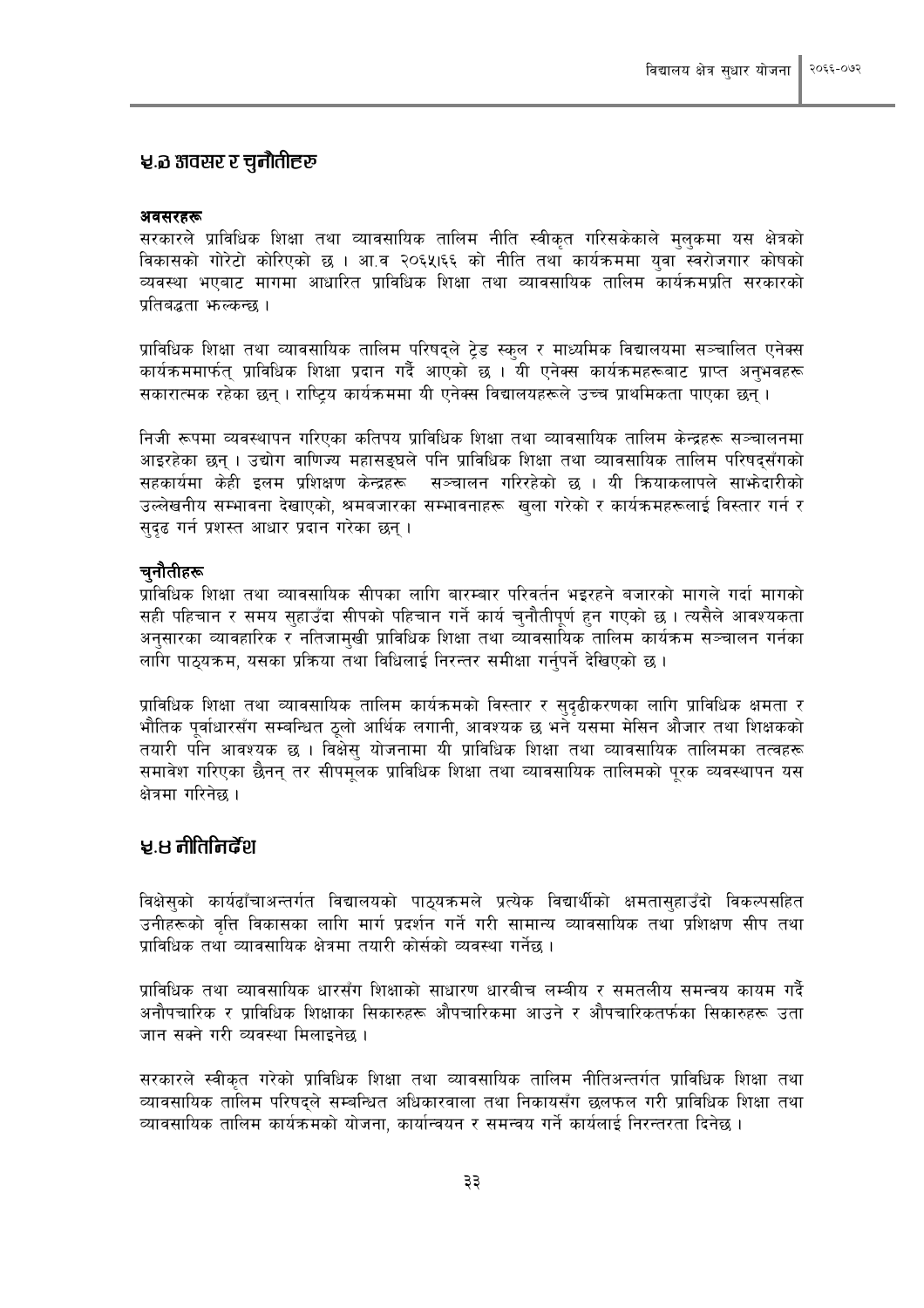## ५.३ अवसर र चुनौतीहरु

**अवसरहरू**

सरकारले प्राविधिक शिक्षा तथा व्यावसायिक तालिम नीति स्वीकृत गरिसकेकाले मुलुकमा यस क्षेत्रको विकासको गोरेटो कोरिएको छ । आ.व २०६५।६६ को नीति तथा कार्यक्रममा युवा स्वरोजगार कोषको व्यवस्था भएबाट मागमा आधारित प्राविधिक शिक्षा तथा व्यावसायिक तालिम कार्यक्रमप्रति सरकारको प्रतिबद्धता झल्कन्छ ।

प्राविधिक शिक्षा तथा व्यावसायिक तालिम परिषद्ले ट्रेड स्कुल र माध्यमिक विद्यालयमा सञ्चालित एनेक्स कार्यक्रममार्फत् प्राविधिक शिक्षा प्रदान गर्दै आएको छ । यी एनेक्स कार्यक्रमहरूबाट प्राप्त अनुभवहरू सकारात्मक रहेका छन् । राष्ट्रिय कार्यक्रममा यी एनेक्स विद्यालयहरूले उच्च प्राथमिकता पाएका छन् ।

निजी रूपमा व्यवस्थापन गरिएका कतिपय प्राविधिक शिक्षा तथा व्यावसायिक तालिम केन्द्रहरू सञ्चालनमा आइरहेका छन् । उद्योग वाणिज्य महासङ्घले पनि प्राविधिक शिक्षा तथा व्यावसायिक तालिम परिषद्सँगको सहकार्यमा केही इलम प्रशिक्षण केन्द्रहरू सञ्चालन गरिरहेको छ । यी क्रियाकलापले साझेदारीको उल्लेखनीय सम्भावना देखाएको, श्रमबजारका सम्भावनाहरू खुला गरेको र कार्यक्रमहरूलाई विस्तार गर्न र सुदृढ गर्न प्रशस्त आधार प्रदान गरेका छन् ।

**चुनौतीहरू**

प्राविधिक शिक्षा तथा व्यावसायिक सीपका लागि बारम्बार परिवर्तन भइरहने बजारको मागले गर्दा मागको सही पहिचान र समय सुहाउँदा सीपको पहिचान गर्ने कार्य चुनौतीपूर्ण हुन गएको छ । त्यसैले आवश्यकता अनुसारका व्यावहारिक र नतिजामुखी प्राविधिक शिक्षा तथा व्यावसायिक तालिम कार्यक्रम सञ्चालन गर्नका लागि पाठ्यक्रम, यसका प्रक्रिया तथा विधिलाई निरन्तर समीक्षा गर्नुपर्ने देखिएको छ ।

प्राविधिक शिक्षा तथा व्यावसायिक तालिम कार्यक्रमको विस्तार र सुदृढीकरणका लागि प्राविधिक क्षमता र भौतिक पूर्वाधारसँग सम्बन्धित ठूलो आर्थिक लगानी, आवश्यक छ भने यसमा मेसिन औजार तथा शिक्षकको तयारी पनि आवश्यक छ । विक्षेसु योजनामा यी प्राविधिक शिक्षा तथा व्यावसायिक तालिमका तत्वहरू समावेश गरिएका छैनन् तर सीपमूलक प्राविधिक शिक्षा तथा व्यावसायिक तालिमको पूरक व्यवस्थापन यस क्षेत्रमा गरिनेछ ।

## ५.४ नीतिनिर्देश

विक्षेसुको कार्यढाँचाअन्तर्गत विद्यालयको पाठ्यक्रमले प्रत्येक विद्यार्थीको क्षमतासुहाउँदो विकल्पसहित उनीहरूको वृत्ति विकासका लागि मार्ग प्रदर्शन गर्ने गरी सामान्य व्यावसायिक तथा प्रशिक्षण सीप तथा प्राविधिक तथा व्यावसायिक क्षेत्रमा तयारी कोर्सको व्यवस्था गर्नेछ ।

प्राविधिक तथा व्यावसायिक धारसँग शिक्षाको साधारण धारबीच लम्बीय र समतलीय समन्वय कायम गर्दै अनौपचारिक र प्राविधिक शिक्षाका सिकारुहरू औपचारिकमा आउने र औपचारिकतर्फका सिकारुहरू उता जान सक्ने गरी व्यवस्था मिलाइनेछ ।

सरकारले स्वीकृत गरेको प्राविधिक शिक्षा तथा व्यावसायिक तालिम नीतिअन्तर्गत प्राविधिक शिक्षा तथा व्यावसायिक तालिम परिषद्ले सम्बन्धित अधिकारवाला तथा निकायसँग छलफल गरी प्राविधिक शिक्षा तथा व्यावसायिक तालिम कार्यक्रमको योजना, कार्यान्वयन र समन्वय गर्ने कार्यलाई निरन्तरता दिनेछ ।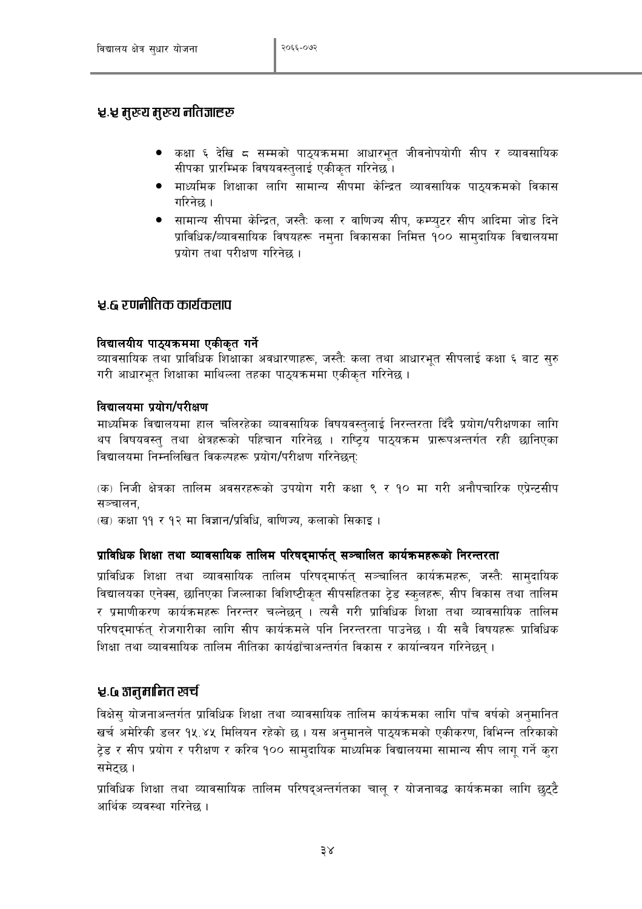## ५.५ मुख्य मुख्य नतिजाहरु

- कक्षा ६ देखि ८ सम्मको पाठ्यक्रममा आधारभूत जीवनोपयोगी सीप र व्यावसायिक सीपका प्रारम्भिक विषयवस्तुलाई एकीकृत गरिनेछ ।
- माध्यमिक शिक्षाका लागि सामान्य सीपमा केन्द्रित व्यावसायिक पाठ्यक्रमको विकास गरिनेछ ।
- सामान्य सीपमा केन्द्रित, जस्तैः कला र वाणिज्य सीप, कम्प्युटर सीप आदिमा जोड दिने प्राविधिक/व्यावसायिक विषयहरू नमुना विकासका निमित्त १०० सामुदायिक विद्यालयमा प्रयोग तथा परीक्षण गरिनेछ ।

## ५.६ रणनीतिक कार्यकलाप

**विद्यालयीय पाठ्यक्रममा एकीकृत गर्ने**

व्यावसायिक तथा प्राविधिक शिक्षाका अवधारणाहरू, जस्तैः कला तथा आधारभूत सीपलाई कक्षा ६ बाट सुरु गरी आधारभूत शिक्षाका माथिल्ला तहका पाठ्यक्रममा एकीकृत गरिनेछ ।

**विद्यालयमा प्रयोग/परीक्षण**

माध्यमिक विद्यालयमा हाल चलिरहेका व्यावसायिक विषयवस्तुलाई निरन्तरता दिँदै प्रयोग/परीक्षणका लागि थप विषयवस्तु तथा क्षेत्रहरूको पहिचान गरिनेछ । राष्ट्रिय पाठ्यक्रम प्रारूपअन्तर्गत रही छानिएका विद्यालयमा निम्नलिखित विकल्पहरू प्रयोग/परीक्षण गरिनेछन्:

(क) निजी क्षेत्रका तालिम अवसरहरूको उपयोग गरी कक्षा ९ र १० मा गरी अनौपचारिक एप्रेन्टसीप सञ्चालन,

(ख) कक्षा ११ र १२ मा विज्ञान/प्रविधि, वाणिज्य, कलाको सिकाइ ।

**प्राविधिक शिक्षा तथा व्यावसायिक तालिम परिषद्मार्फत् सञ्चालित कार्यक्रमहरूको निरन्तरता**

प्राविधिक शिक्षा तथा व्यावसायिक तालिम परिषद्मार्फत् सञ्चालित कार्यक्रमहरू, जस्तैः सामुदायिक विद्यालयका एनेक्स, छानिएका जिल्लाका विशिष्टीकृत सीपसहितका ट्रेड स्कुलहरू, सीप विकास तथा तालिम र प्रमाणीकरण कार्यक्रमहरू निरन्तर चल्नेछन् । त्यसै गरी प्राविधिक शिक्षा तथा व्यावसायिक तालिम परिषद्मार्फत् रोजगारीका लागि सीप कार्यक्रमले पनि निरन्तरता पाउनेछ । यी सबै विषयहरू प्राविधिक शिक्षा तथा व्यावसायिक तालिम नीतिका कार्यढाँचाअन्तर्गत विकास र कार्यान्वयन गरिनेछन् ।

## ५.७ अनुमानित खर्च

विक्षेसु योजनाअन्तर्गत प्राविधिक शिक्षा तथा व्यावसायिक तालिम कार्यक्रमका लागि पाँच वर्षको अनुमानित खर्च अमेरिकी डलर १५.४५ मिलियन रहेको छ । यस अनुमानले पाठ्यक्रमको एकीकरण, विभिन्न तरिकाको ट्रेड र सीप प्रयोग र परीक्षण र करिब १०० सामुदायिक माध्यमिक विद्यालयमा सामान्य सीप लागू गर्ने कुरा समेट्छ ।

प्राविधिक शिक्षा तथा व्यावसायिक तालिम परिषद्अन्तर्गतका चालू र योजनाबद्ध कार्यक्रमका लागि छुट्टै आर्थिक व्यवस्था गरिनेछ ।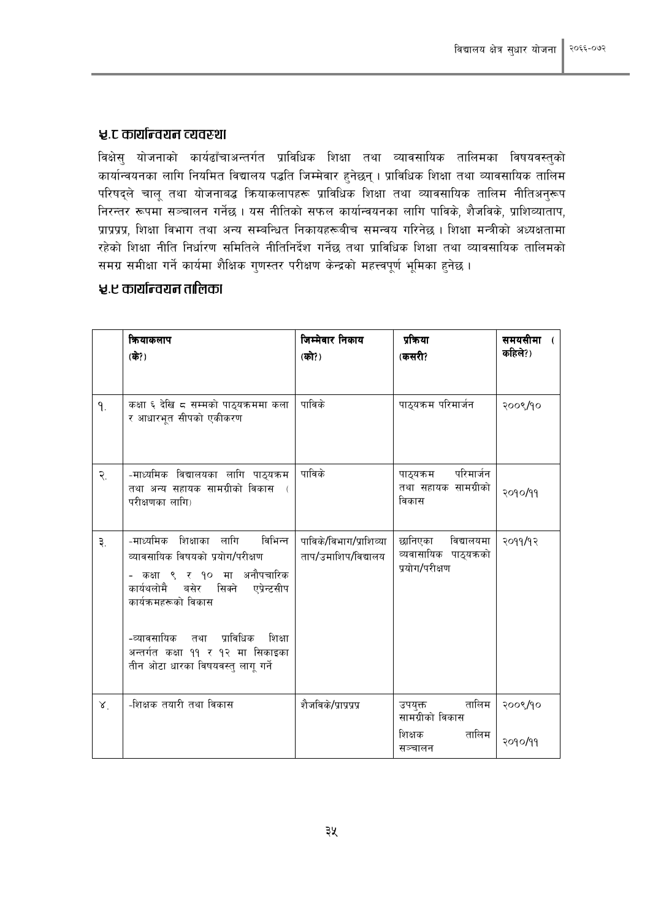## ५.८ कार्यान्वयन व्यवस्था

विक्षेसु योजनाको कार्यढाँचाअन्तर्गत प्राविधिक शिक्षा तथा व्यावसायिक तालिमका विषयवस्तुको कार्यान्वयनका लागि नियमित विद्यालय पद्धति जिम्मेवार हुनेछन् । प्राविधिक शिक्षा तथा व्यावसायिक तालिम परिषद्ले चालू तथा योजनाबद्ध क्रियाकलापहरू प्राविधिक शिक्षा तथा व्यावसायिक तालिम नीतिअनुरूप निरन्तर रूपमा सञ्चालन गर्नेछ । यस नीतिको सफल कार्यान्वयनका लागि पाविके, शैजविके, प्राशिव्याताप, प्राप्रप्र, शिक्षा विभाग तथा अन्य सम्बन्धित निकायहरूबीच समन्वय गरिनेछ । शिक्षा मन्त्रीको अध्यक्षतामा रहेको शिक्षा नीति निर्धारण समितिले नीतिनिर्देश गर्नेछ तथा प्राविधिक शिक्षा तथा व्यावसायिक तालिमको समग्र समीक्षा गर्ने कार्यमा शैक्षिक गुणस्तर परीक्षण केन्द्रको महत्त्वपूर्ण भूमिका हुनेछ ।

## ५.९ कार्यान्वयन तालिका

| | **क्रियाकलाप (के?)** | **जिम्मेवार निकाय (को?)** | **प्रक्रिया (कसरी?** | **समयसीमा (कहिले?)** |
|---|---|---|---|---|
| १. | कक्षा ६ देखि ८ सम्मको पाठ्यक्रममा कला र आधारभूत सीपको एकीकरण | पाविके | पाठ्यक्रम परिमार्जन | २००९/१० |
| २. | -माध्यमिक विद्यालयका लागि पाठ्यक्रम तथा अन्य सहायक सामग्रीको विकास (परीक्षणका लागि) | पाविके | पाठ्यक्रम परिमार्जन तथा सहायक सामग्रीको विकास | २०१०/११ |
| ३. | -माध्यमिक शिक्षाका लागि विभिन्न व्यावसायिक विषयको प्रयोग/परीक्षण<br>- कक्षा ९ र १० मा अनौपचारिक कार्यथलोमै बसेर सिक्ने एप्रेन्टसीप कार्यक्रमहरूको विकास<br>-व्यावसायिक तथा प्राविधिक शिक्षा अन्तर्गत कक्षा ११ र १२ मा सिकाइका तीन ओटा धारका विषयवस्तु लागू गर्ने | पाविके/विभाग/प्राशिव्याताप/उमाशिप/विद्यालय | छानिएका विद्यालयमा व्यावसायिक पाठ्यक्रको प्रयोग/परीक्षण | २०११/१२ |
| ४. | -शिक्षक तयारी तथा विकास | शैजविके/प्राप्रप्र | उपयुक्त तालिम सामग्रीको विकास<br>शिक्षक तालिम सञ्चालन | २००९/१०<br>२०१०/११ |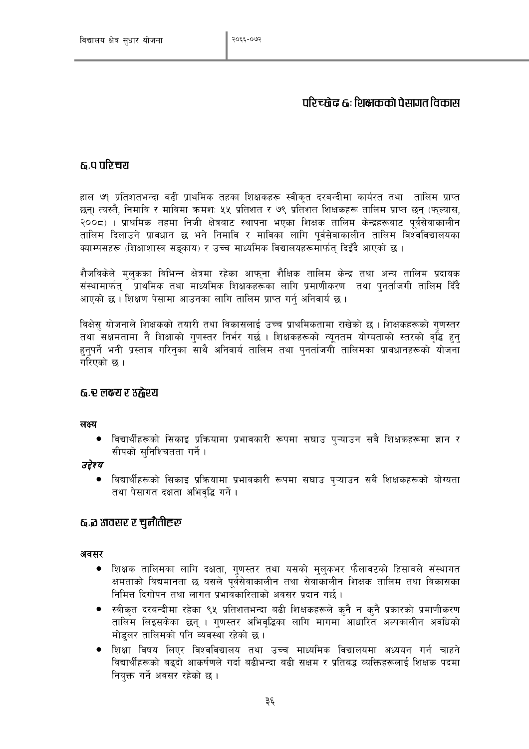# परिच्छेद ६: शिक्षकको पेसागत विकास

## ६.१ परिचय

हाल ७१ प्रतिशतभन्दा बढी प्राथमिक तहका शिक्षकहरू स्वीकृत दरबन्दीमा कार्यरत तथा तालिम प्राप्त छन्। त्यस्तै, निमावि र मावमा क्रमशः ५५ प्रतिशत र ७९ प्रतिशत शिक्षकहरू तालिम प्राप्त छन् (फ्ल्यास, २००८) । प्राथमिक तहमा निजी क्षेत्रबाट स्थापना भएका शिक्षक तालिम केन्द्रहरूबाट पूर्वसेवाकालीन तालिम दिलाउने प्रावधान छ भने निमावि र माविका लागि पूर्वसेवाकालीन तालिम विश्वविद्यालयका क्याम्पसहरू (शिक्षाशास्त्र सङ्काय) र उच्च माध्यमिक विद्यालयहरूमार्फत् दिइँदै आएको छ ।

शैजविकेले मुलुकका विभिन्न क्षेत्रमा रहेका आफ्ना शैक्षिक तालिम केन्द्र तथा अन्य तालिम प्रदायक संस्थामार्फत् प्राथमिक तथा माध्यमिक शिक्षकहरूका लागि प्रमाणीकरण तथा पुनर्ताजगी तालिम दिँदै आएको छ । शिक्षण पेसामा आउनका लागि तालिम प्राप्त गर्नु अनिवार्य छ ।

विक्षेसु योजनाले शिक्षकको तयारी तथा विकासलाई उच्च प्राथमिकतामा राखेको छ । शिक्षकहरूको गुणस्तर तथा सक्षमतामा नै शिक्षाको गुणस्तर निर्भर गर्छ । शिक्षकहरूको न्यूनतम योग्यताको स्तरको वृद्धि हुनु हुनुपर्ने भनी प्रस्ताव गरिनुका साथै अनिवार्य तालिम तथा पुनर्ताजगी तालिमका प्रावधानहरूको योजना गरिएको छ ।

## ६.२ लक्ष्य र उद्देश्य

**लक्ष्य**

- विद्यार्थीहरूको सिकाइ प्रक्रियामा प्रभावकारी रूपमा सघाउ पुऱ्याउन सबै शिक्षकहरूमा ज्ञान र सीपको सुनिश्चितता गर्ने ।

***उद्देश्य***

- विद्यार्थीहरूको सिकाइ प्रक्रियामा प्रभावकारी रूपमा सघाउ पुऱ्याउन सबै शिक्षकहरूको योग्यता तथा पेसागत दक्षता अभिवृद्धि गर्ने ।

## ६.३ अवसर र चुनौतीहरु

**अवसर**

- शिक्षक तालिमका लागि दक्षता, गुणस्तर तथा यसको मुलुकभर फैलावटको हिसाबले संस्थागत क्षमताको विद्यमानता छ यसले पूर्वसेवाकालीन तथा सेवाकालीन शिक्षक तालिम तथा विकासका निमित्त दिगोपन तथा लागत प्रभावकारिताको अवसर प्रदान गर्छ ।
- स्वीकृत दरबन्दीमा रहेका ९५ प्रतिशतभन्दा बढी शिक्षकहरूले कुनै न कुनै प्रकारको प्रमाणीकरण तालिम लिइसकेका छन् । गुणस्तर अभिवृद्धिका लागि मागमा आधारित अल्पकालीन अवधिको मोडुलर तालिमको पनि व्यवस्था रहेको छ ।
- शिक्षा विषय लिएर विश्वविद्यालय तथा उच्च माध्यमिक विद्यालयमा अध्ययन गर्न चाहने विद्यार्थीहरूको बढ्दो आकर्षणले गर्दा बढीभन्दा बढी सक्षम र प्रतिबद्ध व्यक्तिहरूलाई शिक्षक पदमा नियुक्त गर्ने अवसर रहेको छ ।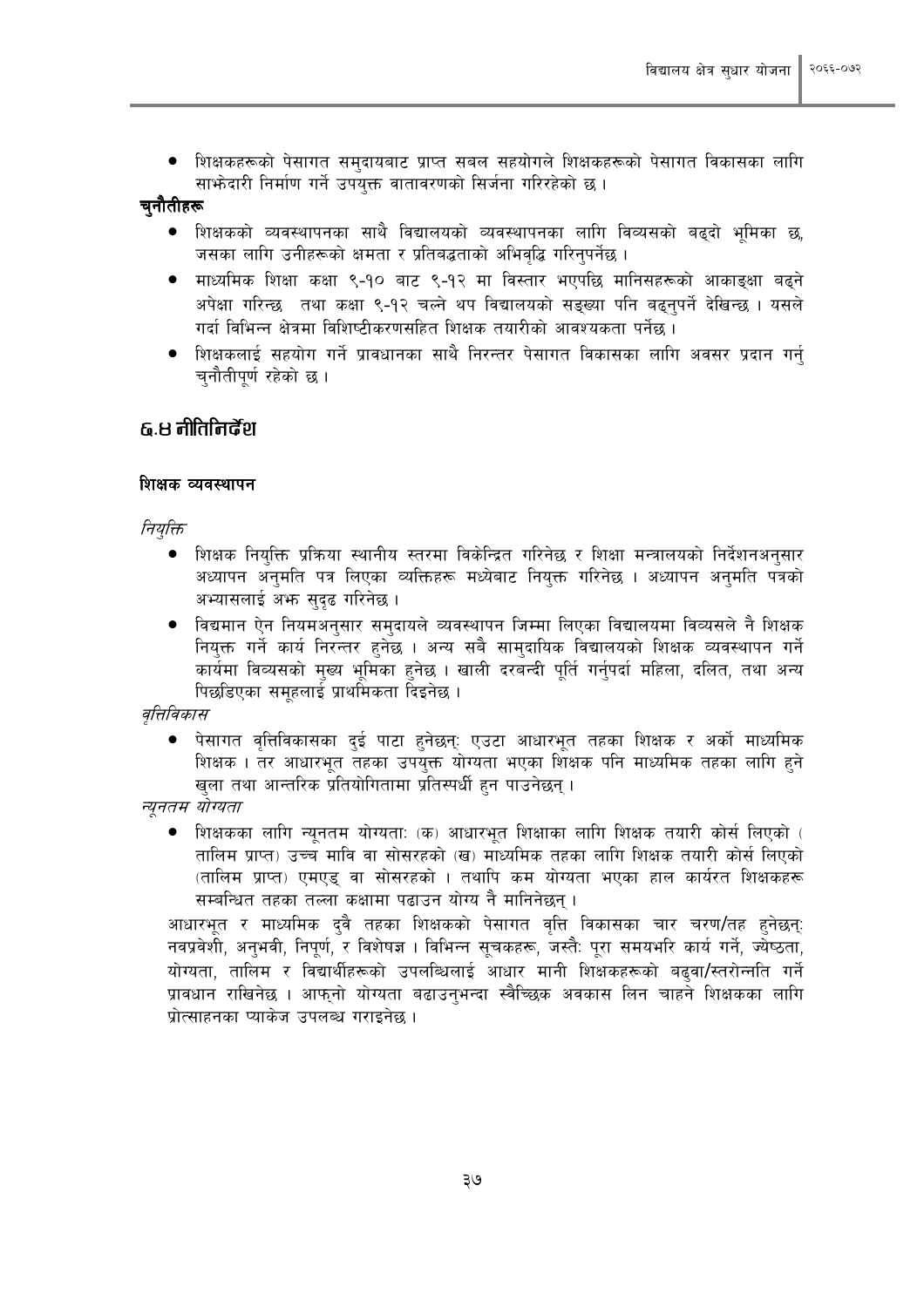- शिक्षकहरूको पेसागत समुदायबाट प्राप्त सबल सहयोगले शिक्षकहरूको पेसागत विकासका लागि साझेदारी निर्माण गर्ने उपयुक्त वातावरणको सिर्जना गरिरहेको छ ।

**चुनौतीहरू**

- शिक्षकको व्यवस्थापनका साथै विद्यालयको व्यवस्थापनका लागि विव्यसको बढ्दो भूमिका छ, जसका लागि उनीहरूको क्षमता र प्रतिबद्धताको अभिवृद्धि गरिनुपर्नेछ ।
- माध्यमिक शिक्षा कक्षा ९-१० बाट ९-१२ मा विस्तार भएपछि मानिसहरूको आकाङ्क्षा बढ्ने अपेक्षा गरिन्छ तथा कक्षा ९-१२ चल्ने थप विद्यालयको सङ्ख्या पनि बढ्नुपर्ने देखिन्छ । यसले गर्दा विभिन्न क्षेत्रमा विशिष्टीकरणसहित शिक्षक तयारीको आवश्यकता पर्नेछ ।
- शिक्षकलाई सहयोग गर्ने प्रावधानका साथै निरन्तर पेसागत विकासका लागि अवसर प्रदान गर्नु चुनौतीपूर्ण रहेको छ ।

## ६.४ नीतिनिर्देश

### शिक्षक व्यवस्थापन

*नियुक्ति*

- शिक्षक नियुक्ति प्रक्रिया स्थानीय स्तरमा विकेन्द्रित गरिनेछ र शिक्षा मन्त्रालयको निर्देशनअनुसार अध्यापन अनुमति पत्र लिएका व्यक्तिहरू मध्येबाट नियुक्त गरिनेछ । अध्यापन अनुमति पत्रको अभ्यासलाई अझ सुदृढ गरिनेछ ।
- विद्यमान ऐन नियमअनुसार समुदायले व्यवस्थापन जिम्मा लिएका विद्यालयमा विव्यसले नै शिक्षक नियुक्त गर्ने कार्य निरन्तर हुनेछ । अन्य सबै सामुदायिक विद्यालयको शिक्षक व्यवस्थापन गर्ने कार्यमा विव्यसको मुख्य भूमिका हुनेछ । खाली दरबन्दी पूर्ति गर्नुपर्दा महिला, दलित, तथा अन्य पिछडिएका समूहलाई प्राथमिकता दिइनेछ ।

*वृत्तिविकास*

- पेसागत वृत्तिविकासका दुई पाटा हुनेछन्: एउटा आधारभूत तहका शिक्षक र अर्को माध्यमिक शिक्षक । तर आधारभूत तहका उपयुक्त योग्यता भएका शिक्षक पनि माध्यमिक तहका लागि हुने खुला तथा आन्तरिक प्रतियोगितामा प्रतिस्पर्धी हुन पाउनेछन् ।

*न्यूनतम योग्यता*

- शिक्षकका लागि न्यूनतम योग्यताः (क) आधारभूत शिक्षाका लागि शिक्षक तयारी कोर्स लिएको (तालिम प्राप्त) उच्च मावि वा सोसरहको (ख) माध्यमिक तहका लागि शिक्षक तयारी कोर्स लिएको (तालिम प्राप्त) एमएड् वा सोसरहको । तथापि कम योग्यता भएका हाल कार्यरत शिक्षकहरू सम्बन्धित तहका तल्ला कक्षामा पढाउन योग्य नै मानिनेछन् ।

आधारभूत र माध्यमिक दुवै तहका शिक्षकको पेसागत वृत्ति विकासका चार चरण/तह हुनेछन्: नवप्रवेशी, अनुभवी, निपूर्ण, र विशेषज्ञ । विभिन्न सूचकहरू, जस्तैः पूरा समयभरि कार्य गर्ने, ज्येष्ठता, योग्यता, तालिम र विद्यार्थीहरूको उपलब्धिलाई आधार मानी शिक्षकहरूको बढुवा/स्तरोन्नति गर्ने प्रावधान राखिनेछ । आफ्नो योग्यता बढाउनुभन्दा स्वैच्छिक अवकास लिन चाहने शिक्षकका लागि प्रोत्साहनका प्याकेज उपलब्ध गराइनेछ ।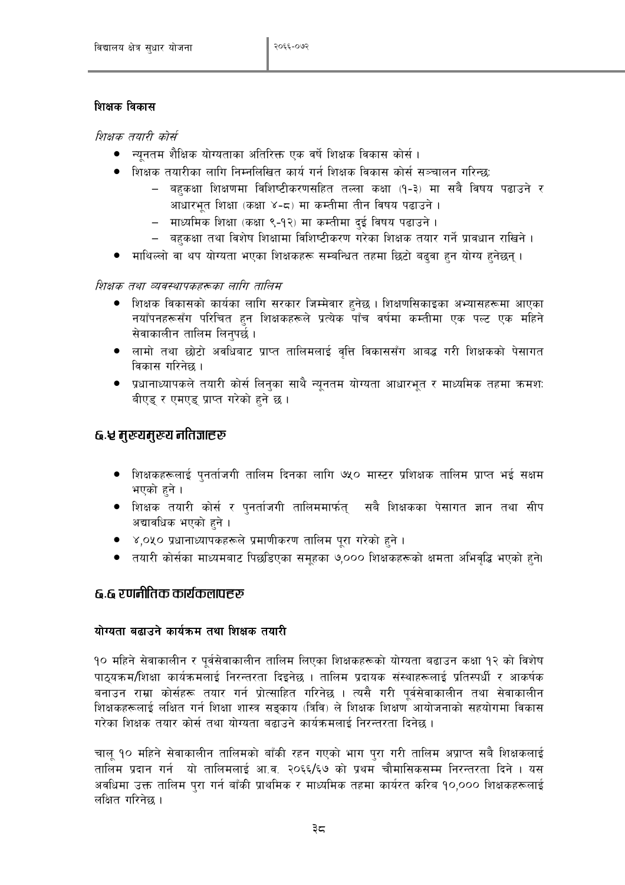### शिक्षक विकास

*शिक्षक तयारी कोर्स*

- न्यूनतम शैक्षिक योग्यताका अतिरिक्त एक वर्षे शिक्षक विकास कोर्स ।
- शिक्षक तयारीका लागि निम्नलिखित कार्य गर्न शिक्षक विकास कोर्स सञ्चालन गरिन्छ:
  - बहुकक्षा शिक्षणमा विशिष्टीकरणसहित तल्ला कक्षा (१-३) मा सबै विषय पढाउने र आधारभूत शिक्षा (कक्षा ४-८) मा कम्तीमा तीन विषय पढाउने ।
  - माध्यमिक शिक्षा (कक्षा ९-१२) मा कम्तीमा दुई विषय पढाउने ।
  - बहुकक्षा तथा विशेष शिक्षामा विशिष्टीकरण गरेका शिक्षक तयार गर्ने प्रावधान राखिने ।
- माथिल्लो वा थप योग्यता भएका शिक्षकहरू सम्बन्धित तहमा छिटो बढुवा हुन योग्य हुनेछन् ।

*शिक्षक तथा व्यवस्थापकहरूका लागि तालिम*

- शिक्षक विकासको कार्यका लागि सरकार जिम्मेवार हुनेछ । शिक्षणसिकाइका अभ्यासहरूमा आएका नयाँपनहरूसँग परिचित हुन शिक्षकहरूले प्रत्येक पाँच वर्षमा कम्तीमा एक पल्ट एक महिने सेवाकालीन तालिम लिनुपर्छ ।
- लामो तथा छोटो अवधिबाट प्राप्त तालिमलाई वृत्ति विकाससँग आबद्ध गरी शिक्षकको पेसागत विकास गरिनेछ ।
- प्रधानाध्यापकले तयारी कोर्स लिनुका साथै न्यूनतम योग्यता आधारभूत र माध्यमिक तहमा क्रमश: बीएड् र एमएड् प्राप्त गरेको हुने छ ।

## ८.५ मुख्यमुख्य नतिजाहरु

- शिक्षकहरूलाई पुनर्ताजगी तालिम दिनका लागि ७५० मास्टर प्रशिक्षक तालिम प्राप्त भई सक्षम भएको हुने ।
- शिक्षक तयारी कोर्स र पुनर्ताजगी तालिममार्फत् सबै शिक्षकका पेसागत ज्ञान तथा सीप अद्यावधिक भएको हुने ।
- ४,०५० प्रधानाध्यापकहरूले प्रमाणीकरण तालिम पूरा गरेको हुने ।
- तयारी कोर्सका माध्यमबाट पिछडिएका समूहका ७,००० शिक्षकहरूको क्षमता अभिवृद्धि भएको हुने।

## ८.६ रणनीतिक कार्यकलापहरु

### योग्यता बढाउने कार्यक्रम तथा शिक्षक तयारी

१० महिने सेवाकालीन र पूर्वसेवाकालीन तालिम लिएका शिक्षकहरूको योग्यता बढाउन कक्षा १२ को विशेष पाठ्यक्रम/शिक्षा कार्यक्रमलाई निरन्तरता दिइनेछ । तालिम प्रदायक संस्थाहरूलाई प्रतिस्पर्धी र आकर्षक बनाउन राम्रा कोर्सहरू तयार गर्न प्रोत्साहित गरिनेछ । त्यसै गरी पूर्वसेवाकालीन तथा सेवाकालीन शिक्षकहरूलाई लक्षित गर्न शिक्षा शास्त्र सङ्काय (त्रिवि) ले शिक्षक शिक्षण आयोजनाको सहयोगमा विकास गरेका शिक्षक तयार कोर्स तथा योग्यता बढाउने कार्यक्रमलाई निरन्तरता दिनेछ ।

चालू १० महिने सेवाकालीन तालिमको बाँकी रहन गएको भाग पुरा गरी तालिम अप्राप्त सबै शिक्षकलाई तालिम प्रदान गर्न यो तालिमलाई आ.व. २०६६/६७ को प्रथम चौमासिकसम्म निरन्तरता दिने । यस अवधिमा उक्त तालिम पुरा गर्न बाँकी प्राथमिक र माध्यमिक तहमा कार्यरत करिब १०,००० शिक्षकहरूलाई लक्षित गरिनेछ ।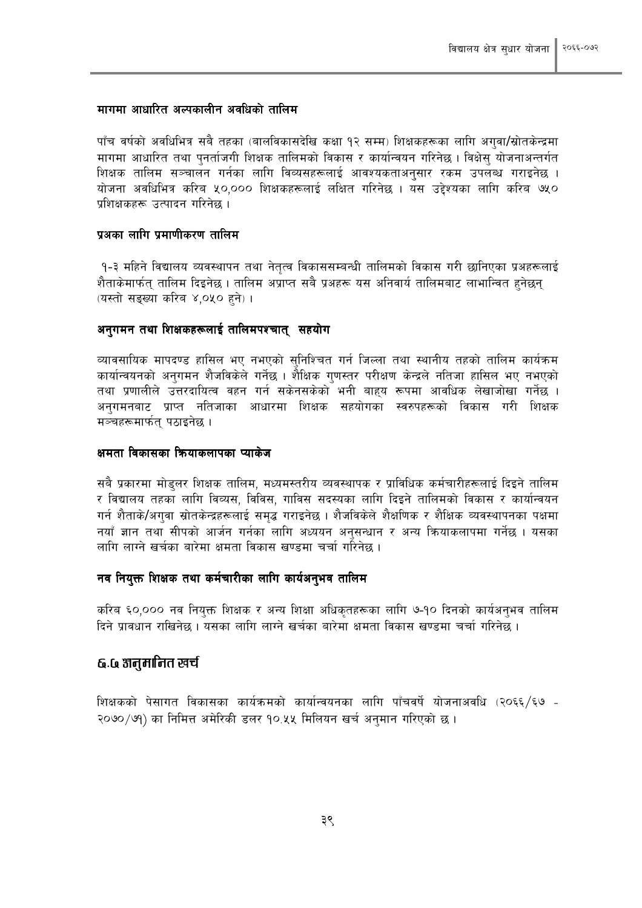### मागमा आधारित अल्पकालीन अवधिको तालिम

पाँच वर्षको अवधिभित्र सबै तहका (बालविकासदेखि कक्षा १२ सम्म) शिक्षकहरूका लागि अगुवा/स्रोतकेन्द्रमा मागमा आधारित तथा पुनर्ताजगी शिक्षक तालिमको विकास र कार्यान्वयन गरिनेछ । विक्षेसु योजनाअन्तर्गत शिक्षक तालिम सञ्चालन गर्नका लागि विव्यसहरूलाई आवश्यकताअनुसार रकम उपलब्ध गराइनेछ । योजना अवधिभित्र करिब ५०,००० शिक्षकहरूलाई लक्षित गरिनेछ । यस उद्देश्यका लागि करिब ७५० प्रशिक्षकहरू उत्पादन गरिनेछ ।

### प्रअका लागि प्रमाणीकरण तालिम

१-३ महिने विद्यालय व्यवस्थापन तथा नेतृत्व विकाससम्बन्धी तालिमको विकास गरी छानिएका प्रअहरूलाई शैताकेमार्फत् तालिम दिइनेछ । तालिम अप्राप्त सबै प्रअहरू यस अनिवार्य तालिमबाट लाभान्वित हुनेछन् (यस्तो सङ्ख्या करिब ४,०५० हुने) ।

### अनुगमन तथा शिक्षकहरूलाई तालिमपश्चात् सहयोग

व्यावसायिक मापदण्ड हासिल भए नभएको सुनिश्चित गर्न जिल्ला तथा स्थानीय तहको तालिम कार्यक्रम कार्यान्वयनको अनुगमन शैजविकेले गर्नेछ । शैक्षिक गुणस्तर परीक्षण केन्द्रले नतिजा हासिल भए नभएको तथा प्रणालीले उत्तरदायित्व वहन गर्न सकेनसकेको भनी बाह्य रूपमा आवधिक लेखाजोखा गर्नेछ । अनुगमनबाट प्राप्त नतिजाका आधारमा शिक्षक सहयोगका स्वरुपहरूको विकास गरी शिक्षक मञ्चहरूमार्फत् पठाइनेछ ।

### क्षमता विकासका क्रियाकलापका प्याकेज

सबै प्रकारमा मोडुलर शिक्षक तालिम, मध्यमस्तरीय व्यवस्थापक र प्राविधिक कर्मचारीहरूलाई दिइने तालिम र विद्यालय तहका लागि विव्यस, विविस, गाविस सदस्यका लागि दिइने तालिमको विकास र कार्यान्वयन गर्न शैताके/अगुवा स्रोतकेन्द्रहरूलाई समृद्ध गराइनेछ । शैजविकेले शैक्षणिक र शैक्षिक व्यवस्थापनका पक्षमा नयाँ ज्ञान तथा सीपको आर्जन गर्नका लागि अध्ययन अनुसन्धान र अन्य क्रियाकलापमा गर्नेछ । यसका लागि लाग्ने खर्चका बारेमा क्षमता विकास खण्डमा चर्चा गरिनेछ ।

### नव नियुक्त शिक्षक तथा कर्मचारीका लागि कार्यअनुभव तालिम

करिब ६०,००० नव नियुक्त शिक्षक र अन्य शिक्षा अधिकृतहरूका लागि ७-१० दिनको कार्यअनुभव तालिम दिने प्रावधान राखिनेछ । यसका लागि लाग्ने खर्चका बारेमा क्षमता विकास खण्डमा चर्चा गरिनेछ ।

## ६.८ अनुमानित खर्च

शिक्षकको पेसागत विकासका कार्यक्रमको कार्यान्वयनका लागि पाँचवर्षे योजनाअवधि (२०६६/६७ - २०७०/७१) का निमित्त अमेरिकी डलर १०.५५ मिलियन खर्च अनुमान गरिएको छ ।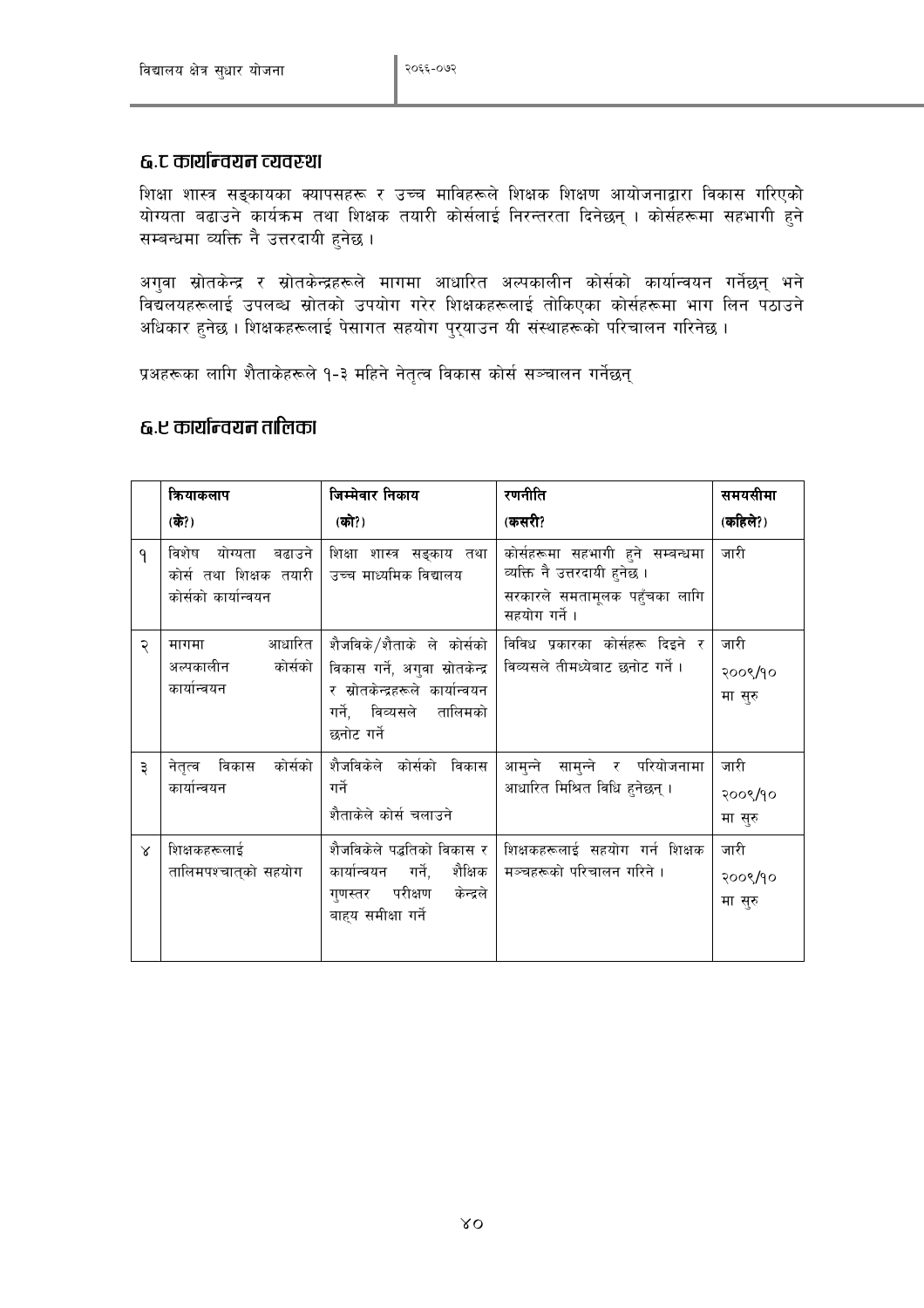## ६.८ कार्यान्वयन व्यवस्था

शिक्षा शास्त्र सङ्कायका क्यापसहरू र उच्च माविहरूले शिक्षक शिक्षण आयोजनाद्वारा विकास गरिएको योग्यता बढाउने कार्यक्रम तथा शिक्षक तयारी कोर्सलाई निरन्तरता दिनेछन् । कोर्सहरूमा सहभागी हुने सम्बन्धमा व्यक्ति नै उत्तरदायी हुनेछ ।

अगुवा स्रोतकेन्द्र र स्रोतकेन्द्रहरूले मागमा आधारित अल्पकालीन कोर्सको कार्यान्वयन गर्नेछन् भने विद्यलयहरूलाई उपलब्ध स्रोतको उपयोग गरेर शिक्षकहरूलाई तोकिएका कोर्सहरूमा भाग लिन पठाउने अधिकार हुनेछ । शिक्षकहरूलाई पेसागत सहयोग पुर्‍याउन यी संस्थाहरूको परिचालन गरिनेछ ।

प्रअहरूका लागि शैताकेहरूले १-३ महिने नेतृत्व विकास कोर्स सञ्चालन गर्नेछन्

## ६.९ कार्यान्वयन तालिका

| | क्रियाकलाप (के?) | जिम्मेवार निकाय (को?) | रणनीति (कसरी? | समयसीमा (कहिले?) |
|---|---|---|---|---|
| १ | विशेष योग्यता बढाउने कोर्स तथा शिक्षक तयारी कोर्सको कार्यान्वयन | शिक्षा शास्त्र सङ्काय तथा उच्च माध्यमिक विद्यालय | कोर्सहरूमा सहभागी हुने सम्बन्धमा व्यक्ति नै उत्तरदायी हुनेछ । सरकारले समतामूलक पहुँचका लागि सहयोग गर्ने । | जारी |
| २ | मागमा आधारित अल्पकालीन कोर्सको कार्यान्वयन | शैजविके/शैताके ले कोर्सको विकास गर्ने, अगुवा स्रोतकेन्द्र र स्रोतकेन्द्रहरूले कार्यान्वयन गर्ने, विव्यसले तालिमको छनोट गर्ने | विविध प्रकारका कोर्सहरू दिइने र विव्यसले तीमध्येबाट छनोट गर्ने । | जारी २००९/१० मा सुरु |
| ३ | नेतृत्व विकास कोर्सको कार्यान्वयन | शैजविकेले कोर्सको विकास गर्ने शैताकेले कोर्स चलाउने | आमुन्ने सामुन्ने र परियोजनामा आधारित मिश्रित विधि हुनेछन् । | जारी २००९/१० मा सुरु |
| ४ | शिक्षकहरूलाई तालिमपश्चात्को सहयोग | शैजविकेले पद्धतिको विकास र कार्यान्वयन गर्ने, शैक्षिक गुणस्तर परीक्षण केन्द्रले बाह्य समीक्षा गर्ने | शिक्षकहरूलाई सहयोग गर्न शिक्षक मञ्चहरूको परिचालन गरिने । | जारी २००९/१० मा सुरु |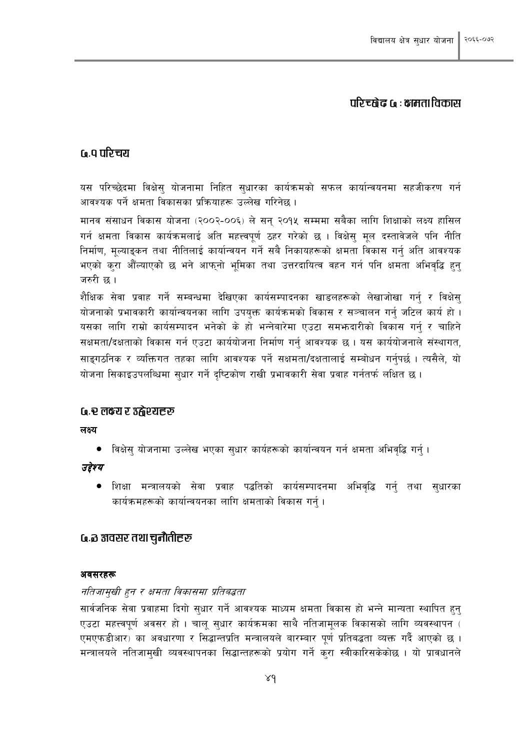# परिच्छेद ८ : क्षमता विकास

## ८.१ परिचय

यस परिच्छेदमा विक्षेसु योजनामा निहित सुधारका कार्यक्रमको सफल कार्यान्वयनमा सहजीकरण गर्न आवश्यक पर्ने क्षमता विकासका प्रक्रियाहरू उल्लेख गरिनेछ ।

मानव संसाधन विकास योजना (२००२-००६) ले सन् २०१५ सम्ममा सबैका लागि शिक्षाको लक्ष्य हासिल गर्न क्षमता विकास कार्यक्रमलाई अति महत्त्वपूर्ण ठहर गरेको छ । विक्षेसु मूल दस्तावेजले पनि नीति निर्माण, मूल्याङ्कन तथा नीतिलाई कार्यान्वयन गर्ने सबै निकायहरूको क्षमता विकास गर्नु अति आवश्यक भएको कुरा औँल्याएको छ भने आफ्नो भूमिका तथा उत्तरदायित्व वहन गर्न पनि क्षमता अभिवृद्धि हुनु जरुरी छ ।

शैक्षिक सेवा प्रवाह गर्ने सम्बन्धमा देखिएका कार्यसम्पादनका खाडलहरूको लेखाजोखा गर्नु र विक्षेसु योजनाको प्रभावकारी कार्यान्वयनका लागि उपयुक्त कार्यक्रमको विकास र सञ्चालन गर्नु जटिल कार्य हो । यसका लागि राम्रो कार्यसम्पादन भनेको के हो भन्नेबारेमा एउटा समझदारीको विकास गर्नु र चाहिने सक्षमता/दक्षताको विकास गर्न एउटा कार्ययोजना निर्माण गर्नु आवश्यक छ । यस कार्ययोजनाले संस्थागत, साङ्गठनिक र व्यक्तिगत तहका लागि आवश्यक पर्ने सक्षमता/दक्षतालाई सम्बोधन गर्नुपर्छ । त्यसैले, यो योजना सिकाइउपलब्धिमा सुधार गर्ने दृष्टिकोण राखी प्रभावकारी सेवा प्रवाह गर्नतर्फ लक्षित छ ।

## ८.२ लक्ष्य र उद्देश्यहरु

**लक्ष्य**

- विक्षेसु योजनामा उल्लेख भएका सुधार कार्यहरूको कार्यान्वयन गर्न क्षमता अभिवृद्धि गर्नु ।

***उद्देश्य***

- शिक्षा मन्त्रालयको सेवा प्रवाह पद्धतिको कार्यसम्पादनमा अभिवृद्धि गर्नु तथा सुधारका कार्यक्रमहरूको कार्यान्वयनका लागि क्षमताको विकास गर्नु ।

## ८.३ अवसर तथा चुनौतीहरु

**अवसरहरू**

*नतिजामुखी हुन र क्षमता विकासमा प्रतिबद्धता*

सार्वजनिक सेवा प्रवाहमा दिगो सुधार गर्ने आवश्यक माध्यम क्षमता विकास हो भन्ने मान्यता स्थापित हुनु एउटा महत्त्वपूर्ण अवसर हो । चालू सुधार कार्यक्रमका साथै नतिजामूलक विकासको लागि व्यवस्थापन (एमएफडीआर) का अवधारणा र सिद्धान्तप्रति मन्त्रालयले बारम्बार पूर्ण प्रतिबद्धता व्यक्त गर्दै आएको छ । मन्त्रालयले नतिजामुखी व्यवस्थापनका सिद्धान्तहरूको प्रयोग गर्ने कुरा स्वीकारिसकेकोछ । यो प्रावधानले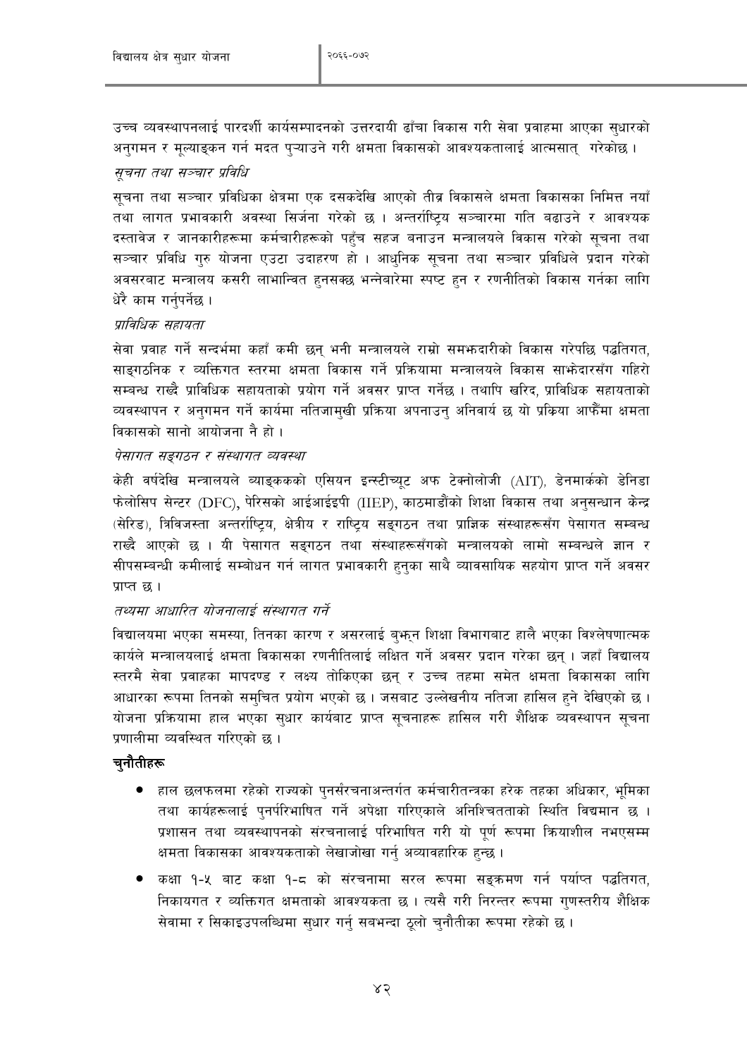उच्च व्यवस्थापनलाई पारदर्शी कार्यसम्पादनको उत्तरदायी ढाँचा विकास गरी सेवा प्रवाहमा आएका सुधारको अनुगमन र मूल्याङ्कन गर्न मदत पुऱ्याउने गरी क्षमता विकासको आवश्यकतालाई आत्मसात्  गरेकोछ ।

*सूचना तथा सञ्चार प्रविधि*

सूचना तथा सञ्चार प्रविधिका क्षेत्रमा एक दसकदेखि आएको तीव्र विकासले क्षमता विकासका निमित्त नयाँ तथा लागत प्रभावकारी अवस्था सिर्जना गरेको छ । अन्तर्राष्ट्रिय सञ्चारमा गति बढाउने र आवश्यक दस्तावेज र जानकारीहरूमा कर्मचारीहरूको पहुँच सहज बनाउन मन्त्रालयले विकास गरेको सूचना तथा सञ्चार प्रविधि गुरु योजना एउटा उदाहरण हो । आधुनिक सूचना तथा सञ्चार प्रविधिले प्रदान गरेको अवसरबाट मन्त्रालय कसरी लाभान्वित हुनसक्छ भन्नेबारेमा स्पष्ट हुन र रणनीतिको विकास गर्नका लागि धेरै काम गर्नुपर्नेछ ।

*प्राविधिक सहायता*

सेवा प्रवाह गर्ने सन्दर्भमा कहाँ कमी छन् भनी मन्त्रालयले राम्रो समझदारीको विकास गरेपछि पद्धतिगत, साङ्गठनिक र व्यक्तिगत स्तरमा क्षमता विकास गर्ने प्रक्रियामा मन्त्रालयले विकास साझेदारसँग गहिरो सम्बन्ध राख्दै प्राविधिक सहायताको प्रयोग गर्ने अवसर प्राप्त गर्नेछ । तथापि खरिद, प्राविधिक सहायताको व्यवस्थापन र अनुगमन गर्ने कार्यमा नतिजामुखी प्रक्रिया अपनाउनु अनिवार्य छ यो प्रक्रिया आफैँमा क्षमता विकासको सानो आयोजना नै हो ।

*पेसागत सङ्गठन र संस्थागत व्यवस्था*

केही वर्षदेखि मन्त्रालयले ब्याङ्ककको एसियन इन्स्टीच्यूट अफ टेक्नोलोजी (AIT), डेनमार्कको डेनिडा फेलोसिप सेन्टर (DFC), पेरिसको आईआईइपी (IIEP), काठमाडौंको शिक्षा विकास तथा अनुसन्धान केन्द्र (सेरिड), त्रिविजस्ता अन्तर्राष्ट्रिय, क्षेत्रीय र राष्ट्रिय सङ्गठन तथा प्राज्ञिक संस्थाहरूसँग पेसागत सम्बन्ध राख्दै आएको छ । यी पेसागत सङ्गठन तथा संस्थाहरूसँगको मन्त्रालयको लामो सम्बन्धले ज्ञान र सीपसम्बन्धी कमीलाई सम्बोधन गर्न लागत प्रभावकारी हुनुका साथै व्यावसायिक सहयोग प्राप्त गर्ने अवसर प्राप्त छ ।

*तथ्यमा आधारित योजनालाई संस्थागत गर्ने*

विद्यालयमा भएका समस्या, तिनका कारण र असरलाई बुझ्न शिक्षा विभागबाट हालै भएका विश्लेषणात्मक कार्यले मन्त्रालयलाई क्षमता विकासका रणनीतिलाई लक्षित गर्ने अवसर प्रदान गरेका छन् । जहाँ विद्यालय स्तरमै सेवा प्रवाहका मापदण्ड र लक्ष्य तोकिएका छन् र उच्च तहमा समेत क्षमता विकासका लागि आधारका रूपमा तिनको समुचित प्रयोग भएको छ । जसबाट उल्लेखनीय नतिजा हासिल हुने देखिएको छ । योजना प्रक्रियामा हाल भएका सुधार कार्यबाट प्राप्त सूचनाहरू हासिल गरी शैक्षिक व्यवस्थापन सूचना प्रणालीमा व्यवस्थित गरिएको छ ।

**चुनौतीहरू**

- हाल छलफलमा रहेको राज्यको पुनर्संरचनाअन्तर्गत कर्मचारीतन्त्रका हरेक तहका अधिकार, भूमिका तथा कार्यहरूलाई पुनर्परिभाषित गर्ने अपेक्षा गरिएकाले अनिश्चितताको स्थिति विद्यमान छ । प्रशासन तथा व्यवस्थापनको संरचनालाई परिभाषित गरी यो पूर्ण रूपमा क्रियाशील नभएसम्म क्षमता विकासका आवश्यकताको लेखाजोखा गर्नु अव्यावहारिक हुन्छ ।
- कक्षा १-५ बाट कक्षा १-८ को संरचनामा सरल रूपमा सङ्क्रमण गर्न पर्याप्त पद्धतिगत, निकायगत र व्यक्तिगत क्षमताको आवश्यकता छ । त्यसै गरी निरन्तर रूपमा गुणस्तरीय शैक्षिक सेवामा र सिकाइउपलब्धिमा सुधार गर्नु सबभन्दा ठूलो चुनौतीका रूपमा रहेको छ ।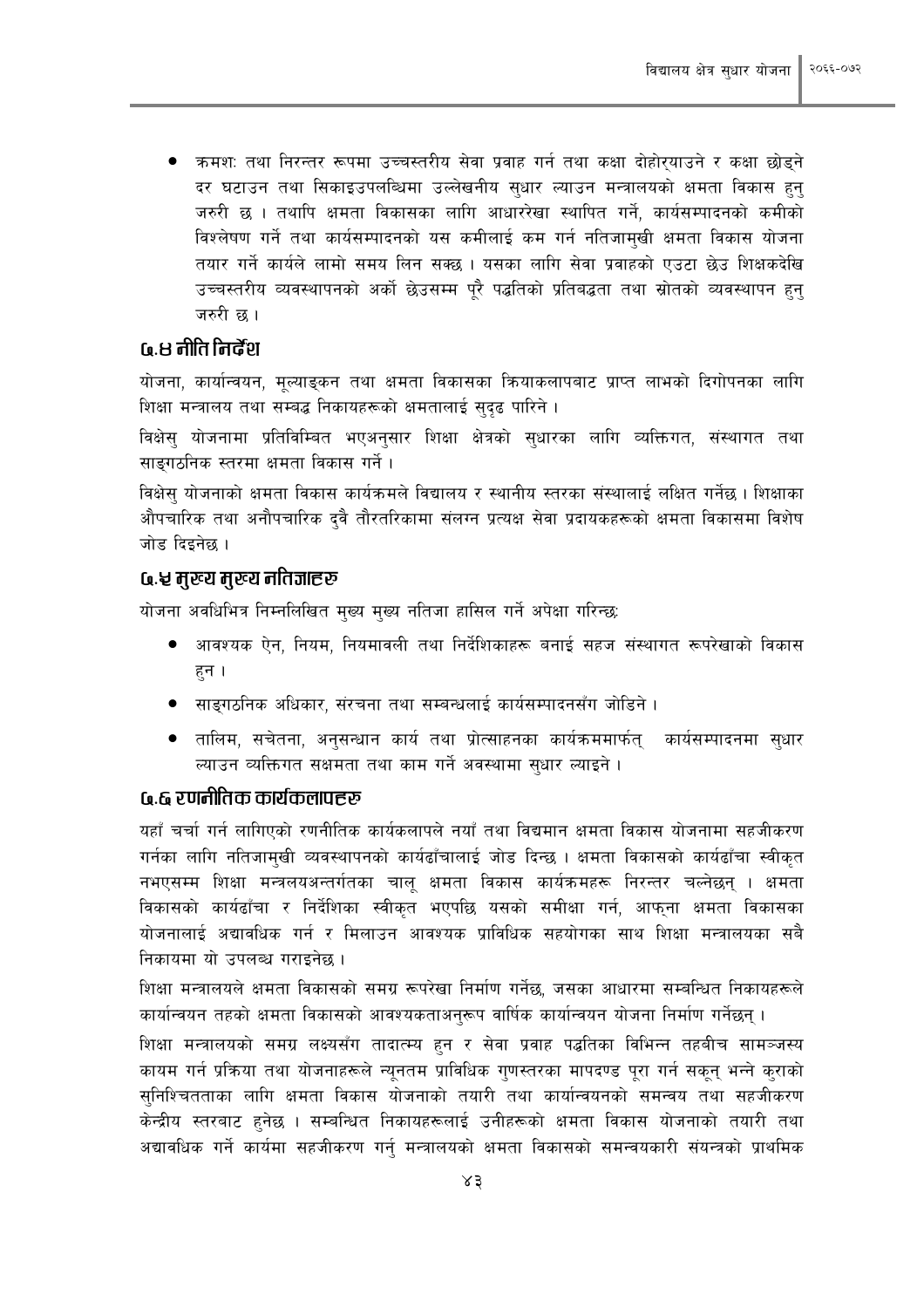- क्रमशः तथा निरन्तर रूपमा उच्चस्तरीय सेवा प्रवाह गर्न तथा कक्षा दोहोर्याउने र कक्षा छोड्ने दर घटाउन तथा सिकाइउपलब्धिमा उल्लेखनीय सुधार ल्याउन मन्त्रालयको क्षमता विकास हुनु जरुरी छ । तथापि क्षमता विकासका लागि आधाररेखा स्थापित गर्ने, कार्यसम्पादनको कमीको विश्लेषण गर्ने तथा कार्यसम्पादनको यस कमीलाई कम गर्न नतिजामुखी क्षमता विकास योजना तयार गर्ने कार्यले लामो समय लिन सक्छ । यसका लागि सेवा प्रवाहको एउटा छेउ शिक्षकदेखि उच्चस्तरीय व्यवस्थापनको अर्को छेउसम्म पूरै पद्धतिको प्रतिबद्धता तथा स्रोतको व्यवस्थापन हुनु जरुरी छ ।

## ८.४ नीति निर्देश

योजना, कार्यान्वयन, मूल्याङ्कन तथा क्षमता विकासका क्रियाकलापबाट प्राप्त लाभको दिगोपनका लागि शिक्षा मन्त्रालय तथा सम्बद्ध निकायहरूको क्षमतालाई सुदृढ पारिने ।

विक्षेसु योजनामा प्रतिबिम्बित भएअनुसार शिक्षा क्षेत्रको सुधारका लागि व्यक्तिगत, संस्थागत तथा साङ्गठनिक स्तरमा क्षमता विकास गर्ने ।

विक्षेसु योजनाको क्षमता विकास कार्यक्रमले विद्यालय र स्थानीय स्तरका संस्थालाई लक्षित गर्नेछ । शिक्षाका औपचारिक तथा अनौपचारिक दुवै तौरतरिकामा संलग्न प्रत्यक्ष सेवा प्रदायकहरूको क्षमता विकासमा विशेष जोड दिइनेछ ।

## ८.५ मुख्य मुख्य नतिजाहरु

योजना अवधिभित्र निम्नलिखित मुख्य मुख्य नतिजा हासिल गर्ने अपेक्षा गरिन्छः

- आवश्यक ऐन, नियम, नियमावली तथा निर्देशिकाहरू बनाई सहज संस्थागत रूपरेखाको विकास हुन ।
- साङ्गठनिक अधिकार, संरचना तथा सम्बन्धलाई कार्यसम्पादनसँग जोडिने ।
- तालिम, सचेतना, अनुसन्धान कार्य तथा प्रोत्साहनका कार्यक्रममार्फत् कार्यसम्पादनमा सुधार ल्याउन व्यक्तिगत सक्षमता तथा काम गर्ने अवस्थामा सुधार ल्याइने ।

## ८.६ रणनीतिक कार्यकलापहरु

यहाँ चर्चा गर्न लागिएको रणनीतिक कार्यकलापले नयाँ तथा विद्यमान क्षमता विकास योजनामा सहजीकरण गर्नका लागि नतिजामुखी व्यवस्थापनको कार्यढाँचालाई जोड दिन्छ । क्षमता विकासको कार्यढाँचा स्वीकृत नभएसम्म शिक्षा मन्त्रालयअन्तर्गतका चालू क्षमता विकास कार्यक्रमहरू निरन्तर चल्नेछन् । क्षमता विकासको कार्यढाँचा र निर्देशिका स्वीकृत भएपछि यसको समीक्षा गर्न, आफ्ना क्षमता विकासका योजनालाई अद्यावधिक गर्न र मिलाउन आवश्यक प्राविधिक सहयोगका साथ शिक्षा मन्त्रालयका सबै निकायमा यो उपलब्ध गराइनेछ ।

शिक्षा मन्त्रालयले क्षमता विकासको समग्र रूपरेखा निर्माण गर्नेछ, जसका आधारमा सम्बन्धित निकायहरूले कार्यान्वयन तहको क्षमता विकासको आवश्यकताअनुरूप वार्षिक कार्यान्वयन योजना निर्माण गर्नेछन् ।

शिक्षा मन्त्रालयको समग्र लक्ष्यसँग तादात्म्य हुन र सेवा प्रवाह पद्धतिका विभिन्न तहबीच सामञ्जस्य कायम गर्न प्रक्रिया तथा योजनाहरूले न्यूनतम प्राविधिक गुणस्तरका मापदण्ड पूरा गर्न सकून् भन्ने कुराको सुनिश्चितताका लागि क्षमता विकास योजनाको तयारी तथा कार्यान्वयनको समन्वय तथा सहजीकरण केन्द्रीय स्तरबाट हुनेछ । सम्बन्धित निकायहरूलाई उनीहरूको क्षमता विकास योजनाको तयारी तथा अद्यावधिक गर्ने कार्यमा सहजीकरण गर्नु मन्त्रालयको क्षमता विकासको समन्वयकारी संयन्त्रको प्राथमिक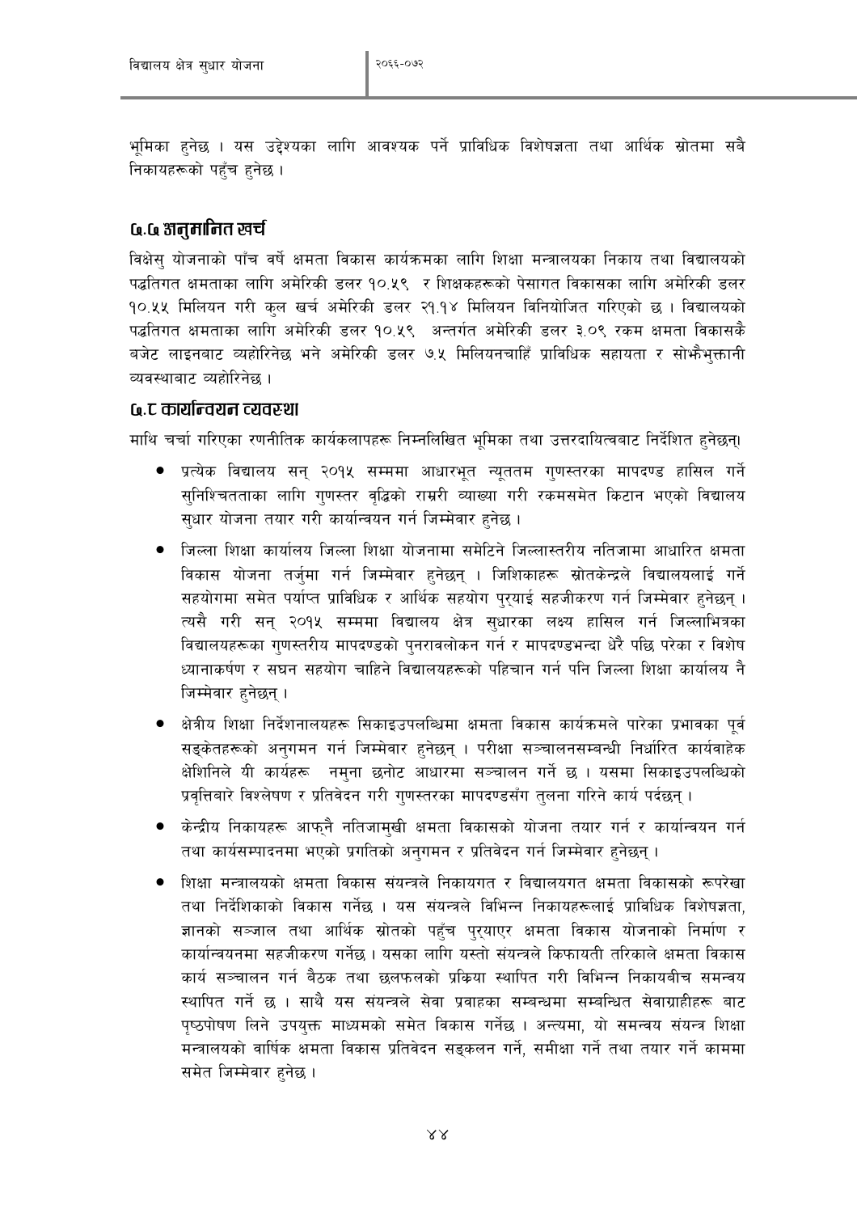भूमिका हुनेछ । यस उद्देश्यका लागि आवश्यक पर्ने प्राविधिक विशेषज्ञता तथा आर्थिक स्रोतमा सबै निकायहरूको पहुँच हुनेछ ।

## ८.८ अनुमानित खर्च

विक्षेसु योजनाको पाँच वर्षे क्षमता विकास कार्यक्रमका लागि शिक्षा मन्त्रालयका निकाय तथा विद्यालयको पद्धतिगत क्षमताका लागि अमेरिकी डलर १०.५९ र शिक्षकहरूको पेसागत विकासका लागि अमेरिकी डलर १०.५५ मिलियन गरी कुल खर्च अमेरिकी डलर २१.१४ मिलियन विनियोजित गरिएको छ । विद्यालयको पद्धतिगत क्षमताका लागि अमेरिकी डलर १०.५९ अन्तर्गत अमेरिकी डलर ३.०९ रकम क्षमता विकासकै बजेट लाइनबाट व्यहोरिनेछ भने अमेरिकी डलर ७.५ मिलियनचाहिँ प्राविधिक सहायता र सोझैभुक्तानी व्यवस्थाबाट व्यहोरिनेछ ।

## ८.ट कार्यान्वयन व्यवस्था

माथि चर्चा गरिएका रणनीतिक कार्यकलापहरू निम्नलिखित भूमिका तथा उत्तरदायित्वबाट निर्देशित हुनेछन्।

- प्रत्येक विद्यालय सन् २०१५ सम्ममा आधारभूत न्यूततम गुणस्तरका मापदण्ड हासिल गर्ने सुनिश्चितताका लागि गुणस्तर वृद्धिको राम्ररी व्याख्या गरी रकमसमेत किटान भएको विद्यालय सुधार योजना तयार गरी कार्यान्वयन गर्न जिम्मेवार हुनेछ ।
- जिल्ला शिक्षा कार्यालय जिल्ला शिक्षा योजनामा समेटिने जिल्लास्तरीय नतिजामा आधारित क्षमता विकास योजना तर्जुमा गर्न जिम्मेवार हुनेछन् । जिशिकाहरू स्रोतकेन्द्रले विद्यालयलाई गर्ने सहयोगमा समेत पर्याप्त प्राविधिक र आर्थिक सहयोग पुर्‍याई सहजीकरण गर्न जिम्मेवार हुनेछन् । त्यसै गरी सन् २०१५ सम्ममा विद्यालय क्षेत्र सुधारका लक्ष्य हासिल गर्न जिल्लाभित्रका विद्यालयहरूका गुणस्तरीय मापदण्डको पुनरावलोकन गर्न र मापदण्डभन्दा धेरै पछि परेका र विशेष ध्यानाकर्षण र सघन सहयोग चाहिने विद्यालयहरूको पहिचान गर्न पनि जिल्ला शिक्षा कार्यालय नै जिम्मेवार हुनेछन् ।
- क्षेत्रीय शिक्षा निर्देशनालयहरू सिकाइउपलब्धिमा क्षमता विकास कार्यक्रमले पारेका प्रभावका पूर्व सङ्केतहरूको अनुगमन गर्न जिम्मेवार हुनेछन् । परीक्षा सञ्चालनसम्बन्धी निर्धारित कार्यवाहेक क्षेशिनिले यी कार्यहरू नमुना छनोट आधारमा सञ्चालन गर्ने छ । यसमा सिकाइउपलब्धिको प्रवृत्तिबारे विश्लेषण र प्रतिवेदन गरी गुणस्तरका मापदण्डसँग तुलना गरिने कार्य पर्दछन् ।
- केन्द्रीय निकायहरू आफ्नै नतिजामुखी क्षमता विकासको योजना तयार गर्न र कार्यान्वयन गर्न तथा कार्यसम्पादनमा भएको प्रगतिको अनुगमन र प्रतिवेदन गर्न जिम्मेवार हुनेछन् ।
- शिक्षा मन्त्रालयको क्षमता विकास संयन्त्रले निकायगत र विद्यालयगत क्षमता विकासको रूपरेखा तथा निर्देशिकाको विकास गर्नेछ । यस संयन्त्रले विभिन्न निकायहरूलाई प्राविधिक विशेषज्ञता, ज्ञानको सञ्जाल तथा आर्थिक स्रोतको पहुँच पुर्‍याएर क्षमता विकास योजनाको निर्माण र कार्यान्वयनमा सहजीकरण गर्नेछ । यसका लागि यस्तो संयन्त्रले किफायती तरिकाले क्षमता विकास कार्य सञ्चालन गर्न बैठक तथा छलफलको प्रक्रिया स्थापित गरी विभिन्न निकायबीच समन्वय स्थापित गर्ने छ । साथै यस संयन्त्रले सेवा प्रवाहका सम्बन्धमा सम्बन्धित सेवाग्राहीहरू बाट पृष्ठपोषण लिने उपयुक्त माध्यमको समेत विकास गर्नेछ । अन्त्यमा, यो समन्वय संयन्त्र शिक्षा मन्त्रालयको वार्षिक क्षमता विकास प्रतिवेदन सङ्कलन गर्ने, समीक्षा गर्ने तथा तयार गर्ने काममा समेत जिम्मेवार हुनेछ ।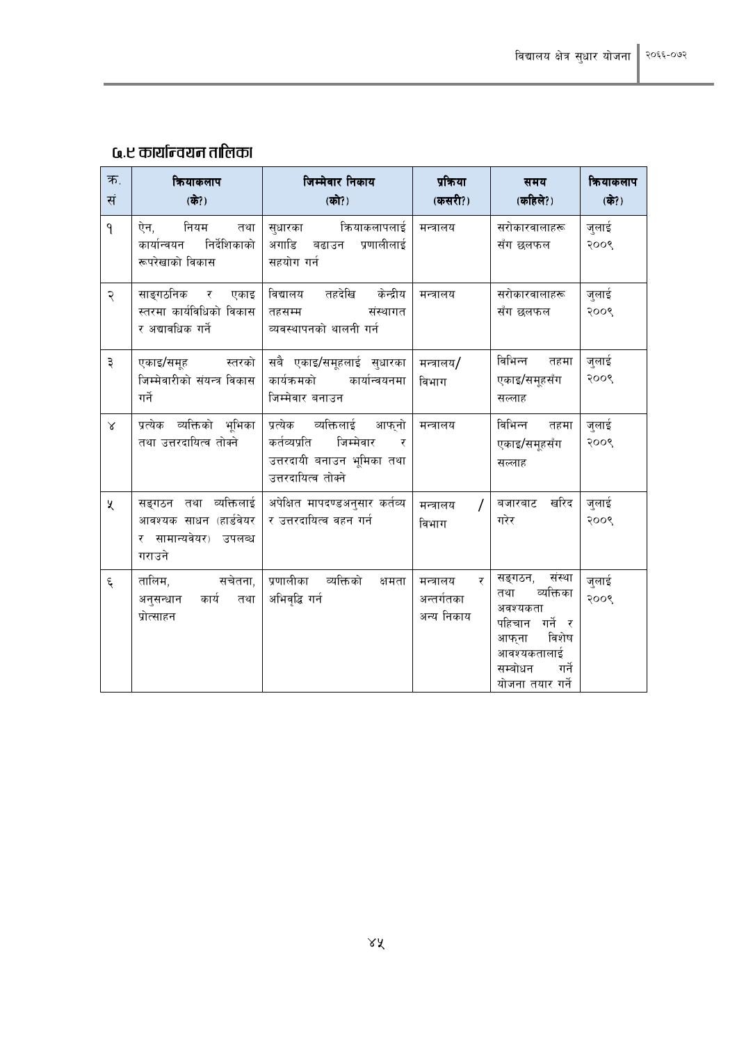## ८.९ कार्यान्वयन तालिका

| क्र. सं | क्रियाकलाप (के?) | जिम्मेवार निकाय (को?) | प्रक्रिया (कसरी?) | समय (कहिले?) | क्रियाकलाप (के?) |
|---|---|---|---|---|---|
| १ | ऐन, नियम तथा कार्यान्वयन निर्देशिकाको रूपरेखाको विकास | सुधारका क्रियाकलापलाई अगाडि बढाउन प्रणालीलाई सहयोग गर्न | मन्त्रालय | सरोकारवालाहरू सँग छलफल | जुलाई २००९ |
| २ | साङ्गठनिक र एकाइ स्तरमा कार्यविधिको विकास र अद्यावधिक गर्ने | विद्यालय तहदेखि केन्द्रीय तहसम्म संस्थागत व्यवस्थापनको थालनी गर्न | मन्त्रालय | सरोकारवालाहरू सँग छलफल | जुलाई २००९ |
| ३ | एकाइ/समूह स्तरको जिम्मेवारीको संयन्त्र विकास गर्ने | सबै एकाइ/समूहलाई सुधारका कार्यक्रमको कार्यान्वयनमा जिम्मेवार बनाउन | मन्त्रालय/ विभाग | विभिन्न तहमा एकाइ/समूहसँग सल्लाह | जुलाई २००९ |
| ४ | प्रत्येक व्यक्तिको भूमिका तथा उत्तरदायित्व तोक्ने | प्रत्येक व्यक्तिलाई आफ्नो कर्तव्यप्रति जिम्मेवार र उत्तरदायी बनाउन भूमिका तथा उत्तरदायित्व तोक्ने | मन्त्रालय | विभिन्न तहमा एकाइ/समूहसँग सल्लाह | जुलाई २००९ |
| ५ | सङ्गठन तथा व्यक्तिलाई आवश्यक साधन (हार्डवेयर र सामान्यवेयर) उपलब्ध गराउने | अपेक्षित मापदण्डअनुसार कर्तव्य र उत्तरदायित्व वहन गर्न | मन्त्रालय / विभाग | बजारबाट खरिद गरेर | जुलाई २००९ |
| ६ | तालिम, सचेतना, अनुसन्धान कार्य तथा प्रोत्साहन | प्रणालीका व्यक्तिको क्षमता अभिवृद्धि गर्न | मन्त्रालय र अन्तर्गतका अन्य निकाय | सङ्गठन, संस्था तथा व्यक्तिका अवश्यकता पहिचान गर्ने र आफ्ना विशेष आवश्यकतालाई सम्बोधन गर्ने योजना तयार गर्ने | जुलाई २००९ |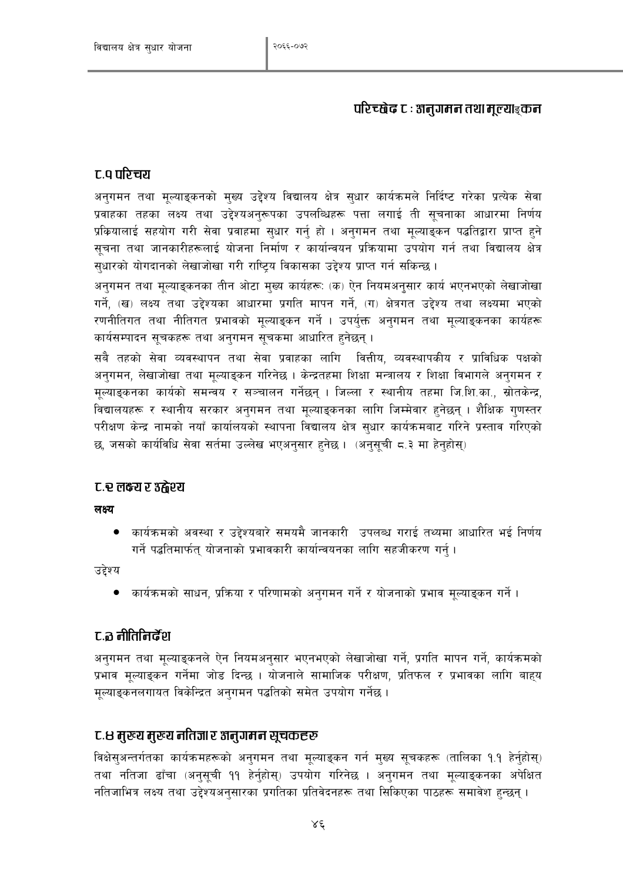## परिच्छेद ८ : अनुगमन तथा मूल्याङ्कन

### ८.१ परिचय

अनुगमन तथा मूल्याङ्कनको मुख्य उद्देश्य विद्यालय क्षेत्र सुधार कार्यक्रमले निर्दिष्ट गरेका प्रत्येक सेवा प्रवाहका तहका लक्ष्य तथा उद्देश्यअनुरूपका उपलब्धिहरू पत्ता लगाई ती सूचनाका आधारमा निर्णय प्रक्रियालाई सहयोग गरी सेवा प्रवाहमा सुधार गर्नु हो । अनुगमन तथा मूल्याङ्कन पद्धतिद्वारा प्राप्त हुने सूचना तथा जानकारीहरूलाई योजना निर्माण र कार्यान्वयन प्रक्रियामा उपयोग गर्न तथा विद्यालय क्षेत्र सुधारको योगदानको लेखाजोखा गरी राष्ट्रिय विकासका उद्देश्य प्राप्त गर्न सकिन्छ ।

अनुगमन तथा मूल्याङ्कनका तीन ओटा मुख्य कार्यहरूः (क) ऐन नियमअनुसार कार्य भएनभएको लेखाजोखा गर्ने, (ख) लक्ष्य तथा उद्देश्यका आधारमा प्रगति मापन गर्ने, (ग) क्षेत्रगत उद्देश्य तथा लक्ष्यमा भएको रणनीतिगत तथा नीतिगत प्रभावको मूल्याङ्कन गर्ने । उपर्युक्त अनुगमन तथा मूल्याङ्कनका कार्यहरू कार्यसम्पादन सूचकहरू तथा अनुगमन सूचकमा आधारित हुनेछन् ।

सबै तहको सेवा व्यवस्थापन तथा सेवा प्रवाहका लागि वित्तीय, व्यवस्थापकीय र प्राविधिक पक्षको अनुगमन, लेखाजोखा तथा मूल्याङ्कन गरिनेछ । केन्द्रतहमा शिक्षा मन्त्रालय र शिक्षा विभागले अनुगमन र मूल्याङ्कनका कार्यको समन्वय र सञ्चालन गर्नेछन् । जिल्ला र स्थानीय तहमा जि.शि.का., स्रोतकेन्द्र, विद्यालयहरू र स्थानीय सरकार अनुगमन तथा मूल्याङ्कनका लागि जिम्मेवार हुनेछन् । शैक्षिक गुणस्तर परीक्षण केन्द्र नामको नयाँ कार्यालयको स्थापना विद्यालय क्षेत्र सुधार कार्यक्रमबाट गरिने प्रस्ताव गरिएको छ, जसको कार्यविधि सेवा सर्तमा उल्लेख भएअनुसार हुनेछ । (अनुसूची ८.३ मा हेर्नुहोस्)

### ८.२ लक्ष्य र उद्देश्य

**लक्ष्य**

- कार्यक्रमको अवस्था र उद्देश्यबारे समयमै जानकारी उपलब्ध गराई तथ्यमा आधारित भई निर्णय गर्ने पद्धतिमार्फत् योजनाको प्रभावकारी कार्यान्वयनका लागि सहजीकरण गर्नु ।

उद्देश्य

- कार्यक्रमको साधन, प्रक्रिया र परिणामको अनुगमन गर्ने र योजनाको प्रभाव मूल्याङ्कन गर्ने ।

### ८.३ नीतिनिर्देश

अनुगमन तथा मूल्याङ्कनले ऐन नियमअनुसार भएनभएको लेखाजोखा गर्ने, प्रगति मापन गर्ने, कार्यक्रमको प्रभाव मूल्याङ्कन गर्नेमा जोड दिन्छ । योजनाले सामाजिक परीक्षण, प्रतिफल र प्रभावका लागि बाह्य मूल्याङ्कनलगायत विकेन्द्रित अनुगमन पद्धतिको समेत उपयोग गर्नेछ ।

### ८.४ मुख्य मुख्य नतिजा र अनुगमन सूचकहरु

विक्षेसुअन्तर्गतका कार्यक्रमहरूको अनुगमन तथा मूल्याङ्कन गर्न मुख्य सूचकहरू (तालिका १.१ हेर्नुहोस्) तथा नतिजा ढाँचा (अनुसूची ११ हेर्नुहोस्) उपयोग गरिनेछ । अनुगमन तथा मूल्याङ्कनका अपेक्षित नतिजाभित्र लक्ष्य तथा उद्देश्यअनुसारका प्रगतिका प्रतिवेदनहरू तथा सिकिएका पाठहरू समावेश हुन्छन् ।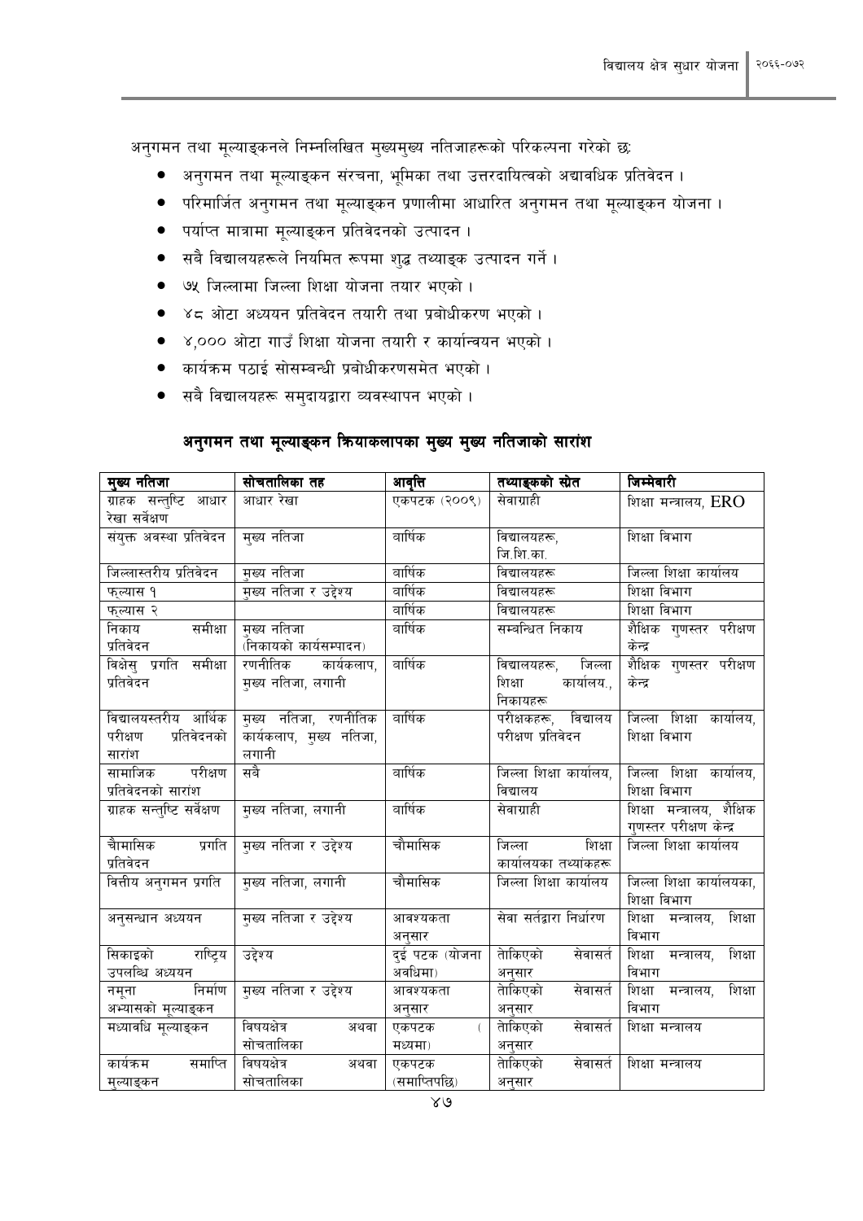अनुगमन तथा मूल्याङ्कनले निम्नलिखित मुख्यमुख्य नतिजाहरूको परिकल्पना गरेको छः

- अनुगमन तथा मूल्याङ्कन संरचना, भूमिका तथा उत्तरदायित्वको अद्यावधिक प्रतिवेदन ।
- परिमार्जित अनुगमन तथा मूल्याङ्कन प्रणालीमा आधारित अनुगमन तथा मूल्याङ्कन योजना ।
- पर्याप्त मात्रामा मूल्याङ्कन प्रतिवेदनको उत्पादन ।
- सबै विद्यालयहरूले नियमित रूपमा शुद्ध तथ्याङ्क उत्पादन गर्ने ।
- ७५ जिल्लामा जिल्ला शिक्षा योजना तयार भएको ।
- ४८ ओटा अध्ययन प्रतिवेदन तयारी तथा प्रबोधीकरण भएको ।
- ४,००० ओटा गाउँ शिक्षा योजना तयारी र कार्यान्वयन भएको ।
- कार्यक्रम पठाई सोसम्बन्धी प्रबोधीकरणसमेत भएको ।
- सबै विद्यालयहरू समुदायद्वारा व्यवस्थापन भएको ।

## अनुगमन तथा मूल्याङ्कन क्रियाकलापका मुख्य मुख्य नतिजाको सारांश

| मुख्य नतिजा | सोचतालिका तह | आवृत्ति | तथ्याङ्कको स्रोत | जिम्मेवारी |
|---|---|---|---|---|
| ग्राहक सन्तुष्टि आधार रेखा सर्वेक्षण | आधार रेखा | एकपटक (२००९) | सेवाग्राही | शिक्षा मन्त्रालय, ERO |
| संयुक्त अवस्था प्रतिवेदन | मुख्य नतिजा | वार्षिक | विद्यालयहरू, जि.शि.का. | शिक्षा विभाग |
| जिल्लास्तरीय प्रतिवेदन | मुख्य नतिजा | वार्षिक | विद्यालयहरू | जिल्ला शिक्षा कार्यालय |
| फ्ल्यास १ | मुख्य नतिजा र उद्देश्य | वार्षिक | विद्यालयहरू | शिक्षा विभाग |
| फ्ल्यास २ | | वार्षिक | विद्यालयहरू | शिक्षा विभाग |
| निकाय समीक्षा प्रतिवेदन | मुख्य नतिजा (निकायको कार्यसम्पादन) | वार्षिक | सम्बन्धित निकाय | शैक्षिक गुणस्तर परीक्षण केन्द्र |
| विक्षेसु प्रगति समीक्षा प्रतिवेदन | रणनीतिक कार्यकलाप, मुख्य नतिजा, लगानी | वार्षिक | विद्यालयहरू, जिल्ला शिक्षा कार्यालय., निकायहरू | शैक्षिक गुणस्तर परीक्षण केन्द्र |
| विद्यालयस्तरीय आर्थिक परीक्षण प्रतिवेदनको सारांश | मुख्य नतिजा, रणनीतिक कार्यकलाप, मुख्य नतिजा, लगानी | वार्षिक | परीक्षकहरू, विद्यालय परीक्षण प्रतिवेदन | जिल्ला शिक्षा कार्यालय, शिक्षा विभाग |
| सामाजिक परीक्षण प्रतिवेदनको सारांश | सबै | वार्षिक | जिल्ला शिक्षा कार्यालय, विद्यालय | जिल्ला शिक्षा कार्यालय, शिक्षा विभाग |
| ग्राहक सन्तुष्टि सर्वेक्षण | मुख्य नतिजा, लगानी | वार्षिक | सेवाग्राही | शिक्षा मन्त्रालय, शैक्षिक गुणस्तर परीक्षण केन्द्र |
| चौमासिक प्रगति प्रतिवेदन | मुख्य नतिजा र उद्देश्य | चौमासिक | जिल्ला शिक्षा कार्यालयका तथ्यांकहरू | जिल्ला शिक्षा कार्यालय |
| वित्तीय अनुगमन प्रगति | मुख्य नतिजा, लगानी | चौमासिक | जिल्ला शिक्षा कार्यालय | जिल्ला शिक्षा कार्यालयका, शिक्षा विभाग |
| अनुसन्धान अध्ययन | मुख्य नतिजा र उद्देश्य | आवश्यकता अनुसार | सेवा सर्तद्वारा निर्धारण | शिक्षा मन्त्रालय, शिक्षा विभाग |
| सिकाइको राष्ट्रिय उपलब्धि अध्ययन | उद्देश्य | दुई पटक (योजना अवधिमा) | तोकिएको सेवासर्त अनुसार | शिक्षा मन्त्रालय, शिक्षा विभाग |
| नमूना निर्माण अभ्यासको मूल्याङ्कन | मुख्य नतिजा र उद्देश्य | आवश्यकता अनुसार | तोकिएको सेवासर्त अनुसार | शिक्षा मन्त्रालय, शिक्षा विभाग |
| मध्यावधि मूल्याङ्कन | विषयक्षेत्र अथवा सोचतालिका | एकपटक ( मध्यमा) | तोकिएको सेवासर्त अनुसार | शिक्षा मन्त्रालय |
| कार्यक्रम समाप्ति मुल्याङ्कन | विषयक्षेत्र अथवा सोचतालिका | एकपटक (समाप्तिपछि) | तोकिएको सेवासर्त अनुसार | शिक्षा मन्त्रालय |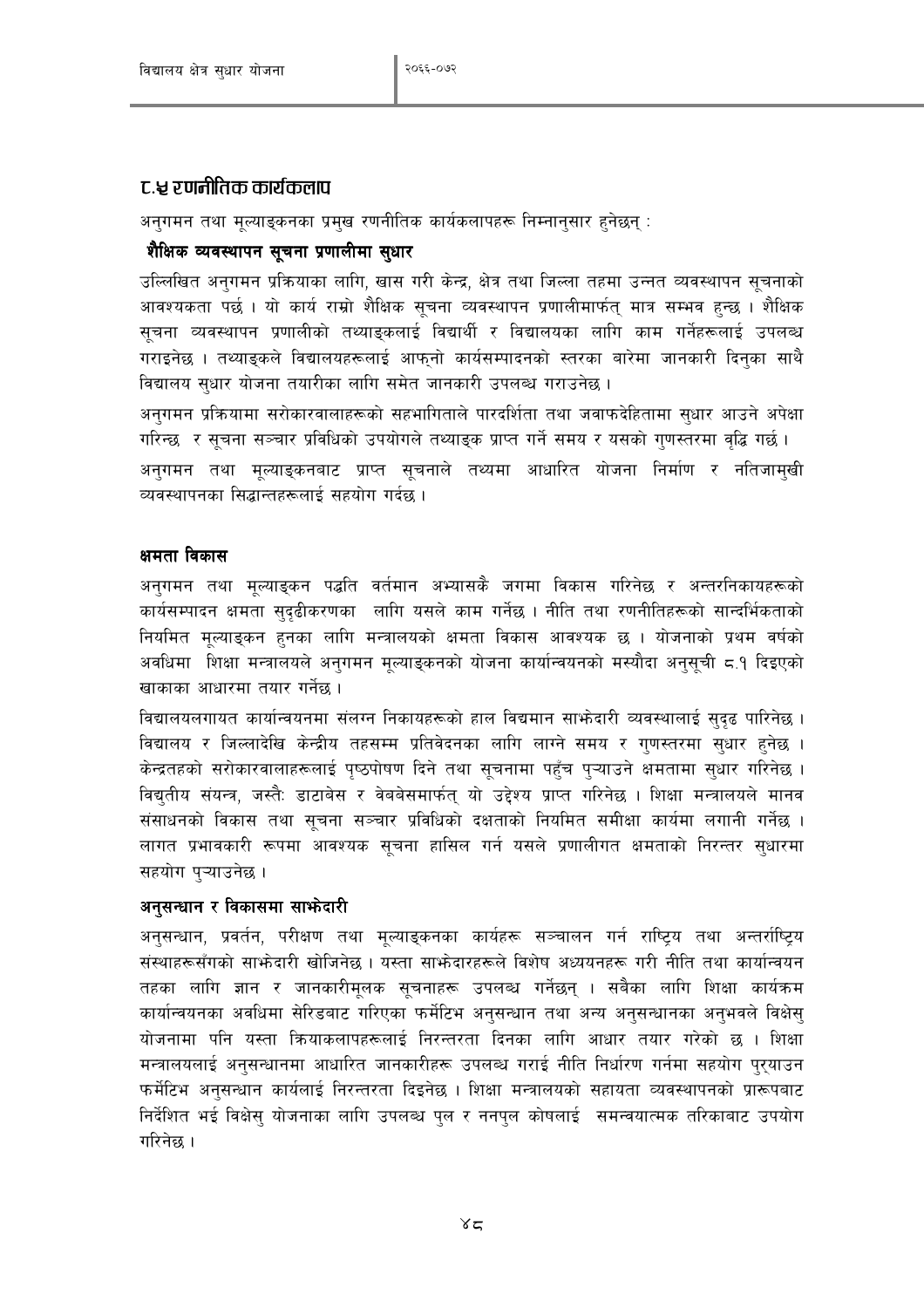## ८.४ रणनीतिक कार्यकलाप

अनुगमन तथा मूल्याङ्कनका प्रमुख रणनीतिक कार्यकलापहरू निम्नानुसार हुनेछन् :

### शैक्षिक व्यवस्थापन सूचना प्रणालीमा सुधार

उल्लिखित अनुगमन प्रक्रियाका लागि, खास गरी केन्द्र, क्षेत्र तथा जिल्ला तहमा उन्नत व्यवस्थापन सूचनाको आवश्यकता पर्छ । यो कार्य राम्रो शैक्षिक सूचना व्यवस्थापन प्रणालीमार्फत् मात्र सम्भव हुन्छ । शैक्षिक सूचना व्यवस्थापन प्रणालीको तथ्याङ्कलाई विद्यार्थी र विद्यालयका लागि काम गर्नेहरूलाई उपलब्ध गराइनेछ । तथ्याङ्कले विद्यालयहरूलाई आफ्नो कार्यसम्पादनको स्तरका बारेमा जानकारी दिनुका साथै विद्यालय सुधार योजना तयारीका लागि समेत जानकारी उपलब्ध गराउनेछ ।

अनुगमन प्रक्रियामा सरोकारवालाहरूको सहभागिताले पारदर्शिता तथा जवाफदेहितामा सुधार आउने अपेक्षा गरिन्छ र सूचना सञ्चार प्रविधिको उपयोगले तथ्याङ्क प्राप्त गर्ने समय र यसको गुणस्तरमा वृद्धि गर्छ ।

अनुगमन तथा मूल्याङ्कनबाट प्राप्त सूचनाले तथ्यमा आधारित योजना निर्माण र नतिजामुखी व्यवस्थापनका सिद्धान्तहरूलाई सहयोग गर्दछ ।

### क्षमता विकास

अनुगमन तथा मूल्याङ्कन पद्धति वर्तमान अभ्यासकै जगमा विकास गरिनेछ र अन्तरनिकायहरूको कार्यसम्पादन क्षमता सुदृढीकरणका लागि यसले काम गर्नेछ । नीति तथा रणनीतिहरूको सान्दर्भिकताको नियमित मूल्याङ्कन हुनका लागि मन्त्रालयको क्षमता विकास आवश्यक छ । योजनाको प्रथम वर्षको अवधिमा शिक्षा मन्त्रालयले अनुगमन मूल्याङ्कनको योजना कार्यान्वयनको मस्यौदा अनुसूची ८.१ दिइएको खाकाका आधारमा तयार गर्नेछ ।

विद्यालयलगायत कार्यान्वयनमा संलग्न निकायहरूको हाल विद्यमान साझेदारी व्यवस्थालाई सुदृढ पारिनेछ । विद्यालय र जिल्लादेखि केन्द्रीय तहसम्म प्रतिवेदनका लागि लाग्ने समय र गुणस्तरमा सुधार हुनेछ । केन्द्रतहको सरोकारवालाहरूलाई पृष्ठपोषण दिने तथा सूचनामा पहुँच पुऱ्याउने क्षमतामा सुधार गरिनेछ । विद्युतीय संयन्त्र, जस्तैः डाटाबेस र वेबबेसमार्फत् यो उद्देश्य प्राप्त गरिनेछ । शिक्षा मन्त्रालयले मानव संसाधनको विकास तथा सूचना सञ्चार प्रविधिको दक्षताको नियमित समीक्षा कार्यमा लगानी गर्नेछ । लागत प्रभावकारी रूपमा आवश्यक सूचना हासिल गर्न यसले प्रणालीगत क्षमताको निरन्तर सुधारमा सहयोग पुऱ्याउनेछ ।

### अनुसन्धान र विकासमा साझेदारी

अनुसन्धान, प्रवर्तन, परीक्षण तथा मूल्याङ्कनका कार्यहरू सञ्चालन गर्न राष्ट्रिय तथा अन्तर्राष्ट्रिय संस्थाहरूसँगको साझेदारी खोजिनेछ । यस्ता साझेदारहरूले विशेष अध्ययनहरू गरी नीति तथा कार्यान्वयन तहका लागि ज्ञान र जानकारीमूलक सूचनाहरू उपलब्ध गर्नेछन् । सबैका लागि शिक्षा कार्यक्रम कार्यान्वयनका अवधिमा सेरिडबाट गरिएका फर्मेटिभ अनुसन्धान तथा अन्य अनुसन्धानका अनुभवले विक्षेसु योजनामा पनि यस्ता क्रियाकलापहरूलाई निरन्तरता दिनका लागि आधार तयार गरेको छ । शिक्षा मन्त्रालयलाई अनुसन्धानमा आधारित जानकारीहरू उपलब्ध गराई नीति निर्धारण गर्नमा सहयोग पुऱ्याउन फर्मेटिभ अनुसन्धान कार्यलाई निरन्तरता दिइनेछ । शिक्षा मन्त्रालयको सहायता व्यवस्थापनको प्रारूपबाट निर्देशित भई विक्षेसु योजनाका लागि उपलब्ध पुल र ननपुल कोषलाई समन्वयात्मक तरिकाबाट उपयोग गरिनेछ ।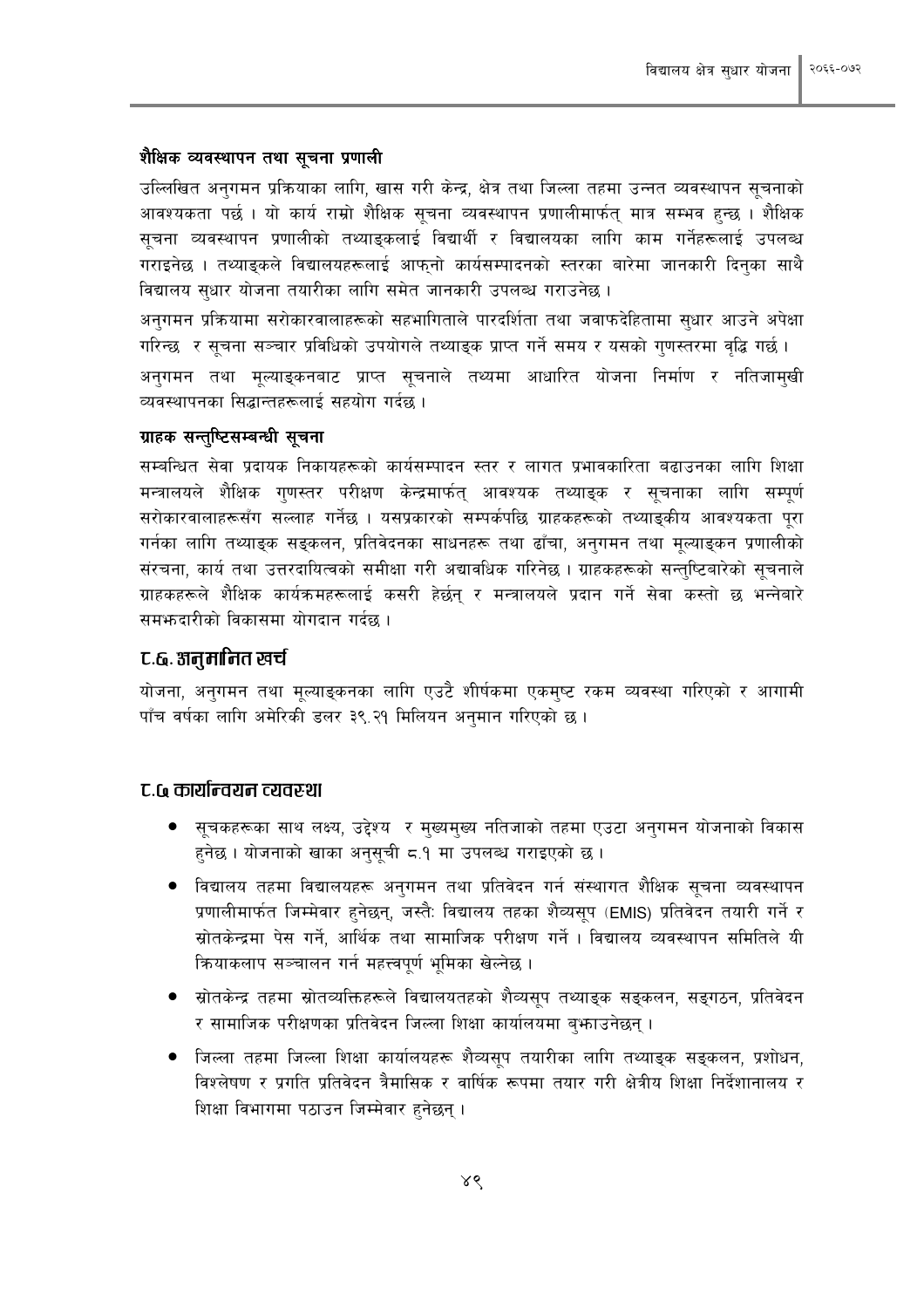### शैक्षिक व्यवस्थापन तथा सूचना प्रणाली

उल्लिखित अनुगमन प्रक्रियाका लागि, खास गरी केन्द्र, क्षेत्र तथा जिल्ला तहमा उन्नत व्यवस्थापन सूचनाको आवश्यकता पर्छ । यो कार्य राम्रो शैक्षिक सूचना व्यवस्थापन प्रणालीमार्फत् मात्र सम्भव हुन्छ । शैक्षिक सूचना व्यवस्थापन प्रणालीको तथ्याङ्कलाई विद्यार्थी र विद्यालयका लागि काम गर्नेहरूलाई उपलब्ध गराइनेछ । तथ्याङ्कले विद्यालयहरूलाई आफ्नो कार्यसम्पादनको स्तरका बारेमा जानकारी दिनुका साथै विद्यालय सुधार योजना तयारीका लागि समेत जानकारी उपलब्ध गराउनेछ ।

अनुगमन प्रक्रियामा सरोकारवालाहरूको सहभागिताले पारदर्शिता तथा जवाफदेहितामा सुधार आउने अपेक्षा गरिन्छ र सूचना सञ्चार प्रविधिको उपयोगले तथ्याङ्क प्राप्त गर्ने समय र यसको गुणस्तरमा वृद्धि गर्छ ।

अनुगमन तथा मूल्याङ्कनबाट प्राप्त सूचनाले तथ्यमा आधारित योजना निर्माण र नतिजामुखी व्यवस्थापनका सिद्धान्तहरूलाई सहयोग गर्दछ ।

### ग्राहक सन्तुष्टिसम्बन्धी सूचना

सम्बन्धित सेवा प्रदायक निकायहरूको कार्यसम्पादन स्तर र लागत प्रभावकारिता बढाउनका लागि शिक्षा मन्त्रालयले शैक्षिक गुणस्तर परीक्षण केन्द्रमार्फत् आवश्यक तथ्याङ्क र सूचनाका लागि सम्पूर्ण सरोकारवालाहरूसँग सल्लाह गर्नेछ । यसप्रकारको सम्पर्कपछि ग्राहकहरूको तथ्याङ्कीय आवश्यकता पूरा गर्नका लागि तथ्याङ्क सङ्कलन, प्रतिवेदनका साधनहरू तथा ढाँचा, अनुगमन तथा मूल्याङ्कन प्रणालीको संरचना, कार्य तथा उत्तरदायित्वको समीक्षा गरी अद्यावधिक गरिनेछ । ग्राहकहरूको सन्तुष्टिबारेको सूचनाले ग्राहकहरूले शैक्षिक कार्यक्रमहरूलाई कसरी हेर्छन् र मन्त्रालयले प्रदान गर्ने सेवा कस्तो छ भन्नेबारे समझदारीको विकासमा योगदान गर्दछ ।

## ८.६ अनुमानित खर्च

योजना, अनुगमन तथा मूल्याङ्कनका लागि एउटै शीर्षकमा एकमुष्ट रकम व्यवस्था गरिएको र आगामी पाँच वर्षका लागि अमेरिकी डलर ३९.२१ मिलियन अनुमान गरिएको छ ।

## ८.७ कार्यान्वयन व्यवस्था

- सूचकहरूका साथ लक्ष्य, उद्देश्य र मुख्यमुख्य नतिजाको तहमा एउटा अनुगमन योजनाको विकास हुनेछ । योजनाको खाका अनुसूची ८.१ मा उपलब्ध गराइएको छ ।
- विद्यालय तहमा विद्यालयहरू अनुगमन तथा प्रतिवेदन गर्न संस्थागत शैक्षिक सूचना व्यवस्थापन प्रणालीमार्फत जिम्मेवार हुनेछन्, जस्तैः विद्यालय तहका शैव्यसूप (EMIS) प्रतिवेदन तयारी गर्ने र स्रोतकेन्द्रमा पेस गर्ने, आर्थिक तथा सामाजिक परीक्षण गर्ने । विद्यालय व्यवस्थापन समितिले यी क्रियाकलाप सञ्चालन गर्न महत्त्वपूर्ण भूमिका खेल्नेछ ।
- स्रोतकेन्द्र तहमा स्रोतव्यक्तिहरूले विद्यालयतहको शैव्यसूप तथ्याङ्क सङ्कलन, सङ्गठन, प्रतिवेदन र सामाजिक परीक्षणका प्रतिवेदन जिल्ला शिक्षा कार्यालयमा बुझाउनेछन् ।
- जिल्ला तहमा जिल्ला शिक्षा कार्यालयहरू शैव्यसूप तयारीका लागि तथ्याङ्क सङ्कलन, प्रशोधन, विश्लेषण र प्रगति प्रतिवेदन त्रैमासिक र वार्षिक रूपमा तयार गरी क्षेत्रीय शिक्षा निर्देशानालय र शिक्षा विभागमा पठाउन जिम्मेवार हुनेछन् ।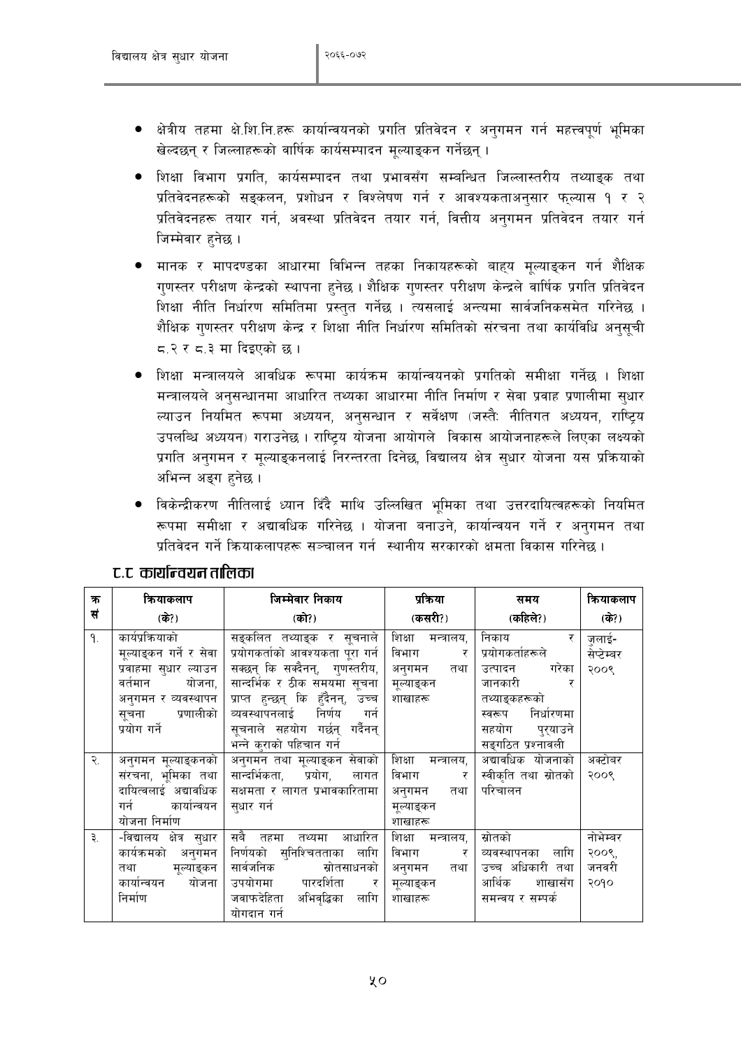- क्षेत्रीय तहमा क्षे.शि.नि.हरू कार्यान्वयनको प्रगति प्रतिवेदन र अनुगमन गर्न महत्त्वपूर्ण भूमिका खेल्दछन् र जिल्लाहरूको वार्षिक कार्यसम्पादन मूल्याङ्कन गर्नेछन् ।

- शिक्षा विभाग प्रगति, कार्यसम्पादन तथा प्रभावसँग सम्बन्धित जिल्लास्तरीय तथ्याङ्क तथा प्रतिवेदनहरूको सङ्कलन, प्रशोधन र विश्लेषण गर्न र आवश्यकताअनुसार फ्ल्यास १ र २ प्रतिवेदनहरू तयार गर्न, अवस्था प्रतिवेदन तयार गर्न, वित्तीय अनुगमन प्रतिवेदन तयार गर्न जिम्मेवार हुनेछ ।

- मानक र मापदण्डका आधारमा विभिन्न तहका निकायहरूको बाह्य मूल्याङ्कन गर्न शैक्षिक गुणस्तर परीक्षण केन्द्रको स्थापना हुनेछ । शैक्षिक गुणस्तर परीक्षण केन्द्रले वार्षिक प्रगति प्रतिवेदन शिक्षा नीति निर्धारण समितिमा प्रस्तुत गर्नेछ । त्यसलाई अन्त्यमा सार्वजनिकसमेत गरिनेछ । शैक्षिक गुणस्तर परीक्षण केन्द्र र शिक्षा नीति निर्धारण समितिको संरचना तथा कार्यविधि अनुसूची ८.२ र ८.३ मा दिइएको छ ।

- शिक्षा मन्त्रालयले आवधिक रूपमा कार्यक्रम कार्यान्वयनको प्रगतिको समीक्षा गर्नेछ । शिक्षा मन्त्रालयले अनुसन्धानमा आधारित तथ्यका आधारमा नीति निर्माण र सेवा प्रवाह प्रणालीमा सुधार ल्याउन नियमित रूपमा अध्ययन, अनुसन्धान र सर्वेक्षण (जस्तैः नीतिगत अध्ययन, राष्ट्रिय उपलब्धि अध्ययन) गराउनेछ । राष्ट्रिय योजना आयोगले विकास आयोजनाहरूले लिएका लक्ष्यको प्रगति अनुगमन र मूल्याङ्कनलाई निरन्तरता दिनेछ, विद्यालय क्षेत्र सुधार योजना यस प्रक्रियाको अभिन्न अङ्ग हुनेछ ।

- विकेन्द्रीकरण नीतिलाई ध्यान दिँदै माथि उल्लिखित भूमिका तथा उत्तरदायित्वहरूको नियमित रूपमा समीक्षा र अद्यावधिक गरिनेछ । योजना बनाउने, कार्यान्वयन गर्ने र अनुगमन तथा प्रतिवेदन गर्ने क्रियाकलापहरू सञ्चालन गर्न स्थानीय सरकारको क्षमता विकास गरिनेछ ।

## ८.८ कार्यान्वयन तालिका

| क्र सं | क्रियाकलाप (के?) | जिम्मेवार निकाय (को?) | प्रक्रिया (कसरी?) | समय (कहिले?) | क्रियाकलाप (के?) |
|---|---|---|---|---|---|
| १. | कार्यप्रक्रियाको मूल्याङ्कन गर्ने र सेवा प्रवाहमा सुधार ल्याउन वर्तमान योजना, अनुगमन र व्यवस्थापन सूचना प्रणालीको प्रयोग गर्ने | सङ्कलित तथ्याङ्क र सूचनाले प्रयोगकर्ताको आवश्यकता पूरा गर्न सक्छन् कि सक्दैनन्, गुणस्तरीय, सान्दर्भिक र ठीक समयमा सूचना प्राप्त हुन्छन् कि हुँदैनन्, उच्च व्यवस्थापनलाई निर्णय गर्न सूचनाले सहयोग गर्छन् गर्दैनन् भन्ने कुराको पहिचान गर्न | शिक्षा मन्त्रालय, विभाग र अनुगमन तथा मूल्याङ्कन शाखाहरू | निकाय र प्रयोगकर्ताहरूले उत्पादन गरेका जानकारी र तथ्याङ्कहरूको स्वरूप निर्धारणमा सहयोग पुर्‍याउने सङ्गठित प्रश्नावली | जुलाई-सेप्टेम्बर २००९ |
| २. | अनुगमन मूल्याङ्कनको संरचना, भूमिका तथा दायित्वलाई अद्यावधिक गर्न कार्यान्वयन योजना निर्माण | अनुगमन तथा मूल्याङ्कन सेवाको सान्दर्भिकता, प्रयोग, लागत सक्षमता र लागत प्रभावकारितामा सुधार गर्न | शिक्षा मन्त्रालय, विभाग र अनुगमन तथा मूल्याङ्कन शाखाहरू | अद्यावधिक योजनाको स्वीकृति तथा स्रोतको परिचालन | अक्टोबर २००९ |
| ३. | -विद्यालय क्षेत्र सुधार कार्यक्रमको अनुगमन तथा मूल्याङ्कन कार्यान्वयन योजना निर्माण | सबै तहमा तथ्यमा आधारित निर्णयको सुनिश्चितताका लागि सार्वजनिक स्रोतसाधनको उपयोगमा पारदर्शिता र जवाफदेहिता अभिवृद्धिका लागि योगदान गर्न | शिक्षा मन्त्रालय, विभाग र अनुगमन तथा मूल्याङ्कन शाखाहरू | स्रोतको व्यवस्थापनका लागि उच्च अधिकारी तथा आर्थिक शाखासँग समन्वय र सम्पर्क | नोभेम्बर २००९, जनवरी २०१० |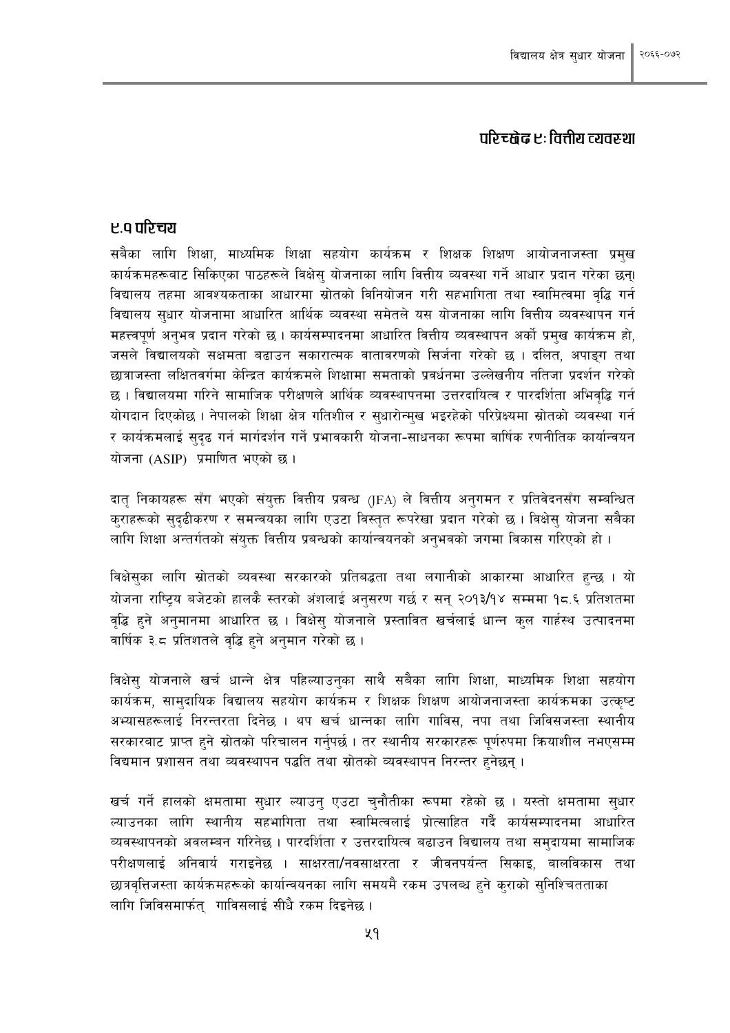# परिच्छेद ९ः वित्तीय व्यवस्था

## ९.१ परिचय

सबैका लागि शिक्षा, माध्यमिक शिक्षा सहयोग कार्यक्रम र शिक्षक शिक्षण आयोजनाजस्ता प्रमुख कार्यक्रमहरूबाट सिकिएका पाठहरूले विक्षेसु योजनाका लागि वित्तीय व्यवस्था गर्ने आधार प्रदान गरेका छन्। विद्यालय तहमा आवश्यकताका आधारमा स्रोतको विनियोजन गरी सहभागिता तथा स्वामित्वमा वृद्धि गर्न विद्यालय सुधार योजनामा आधारित आर्थिक व्यवस्था समेतले यस योजनाका लागि वित्तीय व्यवस्थापन गर्न महत्त्वपूर्ण अनुभव प्रदान गरेको छ । कार्यसम्पादनमा आधारित वित्तीय व्यवस्थापन अर्को प्रमुख कार्यक्रम हो, जसले विद्यालयको सक्षमता बढाउन सकारात्मक वातावरणको सिर्जना गरेको छ । दलित, अपाङ्ग तथा छात्राजस्ता लक्षितवर्गमा केन्द्रित कार्यक्रमले शिक्षामा समताको प्रवर्धनमा उल्लेखनीय नतिजा प्रदर्शन गरेको छ । विद्यालयमा गरिने सामाजिक परीक्षणले आर्थिक व्यवस्थापनमा उत्तरदायित्व र पारदर्शिता अभिवृद्धि गर्न योगदान दिएकोछ । नेपालको शिक्षा क्षेत्र गतिशील र सुधारोन्मुख भइरहेको परिप्रेक्ष्यमा स्रोतको व्यवस्था गर्न र कार्यक्रमलाई सुदृढ गर्न मार्गदर्शन गर्ने प्रभावकारी योजना-साधनका रूपमा वार्षिक रणनीतिक कार्यान्वयन योजना (ASIP) प्रमाणित भएको छ ।

दातृ निकायहरू सँग भएको संयुक्त वित्तीय प्रबन्ध (JFA) ले वित्तीय अनुगमन र प्रतिवेदनसँग सम्बन्धित कुराहरूको सुदृढीकरण र समन्वयका लागि एउटा विस्तृत रूपरेखा प्रदान गरेको छ । विक्षेसु योजना सबैका लागि शिक्षा अन्तर्गतको संयुक्त वित्तीय प्रबन्धको कार्यान्वयनको अनुभवको जगमा विकास गरिएको हो ।

विक्षेसुका लागि स्रोतको व्यवस्था सरकारको प्रतिबद्धता तथा लगानीको आकारमा आधारित हुन्छ । यो योजना राष्ट्रिय बजेटको हालकै स्तरको अंशलाई अनुसरण गर्छ र सन् २०१३/१४ सम्ममा १८.६ प्रतिशतमा वृद्धि हुने अनुमानमा आधारित छ । विक्षेसु योजनाले प्रस्तावित खर्चलाई धान्न कुल गार्हस्थ उत्पादनमा वार्षिक ३.८ प्रतिशतले वृद्धि हुने अनुमान गरेको छ ।

विक्षेसु योजनाले खर्च धान्ने क्षेत्र पहिल्याउनुका साथै सबैका लागि शिक्षा, माध्यमिक शिक्षा सहयोग कार्यक्रम, सामुदायिक विद्यालय सहयोग कार्यक्रम र शिक्षक शिक्षण आयोजनाजस्ता कार्यक्रमका उत्कृष्ट अभ्यासहरूलाई निरन्तरता दिनेछ । थप खर्च धान्नका लागि गाविस, नपा तथा जिविसजस्ता स्थानीय सरकारबाट प्राप्त हुने स्रोतको परिचालन गर्नुपर्छ । तर स्थानीय सरकारहरू पूर्णरुपमा क्रियाशील नभएसम्म विद्यमान प्रशासन तथा व्यवस्थापन पद्धति तथा स्रोतको व्यवस्थापन निरन्तर हुनेछन् ।

खर्च गर्ने हालको क्षमतामा सुधार ल्याउनु एउटा चुनौतीका रूपमा रहेको छ । यस्तो क्षमतामा सुधार ल्याउनका लागि स्थानीय सहभागिता तथा स्वामित्वलाई प्रोत्साहित गर्दै कार्यसम्पादनमा आधारित व्यवस्थापनको अवलम्बन गरिनेछ । पारदर्शिता र उत्तरदायित्व बढाउन विद्यालय तथा समुदायमा सामाजिक परीक्षणलाई अनिवार्य गराइनेछ । साक्षरता/नवसाक्षरता र जीवनपर्यन्त सिकाइ, बालविकास तथा छात्रवृत्तिजस्ता कार्यक्रमहरूको कार्यान्वयनका लागि समयमै रकम उपलब्ध हुने कुराको सुनिश्चितताका लागि जिविसमार्फत् गाविसलाई सीधै रकम दिइनेछ ।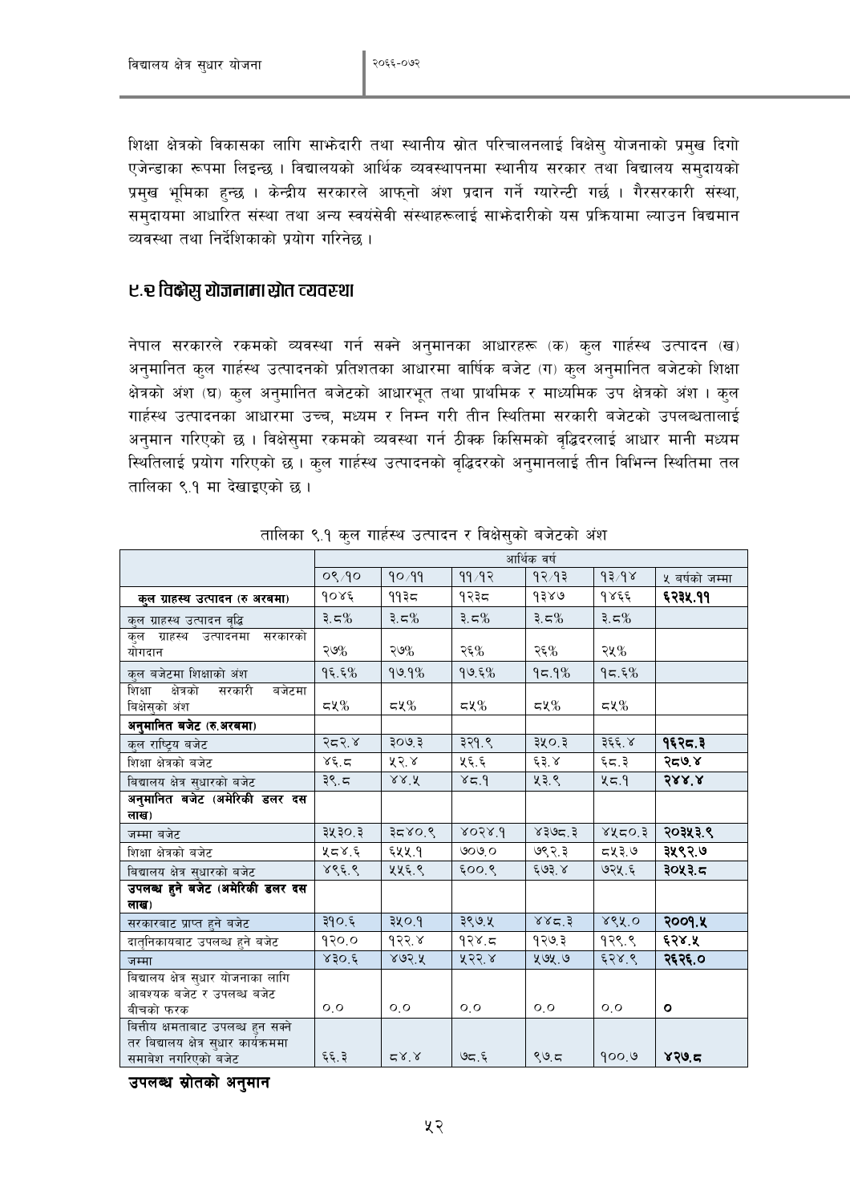शिक्षा क्षेत्रको विकासका लागि साझेदारी तथा स्थानीय स्रोत परिचालनलाई विक्षेसु योजनाको प्रमुख दिगो एजेन्डाका रूपमा लिइन्छ । विद्यालयको आर्थिक व्यवस्थापनमा स्थानीय सरकार तथा विद्यालय समुदायको प्रमुख भूमिका हुन्छ । केन्द्रीय सरकारले आफ्नो अंश प्रदान गर्ने ग्यारेन्टी गर्छ । गैरसरकारी संस्था, समुदायमा आधारित संस्था तथा अन्य स्वयंसेवी संस्थाहरूलाई साझेदारीको यस प्रक्रियामा ल्याउन विद्यमान व्यवस्था तथा निर्देशिकाको प्रयोग गरिनेछ ।

## ९.२ विक्षेसु योजनामा स्रोत व्यवस्था

नेपाल सरकारले रकमको व्यवस्था गर्न सक्ने अनुमानका आधारहरू (क) कुल गार्हस्थ उत्पादन (ख) अनुमानित कुल गार्हस्थ उत्पादनको प्रतिशतका आधारमा वार्षिक बजेट (ग) कुल अनुमानित बजेटको शिक्षा क्षेत्रको अंश (घ) कुल अनुमानित बजेटको आधारभूत तथा प्राथमिक र माध्यमिक उप क्षेत्रको अंश । कुल गार्हस्थ उत्पादनका आधारमा उच्च, मध्यम र निम्न गरी तीन स्थितिमा सरकारी बजेटको उपलब्धतालाई अनुमान गरिएको छ । विक्षेसुमा रकमको व्यवस्था गर्न ठीक्क किसिमको वृद्धिदरलाई आधार मानी मध्यम स्थितिलाई प्रयोग गरिएको छ । कुल गार्हस्थ उत्पादनको वृद्धिदरको अनुमानलाई तीन विभिन्न स्थितिमा तल तालिका ९.१ मा देखाइएको छ ।

तालिका ९.१ कुल गार्हस्थ उत्पादन र विक्षेसुको बजेटको अंश

| | आर्थिक वर्ष | | | | | |
|---|---|---|---|---|---|---|
| | ०९/१० | १०/११ | ११/१२ | १२/१३ | १३/१४ | ५ वर्षको जम्मा |
| **कुल ग्राहस्थ उत्पादन (रु अरबमा)** | १०४६ | ११३८ | १२३८ | १३४७ | १४६६ | **६२३५.११** |
| कुल ग्राहस्थ उत्पादन वृद्धि | ३.८% | ३.८% | ३.८% | ३.८% | ३.८% | |
| कुल ग्राहस्थ उत्पादनमा सरकारको योगदान | २७% | २७% | २६% | २६% | २५% | |
| कुल बजेटमा शिक्षाको अंश | १६.६% | १७.१% | १७.६% | १८.१% | १८.६% | |
| शिक्षा क्षेत्रको सरकारी बजेटमा बिक्षेसुको अंश | ८५% | ८५% | ८५% | ८५% | ८५% | |
| **अनुमानित बजेट (रु.अरबमा)** | | | | | | |
| कुल राष्ट्रिय बजेट | २८२.४ | ३०७.३ | ३२१.९ | ३५०.३ | ३६६.४ | **१६२८.३** |
| शिक्षा क्षेत्रको बजेट | ४६.८ | ५२.४ | ५६.६ | ६३.४ | ६८.३ | **२८७.४** |
| विद्यालय क्षेत्र सुधारको बजेट | ३९.८ | ४४.५ | ४८.१ | ५३.९ | ५८.१ | **२४४.४** |
| **अनुमानित बजेट (अमेरिकी डलर दस लाख)** | | | | | | |
| जम्मा बजेट | ३५३०.३ | ३८४०.९ | ४०२४.१ | ४३७८.३ | ४५८०.३ | **२०३५३.९** |
| शिक्षा क्षेत्रको बजेट | ५८४.६ | ६५५.१ | ७०७.० | ७९२.३ | ८५३.७ | **३५९२.७** |
| विद्यालय क्षेत्र सुधारको बजेट | ४९६.९ | ५५६.९ | ६००.९ | ६७३.४ | ७२५.६ | **३०५३.८** |
| **उपलब्ध हुने बजेट (अमेरिकी डलर दस लाख)** | | | | | | |
| सरकारबाट प्राप्त हुने बजेट | ३१०.६ | ३५०.१ | ३९७.५ | ४४८.३ | ४९५.० | **२००१.५** |
| दातृनिकायबाट उपलब्ध हुने बजेट | १२०.० | १२२.४ | १२४.८ | १२७.३ | १२९.९ | **६२४.५** |
| जम्मा | ४३०.६ | ४७२.५ | ५२२.४ | ५७५.७ | ६२४.९ | **२६२६.०** |
| विद्यालय क्षेत्र सुधार योजनाका लागि आवश्यक बजेट र उपलब्ध बजेट बीचको फरक | ०.० | ०.० | ०.० | ०.० | ०.० | **०** |
| वित्तीय क्षमताबाट उपलब्ध हुन सक्ने तर विद्यालय क्षेत्र सुधार कार्यक्रममा समावेश नगरिएको बजेट | ६६.३ | ८४.४ | ७८.६ | ९७.८ | १००.७ | **४२७.८** |

**उपलब्ध स्रोतको अनुमान**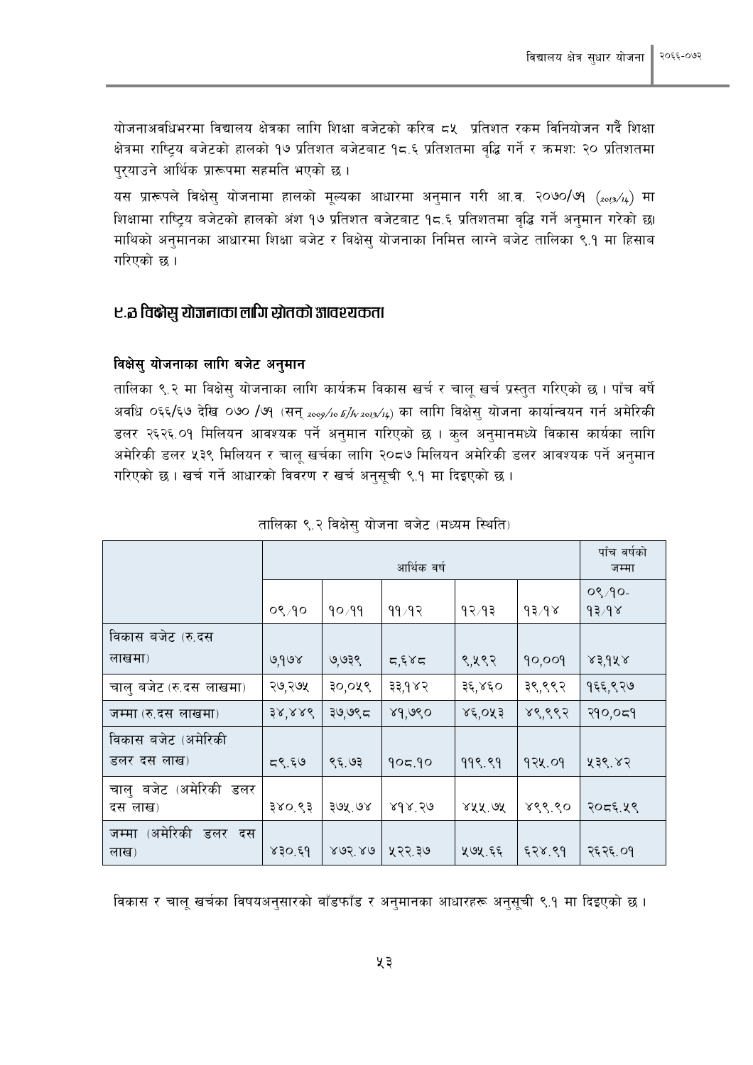योजनाअवधिभरमा विद्यालय क्षेत्रका लागि शिक्षा बजेटको करिब ८५ प्रतिशत रकम विनियोजन गर्दै शिक्षा क्षेत्रमा राष्ट्रिय बजेटको हालको १७ प्रतिशत बजेटबाट १८.६ प्रतिशतमा वृद्धि गर्ने र क्रमशः २० प्रतिशतमा पुर्‍याउने आर्थिक प्रारूपमा सहमति भएको छ ।

यस प्रारूपले विक्षेसु योजनामा हालको मूल्यका आधारमा अनुमान गरी आ.व. २०७०/७१ (2013/14) मा शिक्षामा राष्ट्रिय बजेटको हालको अंश १७ प्रतिशत बजेटबाट १८.६ प्रतिशतमा वृद्धि गर्ने अनुमान गरेको छ। माथिको अनुमानका आधारमा शिक्षा बजेट र विक्षेसु योजनाका निमित्त लाग्ने बजेट तालिका ९.१ मा हिसाब गरिएको छ ।

## ९.३ विक्षेसु योजनाका लागि स्रोतको आवश्यकता

### विक्षेसु योजनाका लागि बजेट अनुमान

तालिका ९.२ मा विक्षेसु योजनाका लागि कार्यक्रम विकास खर्च र चालू खर्च प्रस्तुत गरिएको छ । पाँच वर्षे अवधि ०६६/६७ देखि ०७० /७१ (सन् 2009/10 FY 2013/14) का लागि विक्षेसु योजना कार्यान्वयन गर्न अमेरिकी डलर २६२६.०१ मिलियन आवश्यक पर्ने अनुमान गरिएको छ । कुल अनुमानमध्ये विकास कार्यका लागि अमेरिकी डलर ५३९ मिलियन र चालू खर्चका लागि २०८७ मिलियन अमेरिकी डलर आवश्यक पर्ने अनुमान गरिएको छ । खर्च गर्ने आधारको विवरण र खर्च अनुसूची ९.१ मा दिइएको छ ।

तालिका ९.२ विक्षेसु योजना बजेट (मध्यम स्थिति)

| | आर्थिक वर्ष | | | | | पाँच वर्षको जम्मा |
|---|---|---|---|---|---|---|
| | ०९/१० | १०/११ | ११/१२ | १२/१३ | १३/१४ | ०९/१०-१३/१४ |
| विकास बजेट (रु.दस लाखमा) | ७,१७४ | ७,७३९ | ८,६४८ | ९,५९२ | १०,००१ | ४३,१५४ |
| चालु बजेट (रु.दस लाखमा) | २७,२७५ | ३०,०५९ | ३३,१४२ | ३६,४६० | ३९,९९२ | १६६,९२७ |
| जम्मा (रु.दस लाखमा) | ३४,४४९ | ३७,७९८ | ४१,७९० | ४६,०५३ | ४९,९९२ | २१०,०८१ |
| विकास बजेट (अमेरिकी डलर दस लाख) | ८९.६७ | ९६.७३ | १०८.१० | ११९.९१ | १२५.०१ | ५३९.४२ |
| चालु बजेट (अमेरिकी डलर दस लाख) | ३४०.९३ | ३७५.७४ | ४१४.२७ | ४५५.७५ | ४९९.९० | २०८६.५९ |
| जम्मा (अमेरिकी डलर दस लाख) | ४३०.६१ | ४७२.४७ | ५२२.३७ | ५७५.६६ | ६२४.९१ | २६२६.०१ |

विकास र चालू खर्चका विषयअनुसारको बाँडफाँड र अनुमानका आधारहरू अनुसूची ९.१ मा दिइएको छ ।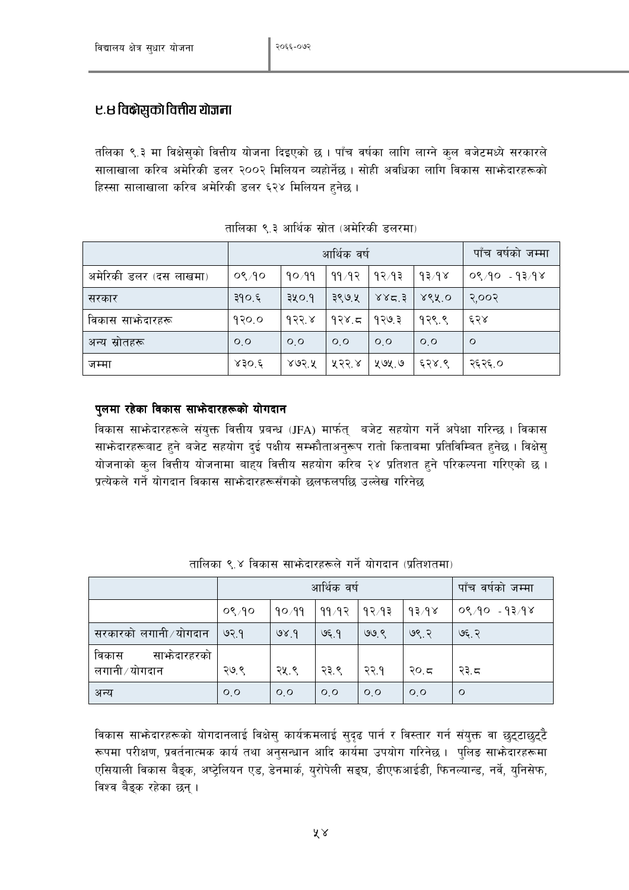## ९.४ विक्षेसुको वित्तीय योजना

तलिका ९.३ मा विक्षेसुको वित्तीय योजना दिइएको छ । पाँच वर्षका लागि लाग्ने कुल बजेटमध्ये सरकारले सालाखाला करिब अमेरिकी डलर २००२ मिलियन व्यहोर्नेछ । सोही अवधिका लागि विकास साझेदारहरूको हिस्सा सालाखाला करिब अमेरिकी डलर ६२४ मिलियन हुनेछ ।

तालिका ९.३ आर्थिक स्रोत (अमेरिकी डलरमा)

| | आर्थिक वर्ष | | | | | पाँच वर्षको जम्मा |
|---|---|---|---|---|---|---|
| अमेरिकी डलर (दस लाखमा) | ०९/१० | १०/११ | ११/१२ | १२/१३ | १३/१४ | ०९/१० - १३/१४ |
| सरकार | ३१०.६ | ३५०.१ | ३९७.५ | ४४८.३ | ४९५.० | २,००२ |
| विकास साझेदारहरू | १२०.० | १२२.४ | १२४.८ | १२७.३ | १२९.९ | ६२४ |
| अन्य स्रोतहरू | ०.० | ०.० | ०.० | ०.० | ०.० | ० |
| जम्मा | ४३०.६ | ४७२.५ | ५२२.४ | ५७५.७ | ६२४.९ | २६२६.० |

**पुलमा रहेका विकास साझेदारहरूको योगदान**

विकास साझेदारहरूले संयुक्त वित्तीय प्रबन्ध (JFA) मार्फत् बजेट सहयोग गर्ने अपेक्षा गरिन्छ । विकास साझेदारहरूबाट हुने बजेट सहयोग दुई पक्षीय सम्झौताअनुरूप रातो किताबमा प्रतिबिम्बित हुनेछ । विक्षेसु योजनाको कुल वित्तीय योजनामा बाह्य वित्तीय सहयोग करिब २४ प्रतिशत हुने परिकल्पना गरिएको छ । प्रत्येकले गर्ने योगदान विकास साझेदारहरूसँगको छलफलपछि उल्लेख गरिनेछ

तालिका ९.४ विकास साझेदारहरूले गर्ने योगदान (प्रतिशतमा)

| | आर्थिक वर्ष | | | | | पाँच वर्षको जम्मा |
|---|---|---|---|---|---|---|
| | ०९/१० | १०/११ | ११/१२ | १२/१३ | १३/१४ | ०९/१० - १३/१४ |
| सरकारको लगानी/योगदान | ७२.१ | ७४.१ | ७६.१ | ७७.९ | ७९.२ | ७६.२ |
| विकास साझेदारहरको लगानी/योगदान | २७.९ | २५.९ | २३.९ | २२.१ | २०.८ | २३.८ |
| अन्य | ०.० | ०.० | ०.० | ०.० | ०.० | ० |

विकास साझेदारहरूको योगदानलाई विक्षेसु कार्यक्रमलाई सुदृढ पार्न र विस्तार गर्न संयुक्त वा छुट्टाछुट्टै रूपमा परीक्षण, प्रवर्तनात्मक कार्य तथा अनुसन्धान आदि कार्यमा उपयोग गरिनेछ । पुलिङ साझेदारहरूमा एसियाली विकास बैङ्क, अष्ट्रेलियन एड, डेनमार्क, युरोपेली सङ्घ, डीएफआईडी, फिनल्यान्ड, नर्वे, युनिसेफ, विश्व बैङ्क रहेका छन् ।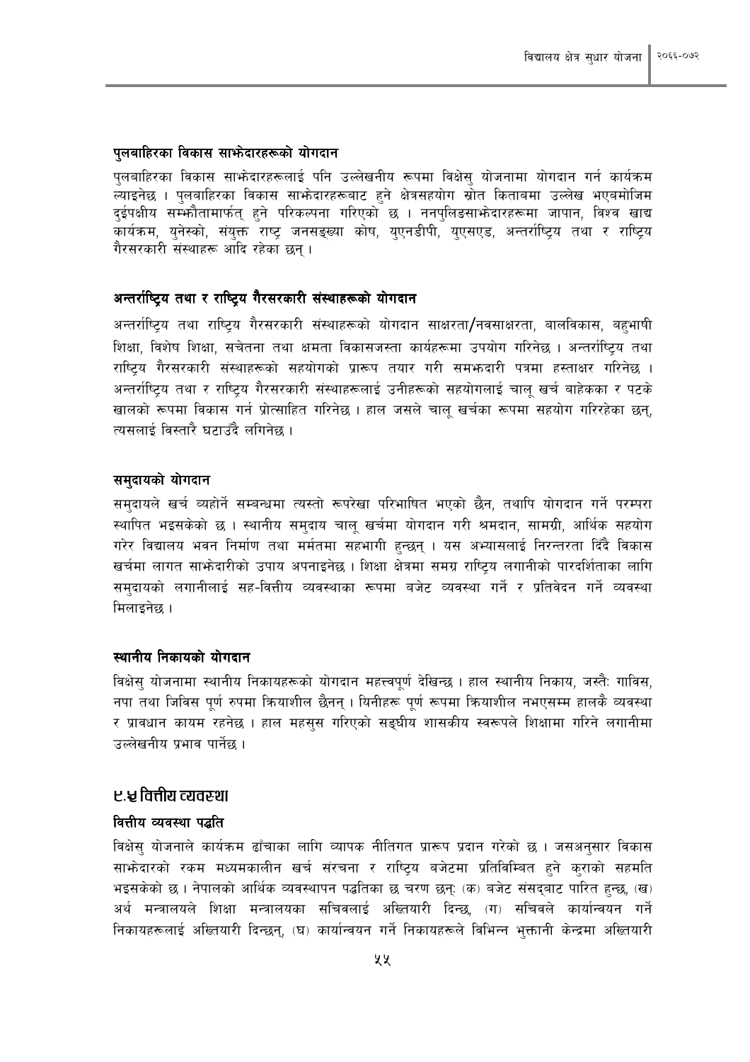### पुलबाहिरका विकास साभ्रेदारहरूको योगदान

पुलबाहिरका विकास साभ्रेदारहरूलाई पनि उल्लेखनीय रूपमा विक्षेसु योजनामा योगदान गर्न कार्यक्रम ल्याइनेछ । पुलबाहिरका विकास साभ्रेदारहरूबाट हुने क्षेत्रसहयोग स्रोत किताबमा उल्लेख भएबमोजिम दुईपक्षीय सम्झौतामार्फत् हुने परिकल्पना गरिएको छ । ननपुलिङसाभ्रेदारहरूमा जापान, विश्व खाद्य कार्यक्रम, युनेस्को, संयुक्त राष्ट्र जनसङ्ख्या कोष, युएनडीपी, युएसएड, अन्तर्राष्ट्रिय तथा र राष्ट्रिय गैरसरकारी संस्थाहरू आदि रहेका छन् ।

### अन्तर्राष्ट्रिय तथा र राष्ट्रिय गैरसरकारी संस्थाहरूको योगदान

अन्तर्राष्ट्रिय तथा राष्ट्रिय गैरसरकारी संस्थाहरूको योगदान साक्षरता/नवसाक्षरता, बालविकास, बहुभाषी शिक्षा, विशेष शिक्षा, सचेतना तथा क्षमता विकासजस्ता कार्यहरूमा उपयोग गरिनेछ । अन्तर्राष्ट्रिय तथा राष्ट्रिय गैरसरकारी संस्थाहरूको सहयोगको प्रारूप तयार गरी समभ्रदारी पत्रमा हस्ताक्षर गरिनेछ । अन्तर्राष्ट्रिय तथा र राष्ट्रिय गैरसरकारी संस्थाहरूलाई उनीहरूको सहयोगलाई चालू खर्च बाहेकका र पटके खालको रूपमा विकास गर्न प्रोत्साहित गरिनेछ । हाल जसले चालू खर्चका रूपमा सहयोग गरिरहेका छन्, त्यसलाई विस्तारै घटाउँदै लगिनेछ ।

### समुदायको योगदान

समुदायले खर्च व्यहोर्ने सम्बन्धमा त्यस्तो रूपरेखा परिभाषित भएको छैन, तथापि योगदान गर्ने परम्परा स्थापित भइसकेको छ । स्थानीय समुदाय चालू खर्चमा योगदान गरी श्रमदान, सामग्री, आर्थिक सहयोग गरेर विद्यालय भवन निर्माण तथा मर्मतमा सहभागी हुन्छन् । यस अभ्यासलाई निरन्तरता दिँदै विकास खर्चमा लागत साभ्रेदारीको उपाय अपनाइनेछ । शिक्षा क्षेत्रमा समग्र राष्ट्रिय लगानीको पारदर्शिताका लागि समुदायको लगानीलाई सह-वित्तीय व्यवस्थाका रूपमा बजेट व्यवस्था गर्ने र प्रतिवेदन गर्ने व्यवस्था मिलाइनेछ ।

### स्थानीय निकायको योगदान

विक्षेसु योजनामा स्थानीय निकायहरूको योगदान महत्त्वपूर्ण देखिन्छ । हाल स्थानीय निकाय, जस्तैः गाविस, नपा तथा जिविस पूर्ण रुपमा क्रियाशील छैनन् । यिनीहरू पूर्ण रूपमा क्रियाशील नभएसम्म हालकै व्यवस्था र प्रावधान कायम रहनेछ । हाल महसुस गरिएको सङ्घीय शासकीय स्वरूपले शिक्षामा गरिने लगानीमा उल्लेखनीय प्रभाव पार्नेछ ।

## ९.५ वित्तीय व्यवस्था

### वित्तीय व्यवस्था पद्धति

विक्षेसु योजनाले कार्यक्रम ढाँचाका लागि व्यापक नीतिगत प्रारूप प्रदान गरेको छ । जसअनुसार विकास साभ्रेदारको रकम मध्यमकालीन खर्च संरचना र राष्ट्रिय बजेटमा प्रतिविम्बित हुने कुराको सहमति भइसकेको छ । नेपालको आर्थिक व्यवस्थापन पद्धतिका छ चरण छन्: (क) बजेट संसद्बाट पारित हुन्छ, (ख) अर्थ मन्त्रालयले शिक्षा मन्त्रालयका सचिवलाई अख्तियारी दिन्छ, (ग) सचिवले कार्यान्वयन गर्ने निकायहरूलाई अख्तियारी दिन्छन्, (घ) कार्यान्वयन गर्ने निकायहरूले विभिन्न भुक्तानी केन्द्रमा अख्तियारी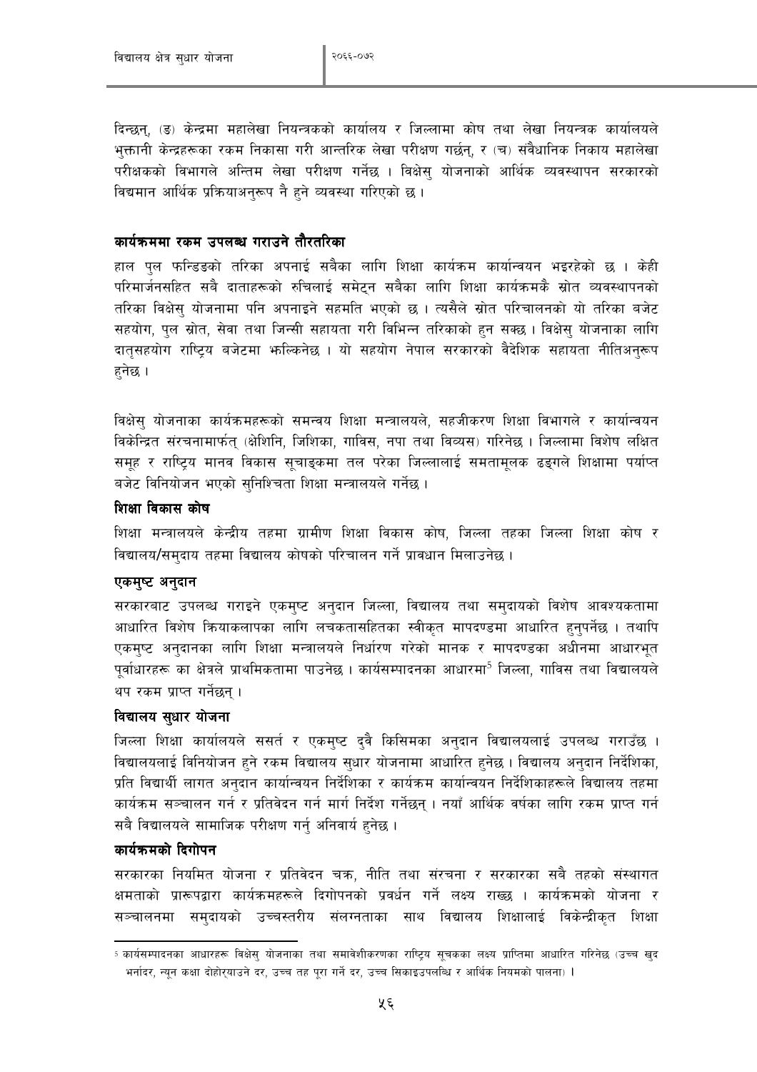दिन्छन्, (ड) केन्द्रमा महालेखा नियन्त्रकको कार्यालय र जिल्लामा कोष तथा लेखा नियन्त्रक कार्यालयले भुक्तानी केन्द्रहरूका रकम निकासा गरी आन्तरिक लेखा परीक्षण गर्छन्, र (च) संवैधानिक निकाय महालेखा परीक्षकको विभागले अन्तिम लेखा परीक्षण गर्नेछ । विक्षेसु योजनाको आर्थिक व्यवस्थापन सरकारको विद्यमान आर्थिक प्रक्रियाअनुरूप नै हुने व्यवस्था गरिएको छ ।

### कार्यक्रममा रकम उपलब्ध गराउने तौरतरिका

हाल पुल फन्डिङको तरिका अपनाई सबैका लागि शिक्षा कार्यक्रम कार्यान्वयन भइरहेको छ । केही परिमार्जनसहित सबै दाताहरूको रुचिलाई समेट्न सबैका लागि शिक्षा कार्यक्रमकै स्रोत व्यवस्थापनको तरिका विक्षेसु योजनामा पनि अपनाइने सहमति भएको छ । त्यसैले स्रोत परिचालनको यो तरिका बजेट सहयोग, पुल स्रोत, सेवा तथा जिन्सी सहायता गरी विभिन्न तरिकाको हुन सक्छ । विक्षेसु योजनाका लागि दातृसहयोग राष्ट्रिय बजेटमा झल्किनेछ । यो सहयोग नेपाल सरकारको वैदेशिक सहायता नीतिअनुरूप हुनेछ ।

विक्षेसु योजनाका कार्यक्रमहरूको समन्वय शिक्षा मन्त्रालयले, सहजीकरण शिक्षा विभागले र कार्यान्वयन विकेन्द्रित संरचनामार्फत् (क्षेशिनि, जिशिका, गाविस, नपा तथा विव्यस) गरिनेछ । जिल्लामा विशेष लक्षित समूह र राष्ट्रिय मानव विकास सूचाङ्कमा तल परेका जिल्लालाई समतामूलक ढङ्गले शिक्षामा पर्याप्त बजेट विनियोजन भएको सुनिश्चितता शिक्षा मन्त्रालयले गर्नेछ ।

### शिक्षा विकास कोष

शिक्षा मन्त्रालयले केन्द्रीय तहमा ग्रामीण शिक्षा विकास कोष, जिल्ला तहका जिल्ला शिक्षा कोष र विद्यालय/समुदाय तहमा विद्यालय कोषको परिचालन गर्ने प्रावधान मिलाउनेछ ।

### एकमुष्ट अनुदान

सरकारबाट उपलब्ध गराइने एकमुष्ट अनुदान जिल्ला, विद्यालय तथा समुदायको विशेष आवश्यकतामा आधारित विशेष क्रियाकलापका लागि लचकतासहितका स्वीकृत मापदण्डमा आधारित हुनुपर्नेछ । तथापि एकमुष्ट अनुदानका लागि शिक्षा मन्त्रालयले निर्धारण गरेको मानक र मापदण्डका अधीनमा आधारभूत पूर्वाधारहरू का क्षेत्रले प्राथमिकतामा पाउनेछ । कार्यसम्पादनका आधारमा[5] जिल्ला, गाविस तथा विद्यालयले थप रकम प्राप्त गर्नेछन् ।

### विद्यालय सुधार योजना

जिल्ला शिक्षा कार्यालयले ससर्त र एकमुष्ट दुवै किसिमका अनुदान विद्यालयलाई उपलब्ध गराउँछ । विद्यालयलाई विनियोजन हुने रकम विद्यालय सुधार योजनामा आधारित हुनेछ । विद्यालय अनुदान निर्देशिका, प्रति विद्यार्थी लागत अनुदान कार्यान्वयन निर्देशिका र कार्यक्रम कार्यान्वयन निर्देशिकाहरूले विद्यालय तहमा कार्यक्रम सञ्चालन गर्न र प्रतिवेदन गर्न मार्ग निर्देश गर्नेछन् । नयाँ आर्थिक वर्षका लागि रकम प्राप्त गर्न सबै विद्यालयले सामाजिक परीक्षण गर्नु अनिवार्य हुनेछ ।

### कार्यक्रमको दिगोपन

सरकारका नियमित योजना र प्रतिवेदन चक्र, नीति तथा संरचना र सरकारका सबै तहको संस्थागत क्षमताको प्रारूपद्वारा कार्यक्रमहरूले दिगोपनको प्रवर्धन गर्ने लक्ष्य राख्छ । कार्यक्रमको योजना र सञ्चालनमा समुदायको उच्चस्तरीय संलग्नताका साथ विद्यालय शिक्षालाई विकेन्द्रीकृत शिक्षा

---

[5] कार्यसम्पादनका आधारहरू विक्षेसु योजनाका तथा समावेशीकरणका राष्ट्रिय सूचकका लक्ष्य प्राप्तिमा आधारित गरिनेछ (उच्च खुद भर्नादर, न्यून कक्षा दोहोर्‍याउने दर, उच्च तह पूरा गर्ने दर, उच्च सिकाइउपलब्धि र आर्थिक नियमको पालना) ।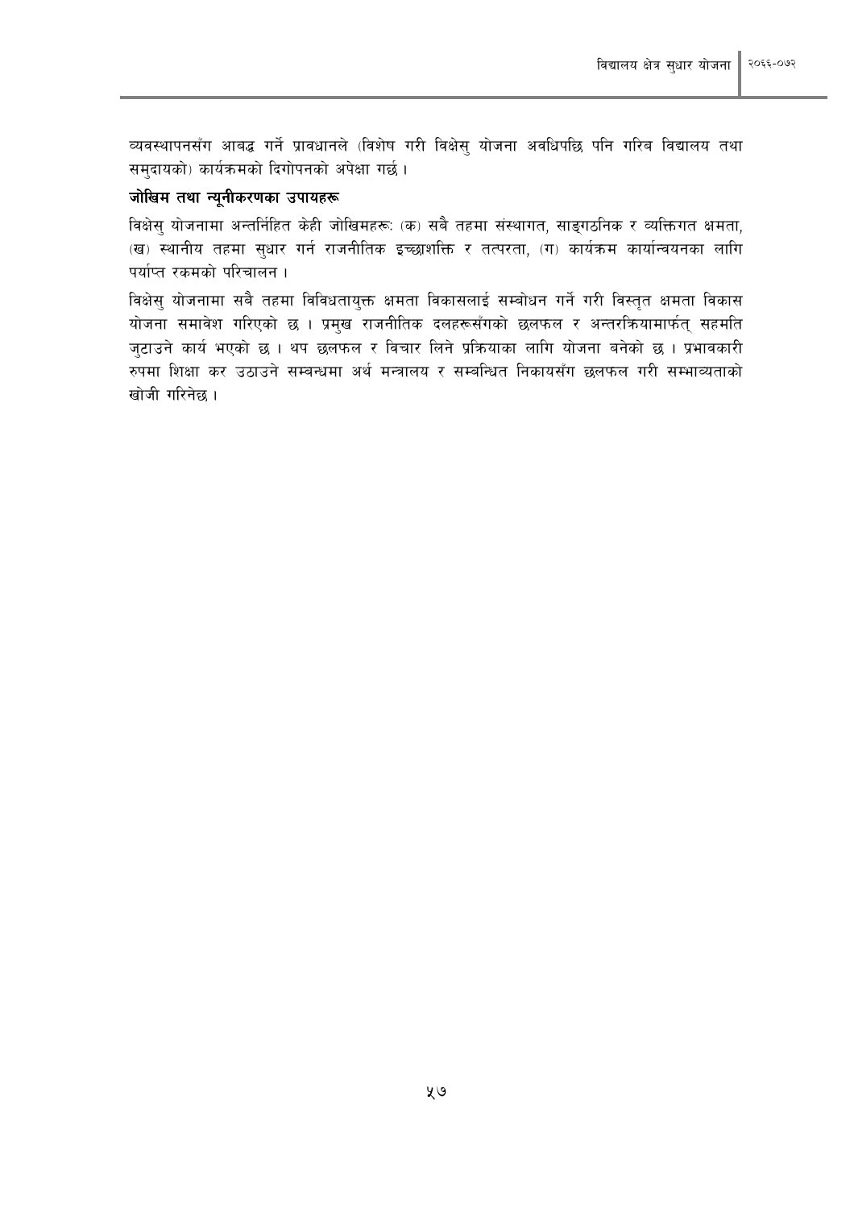व्यवस्थापनसँग आबद्ध गर्ने प्रावधानले (विशेष गरी विक्षेसु योजना अवधिपछि पनि गरिब विद्यालय तथा समुदायको) कार्यक्रमको दिगोपनको अपेक्षा गर्छ ।

**जोखिम तथा न्यूनीकरणका उपायहरू**

विक्षेसु योजनामा अन्तर्निहित केही जोखिमहरू: (क) सबै तहमा संस्थागत, साङ्गठनिक र व्यक्तिगत क्षमता, (ख) स्थानीय तहमा सुधार गर्न राजनीतिक इच्छाशक्ति र तत्परता, (ग) कार्यक्रम कार्यान्वयनका लागि पर्याप्त रकमको परिचालन ।

विक्षेसु योजनामा सबै तहमा विविधतायुक्त क्षमता विकासलाई सम्बोधन गर्ने गरी विस्तृत क्षमता विकास योजना समावेश गरिएको छ । प्रमुख राजनीतिक दलहरूसँगको छलफल र अन्तरक्रियामार्फत् सहमति जुटाउने कार्य भएको छ । थप छलफल र विचार लिने प्रक्रियाका लागि योजना बनेको छ । प्रभावकारी रुपमा शिक्षा कर उठाउने सम्बन्धमा अर्थ मन्त्रालय र सम्बन्धित निकायसँग छलफल गरी सम्भाव्यताको खोजी गरिनेछ ।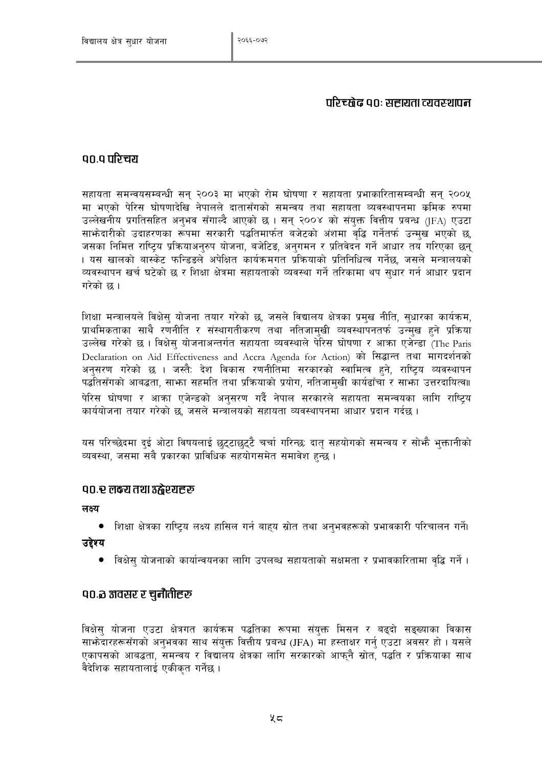# परिच्छेद १०: सहायता व्यवस्थापन

## १०.१ परिचय

सहायता समन्वयसम्बन्धी सन् २००३ मा भएको रोम घोषणा र सहायता प्रभाकारितासम्बन्धी सन् २००५ मा भएको पेरिस घोषणादेखि नेपालले दातासँगको समन्वय तथा सहायता व्यवस्थापनमा क्रमिक रुपमा उल्लेखनीय प्रगतिसहित अनुभव सँगाल्दै आएको छ । सन् २००४ को संयुक्त वित्तीय प्रबन्ध (JFA) एउटा साझेदारीको उदाहरणका रूपमा सरकारी पद्धतिमार्फत बजेटको अंशमा वृद्धि गर्नेतर्फ उन्मुख भएको छ, जसका निमित्त राष्ट्रिय प्रक्रियाअनुरुप योजना, बजेटिङ, अनुगमन र प्रतिवेदन गर्ने आधार तय गरिएका छन् । यस खालको बास्केट फन्डिङले अपेक्षित कार्यक्रमगत प्रक्रियाको प्रतिनिधित्व गर्नेछ, जसले मन्त्रालयको व्यवस्थापन खर्च घटेको छ र शिक्षा क्षेत्रमा सहायताको व्यवस्था गर्ने तरिकामा थप सुधार गर्न आधार प्रदान गरेको छ ।

शिक्षा मन्त्रालयले विक्षेसु योजना तयार गरेको छ, जसले विद्यालय क्षेत्रका प्रमुख नीति, सुधारका कार्यक्रम, प्राथमिकताका साथै रणनीति र संस्थागतीकरण तथा नतिजामुखी व्यवस्थापनतर्फ उन्मुख हुने प्रक्रिया उल्लेख गरेको छ । विक्षेसु योजनाअन्तर्गत सहायता व्यवस्थाले पेरिस घोषणा र आक्रा एजेन्डा (The Paris Declaration on Aid Effectiveness and Accra Agenda for Action) को सिद्धान्त तथा मार्गदर्शनको अनुसरण गरेको छ । जस्तैः देश विकास रणनीतिमा सरकारको स्वामित्व हुने, राष्ट्रिय व्यवस्थापन पद्धतिसँगको आबद्धता, साझा सहमति तथा प्रक्रियाको प्रयोग, नतिजामुखी कार्यढाँचा र साझा उत्तरदायित्व॥ पेरिस घोषणा र आक्रा एजेन्डको अनुसरण गर्दै नेपाल सरकारले सहायता समन्वयका लागि राष्ट्रिय कार्ययोजना तयार गरेको छ, जसले मन्त्रालयको सहायता व्यवस्थापनमा आधार प्रदान गर्दछ ।

यस परिच्छेदमा दुई ओटा विषयलाई छुट्टाछुट्टै चर्चा गरिन्छः दातृ सहयोगको समन्वय र सोझै भुक्तानीको व्यवस्था, जसमा सबै प्रकारका प्राविधिक सहयोगसमेत समावेश हुन्छ ।

## १०.२ लक्ष्य तथा उद्देश्यहरु

**लक्ष्य**

- शिक्षा क्षेत्रका राष्ट्रिय लक्ष्य हासिल गर्न बाह्य स्रोत तथा अनुभवहरूको प्रभावकारी परिचालन गर्ने।

**उद्देश्य**

- विक्षेसु योजनाको कार्यान्वयनका लागि उपलब्ध सहायताको सक्षमता र प्रभावकारितामा वृद्धि गर्ने ।

## १०.३ अवसर र चुनौतीहरु

विक्षेसु योजना एउटा क्षेत्रगत कार्यक्रम पद्धतिका रूपमा संयुक्त मिसन र बढ्दो सङ्ख्याका विकास साझेदारहरूसँगको अनुभवका साथ संयुक्त वित्तीय प्रबन्ध (JFA) मा हस्ताक्षर गर्नु एउटा अवसर हो । यसले एकापसको आबद्धता, समन्वय र विद्यालय क्षेत्रका लागि सरकारको आफ्नै स्रोत, पद्धति र प्रक्रियाका साथ वैदेशिक सहायतालाई एकीकृत गर्नेछ ।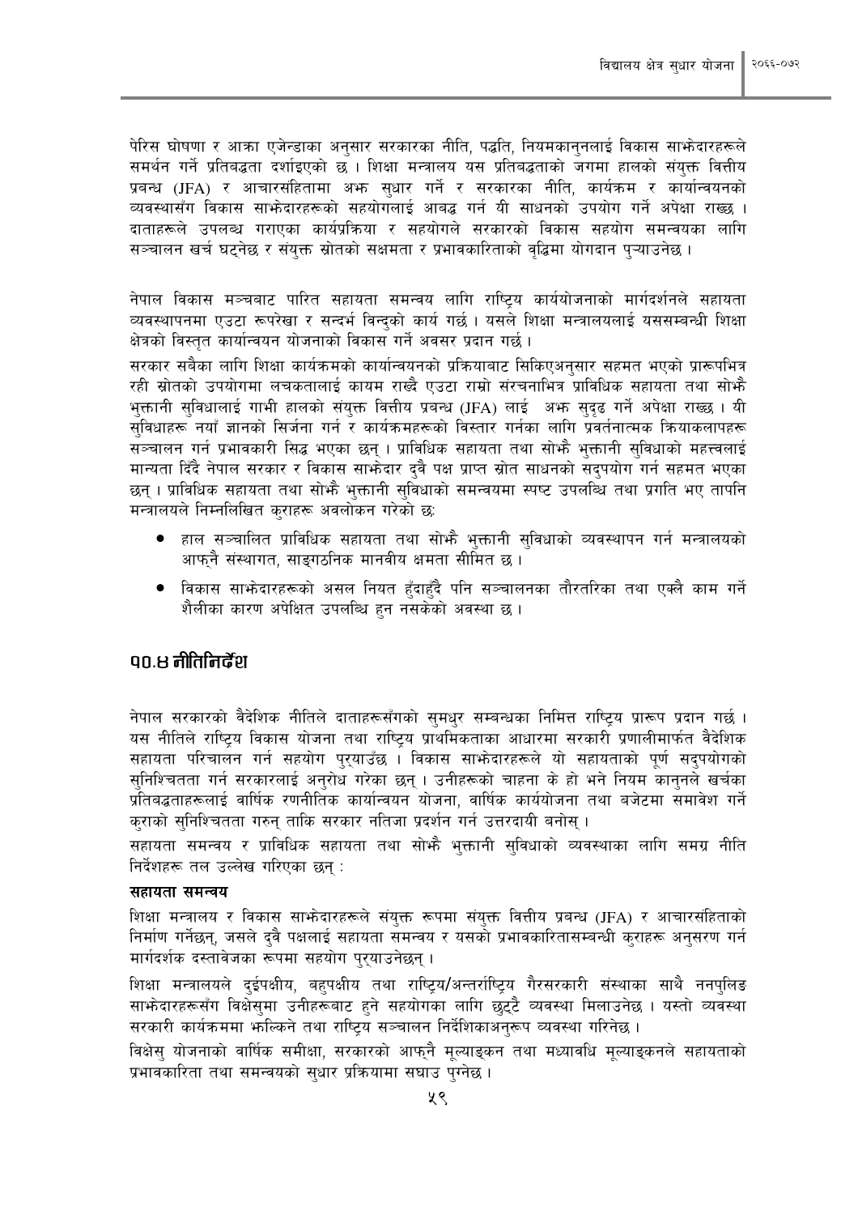पेरिस घोषणा र आक्रा एजेन्डाका अनुसार सरकारका नीति, पद्धति, नियमकानुनलाई विकास साझेदारहरूले समर्थन गर्ने प्रतिबद्धता दर्शाइएको छ । शिक्षा मन्त्रालय यस प्रतिबद्धताको जगमा हालको संयुक्त वित्तीय प्रबन्ध (JFA) र आचारसंहितामा अझ सुधार गर्ने र सरकारका नीति, कार्यक्रम र कार्यान्वयनको व्यवस्थासँग विकास साझेदारहरूको सहयोगलाई आबद्ध गर्न यी साधनको उपयोग गर्ने अपेक्षा राख्छ । दाताहरूले उपलब्ध गराएका कार्यप्रक्रिया र सहयोगले सरकारको विकास सहयोग समन्वयका लागि सञ्चालन खर्च घट्नेछ र संयुक्त स्रोतको सक्षमता र प्रभावकारिताको वृद्धिमा योगदान पुऱ्याउनेछ ।

नेपाल विकास मञ्चबाट पारित सहायता समन्वय लागि राष्ट्रिय कार्ययोजनाको मार्गदर्शनले सहायता व्यवस्थापनमा एउटा रूपरेखा र सन्दर्भ विन्दुको कार्य गर्छ । यसले शिक्षा मन्त्रालयलाई यससम्बन्धी शिक्षा क्षेत्रको विस्तृत कार्यान्वयन योजनाको विकास गर्ने अवसर प्रदान गर्छ ।

सरकार सबैका लागि शिक्षा कार्यक्रमको कार्यान्वयनको प्रक्रियाबाट सिकिएअनुसार सहमत भएको प्रारूपभित्र रही स्रोतको उपयोगमा लचकतालाई कायम राख्दै एउटा राम्रो संरचनाभित्र प्राविधिक सहायता तथा सोझै भुक्तानी सुविधालाई गाभी हालको संयुक्त वित्तीय प्रबन्ध (JFA) लाई अझ सुदृढ गर्ने अपेक्षा राख्छ । यी सुविधाहरू नयाँ ज्ञानको सिर्जना गर्न र कार्यक्रमहरूको विस्तार गर्नका लागि प्रवर्तनात्मक क्रियाकलापहरू सञ्चालन गर्न प्रभावकारी सिद्ध भएका छन् । प्राविधिक सहायता तथा सोझै भुक्तानी सुविधाको महत्त्वलाई मान्यता दिँदै नेपाल सरकार र विकास साझेदार दुवै पक्ष प्राप्त स्रोत साधनको सदुपयोग गर्न सहमत भएका छन् । प्राविधिक सहायता तथा सोझै भुक्तानी सुविधाको समन्वयमा स्पष्ट उपलब्धि तथा प्रगति भए तापनि मन्त्रालयले निम्नलिखित कुराहरू अवलोकन गरेको छः

- हाल सञ्चालित प्राविधिक सहायता तथा सोझै भुक्तानी सुविधाको व्यवस्थापन गर्न मन्त्रालयको आफ्नै संस्थागत, साङ्गठनिक मानवीय क्षमता सीमित छ ।
- विकास साझेदारहरूको असल नियत हुँदाहुँदै पनि सञ्चालनका तौरतरिका तथा एक्लै काम गर्ने शैलीका कारण अपेक्षित उपलब्धि हुन नसकेको अवस्था छ ।

## १०.४ नीतिनिर्देश

नेपाल सरकारको वैदेशिक नीतिले दाताहरूसँगको सुमधुर सम्बन्धका निमित्त राष्ट्रिय प्रारूप प्रदान गर्छ । यस नीतिले राष्ट्रिय विकास योजना तथा राष्ट्रिय प्राथमिकताका आधारमा सरकारी प्रणालीमार्फत वैदेशिक सहायता परिचालन गर्न सहयोग पुऱ्याउँछ । विकास साझेदारहरूले यो सहायताको पूर्ण सदुपयोगको सुनिश्चितता गर्न सरकारलाई अनुरोध गरेका छन् । उनीहरूको चाहना के हो भने नियम कानुनले खर्चका प्रतिबद्धताहरूलाई वार्षिक रणनीतिक कार्यान्वयन योजना, वार्षिक कार्ययोजना तथा बजेटमा समावेश गर्ने कुराको सुनिश्चितता गरुन् ताकि सरकार नतिजा प्रदर्शन गर्न उत्तरदायी बनोस् ।

सहायता समन्वय र प्राविधिक सहायता तथा सोझै भुक्तानी सुविधाको व्यवस्थाका लागि समग्र नीति निर्देशहरू तल उल्लेख गरिएका छन् :

**सहायता समन्वय**

शिक्षा मन्त्रालय र विकास साझेदारहरूले संयुक्त रूपमा संयुक्त वित्तीय प्रबन्ध (JFA) र आचारसंहिताको निर्माण गर्नेछन्, जसले दुवै पक्षलाई सहायता समन्वय र यसको प्रभावकारितासम्बन्धी कुराहरू अनुसरण गर्न मार्गदर्शक दस्तावेजका रूपमा सहयोग पुऱ्याउनेछन् ।

शिक्षा मन्त्रालयले दुईपक्षीय, बहुपक्षीय तथा राष्ट्रिय/अन्तर्राष्ट्रिय गैरसरकारी संस्थाका साथै ननपुलिङ साझेदारहरूसँग विक्षेसुमा उनीहरूबाट हुने सहयोगका लागि छुट्टै व्यवस्था मिलाउनेछ । यस्तो व्यवस्था सरकारी कार्यक्रममा झल्किने तथा राष्ट्रिय सञ्चालन निर्देशिकाअनुरूप व्यवस्था गरिनेछ ।

विक्षेसु योजनाको वार्षिक समीक्षा, सरकारको आफ्नै मूल्याङ्कन तथा मध्यावधि मूल्याङ्कनले सहायताको प्रभावकारिता तथा समन्वयको सुधार प्रक्रियामा सघाउ पुग्नेछ ।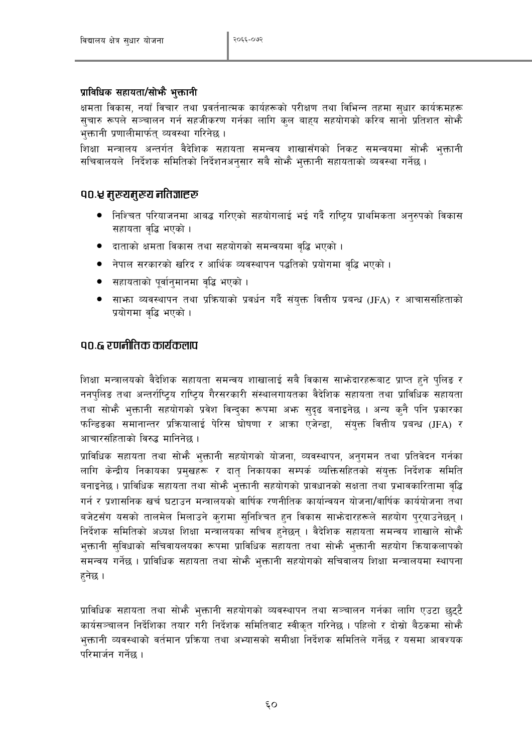**प्राविधिक सहायता/सोझै भुक्तानी**

क्षमता विकास, नयाँ विचार तथा प्रवर्तनात्मक कार्यहरूको परीक्षण तथा विभिन्न तहमा सुधार कार्यक्रमहरू सुचारु रूपले सञ्चालन गर्न सहजीकरण गर्नका लागि कुल बाह्य सहयोगको करिब सानो प्रतिशत सोझै भुक्तानी प्रणालीमार्फत् व्यवस्था गरिनेछ ।

शिक्षा मन्त्रालय अन्तर्गत वैदेशिक सहायता समन्वय शाखासँगको निकट समन्वयमा सोझै भुक्तानी सचिवालयले निर्देशक समितिको निर्देशनअनुसार सबै सोझै भुक्तानी सहायताको व्यवस्था गर्नेछ ।

## १०.५ मुख्यमुख्य नतिजाहरु

- निश्चित परियाजनमा आबद्ध गरिएको सहयोगलाई भई गर्दै राष्ट्रिय प्राथमिकता अनुरुपको विकास सहायता वृद्धि भएको ।
- दाताको क्षमता विकास तथा सहयोगको समन्वयमा वृद्धि भएको ।
- नेपाल सरकारको खरिद र आर्थिक व्यवस्थापन पद्धतिको प्रयोगमा वृद्धि भएको ।
- सहायताको पूर्वानुमानमा वृद्धि भएको ।
- साझा व्यवस्थापन तथा प्रक्रियाको प्रवर्धन गर्दै संयुक्त वित्तीय प्रबन्ध (JFA) र आचारसंहिताको प्रयोगमा वृद्धि भएको ।

## १०.६ रणनीतिक कार्यकलाप

शिक्षा मन्त्रालयको वैदेशिक सहायता समन्वय शाखालाई सबै विकास साझेदारहरूबाट प्राप्त हुने पुलिङ र ननपुलिङ तथा अन्तर्राष्ट्रिय राष्ट्रिय गैरसरकारी संस्थालगायतका वैदेशिक सहायता तथा प्राविधिक सहायता तथा सोझै भुक्तानी सहयोगको प्रवेश विन्दुका रूपमा अझ सुदृढ बनाइनेछ । अन्य कुनै पनि प्रकारका फन्डिङका समानान्तर प्रक्रियालाई पेरिस घोषणा र आक्रा एजेन्डा, संयुक्त वित्तीय प्रबन्ध (JFA) र आचारसंहिताको विरुद्ध मानिनेछ ।

प्राविधिक सहायता तथा सोझै भुक्तानी सहयोगको योजना, व्यवस्थापन, अनुगमन तथा प्रतिवेदन गर्नका लागि केन्द्रीय निकायका प्रमुखहरू र दातृ निकायका सम्पर्क व्यक्तिसहितको संयुक्त निर्देशक समिति बनाइनेछ । प्राविधिक सहायता तथा सोझै भुक्तानी सहयोगको प्रावधानको सक्षता तथा प्रभावकारितामा वृद्धि गर्न र प्रशासनिक खर्च घटाउन मन्त्रालयको वार्षिक रणनीतिक कार्यान्वयन योजना/वार्षिक कार्ययोजना तथा बजेटसँग यसको तालमेल मिलाउने कुरामा सुनिश्चित हुन विकास साझेदारहरूले सहयोग पुर्‍याउनेछन् । निर्देशक समितिको अध्यक्ष शिक्षा मन्त्रालयका सचिव हुनेछन् । वैदेशिक सहायता समन्वय शाखाले सोझै भुक्तानी सुविधाको सचिवायलयका रूपमा प्राविधिक सहायता तथा सोझै भुक्तानी सहयोग क्रियाकलापको समन्वय गर्नेछ । प्राविधिक सहायता तथा सोझै भुक्तानी सहयोगको सचिवालय शिक्षा मन्त्रालयमा स्थापना हुनेछ ।

प्राविधिक सहायता तथा सोझै भुक्तानी सहयोगको व्यवस्थापन तथा सञ्चालन गर्नका लागि एउटा छुट्टै कार्यसञ्चालन निर्देशिका तयार गरी निर्देशक समितिबाट स्वीकृत गरिनेछ । पहिलो र दोस्रो बैठकमा सोझै भुक्तानी व्यवस्थाको वर्तमान प्रक्रिया तथा अभ्यासको समीक्षा निर्देशक समितिले गर्नेछ र यसमा आवश्यक परिमार्जन गर्नेछ ।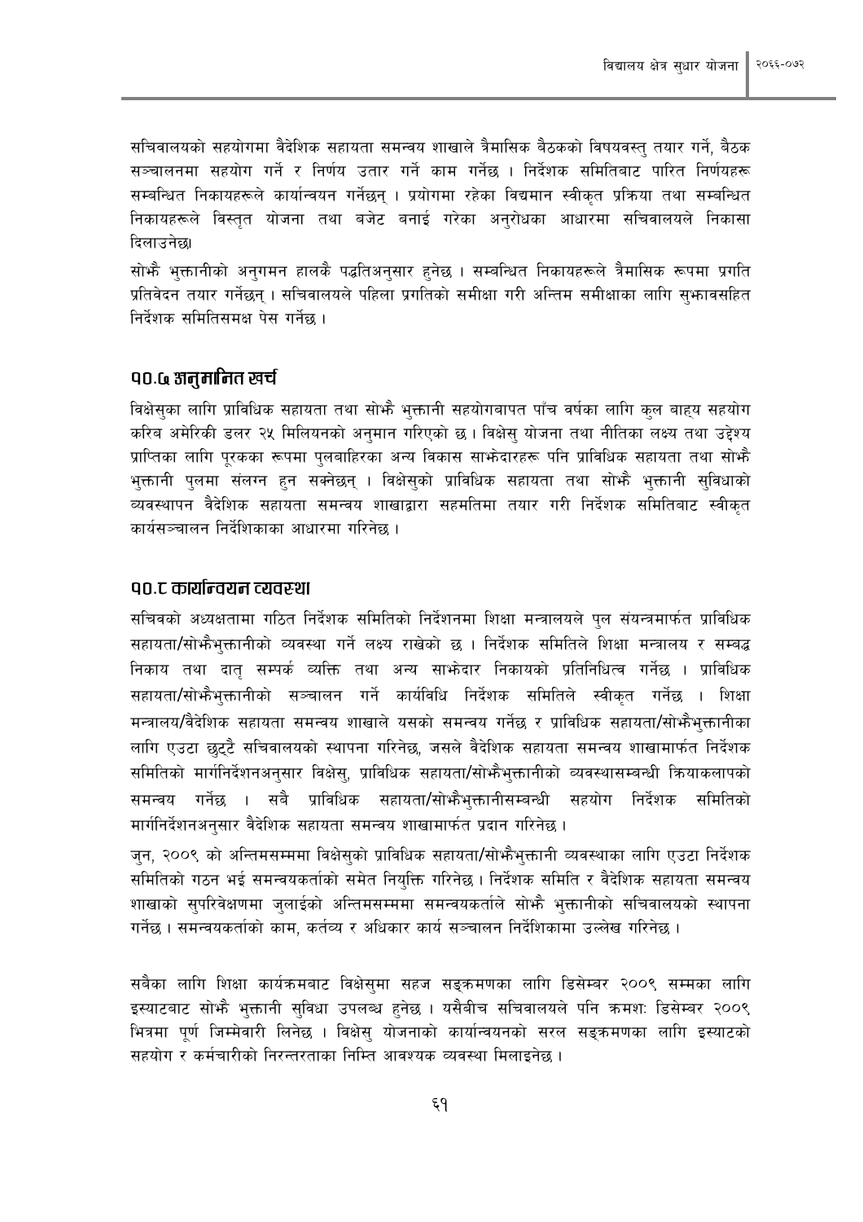सचिवालयको सहयोगमा वैदेशिक सहायता समन्वय शाखाले त्रैमासिक बैठकको विषयवस्तु तयार गर्ने, बैठक सञ्चालनमा सहयोग गर्ने र निर्णय उतार गर्ने काम गर्नेछ । निर्देशक समितिबाट पारित निर्णयहरू सम्बन्धित निकायहरूले कार्यान्वयन गर्नेछन् । प्रयोगमा रहेका विद्यमान स्वीकृत प्रक्रिया तथा सम्बन्धित निकायहरूले विस्तृत योजना तथा बजेट बनाई गरेका अनुरोधका आधारमा सचिवालयले निकासा दिलाउनेछ।

सोझै भुक्तानीको अनुगमन हालकै पद्धतिअनुसार हुनेछ । सम्बन्धित निकायहरूले त्रैमासिक रूपमा प्रगति प्रतिवेदन तयार गर्नेछन् । सचिवालयले पहिला प्रगतिको समीक्षा गरी अन्तिम समीक्षाका लागि सुझावसहित निर्देशक समितिसमक्ष पेस गर्नेछ ।

## १०.७ अनुमानित खर्च

विक्षेसुका लागि प्राविधिक सहायता तथा सोझै भुक्तानी सहयोगबापत पाँच वर्षका लागि कुल बाह्य सहयोग करिब अमेरिकी डलर २५ मिलियनको अनुमान गरिएको छ । विक्षेसु योजना तथा नीतिका लक्ष्य तथा उद्देश्य प्राप्तिका लागि पूरकका रूपमा पुलबाहिरका अन्य विकास साझेदारहरू पनि प्राविधिक सहायता तथा सोझै भुक्तानी पुलमा संलग्न हुन सक्नेछन् । विक्षेसुको प्राविधिक सहायता तथा सोझै भुक्तानी सुविधाको व्यवस्थापन वैदेशिक सहायता समन्वय शाखाद्वारा सहमतिमा तयार गरी निर्देशक समितिबाट स्वीकृत कार्यसञ्चालन निर्देशिकाका आधारमा गरिनेछ ।

## १०.८ कार्यान्वयन व्यवस्था

सचिवको अध्यक्षतामा गठित निर्देशक समितिको निर्देशनमा शिक्षा मन्त्रालयले पुल संयन्त्रमार्फत प्राविधिक सहायता/सोझैभुक्तानीको व्यवस्था गर्ने लक्ष्य राखेको छ । निर्देशक समितिले शिक्षा मन्त्रालय र सम्बद्ध निकाय तथा दातृ सम्पर्क व्यक्ति तथा अन्य साझेदार निकायको प्रतिनिधित्व गर्नेछ । प्राविधिक सहायता/सोझैभुक्तानीको सञ्चालन गर्ने कार्यविधि निर्देशक समितिले स्वीकृत गर्नेछ । शिक्षा मन्त्रालय/वैदेशिक सहायता समन्वय शाखाले यसको समन्वय गर्नेछ र प्राविधिक सहायता/सोझैभुक्तानीका लागि एउटा छुट्टै सचिवालयको स्थापना गरिनेछ, जसले वैदेशिक सहायता समन्वय शाखामार्फत निर्देशक समितिको मार्गनिर्देशनअनुसार विक्षेसु, प्राविधिक सहायता/सोझैभुक्तानीको व्यवस्थासम्बन्धी क्रियाकलापको समन्वय गर्नेछ । सबै प्राविधिक सहायता/सोझैभुक्तानीसम्बन्धी सहयोग निर्देशक समितिको मार्गनिर्देशनअनुसार वैदेशिक सहायता समन्वय शाखामार्फत प्रदान गरिनेछ ।

जुन, २००९ को अन्तिमसम्ममा विक्षेसुको प्राविधिक सहायता/सोझैभुक्तानी व्यवस्थाका लागि एउटा निर्देशक समितिको गठन भई समन्वयकर्ताको समेत नियुक्ति गरिनेछ । निर्देशक समिति र वैदेशिक सहायता समन्वय शाखाको सुपरिवेक्षणमा जुलाईको अन्तिमसम्ममा समन्वयकर्ताले सोझै भुक्तानीको सचिवालयको स्थापना गर्नेछ । समन्वयकर्ताको काम, कर्तव्य र अधिकार कार्य सञ्चालन निर्देशिकामा उल्लेख गरिनेछ ।

सबैका लागि शिक्षा कार्यक्रमबाट विक्षेसुमा सहज सङ्क्रमणका लागि डिसेम्बर २००९ सम्मका लागि इस्याटबाट सोझै भुक्तानी सुविधा उपलब्ध हुनेछ । यसैबीच सचिवालयले पनि क्रमशः डिसेम्बर २००९ भित्रमा पूर्ण जिम्मेवारी लिनेछ । विक्षेसु योजनाको कार्यान्वयनको सरल सङ्क्रमणका लागि इस्याटको सहयोग र कर्मचारीको निरन्तरताका निम्ति आवश्यक व्यवस्था मिलाइनेछ ।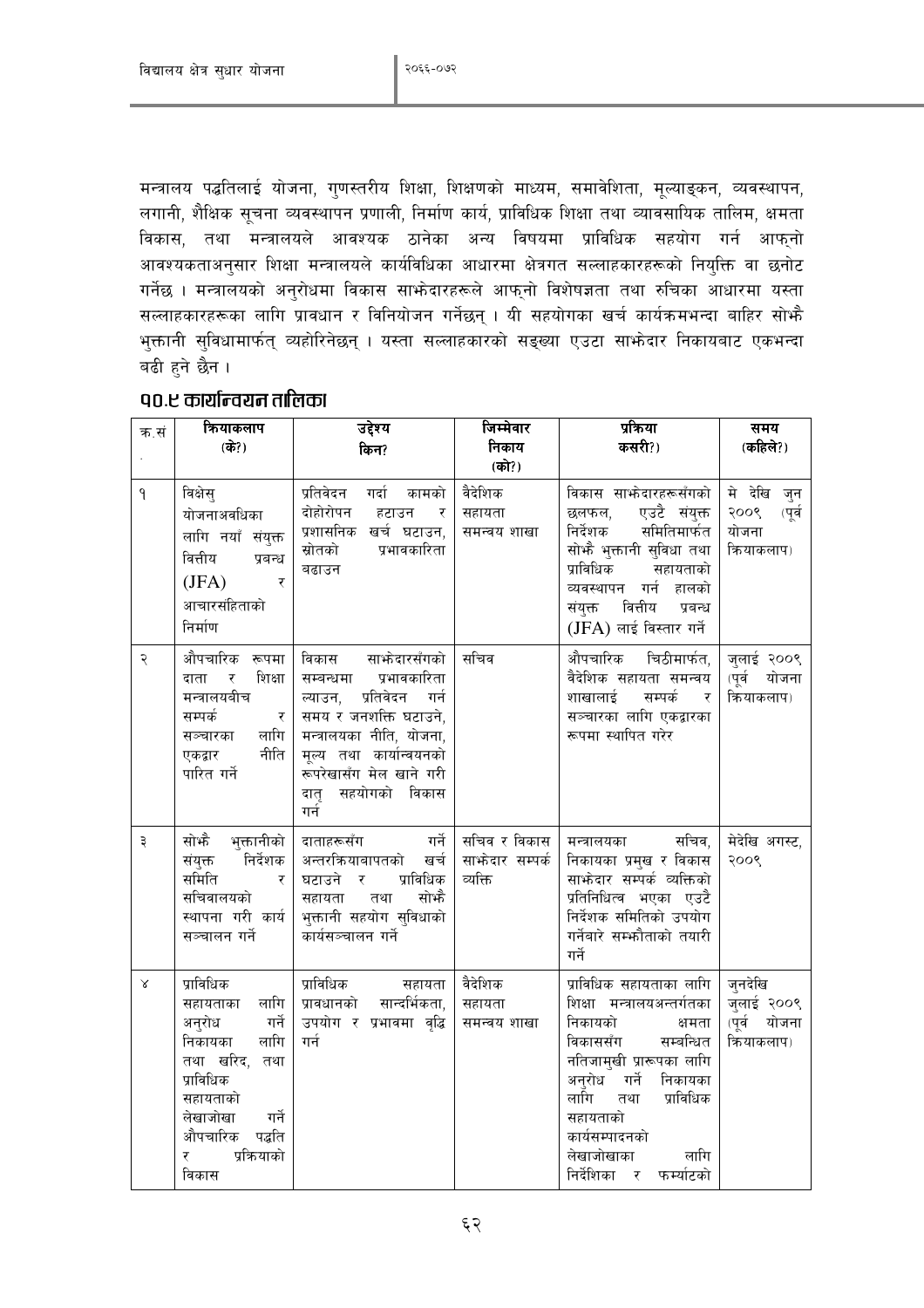मन्त्रालय पद्धतिलाई योजना, गुणस्तरीय शिक्षा, शिक्षणको माध्यम, समावेशिता, मूल्याङ्कन, व्यवस्थापन, लगानी, शैक्षिक सूचना व्यवस्थापन प्रणाली, निर्माण कार्य, प्राविधिक शिक्षा तथा व्यावसायिक तालिम, क्षमता विकास, तथा मन्त्रालयले आवश्यक ठानेका अन्य विषयमा प्राविधिक सहयोग गर्न आफ्नो आवश्यकताअनुसार शिक्षा मन्त्रालयले कार्यविधिका आधारमा क्षेत्रगत सल्लाहकारहरूको नियुक्ति वा छनोट गर्नेछ । मन्त्रालयको अनुरोधमा विकास साझेदारहरूले आफ्नो विशेषज्ञता तथा रुचिका आधारमा यस्ता सल्लाहकारहरूका लागि प्रावधान र विनियोजन गर्नेछन् । यी सहयोगका खर्च कार्यक्रमभन्दा बाहिर सोझै भुक्तानी सुविधामार्फत् व्यहोरिनेछन् । यस्ता सल्लाहकारको सङ्ख्या एउटा साझेदार निकायबाट एकभन्दा बढी हुने छैन ।

## १०.९ कार्यान्वयन तालिका

| क्र.सं. | क्रियाकलाप (के?) | उद्देश्य किन? | जिम्मेवार निकाय (को?) | प्रक्रिया कसरी?) | समय (कहिले?) |
|---|---|---|---|---|---|
| १ | विक्षेसु योजनाअवधिका लागि नयाँ संयुक्त वित्तीय प्रबन्ध (JFA) र आचारसंहिताको निर्माण | प्रतिवेदन गर्दा कामको दोहोरोपन हटाउन र प्रशासनिक खर्च घटाउन, स्रोतको प्रभावकारिता बढाउन | वैदेशिक सहायता समन्वय शाखा | विकास साझेदारहरूसँगको छलफल, एउटै संयुक्त निर्देशक समितिमार्फत सोझै भुक्तानी सुविधा तथा प्राविधिक सहायताको व्यवस्थापन गर्न हालको संयुक्त वित्तीय प्रबन्ध (JFA) लाई विस्तार गर्ने | मे देखि जुन २००९ (पूर्व योजना क्रियाकलाप) |
| २ | औपचारिक रूपमा दाता र शिक्षा मन्त्रालयबीच सम्पर्क र सञ्चारका लागि एकद्वार नीति पारित गर्ने | विकास साझेदारसँगको सम्बन्धमा प्रभावकारिता ल्याउन, प्रतिवेदन गर्न समय र जनशक्ति घटाउने, मन्त्रालयका नीति, योजना, मूल्य तथा कार्यान्वयनको रूपरेखासँग मेल खाने गरी दातृ सहयोगको विकास गर्न | सचिव | औपचारिक चिठीमार्फत, वैदेशिक सहायता समन्वय शाखालाई सम्पर्क र सञ्चारका लागि एकद्वारका रूपमा स्थापित गरेर | जुलाई २००९ (पूर्व योजना क्रियाकलाप) |
| ३ | सोझै भुक्तानीको संयुक्त निर्देशक समिति र सचिवालयको स्थापना गरी कार्य सञ्चालन गर्ने | दाताहरूसँग गर्ने अन्तरक्रियाबापतको खर्च घटाउने र प्राविधिक सहायता तथा सोझै भुक्तानी सहयोग सुविधाको कार्यसञ्चालन गर्ने | सचिव र विकास साझेदार सम्पर्क व्यक्ति | मन्त्रालयका सचिव, निकायका प्रमुख र विकास साझेदार सम्पर्क व्यक्तिको प्रतिनिधित्व भएका एउटै निर्देशक समितिको उपयोग गर्नेबारे सम्झौताको तयारी गर्ने | मेदेखि अगस्ट, २००९ |
| ४ | प्राविधिक सहायताका लागि अनुरोध गर्ने निकायका लागि तथा खरिद, तथा प्राविधिक सहायताको लेखाजोखा गर्ने औपचारिक पद्धति र प्रक्रियाको विकास | प्राविधिक सहायता प्रावधानको सान्दर्भिकता, उपयोग र प्रभावमा वृद्धि गर्न | वैदेशिक सहायता समन्वय शाखा | प्राविधिक सहायताका लागि शिक्षा मन्त्रालयअन्तर्गतका निकायको क्षमता विकाससँग सम्बन्धित नतिजामुखी प्रारूपका लागि अनुरोध गर्ने निकायका लागि तथा प्राविधिक सहायताको कार्यसम्पादनको लेखाजोखाका लागि निर्देशिका र फर्म्याटको | जुनदेखि जुलाई २००९ (पूर्व योजना क्रियाकलाप) |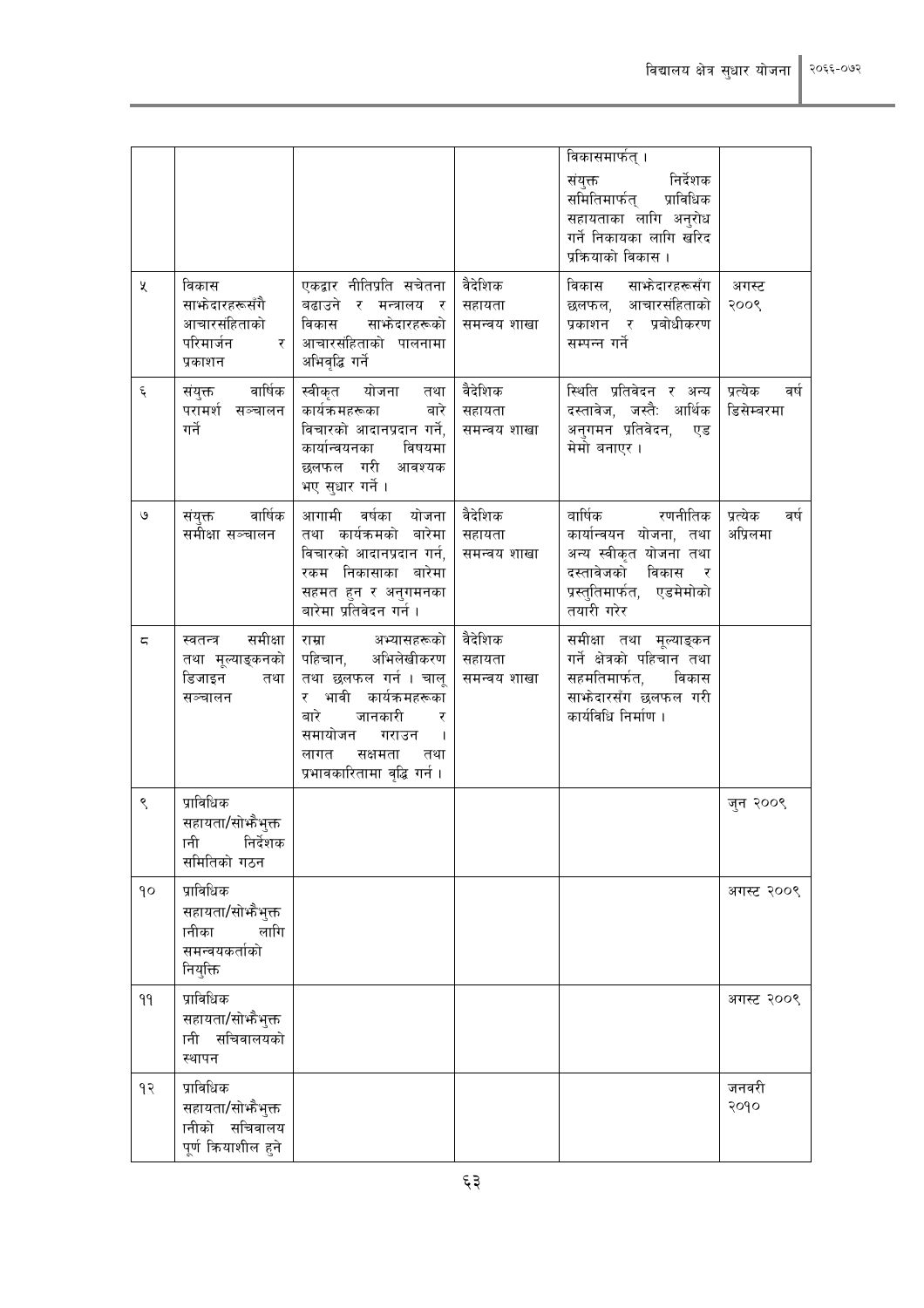| | | | | विकाससमार्फत् । संयुक्त निर्देशक समितिमार्फत् प्राविधिक सहायताका लागि अनुरोध गर्ने निकायका लागि खरिद प्रक्रियाको विकास । | |
|---|---|---|---|---|---|
| ५ | विकास साझेदारहरूसँगै आचारसंहिताको परिमार्जन र प्रकाशन | एकद्वार नीतिप्रति सचेतना बढाउने र मन्त्रालय र विकास साझेदारहरूको आचारसंहिताको पालनामा अभिवृद्धि गर्ने | वैदेशिक सहायता समन्वय शाखा | विकास साझेदारहरूसँग छलफल, आचारसंहिताको प्रकाशन र प्रबोधीकरण सम्पन्न गर्ने | अगस्ट २००९ |
| ६ | संयुक्त वार्षिक परामर्श सञ्चालन गर्ने | स्वीकृत योजना तथा कार्यक्रमहरूका बारे विचारको आदानप्रदान गर्ने, कार्यान्वयनका विषयमा छलफल गरी आवश्यक भए सुधार गर्ने । | वैदेशिक सहायता समन्वय शाखा | स्थिति प्रतिवेदन र अन्य दस्तावेज, जस्तैः आर्थिक अनुगमन प्रतिवेदन, एड मेमो बनाएर । | प्रत्येक वर्ष डिसेम्बरमा |
| ७ | संयुक्त वार्षिक समीक्षा सञ्चालन | आगामी वर्षका योजना तथा कार्यक्रमको बारेमा विचारको आदानप्रदान गर्न, रकम निकासाका बारेमा सहमत हुन र अनुगमनका बारेमा प्रतिवेदन गर्न । | वैदेशिक सहायता समन्वय शाखा | वार्षिक रणनीतिक कार्यान्वयन योजना, तथा अन्य स्वीकृत योजना तथा दस्तावेजको विकास र प्रस्तुतिमार्फत, एडमेमोको तयारी गरेर | प्रत्येक वर्ष अप्रिलमा |
| ८ | स्वतन्त्र समीक्षा तथा मूल्याङ्कनको डिजाइन तथा सञ्चालन | राम्रा अभ्यासहरूको पहिचान, अभिलेखीकरण तथा छलफल गर्न । चालू र भावी कार्यक्रमहरूका बारे जानकारी र समायोजन गराउन । लागत सक्षमता तथा प्रभावकारितामा वृद्धि गर्न । | वैदेशिक सहायता समन्वय शाखा | समीक्षा तथा मूल्याङ्कन गर्ने क्षेत्रको पहिचान तथा सहमतिमार्फत, विकास साझेदारसँग छलफल गरी कार्यविधि निर्माण । | |
| ९ | प्राविधिक सहायता/सोझैभुक्तानी निर्देशक समितिको गठन | | | | जुन २००९ |
| १० | प्राविधिक सहायता/सोझैभुक्तानीका लागि समन्वयकर्ताको नियुक्ति | | | | अगस्ट २००९ |
| ११ | प्राविधिक सहायता/सोझैभुक्तानी सचिवालयको स्थापन | | | | अगस्ट २००९ |
| १२ | प्राविधिक सहायता/सोझैभुक्तानीको सचिवालय पूर्ण क्रियाशील हुने | | | | जनवरी २०१० |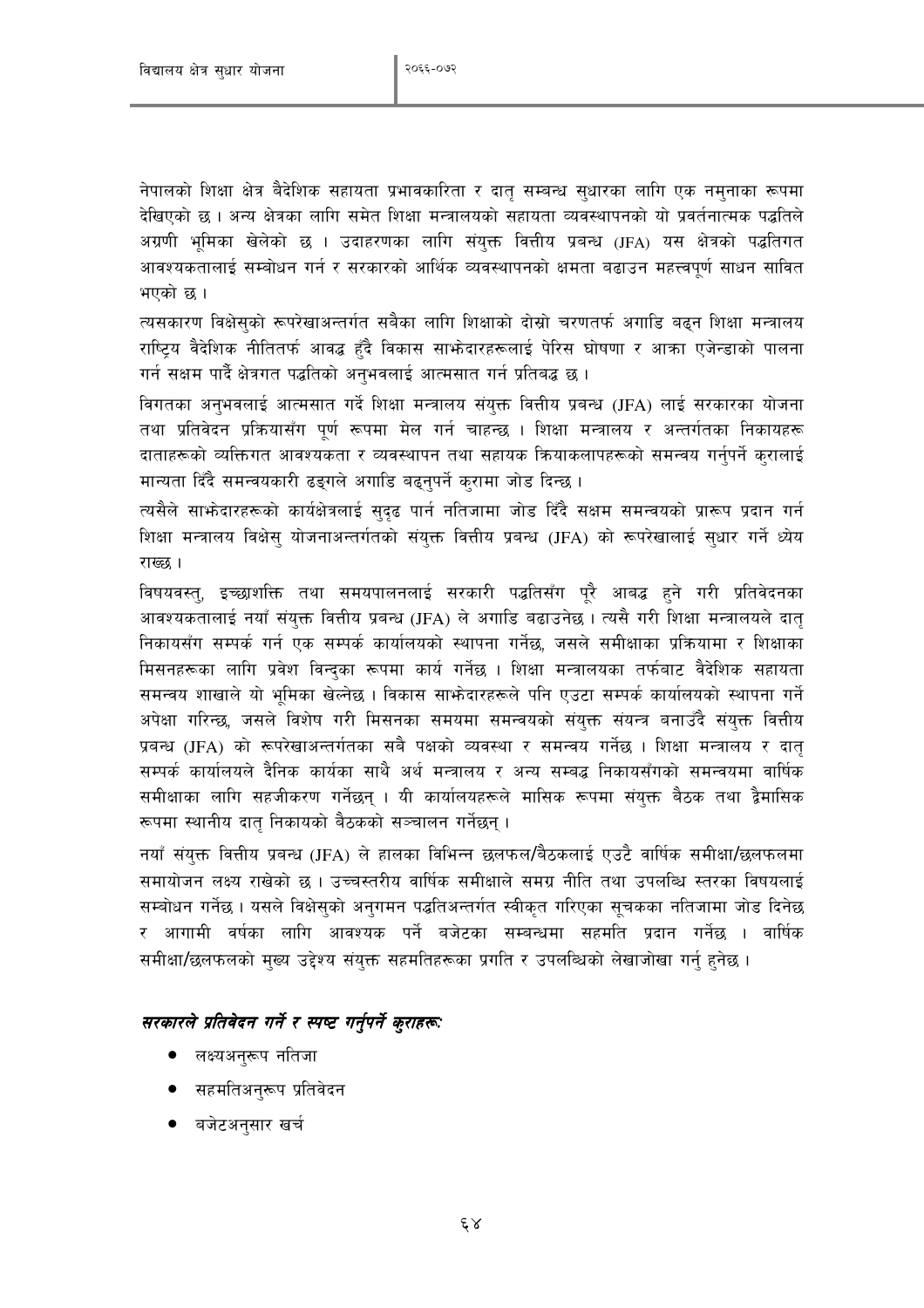नेपालको शिक्षा क्षेत्र वैदेशिक सहायता प्रभावकारिता र दातृ सम्बन्ध सुधारका लागि एक नमुनाका रूपमा देखिएको छ । अन्य क्षेत्रका लागि समेत शिक्षा मन्त्रालयको सहायता व्यवस्थापनको यो प्रवर्तनात्मक पद्धतिले अग्रणी भूमिका खेलेको छ । उदाहरणका लागि संयुक्त वित्तीय प्रबन्ध (JFA) यस क्षेत्रको पद्धतिगत आवश्यकतालाई सम्बोधन गर्न र सरकारको आर्थिक व्यवस्थापनको क्षमता बढाउन महत्त्वपूर्ण साधन सावित भएको छ ।

त्यसकारण विक्षेसुको रूपरेखाअन्तर्गत सबैका लागि शिक्षाको दोस्रो चरणतर्फ अगाडि बढ्न शिक्षा मन्त्रालय राष्ट्रिय वैदेशिक नीतितर्फ आबद्ध हुँदै विकास साझेदारहरूलाई पेरिस घोषणा र आक्रा एजेन्डाको पालना गर्न सक्षम पार्दै क्षेत्रगत पद्धतिको अनुभवलाई आत्मसात गर्न प्रतिबद्ध छ ।

विगतका अनुभवलाई आत्मसात गर्दै शिक्षा मन्त्रालय संयुक्त वित्तीय प्रबन्ध (JFA) लाई सरकारका योजना तथा प्रतिवेदन प्रक्रियासँग पूर्ण रूपमा मेल गर्न चाहन्छ । शिक्षा मन्त्रालय र अन्तर्गतका निकायहरू दाताहरूको व्यक्तिगत आवश्यकता र व्यवस्थापन तथा सहायक क्रियाकलापहरूको समन्वय गर्नुपर्ने कुरालाई मान्यता दिँदै समन्वयकारी ढङ्गले अगाडि बढ्नुपर्ने कुरामा जोड दिन्छ ।

त्यसैले साझेदारहरूको कार्यक्षेत्रलाई सुदृढ पार्न नतिजामा जोड दिँदै सक्षम समन्वयको प्रारूप प्रदान गर्न शिक्षा मन्त्रालय विक्षेसु योजनाअन्तर्गतको संयुक्त वित्तीय प्रबन्ध (JFA) को रूपरेखालाई सुधार गर्ने ध्येय राख्छ ।

विषयवस्तु, इच्छाशक्ति तथा समयपालनलाई सरकारी पद्धतिसँग पूरै आबद्ध हुने गरी प्रतिवेदनका आवश्यकतालाई नयाँ संयुक्त वित्तीय प्रबन्ध (JFA) ले अगाडि बढाउनेछ । त्यसै गरी शिक्षा मन्त्रालयले दातृ निकायसँग सम्पर्क गर्न एक सम्पर्क कार्यालयको स्थापना गर्नेछ, जसले समीक्षाका प्रक्रियामा र शिक्षाका मिसनहरूका लागि प्रवेश विन्दुका रूपमा कार्य गर्नेछ । शिक्षा मन्त्रालयका तर्फबाट वैदेशिक सहायता समन्वय शाखाले यो भूमिका खेल्नेछ । विकास साझेदारहरूले पनि एउटा सम्पर्क कार्यालयको स्थापना गर्ने अपेक्षा गरिन्छ, जसले विशेष गरी मिसनका समयमा समन्वयको संयुक्त संयन्त्र बनाउँदै संयुक्त वित्तीय प्रबन्ध (JFA) को रूपरेखाअन्तर्गतका सबै पक्षको व्यवस्था र समन्वय गर्नेछ । शिक्षा मन्त्रालय र दातृ सम्पर्क कार्यालयले दैनिक कार्यका साथै अर्थ मन्त्रालय र अन्य सम्बद्ध निकायसँगको समन्वयमा वार्षिक समीक्षाका लागि सहजीकरण गर्नेछन् । यी कार्यालयहरूले मासिक रूपमा संयुक्त बैठक तथा द्वैमासिक रूपमा स्थानीय दातृ निकायको बैठकको सञ्चालन गर्नेछन् ।

नयाँ संयुक्त वित्तीय प्रबन्ध (JFA) ले हालका विभिन्न छलफल/बैठकलाई एउटै वार्षिक समीक्षा/छलफलमा समायोजन लक्ष्य राखेको छ । उच्चस्तरीय वार्षिक समीक्षाले समग्र नीति तथा उपलब्धि स्तरका विषयलाई सम्बोधन गर्नेछ । यसले विक्षेसुको अनुगमन पद्धतिअन्तर्गत स्वीकृत गरिएका सूचकका नतिजामा जोड दिनेछ र आगामी वर्षका लागि आवश्यक पर्ने बजेटका सम्बन्धमा सहमति प्रदान गर्नेछ । वार्षिक समीक्षा/छलफलको मुख्य उद्देश्य संयुक्त सहमतिहरूका प्रगति र उपलब्धिको लेखाजोखा गर्नु हुनेछ ।

***सरकारले प्रतिवेदन गर्ने र स्पष्ट गर्नुपर्ने कुराहरू:***

- लक्ष्यअनुरूप नतिजा
- सहमतिअनुरूप प्रतिवेदन
- बजेटअनुसार खर्च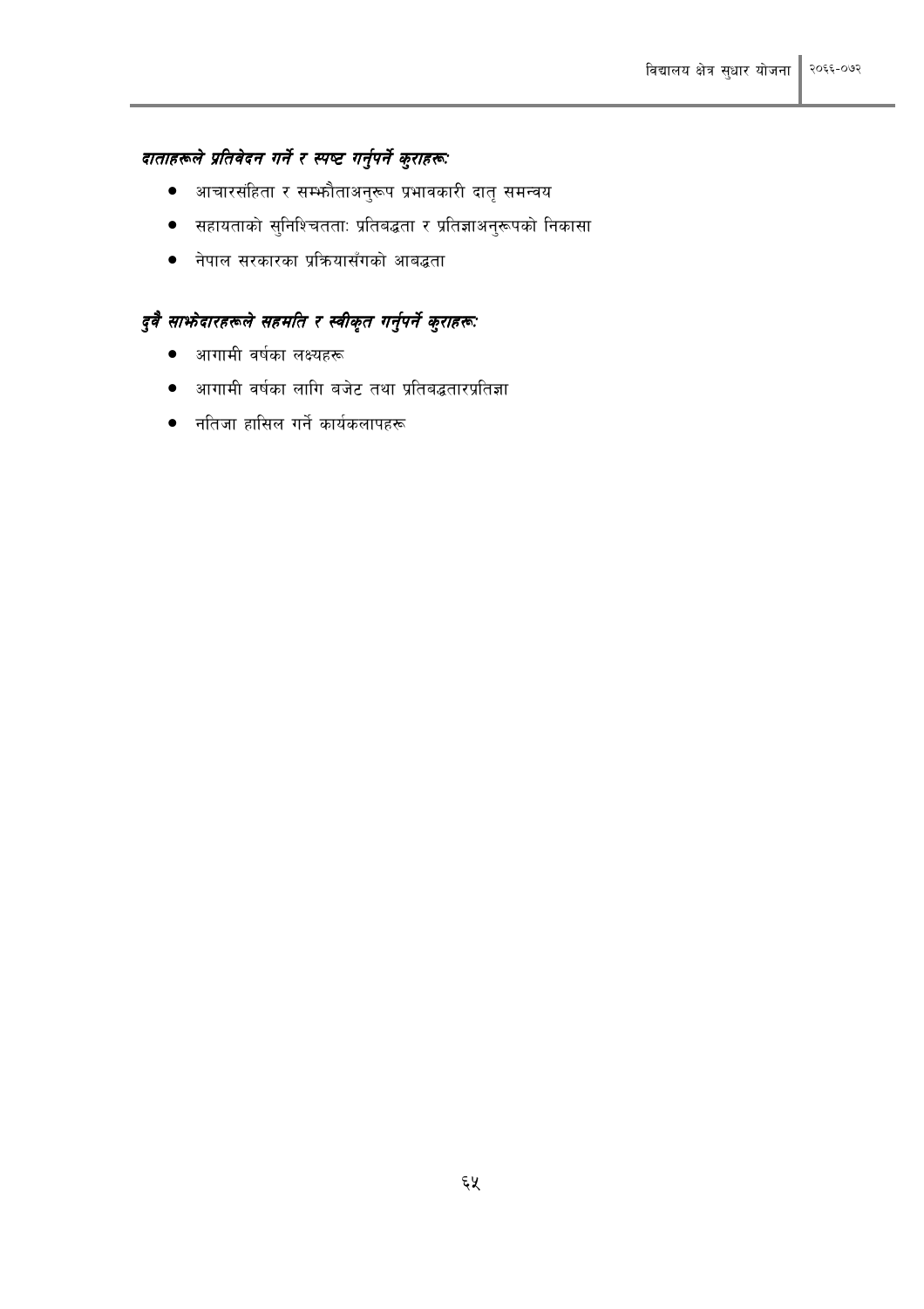***दाताहरूले प्रतिवेदन गर्ने र स्पष्ट गर्नुपर्ने कुराहरू:***

- आचारसंहिता र सम्झौताअनुरूप प्रभावकारी दातृ समन्वय
- सहायताको सुनिश्चितता: प्रतिबद्धता र प्रतिज्ञाअनुरूपको निकासा
- नेपाल सरकारका प्रक्रियासँगको आबद्धता

***दुवै साझेदारहरूले सहमति र स्वीकृत गर्नुपर्ने कुराहरू:***

- आगामी वर्षका लक्ष्यहरू
- आगामी वर्षका लागि बजेट तथा प्रतिबद्धतारप्रतिज्ञा
- नतिजा हासिल गर्ने कार्यकलापहरू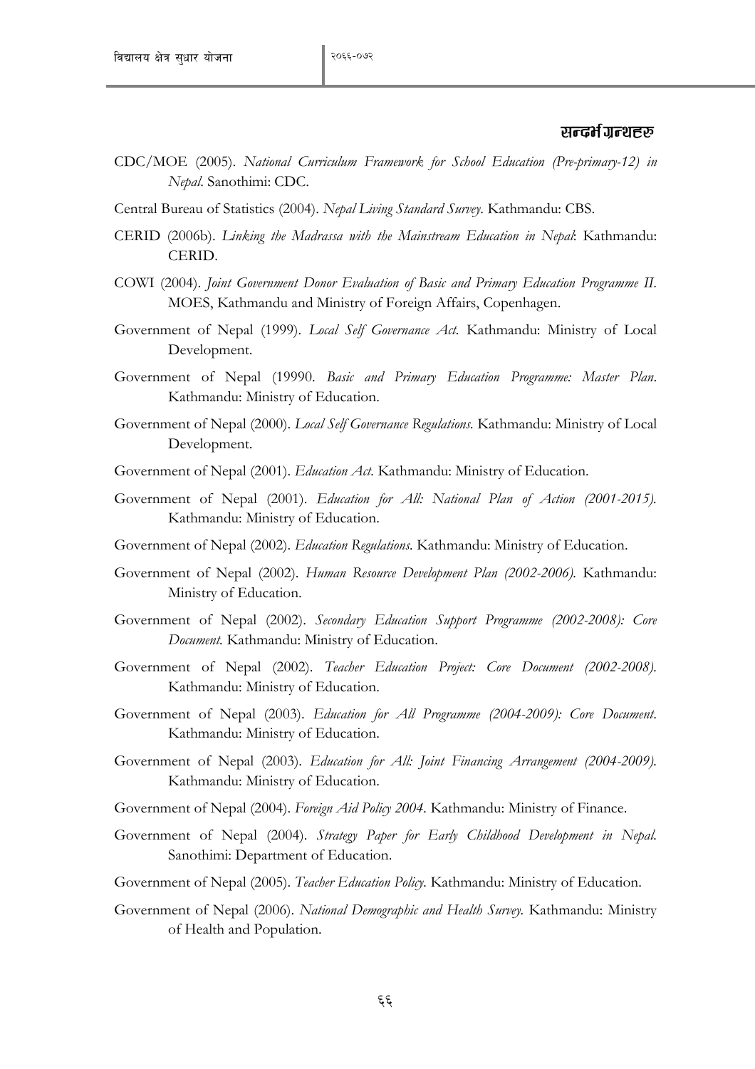## सन्दर्भ ग्रन्थहरु

CDC/MOE (2005). *National Curriculum Framework for School Education (Pre-primary-12) in Nepal*. Sanothimi: CDC.

Central Bureau of Statistics (2004). *Nepal Living Standard Survey*. Kathmandu: CBS.

CERID (2006b). *Linking the Madrassa with the Mainstream Education in Nepal*: Kathmandu: CERID.

COWI (2004). *Joint Government Donor Evaluation of Basic and Primary Education Programme II*. MOES, Kathmandu and Ministry of Foreign Affairs, Copenhagen.

Government of Nepal (1999). *Local Self Governance Act*. Kathmandu: Ministry of Local Development.

Government of Nepal (19990. *Basic and Primary Education Programme: Master Plan*. Kathmandu: Ministry of Education.

Government of Nepal (2000). *Local Self Governance Regulations*. Kathmandu: Ministry of Local Development.

Government of Nepal (2001). *Education Act*. Kathmandu: Ministry of Education.

Government of Nepal (2001). *Education for All: National Plan of Action (2001-2015)*. Kathmandu: Ministry of Education.

Government of Nepal (2002). *Education Regulations*. Kathmandu: Ministry of Education.

Government of Nepal (2002). *Human Resource Development Plan (2002-2006)*. Kathmandu: Ministry of Education.

Government of Nepal (2002). *Secondary Education Support Programme (2002-2008): Core Document*. Kathmandu: Ministry of Education.

Government of Nepal (2002). *Teacher Education Project: Core Document (2002-2008)*. Kathmandu: Ministry of Education.

Government of Nepal (2003). *Education for All Programme (2004-2009): Core Document*. Kathmandu: Ministry of Education.

Government of Nepal (2003). *Education for All: Joint Financing Arrangement (2004-2009)*. Kathmandu: Ministry of Education.

Government of Nepal (2004). *Foreign Aid Policy 2004*. Kathmandu: Ministry of Finance.

Government of Nepal (2004). *Strategy Paper for Early Childhood Development in Nepal*. Sanothimi: Department of Education.

Government of Nepal (2005). *Teacher Education Policy*. Kathmandu: Ministry of Education.

Government of Nepal (2006). *National Demographic and Health Survey*. Kathmandu: Ministry of Health and Population.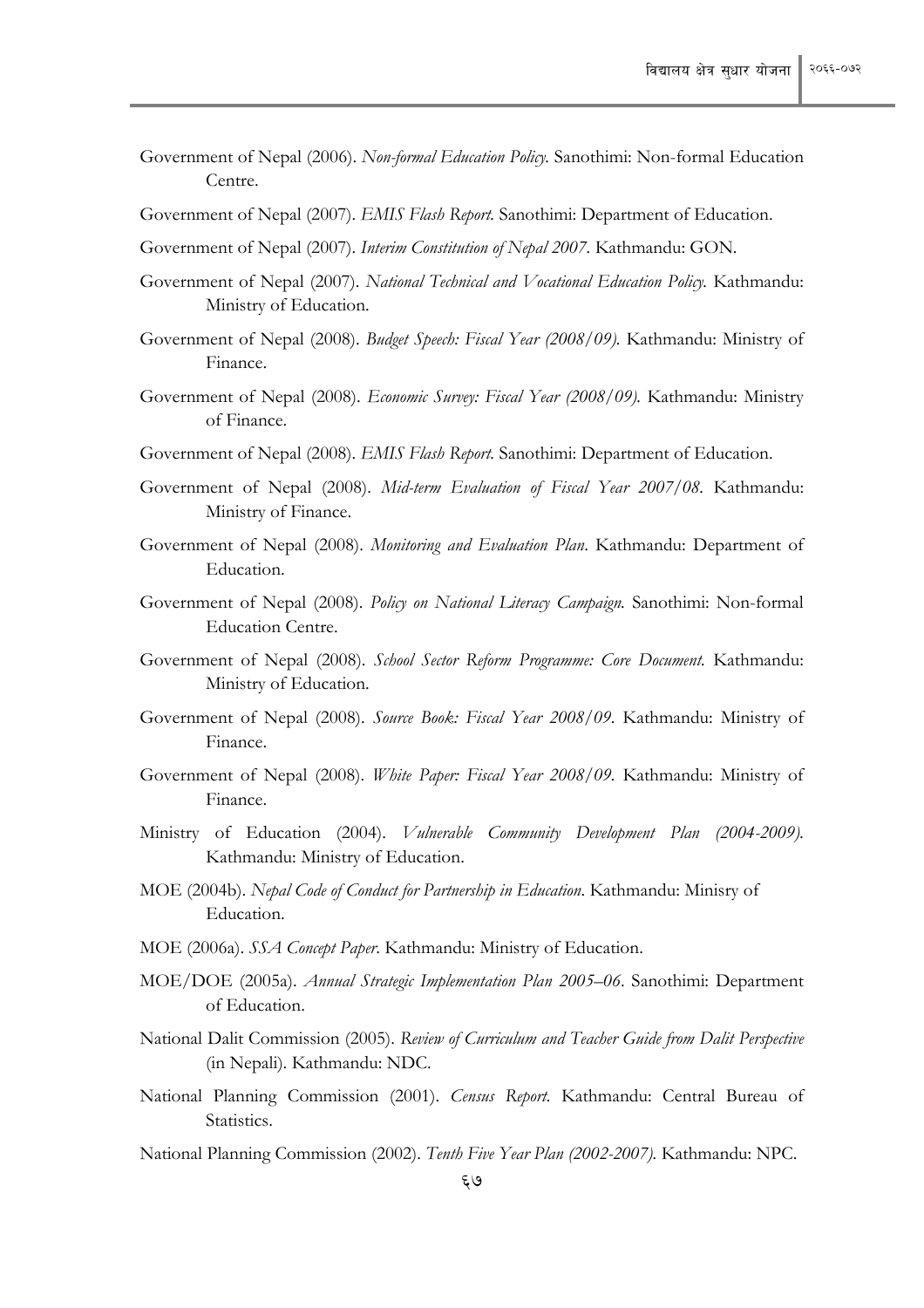Government of Nepal (2006). *Non-formal Education Policy*. Sanothimi: Non-formal Education Centre.

Government of Nepal (2007). *EMIS Flash Report*. Sanothimi: Department of Education.

Government of Nepal (2007). *Interim Constitution of Nepal 2007*. Kathmandu: GON.

Government of Nepal (2007). *National Technical and Vocational Education Policy*. Kathmandu: Ministry of Education.

Government of Nepal (2008). *Budget Speech: Fiscal Year (2008/09)*. Kathmandu: Ministry of Finance.

Government of Nepal (2008). *Economic Survey: Fiscal Year (2008/09)*. Kathmandu: Ministry of Finance.

Government of Nepal (2008). *EMIS Flash Report*. Sanothimi: Department of Education.

Government of Nepal (2008). *Mid-term Evaluation of Fiscal Year 2007/08*. Kathmandu: Ministry of Finance.

Government of Nepal (2008). *Monitoring and Evaluation Plan*. Kathmandu: Department of Education.

Government of Nepal (2008). *Policy on National Literacy Campaign*. Sanothimi: Non-formal Education Centre.

Government of Nepal (2008). *School Sector Reform Programme: Core Document*. Kathmandu: Ministry of Education.

Government of Nepal (2008). *Source Book: Fiscal Year 2008/09*. Kathmandu: Ministry of Finance.

Government of Nepal (2008). *White Paper: Fiscal Year 2008/09*. Kathmandu: Ministry of Finance.

Ministry of Education (2004). *Vulnerable Community Development Plan (2004-2009)*. Kathmandu: Ministry of Education.

MOE (2004b). *Nepal Code of Conduct for Partnership in Education*. Kathmandu: Minisry of Education.

MOE (2006a). *SSA Concept Paper*. Kathmandu: Ministry of Education.

MOE/DOE (2005a). *Annual Strategic Implementation Plan 2005–06*. Sanothimi: Department of Education.

National Dalit Commission (2005). *Review of Curriculum and Teacher Guide from Dalit Perspective* (in Nepali). Kathmandu: NDC.

National Planning Commission (2001). *Census Report*. Kathmandu: Central Bureau of Statistics.

National Planning Commission (2002). *Tenth Five Year Plan (2002-2007)*. Kathmandu: NPC.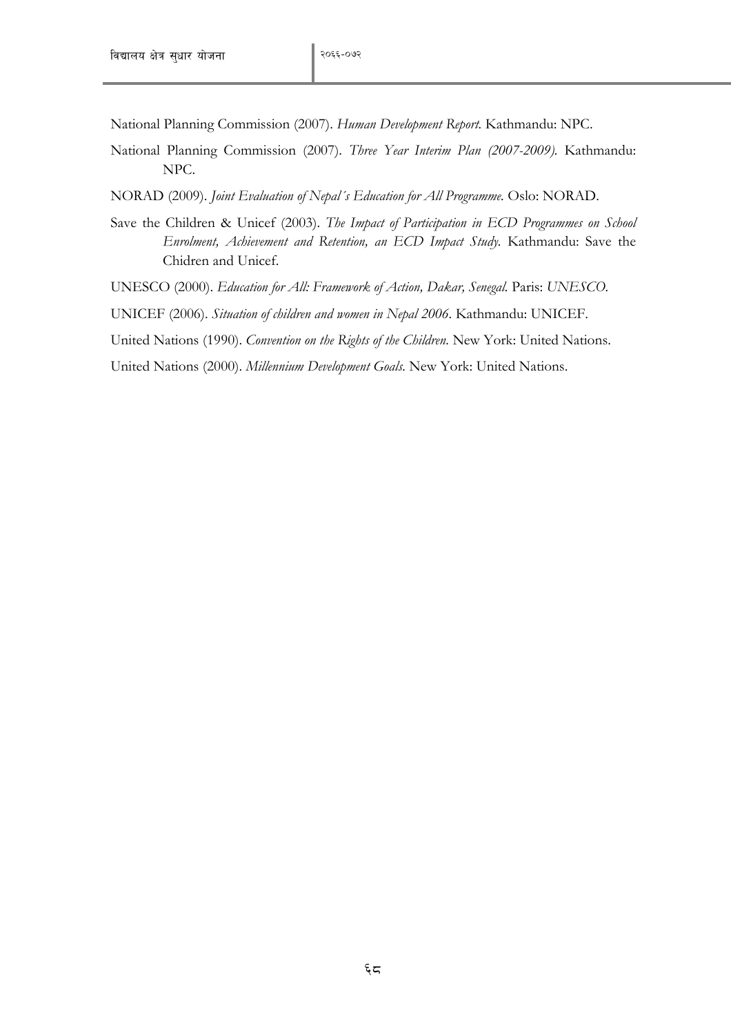National Planning Commission (2007). *Human Development Report.* Kathmandu: NPC.

National Planning Commission (2007). *Three Year Interim Plan (2007-2009).* Kathmandu: NPC.

NORAD (2009). *Joint Evaluation of Nepal´s Education for All Programme.* Oslo: NORAD.

Save the Children & Unicef (2003). *The Impact of Participation in ECD Programmes on School Enrolment, Achievement and Retention, an ECD Impact Study.* Kathmandu: Save the Chidren and Unicef.

UNESCO (2000). *Education for All: Framework of Action, Dakar, Senegal.* Paris: *UNESCO.*

UNICEF (2006). *Situation of children and women in Nepal 2006*. Kathmandu: UNICEF.

United Nations (1990). *Convention on the Rights of the Children.* New York: United Nations.

United Nations (2000). *Millennium Development Goals.* New York: United Nations.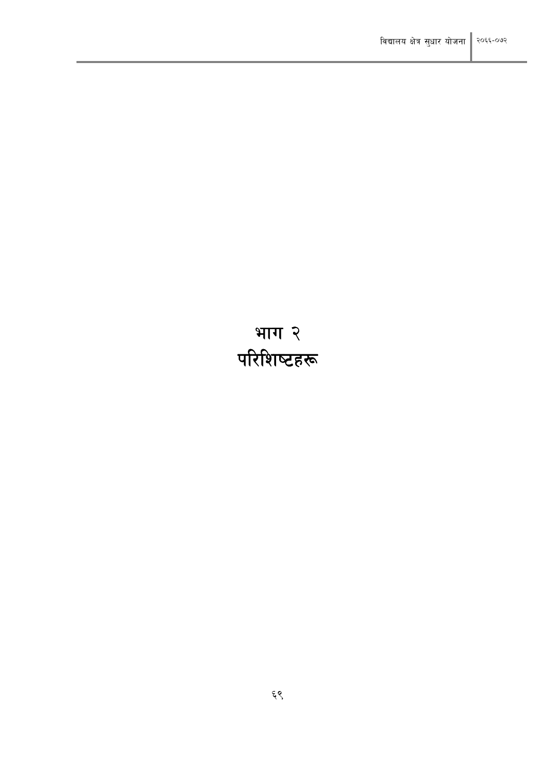# भाग २
# परिशिष्टहरू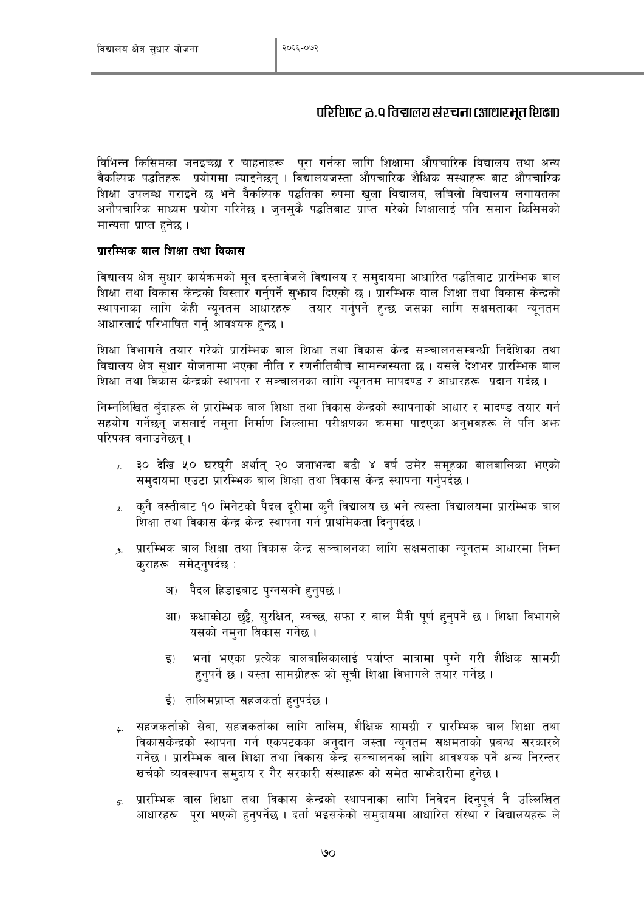## परिशिष्ट ७.१ विद्यालय संरचना (आधारभूत शिक्षा)

विभिन्न किसिमका जनइच्छा र चाहनाहरू पूरा गर्नका लागि शिक्षामा औपचारिक विद्यालय तथा अन्य वैकल्पिक पद्धतिहरू प्रयोगमा ल्याइनेछन् । विद्यालयजस्ता औपचारिक शैक्षिक संस्थाहरू बाट औपचारिक शिक्षा उपलब्ध गराइने छ भने वैकल्पिक पद्धतिका रुपमा खुला विद्यालय, लचिलो विद्यालय लगायतका अनौपचारिक माध्यम प्रयोग गरिनेछ । जुनसुकै पद्धतिबाट प्राप्त गरेको शिक्षालाई पनि समान किसिमको मान्यता प्राप्त हुनेछ ।

**प्रारम्भिक बाल शिक्षा तथा विकास**

विद्यालय क्षेत्र सुधार कार्यक्रमको मूल दस्तावेजले विद्यालय र समुदायमा आधारित पद्धतिबाट प्रारम्भिक बाल शिक्षा तथा विकास केन्द्रको विस्तार गर्नुपर्ने सुझाव दिएको छ । प्रारम्भिक बाल शिक्षा तथा विकास केन्द्रको स्थापनाका लागि केही न्यूनतम आधारहरू तयार गर्नुपर्ने हुन्छ जसका लागि सक्षमताका न्यूनतम आधारलाई परिभाषित गर्नु आवश्यक हुन्छ ।

शिक्षा विभागले तयार गरेको प्रारम्भिक बाल शिक्षा तथा विकास केन्द्र सञ्चालनसम्बन्धी निर्देशिका तथा विद्यालय क्षेत्र सुधार योजनामा भएका नीति र रणनीतिबीच सामन्जस्यता छ । यसले देशभर प्रारम्भिक बाल शिक्षा तथा विकास केन्द्रको स्थापना र सञ्चालनका लागि न्यूनतम मापदण्ड र आधारहरू प्रदान गर्दछ ।

निम्नलिखित बुँदाहरू ले प्रारम्भिक बाल शिक्षा तथा विकास केन्द्रको स्थापनाको आधार र मादण्ड तयार गर्न सहयोग गर्नेछन् जसलाई नमुना निर्माण जिल्लामा परीक्षणका क्रममा पाइएका अनुभवहरू ले पनि अझ परिपक्व बनाउनेछन् ।

1. ३० देखि ५० घरधुरी अर्थात् २० जनाभन्दा बढी ४ वर्ष उमेर समूहका बालबालिका भएको समुदायमा एउटा प्रारम्भिक बाल शिक्षा तथा विकास केन्द्र स्थापना गर्नुपर्दछ ।
2. कुनै वस्तीबाट १० मिनेटको पैदल दूरीमा कुनै विद्यालय छ भने त्यस्ता विद्यालयमा प्रारम्भिक बाल शिक्षा तथा विकास केन्द्र केन्द्र स्थापना गर्न प्राथमिकता दिनुपर्दछ ।
3. प्रारम्भिक बाल शिक्षा तथा विकास केन्द्र सञ्चालनका लागि सक्षमताका न्यूनतम आधारमा निम्न कुराहरू समेट्नुपर्दछ :
   - अ) पैदल हिडाइबाट पुग्नसक्ने हुनुपर्छ ।
   - आ) कक्षाकोठा छुट्टै, सुरक्षित, स्वच्छ, सफा र बाल मैत्री पूर्ण हुनुपर्ने छ । शिक्षा विभागले यसको नमुना विकास गर्नेछ ।
   - इ) भर्ना भएका प्रत्येक बालबालिकालाई पर्याप्त मात्रामा पुग्ने गरी शैक्षिक सामग्री हुनुपर्ने छ । यस्ता सामग्रीहरू को सूची शिक्षा विभागले तयार गर्नेछ ।
   - ई) तालिमप्राप्त सहजकर्ता हुनुपर्दछ ।
4. सहजकर्ताको सेवा, सहजकर्ताका लागि तालिम, शैक्षिक सामग्री र प्रारम्भिक बाल शिक्षा तथा विकासकेन्द्रको स्थापना गर्न एकपटकका अनुदान जस्ता न्यूनतम सक्षमताको प्रबन्ध सरकारले गर्नेछ । प्रारम्भिक बाल शिक्षा तथा विकास केन्द्र सञ्चालनका लागि आवश्यक पर्ने अन्य निरन्तर खर्चको व्यवस्थापन समुदाय र गैर सरकारी संस्थाहरू को समेत साझेदारीमा हुनेछ ।
5. प्रारम्भिक बाल शिक्षा तथा विकास केन्द्रको स्थापनाका लागि निवेदन दिनुपूर्व नै उल्लिखित आधारहरू पूरा भएको हुनुपर्नेछ । दर्ता भइसकेको समुदायमा आधारित संस्था र विद्यालयहरू ले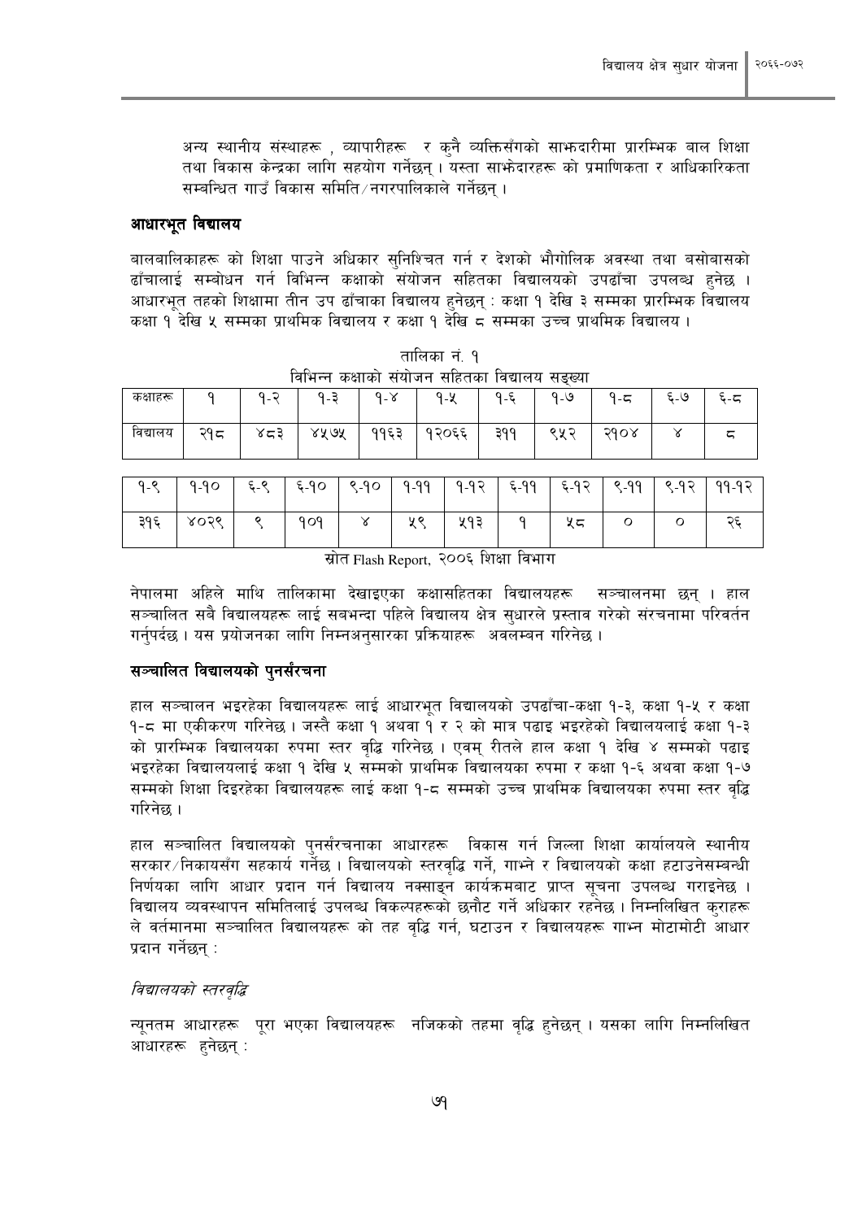अन्य स्थानीय संस्थाहरू , व्यापारीहरू  र कुनै व्यक्तिसँगको साझेदारीमा प्रारम्भिक बाल शिक्षा तथा विकास केन्द्रका लागि सहयोग गर्नेछन् । यस्ता साझेदारहरू को प्रमाणिकता र आधिकारिकता सम्बन्धित गाउँ विकास समिति/नगरपालिकाले गर्नेछन् ।

## आधारभूत विद्यालय

बालबालिकाहरू को शिक्षा पाउने अधिकार सुनिश्चित गर्न र देशको भौगोलिक अवस्था तथा बसोबासको ढाँचालाई सम्बोधन गर्न विभिन्न कक्षाको संयोजन सहितका विद्यालयको उपढाँचा उपलब्ध हुनेछ । आधारभूत तहको शिक्षामा तीन उप ढाँचाका विद्यालय हुनेछन् : कक्षा १ देखि ३ सम्मका प्रारम्भिक विद्यालय कक्षा १ देखि ५ सम्मका प्राथमिक विद्यालय र कक्षा १ देखि ८ सम्मका उच्च प्राथमिक विद्यालय ।

तालिका नं. १
विभिन्न कक्षाको संयोजन सहितका विद्यालय सङ्ख्या

| कक्षाहरू | १ | १-२ | १-३ | १-४ | १-५ | १-६ | १-७ | १-८ | ६-७ | ६-८ |
|---|---|---|---|---|---|---|---|---|---|---|
| विद्यालय | २१८ | ४८३ | ४५७५ | ११६३ | १२०६६ | ३११ | ९५२ | २१०४ | ४ | ८ |

| १-९ | १-१० | ६-९ | ६-१० | ९-१० | १-११ | १-१२ | ६-११ | ६-१२ | ९-११ | ९-१२ | ११-१२ |
|---|---|---|---|---|---|---|---|---|---|---|---|
| ३१६ | ४०२९ | ९ | १०१ | ४ | ५९ | ५१३ | १ | ५८ | ० | ० | २६ |

स्रोत Flash Report, २००६ शिक्षा विभाग

नेपालमा अहिले माथि तालिकामा देखाइएका कक्षासहितका विद्यालयहरू  सञ्चालनमा छन् । हाल सञ्चालित सबै विद्यालयहरू लाई सबभन्दा पहिले विद्यालय क्षेत्र सुधारले प्रस्ताव गरेको संरचनामा परिवर्तन गर्नुपर्दछ । यस प्रयोजनका लागि निम्नअनुसारका प्रक्रियाहरू  अवलम्बन गरिनेछ ।

## सञ्चालित विद्यालयको पुनर्संरचना

हाल सञ्चालन भइरहेका विद्यालयहरू लाई आधारभूत विद्यालयको उपढाँचा-कक्षा १-३, कक्षा १-५ र कक्षा १-८ मा एकीकरण गरिनेछ । जस्तै कक्षा १ अथवा १ र २ को मात्र पढाइ भइरहेको विद्यालयलाई कक्षा १-३ को प्रारम्भिक विद्यालयका रुपमा स्तर वृद्धि गरिनेछ । एवम् रीतले हाल कक्षा १ देखि ४ सम्मको पढाइ भइरहेका विद्यालयलाई कक्षा १ देखि ५ सम्मको प्राथमिक विद्यालयका रुपमा र कक्षा १-६ अथवा कक्षा १-७ सम्मको शिक्षा दिइरहेका विद्यालयहरू लाई कक्षा १-८ सम्मको उच्च प्राथमिक विद्यालयका रुपमा स्तर वृद्धि गरिनेछ ।

हाल सञ्चालित विद्यालयको पुनर्संरचनाका आधारहरू  विकास गर्न जिल्ला शिक्षा कार्यालयले स्थानीय सरकार/निकायसँग सहकार्य गर्नेछ । विद्यालयको स्तरवृद्धि गर्ने, गाभ्ने र विद्यालयको कक्षा हटाउनेसम्बन्धी निर्णयका लागि आधार प्रदान गर्न विद्यालय नक्साङ्न कार्यक्रमबाट प्राप्त सूचना उपलब्ध गराइनेछ । विद्यालय व्यवस्थापन समितिलाई उपलब्ध विकल्पहरूको छनौट गर्ने अधिकार रहनेछ । निम्नलिखित कुराहरू ले वर्तमानमा सञ्चालित विद्यालयहरू को तह वृद्धि गर्न, घटाउन र विद्यालयहरू गाभ्न मोटामोटी आधार प्रदान गर्नेछन् :

*विद्यालयको स्तरवृद्धि*

न्यूनतम आधारहरू  पूरा भएका विद्यालयहरू  नजिकको तहमा वृद्धि हुनेछन् । यसका लागि निम्नलिखित आधारहरू  हुनेछन् :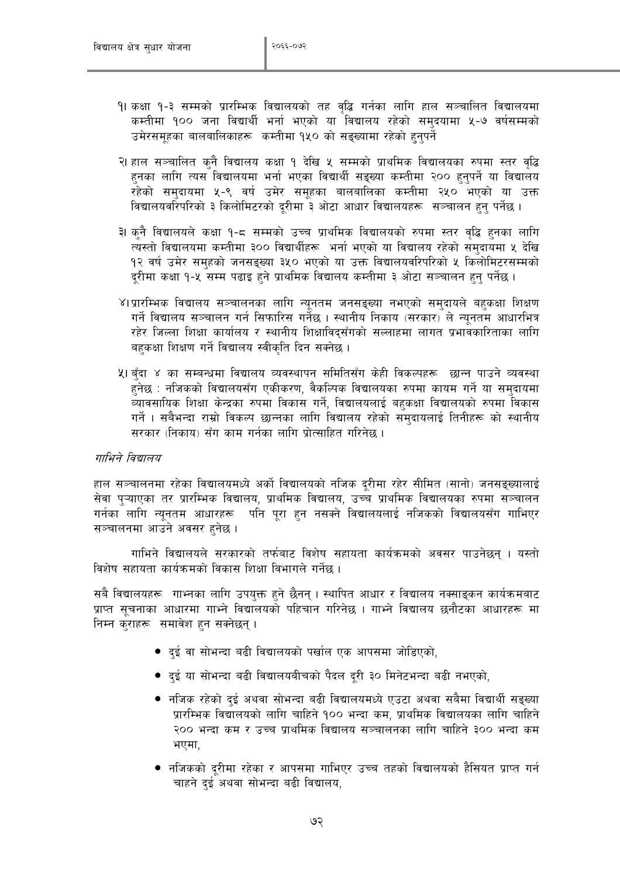१। कक्षा १-३ सम्मको प्रारम्भिक विद्यालयको तह वृद्धि गर्नका लागि हाल सञ्चालित विद्यालयमा कम्तीमा १०० जना विद्यार्थी भर्ना भएको या विद्यालय रहेको समुदायमा ५-७ वर्षसम्मको उमेरसमूहका बालबालिकाहरू कम्तीमा १५० को सङ्ख्यामा रहेको हुनुपर्ने

२। हाल सञ्चालित कुनै विद्यालय कक्षा १ देखि ५ सम्मको प्राथमिक विद्यालयका रुपमा स्तर वृद्धि हुनका लागि त्यस विद्यालयमा भर्ना भएका विद्यार्थी सङ्ख्या कम्तीमा २०० हुनुपर्ने या विद्यालय रहेको समुदायमा ५-९ वर्ष उमेर समूहका बालबालिका कम्तीमा २५० भएको या उक्त विद्यालयवरिपरिको ३ किलोमिटरको दूरीमा ३ ओटा आधार विद्यालयहरू सञ्चालन हुनु पर्नेछ ।

३। कुनै विद्यालयले कक्षा १-८ सम्मको उच्च प्राथमिक विद्यालयको रुपमा स्तर वृद्धि हुनका लागि त्यस्तो विद्यालयमा कम्तीमा ३०० विद्यार्थीहरू भर्ना भएको या विद्यालय रहेको समुदायमा ५ देखि १२ वर्ष उमेर समुहको जनसङ्ख्या ३५० भएको या उक्त विद्यालयवरिपरिको ५ किलोमिटरसम्मको दूरीमा कक्षा १-५ सम्म पढाइ हुने प्राथमिक विद्यालय कम्तीमा ३ ओटा सञ्चालन हुनु पर्नेछ ।

४। प्रारम्भिक विद्यालय सञ्चालनका लागि न्यूनतम जनसङ्ख्या नभएको समुदायले बहुकक्षा शिक्षण गर्ने विद्यालय सञ्चालन गर्न सिफारिस गर्नेछ । स्थानीय निकाय (सरकार) ले न्यूनतम आधारभित्र रहेर जिल्ला शिक्षा कार्यालय र स्थानीय शिक्षाविद्सँगको सल्लाहमा लागत प्रभावकारिताका लागि बहुकक्षा शिक्षण गर्ने विद्यालय स्वीकृति दिन सक्नेछ ।

५। बुँदा ४ का सम्बन्धमा विद्यालय व्यवस्थापन समितिसँग केही विकल्पहरू छान्न पाउने व्यवस्था हुनेछ : नजिकको विद्यालयसँग एकीकरण, वैकल्पिक विद्यालयका रुपमा कायम गर्ने या समुदायमा व्यावसायिक शिक्षा केन्द्रका रुपमा विकास गर्ने, विद्यालयलाई बहुकक्षा विद्यालयको रुपमा विकास गर्ने । सबैभन्दा राम्रो विकल्प छान्नका लागि विद्यालय रहेको समुदायलाई तिनीहरू को स्थानीय सरकार (निकाय) सँग काम गर्नका लागि प्रोत्साहित गरिनेछ ।

*गाभिने विद्यालय*

हाल सञ्चालनमा रहेका विद्यालयमध्ये अर्को विद्यालयको नजिक दूरीमा रहेर सीमित (सानो) जनसङ्ख्यालाई सेवा पुऱ्याएका तर प्रारम्भिक विद्यालय, प्राथमिक विद्यालय, उच्च प्राथमिक विद्यालयका रुपमा सञ्चालन गर्नका लागि न्यूनतम आधारहरू पनि पूरा हुन नसक्ने विद्यालयलाई नजिकको विद्यालयसँग गाभिएर सञ्चालनमा आउने अवसर हुनेछ ।

गाभिने विद्यालयले सरकारको तर्फबाट विशेष सहायता कार्यक्रमको अवसर पाउनेछन् । यस्तो विशेष सहायता कार्यक्रमको विकास शिक्षा विभागले गर्नेछ ।

सबै विद्यालयहरू गाभ्नका लागि उपयुक्त हुने छैनन् । स्थापित आधार र विद्यालय नक्साङ्कन कार्यक्रमबाट प्राप्त सूचनाका आधारमा गाभ्ने विद्यालयको पहिचान गरिनेछ । गाभ्ने विद्यालय छनौटका आधारहरू मा निम्न कुराहरू समावेश हुन सक्नेछन् ।

- दुई वा सोभन्दा बढी विद्यालयको पर्खाल एक आपसमा जोडिएको,
- दुई या सोभन्दा बढी विद्यालयबीचको पैदल दूरी ३० मिनेटभन्दा बढी नभएको,
- नजिक रहेको दुई अथवा सोभन्दा बढी विद्यालयमध्ये एउटा अथवा सबैमा विद्यार्थी सङ्ख्या प्रारम्भिक विद्यालयको लागि चाहिने १०० भन्दा कम, प्राथमिक विद्यालयका लागि चाहिने २०० भन्दा कम र उच्च प्राथमिक विद्यालय सञ्चालनका लागि चाहिने ३०० भन्दा कम भएमा,
- नजिकको दूरीमा रहेका र आपसमा गाभिएर उच्च तहको विद्यालयको हैसियत प्राप्त गर्न चाहने दुई अथवा सोभन्दा बढी विद्यालय,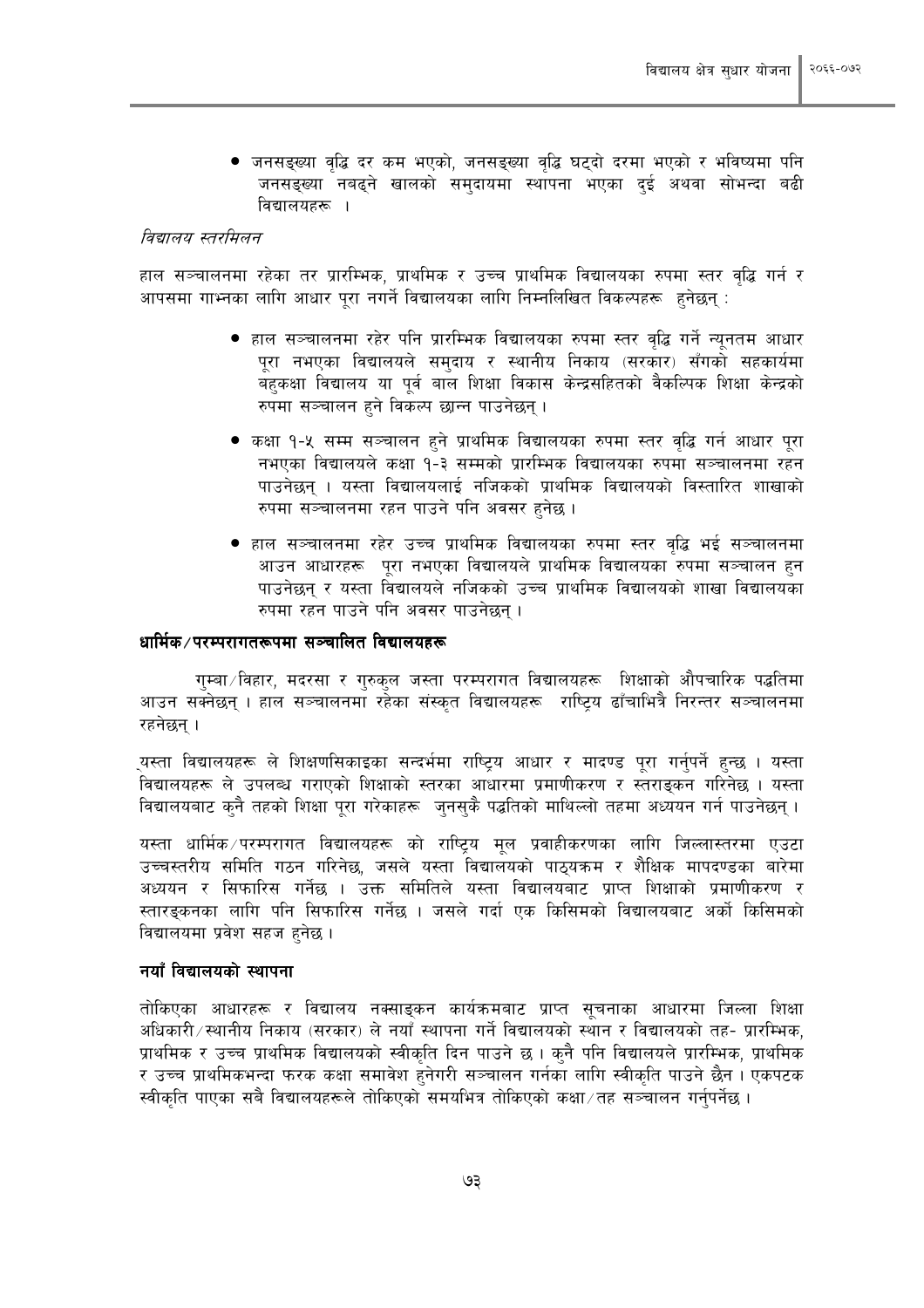- जनसङ्ख्या वृद्धि दर कम भएको, जनसङ्ख्या वृद्धि घट्दो दरमा भएको र भविष्यमा पनि जनसङ्ख्या नबढ्ने खालको समुदायमा स्थापना भएका दुई अथवा सोभन्दा बढी विद्यालयहरू ।

*विद्यालय स्तरमिलन*

हाल सञ्चालनमा रहेका तर प्रारम्भिक, प्राथमिक र उच्च प्राथमिक विद्यालयका रुपमा स्तर वृद्धि गर्न र आपसमा गाभ्नका लागि आधार पूरा नगर्ने विद्यालयका लागि निम्नलिखित विकल्पहरू हुनेछन् :

- हाल सञ्चालनमा रहेर पनि प्रारम्भिक विद्यालयका रुपमा स्तर वृद्धि गर्ने न्यूनतम आधार पूरा नभएका विद्यालयले समुदाय र स्थानीय निकाय (सरकार) सँगको सहकार्यमा बहुकक्षा विद्यालय या पूर्व बाल शिक्षा विकास केन्द्रसहितको वैकल्पिक शिक्षा केन्द्रको रुपमा सञ्चालन हुने विकल्प छान्न पाउनेछन् ।
- कक्षा १-५ सम्म सञ्चालन हुने प्राथमिक विद्यालयका रुपमा स्तर वृद्धि गर्न आधार पूरा नभएका विद्यालयले कक्षा १-३ सम्मको प्रारम्भिक विद्यालयका रुपमा सञ्चालनमा रहन पाउनेछन् । यस्ता विद्यालयलाई नजिकको प्राथमिक विद्यालयको विस्तारित शाखाको रुपमा सञ्चालनमा रहन पाउने पनि अवसर हुनेछ ।
- हाल सञ्चालनमा रहेर उच्च प्राथमिक विद्यालयका रुपमा स्तर वृद्धि भई सञ्चालनमा आउन आधारहरू पूरा नभएका विद्यालयले प्राथमिक विद्यालयका रुपमा सञ्चालन हुन पाउनेछन् र यस्ता विद्यालयले नजिकको उच्च प्राथमिक विद्यालयको शाखा विद्यालयका रुपमा रहन पाउने पनि अवसर पाउनेछन् ।

**धार्मिक/परम्परागतरूपमा सञ्चालित विद्यालयहरू**

गुम्बा/विहार, मदरसा र गुरुकुल जस्ता परम्परागत विद्यालयहरू शिक्षाको औपचारिक पद्धतिमा आउन सक्नेछन् । हाल सञ्चालनमा रहेका संस्कृत विद्यालयहरू राष्ट्रिय ढाँचाभित्रै निरन्तर सञ्चालनमा रहनेछन् ।

यस्ता विद्यालयहरू ले शिक्षणसिकाइका सन्दर्भमा राष्ट्रिय आधार र मादण्ड पूरा गर्नुपर्ने हुन्छ । यस्ता विद्यालयहरू ले उपलब्ध गराएको शिक्षाको स्तरका आधारमा प्रमाणीकरण र स्तराङ्कन गरिनेछ । यस्ता विद्यालयबाट कुनै तहको शिक्षा पूरा गरेकाहरू जुनसुकै पद्धतिको माथिल्लो तहमा अध्ययन गर्न पाउनेछन् ।

यस्ता धार्मिक/परम्परागत विद्यालयहरू को राष्ट्रिय मूल प्रवाहीकरणका लागि जिल्लास्तरमा एउटा उच्चस्तरीय समिति गठन गरिनेछ, जसले यस्ता विद्यालयको पाठ्यक्रम र शैक्षिक मापदण्डका बारेमा अध्ययन र सिफारिस गर्नेछ । उक्त समितिले यस्ता विद्यालयबाट प्राप्त शिक्षाको प्रमाणीकरण र स्तारङ्कनका लागि पनि सिफारिस गर्नेछ । जसले गर्दा एक किसिमको विद्यालयबाट अर्को किसिमको विद्यालयमा प्रवेश सहज हुनेछ ।

**नयाँ विद्यालयको स्थापना**

तोकिएका आधारहरू र विद्यालय नक्साङ्कन कार्यक्रमबाट प्राप्त सूचनाका आधारमा जिल्ला शिक्षा अधिकारी/स्थानीय निकाय (सरकार) ले नयाँ स्थापना गर्ने विद्यालयको स्थान र विद्यालयको तह- प्रारम्भिक, प्राथमिक र उच्च प्राथमिक विद्यालयको स्वीकृति दिन पाउने छ । कुनै पनि विद्यालयले प्रारम्भिक, प्राथमिक र उच्च प्राथमिकभन्दा फरक कक्षा समावेश हुनेगरी सञ्चालन गर्नका लागि स्वीकृति पाउने छैन । एकपटक स्वीकृति पाएका सबै विद्यालयहरूले तोकिएको समयभित्र तोकिएको कक्षा/तह सञ्चालन गर्नुपर्नेछ ।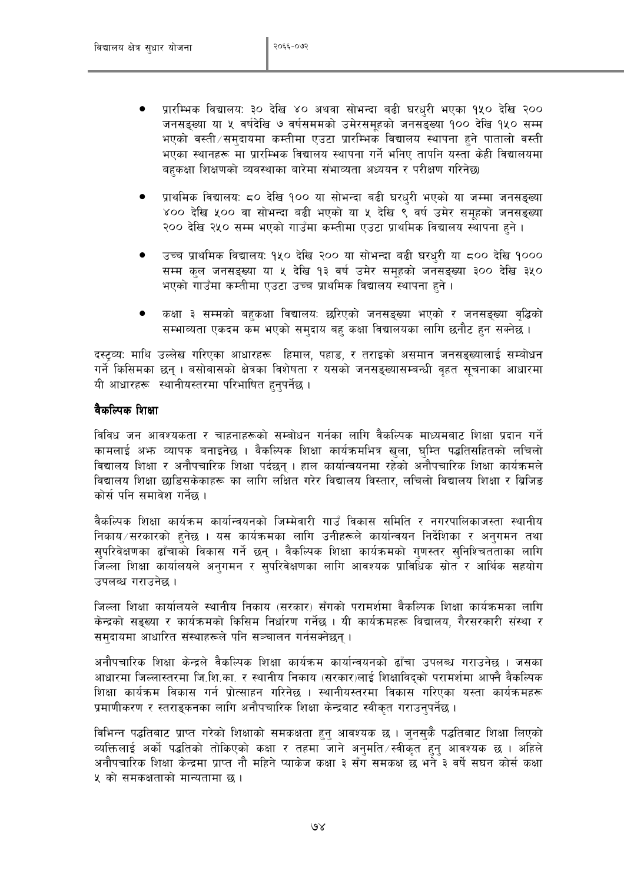- प्रारम्भिक विद्यालयः ३० देखि ४० अथवा सोभन्दा बढी घरधुरी भएका १५० देखि २०० जनसङ्ख्या या ५ वर्षदेखि ७ वर्षसममको उमेरसमूहको जनसङ्ख्या १०० देखि १५० सम्म भएको वस्ती/समुदायमा कम्तीमा एउटा प्रारम्भिक विद्यालय स्थापना हुने पातालो वस्ती भएका स्थानहरू मा प्रारम्भिक विद्यालय स्थापना गर्ने भनिए तापनि यस्ता केही विद्यालयमा बहुकक्षा शिक्षणको व्यवस्थाका बारेमा संभाव्यता अध्ययन र परीक्षण गरिनेछ।

- प्राथमिक विद्यालयः ८० देखि १०० या सोभन्दा बढी घरधुरी भएको या जम्मा जनसङ्ख्या ४०० देखि ५०० वा सोभन्दा बढी भएको या ५ देखि ९ वर्ष उमेर समूहको जनसङ्ख्या २०० देखि २५० सम्म भएको गाउँमा कम्तीमा एउटा प्राथमिक विद्यालय स्थापना हुने ।

- उच्च प्राथमिक विद्यालयः १५० देखि २०० या सोभन्दा बढी घरधुरी या ८०० देखि १००० सम्म कुल जनसङ्ख्या या ५ देखि १३ वर्ष उमेर समूहको जनसङ्ख्या ३०० देखि ३५० भएको गाउँमा कम्तीमा एउटा उच्च प्राथमिक विद्यालय स्थापना हुने ।

- कक्षा ३ सम्मको बहुकक्षा विद्यालयः छरिएको जनसङ्ख्या भएको र जनसङ्ख्या वृद्धिको सम्भाव्यता एकदम कम भएको समुदाय बहु कक्षा विद्यालयका लागि छनौट हुन सक्नेछ ।

दस्टव्यः माथि उल्लेख गरिएका आधारहरू हिमाल, पहाड, र तराइको असमान जनसङ्ख्यालाई सम्बोधन गर्ने किसिमका छन् । बसोबासको क्षेत्रका विशेषता र यसको जनसङ्ख्यासम्बन्धी वृहत सूचनाका आधारमा यी आधारहरू स्थानीयस्तरमा परिभाषित हुनुपर्नेछ ।

**वैकल्पिक शिक्षा**

विविध जन आवश्यकता र चाहनाहरूको सम्बोधन गर्नका लागि वैकल्पिक माध्यमबाट शिक्षा प्रदान गर्ने कामलाई अझ व्यापक बनाइनेछ । वैकल्पिक शिक्षा कार्यक्रमभित्र खुला, घुम्ति पद्धतिसहितको लचिलो विद्यालय शिक्षा र अनौपचारिक शिक्षा पर्दछन् । हाल कार्यान्वयनमा रहेको अनौपचारिक शिक्षा कार्यक्रमले विद्यालय शिक्षा छाडिसकेकाहरू का लागि लक्षित गरेर विद्यालय विस्तार, लचिलो विद्यालय शिक्षा र ब्रिजिङ कोर्स पनि समावेश गर्नेछ ।

वैकल्पिक शिक्षा कार्यक्रम कार्यान्वयनको जिम्मेवारी गाउँ विकास समिति र नगरपालिकाजस्ता स्थानीय निकाय/सरकारको हुनेछ । यस कार्यक्रमका लागि उनीहरूले कार्यान्वयन निर्देशिका र अनुगमन तथा सुपरिवेक्षणका ढाँचाको विकास गर्ने छन् । वैकल्पिक शिक्षा कार्यक्रमको गुणस्तर सुनिश्चितताका लागि जिल्ला शिक्षा कार्यालयले अनुगमन र सुपरिवेक्षणका लागि आवश्यक प्राविधिक स्रोत र आर्थिक सहयोग उपलब्ध गराउनेछ ।

जिल्ला शिक्षा कार्यालयले स्थानीय निकाय (सरकार) सँगको परामर्शमा वैकल्पिक शिक्षा कार्यक्रमका लागि केन्द्रको सङ्ख्या र कार्यक्रमको किसिम निर्धारण गर्नेछ । यी कार्यक्रमहरू विद्यालय, गैरसरकारी संस्था र समुदायमा आधारित संस्थाहरूले पनि सञ्चालन गर्नसक्नेछन् ।

अनौपचारिक शिक्षा केन्द्रले वैकल्पिक शिक्षा कार्यक्रम कार्यान्वयनको ढाँचा उपलब्ध गराउनेछ । जसका आधारमा जिल्लास्तरमा जि.शि.का. र स्थानीय निकाय (सरकार)लाई शिक्षाविद्को परामर्शमा आफ्नै वैकल्पिक शिक्षा कार्यक्रम विकास गर्न प्रोत्साहन गरिनेछ । स्थानीयस्तरमा विकास गरिएका यस्ता कार्यक्रमहरू प्रमाणीकरण र स्तराङ्कनका लागि अनौपचारिक शिक्षा केन्द्रबाट स्वीकृत गराउनुपर्नेछ ।

विभिन्न पद्धतिबाट प्राप्त गरेको शिक्षाको समकक्षता हुनु आवश्यक छ । जुनसुकै पद्धतिबाट शिक्षा लिएको व्यक्तिलाई अर्को पद्धतिको तोकिएको कक्षा र तहमा जाने अनुमति/स्वीकृत हुनु आवश्यक छ । अहिले अनौपचारिक शिक्षा केन्द्रमा प्राप्त नौ महिने प्याकेज कक्षा ३ सँग समकक्ष छ भने ३ वर्षे सघन कोर्स कक्षा ५ को समकक्षताको मान्यतामा छ ।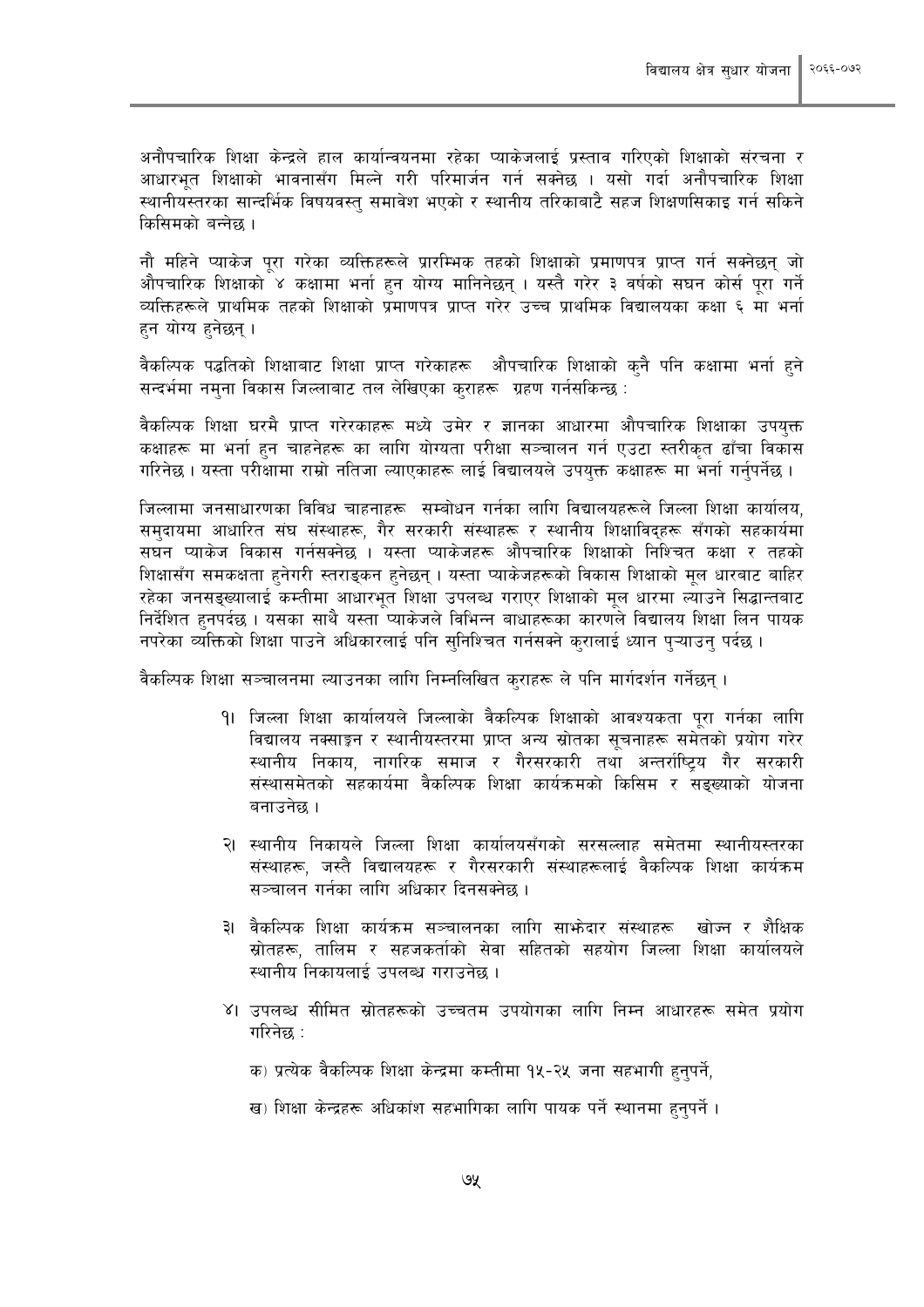अनौपचारिक शिक्षा केन्द्रले हाल कार्यान्वयनमा रहेका प्याकेजलाई प्रस्ताव गरिएको शिक्षाको संरचना र आधारभूत शिक्षाको भावनासँग मिल्ने गरी परिमार्जन गर्न सक्नेछ । यसो गर्दा अनौपचारिक शिक्षा स्थानीयस्तरका सान्दर्भिक विषयवस्तु समावेश भएको र स्थानीय तरिकाबाटै सहज शिक्षणसिकाइ गर्न सकिने किसिमको बन्नेछ ।

नौ महिने प्याकेज पूरा गरेका व्यक्तिहरूले प्रारम्भिक तहको शिक्षाको प्रमाणपत्र प्राप्त गर्न सक्नेछन् जो औपचारिक शिक्षाको ४ कक्षामा भर्ना हुन योग्य मानिनेछन् । यस्तै गरेर ३ वर्षको सघन कोर्स पूरा गर्ने व्यक्तिहरूले प्राथमिक तहको शिक्षाको प्रमाणपत्र प्राप्त गरेर उच्च प्राथमिक विद्यालयका कक्षा ६ मा भर्ना हुन योग्य हुनेछन् ।

वैकल्पिक पद्धतिको शिक्षाबाट शिक्षा प्राप्त गरेकाहरू औपचारिक शिक्षाको कुनै पनि कक्षामा भर्ना हुने सन्दर्भमा नमुना विकास जिल्लाबाट तल लेखिएका कुराहरू ग्रहण गर्नसकिन्छ :

वैकल्पिक शिक्षा घरमै प्राप्त गरेरकाहरू मध्ये उमेर र ज्ञानका आधारमा औपचारिक शिक्षाका उपयुक्त कक्षाहरू मा भर्ना हुन चाहनेहरू का लागि योग्यता परीक्षा सञ्चालन गर्न एउटा स्तरीकृत ढाँचा विकास गरिनेछ । यस्ता परीक्षामा राम्रो नतिजा ल्याएकाहरू लाई विद्यालयले उपयुक्त कक्षाहरू मा भर्ना गर्नुपर्नेछ ।

जिल्लामा जनसाधारणका विविध चाहनाहरू सम्बोधन गर्नका लागि विद्यालयहरूले जिल्ला शिक्षा कार्यालय, समुदायमा आधारित संघ संस्थाहरू, गैर सरकारी संस्थाहरू र स्थानीय शिक्षाविद्हरू सँगको सहकार्यमा सघन प्याकेज विकास गर्नसक्नेछ । यस्ता प्याकेजहरू औपचारिक शिक्षाको निश्चित कक्षा र तहको शिक्षासँग समकक्षता हुनेगरी स्तराङ्कन हुनेछन् । यस्ता प्याकेजहरूको विकास शिक्षाको मूल धारबाट बाहिर रहेका जनसङ्ख्यालाई कम्तीमा आधारभूत शिक्षा उपलब्ध गराएर शिक्षाको मूल धारमा ल्याउने सिद्धान्तबाट निर्देशित हुनपर्दछ । यसका साथै यस्ता प्याकेजले विभिन्न बाधाहरूका कारणले विद्यालय शिक्षा लिन पायक नपरेका व्यक्तिको शिक्षा पाउने अधिकारलाई पनि सुनिश्चित गर्नसक्ने कुरालाई ध्यान पुऱ्याउनु पर्दछ ।

वैकल्पिक शिक्षा सञ्चालनमा ल्याउनका लागि निम्नलिखित कुराहरू ले पनि मार्गदर्शन गर्नेछन् ।

१। जिल्ला शिक्षा कार्यालयले जिल्लाको वैकल्पिक शिक्षाको आवश्यकता पूरा गर्नका लागि विद्यालय नक्साङ्कन र स्थानीयस्तरमा प्राप्त अन्य स्रोतका सूचनाहरू समेतको प्रयोग गरेर स्थानीय निकाय, नागरिक समाज र गैरसरकारी तथा अन्तर्राष्ट्रिय गैर सरकारी संस्थासमेतको सहकार्यमा वैकल्पिक शिक्षा कार्यक्रमको किसिम र सङ्ख्याको योजना बनाउनेछ ।

२। स्थानीय निकायले जिल्ला शिक्षा कार्यालयसँगको सरसल्लाह समेतमा स्थानीयस्तरका संस्थाहरू, जस्तै विद्यालयहरू र गैरसरकारी संस्थाहरूलाई वैकल्पिक शिक्षा कार्यक्रम सञ्चालन गर्नका लागि अधिकार दिनसक्नेछ ।

३। वैकल्पिक शिक्षा कार्यक्रम सञ्चालनका लागि साझेदार संस्थाहरू खोज्न र शैक्षिक स्रोतहरू, तालिम र सहजकर्ताको सेवा सहितको सहयोग जिल्ला शिक्षा कार्यालयले स्थानीय निकायलाई उपलब्ध गराउनेछ ।

४। उपलब्ध सीमित स्रोतहरूको उच्चतम उपयोगका लागि निम्न आधारहरू समेत प्रयोग गरिनेछ :

क) प्रत्येक वैकल्पिक शिक्षा केन्द्रमा कम्तीमा १५-२५ जना सहभागी हुनुपर्ने,

ख) शिक्षा केन्द्रहरू अधिकांश सहभागिका लागि पायक पर्ने स्थानमा हुनुपर्ने ।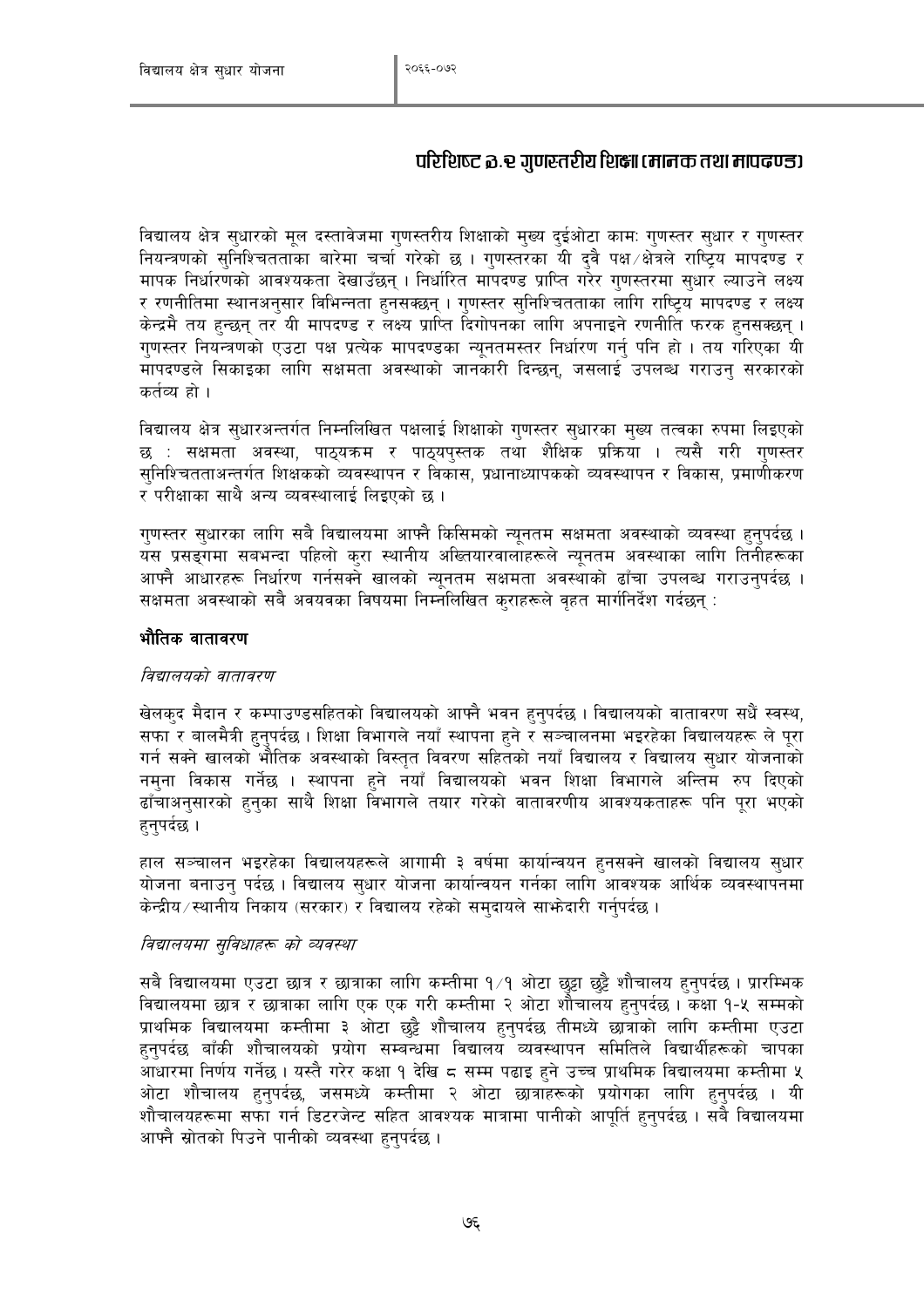# परिशिष्ट ७.२ गुणस्तरीय शिक्षा (मानक तथा मापदण्ड)

विद्यालय क्षेत्र सुधारको मूल दस्तावेजमा गुणस्तरीय शिक्षाको मुख्य दुईओटा कामः गुणस्तर सुधार र गुणस्तर नियन्त्रणको सुनिश्चितताका बारेमा चर्चा गरेको छ । गुणस्तरका यी दुवै पक्ष/क्षेत्रले राष्ट्रिय मापदण्ड र मापक निर्धारणको आवश्यकता देखाउँछन् । निर्धारित मापदण्ड प्राप्ति गरेर गुणस्तरमा सुधार ल्याउने लक्ष्य र रणनीतिमा स्थानअनुसार विभिन्नता हुनसक्छन् । गुणस्तर सुनिश्चितताका लागि राष्ट्रिय मापदण्ड र लक्ष्य केन्द्रमै तय हुन्छन् तर यी मापदण्ड र लक्ष्य प्राप्ति दिगोपनका लागि अपनाइने रणनीति फरक हुनसक्छन् । गुणस्तर नियन्त्रणको एउटा पक्ष प्रत्येक मापदण्डका न्यूनतमस्तर निर्धारण गर्नु पनि हो । तय गरिएका यी मापदण्डले सिकाइका लागि सक्षमता अवस्थाको जानकारी दिन्छन्, जसलाई उपलब्ध गराउनु सरकारको कर्तव्य हो ।

विद्यालय क्षेत्र सुधारअन्तर्गत निम्नलिखित पक्षलाई शिक्षाको गुणस्तर सुधारका मुख्य तत्वका रुपमा लिइएको छ : सक्षमता अवस्था, पाठ्यक्रम र पाठ्यपुस्तक तथा शैक्षिक प्रक्रिया । त्यसै गरी गुणस्तर सुनिश्चितताअन्तर्गत शिक्षकको व्यवस्थापन र विकास, प्रधानाध्यापकको व्यवस्थापन र विकास, प्रमाणीकरण र परीक्षाका साथै अन्य व्यवस्थालाई लिइएको छ ।

गुणस्तर सुधारका लागि सबै विद्यालयमा आफ्नै किसिमको न्यूनतम सक्षमता अवस्थाको व्यवस्था हुनुपर्दछ । यस प्रसङ्गमा सबभन्दा पहिलो कुरा स्थानीय अख्तियारवालाहरूले न्यूनतम अवस्थाका लागि तिनीहरूका आफ्नै आधारहरू निर्धारण गर्नसक्ने खालको न्यूनतम सक्षमता अवस्थाको ढाँचा उपलब्ध गराउनुपर्दछ । सक्षमता अवस्थाको सबै अवयवका विषयमा निम्नलिखित कुराहरूले वृहत मार्गनिर्देश गर्दछन् :

### भौतिक वातावरण

*विद्यालयको वातावरण*

खेलकुद मैदान र कम्पाउण्डसहितको विद्यालयको आफ्नै भवन हुनुपर्दछ । विद्यालयको वातावरण सधैं स्वस्थ, सफा र बालमैत्री हुनुपर्दछ । शिक्षा विभागले नयाँ स्थापना हुने र सञ्चालनमा भइरहेका विद्यालयहरू ले पूरा गर्न सक्ने खालको भौतिक अवस्थाको विस्तृत विवरण सहितको नयाँ विद्यालय र विद्यालय सुधार योजनाको नमुना विकास गर्नेछ । स्थापना हुने नयाँ विद्यालयको भवन शिक्षा विभागले अन्तिम रुप दिएको ढाँचाअनुसारको हुनुका साथै शिक्षा विभागले तयार गरेको वातावरणीय आवश्यकताहरू पनि पूरा भएको हुनुपर्दछ ।

हाल सञ्चालन भइरहेका विद्यालयहरूले आगामी ३ वर्षमा कार्यान्वयन हुनसक्ने खालको विद्यालय सुधार योजना बनाउनु पर्दछ । विद्यालय सुधार योजना कार्यान्वयन गर्नका लागि आवश्यक आर्थिक व्यवस्थापनमा केन्द्रीय/स्थानीय निकाय (सरकार) र विद्यालय रहेको समुदायले साझेदारी गर्नुपर्दछ ।

*विद्यालयमा सुविधाहरू को व्यवस्था*

सबै विद्यालयमा एउटा छात्र र छात्राका लागि कम्तीमा १/१ ओटा छुट्टा छुट्टै शौचालय हुनुपर्दछ । प्रारम्भिक विद्यालयमा छात्र र छात्राका लागि एक एक गरी कम्तीमा २ ओटा शौचालय हुनुपर्दछ । कक्षा १-५ सम्मको प्राथमिक विद्यालयमा कम्तीमा ३ ओटा छुट्टै शौचालय हुनुपर्दछ तीमध्ये छात्राको लागि कम्तीमा एउटा हुनुपर्दछ बाँकी शौचालयको प्रयोग सम्बन्धमा विद्यालय व्यवस्थापन समितिले विद्यार्थीहरूको चापका आधारमा निर्णय गर्नेछ । यस्तै गरेर कक्षा १ देखि ८ सम्म पढाइ हुने उच्च प्राथमिक विद्यालयमा कम्तीमा ५ ओटा शौचालय हुनुपर्दछ, जसमध्ये कम्तीमा २ ओटा छात्राहरूको प्रयोगका लागि हुनुपर्दछ । यी शौचालयहरूमा सफा गर्न डिटरजेन्ट सहित आवश्यक मात्रामा पानीको आपूर्ति हुनुपर्दछ । सबै विद्यालयमा आफ्नै स्रोतको पिउने पानीको व्यवस्था हुनुपर्दछ ।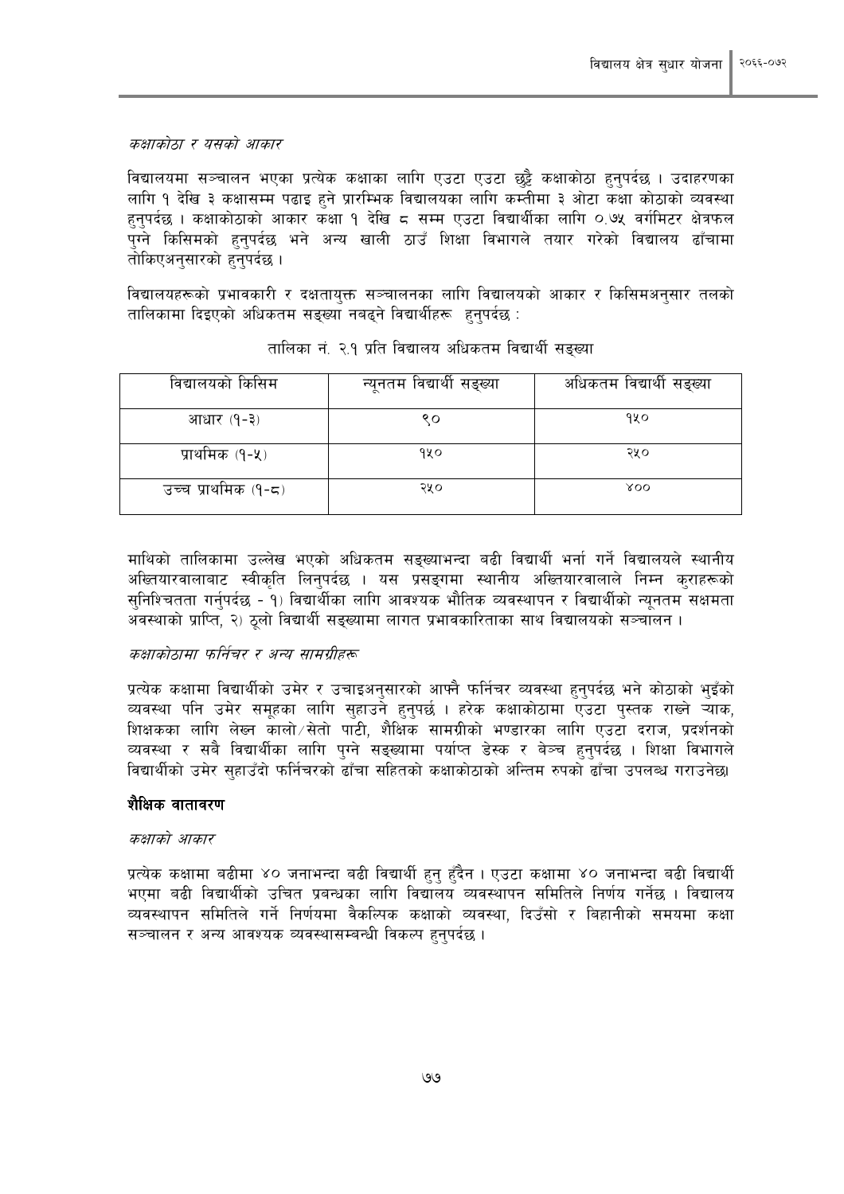*कक्षाकोठा र यसको आकार*

विद्यालयमा सञ्चालन भएका प्रत्येक कक्षाका लागि एउटा एउटा छुट्टै कक्षाकोठा हुनुपर्दछ । उदाहरणका लागि १ देखि ३ कक्षासम्म पढाइ हुने प्रारम्भिक विद्यालयका लागि कम्तीमा ३ ओटा कक्षा कोठाको व्यवस्था हुनुपर्दछ । कक्षाकोठाको आकार कक्षा १ देखि ८ सम्म एउटा विद्यार्थीका लागि ०.७५ वर्गमिटर क्षेत्रफल पुग्ने किसिमको हुनुपर्दछ भने अन्य खाली ठाउँ शिक्षा विभागले तयार गरेको विद्यालय ढाँचामा तोकिएअनुसारको हुनुपर्दछ ।

विद्यालयहरूको प्रभावकारी र दक्षतायुक्त सञ्चालनका लागि विद्यालयको आकार र किसिमअनुसार तलको तालिकामा दिइएको अधिकतम सङ्ख्या नबढ्ने विद्यार्थीहरू हुनुपर्दछ :

तालिका नं. २.१ प्रति विद्यालय अधिकतम विद्यार्थी सङ्ख्या

| विद्यालयको किसिम | न्यूनतम विद्यार्थी सङ्ख्या | अधिकतम विद्यार्थी सङ्ख्या |
|---|---|---|
| आधार (१-३) | ९० | १५० |
| प्राथमिक (१-५) | १५० | २५० |
| उच्च प्राथमिक (१-८) | २५० | ४०० |

माथिको तालिकामा उल्लेख भएको अधिकतम सङ्ख्याभन्दा बढी विद्यार्थी भर्ना गर्ने विद्यालयले स्थानीय अख्तियारवालाबाट स्वीकृति लिनुपर्दछ । यस प्रसङ्गमा स्थानीय अख्तियारवालाले निम्न कुराहरूको सुनिश्चितता गर्नुपर्दछ - १) विद्यार्थीका लागि आवश्यक भौतिक व्यवस्थापन र विद्यार्थीको न्यूनतम सक्षमता अवस्थाको प्राप्ति, २) ठूलो विद्यार्थी सङ्ख्यामा लागत प्रभावकारिताका साथ विद्यालयको सञ्चालन ।

*कक्षाकोठामा फर्निचर र अन्य सामग्रीहरू*

प्रत्येक कक्षामा विद्यार्थीको उमेर र उचाइअनुसारको आफ्नै फर्निचर व्यवस्था हुनुपर्दछ भने कोठाको भुइँको व्यवस्था पनि उमेर समूहका लागि सुहाउने हुनुपर्छ । हरेक कक्षाकोठामा एउटा पुस्तक राख्ने र्‍याक, शिक्षकका लागि लेख्न कालो/सेतो पाटी, शैक्षिक सामग्रीको भण्डारका लागि एउटा दराज, प्रदर्शनको व्यवस्था र सबै विद्यार्थीका लागि पुग्ने सङ्ख्यामा पर्याप्त डेस्क र बेञ्च हुनुपर्दछ । शिक्षा विभागले विद्यार्थीको उमेर सुहाउँदो फर्निचरको ढाँचा सहितको कक्षाकोठाको अन्तिम रुपको ढाँचा उपलब्ध गराउनेछ।

**शैक्षिक वातावरण**

*कक्षाको आकार*

प्रत्येक कक्षामा बढीमा ४० जनाभन्दा बढी विद्यार्थी हुनु हुँदैन । एउटा कक्षामा ४० जनाभन्दा बढी विद्यार्थी भएमा बढी विद्यार्थीको उचित प्रबन्धका लागि विद्यालय व्यवस्थापन समितिले निर्णय गर्नेछ । विद्यालय व्यवस्थापन समितिले गर्ने निर्णयमा वैकल्पिक कक्षाको व्यवस्था, दिउँसो र बिहानीको समयमा कक्षा सञ्चालन र अन्य आवश्यक व्यवस्थासम्बन्धी विकल्प हुनुपर्दछ ।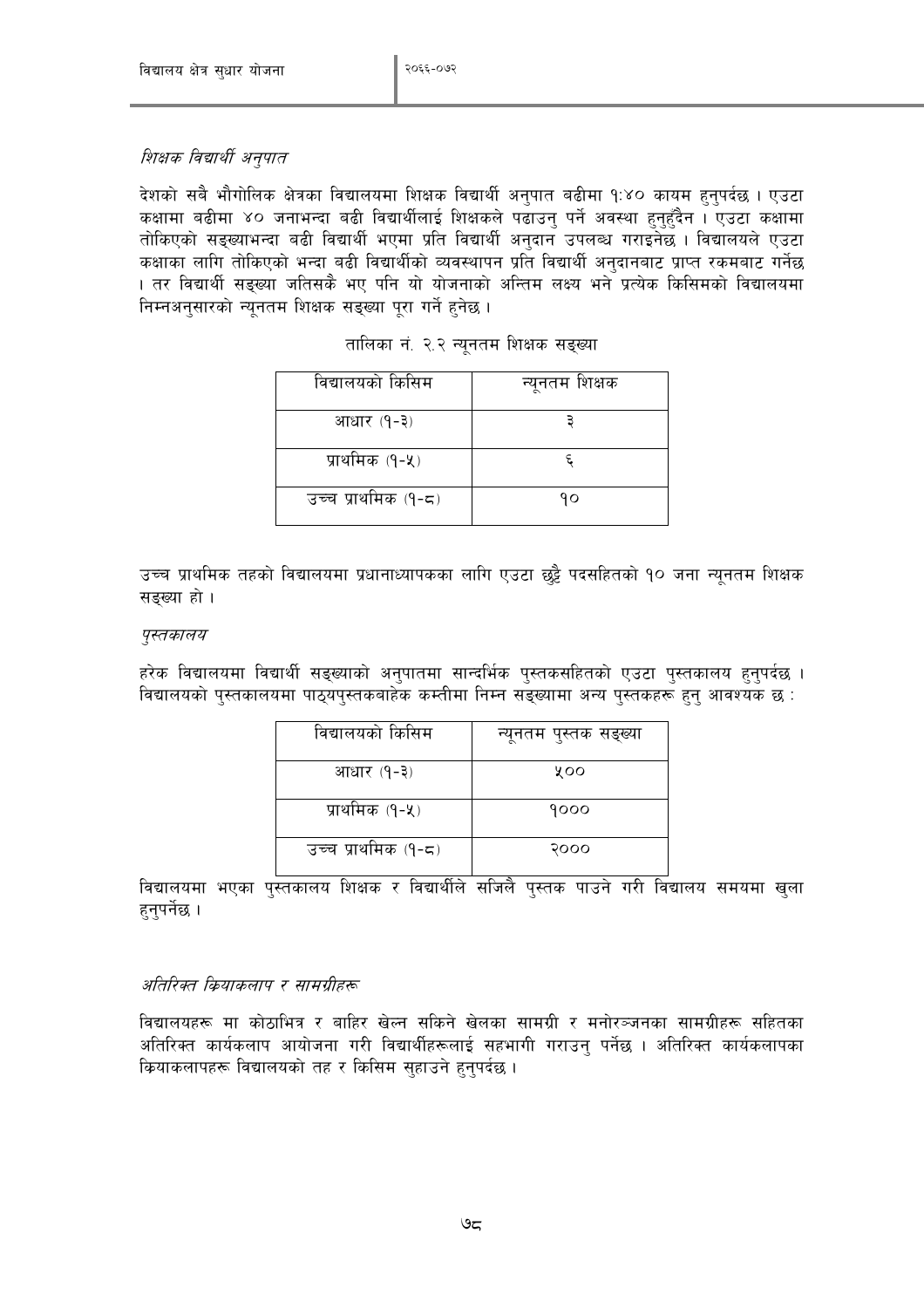*शिक्षक विद्यार्थी अनुपात*

देशको सबै भौगोलिक क्षेत्रका विद्यालयमा शिक्षक विद्यार्थी अनुपात बढीमा १:४० कायम हुनुपर्दछ । एउटा कक्षामा बढीमा ४० जनाभन्दा बढी विद्यार्थीलाई शिक्षकले पढाउनु पर्ने अवस्था हुनुहुँदैन । एउटा कक्षामा तोकिएको सङ्ख्याभन्दा बढी विद्यार्थी भएमा प्रति विद्यार्थी अनुदान उपलब्ध गराइनेछ । विद्यालयले एउटा कक्षाका लागि तोकिएको भन्दा बढी विद्यार्थीको व्यवस्थापन प्रति विद्यार्थी अनुदानबाट प्राप्त रकमबाट गर्नेछ । तर विद्यार्थी सङ्ख्या जतिसकै भए पनि यो योजनाको अन्तिम लक्ष्य भने प्रत्येक किसिमको विद्यालयमा निम्नअनुसारको न्यूनतम शिक्षक सङ्ख्या पूरा गर्ने हुनेछ ।

तालिका नं. २.२ न्यूनतम शिक्षक सङ्ख्या

| विद्यालयको किसिम | न्यूनतम शिक्षक |
|---|---|
| आधार (१-३) | ३ |
| प्राथमिक (१-५) | ६ |
| उच्च प्राथमिक (१-८) | १० |

उच्च प्राथमिक तहको विद्यालयमा प्रधानाध्यापकका लागि एउटा छुट्टै पदसहितको १० जना न्यूनतम शिक्षक सङ्ख्या हो ।

*पुस्तकालय*

हरेक विद्यालयमा विद्यार्थी सङ्ख्याको अनुपातमा सान्दर्भिक पुस्तकसहितको एउटा पुस्तकालय हुनुपर्दछ । विद्यालयको पुस्तकालयमा पाठ्यपुस्तकबाहेक कम्तीमा निम्न सङ्ख्यामा अन्य पुस्तकहरू हुनु आवश्यक छ :

| विद्यालयको किसिम | न्यूनतम पुस्तक सङ्ख्या |
|---|---|
| आधार (१-३) | ५०० |
| प्राथमिक (१-५) | १००० |
| उच्च प्राथमिक (१-८) | २००० |

विद्यालयमा भएका पुस्तकालय शिक्षक र विद्यार्थीले सजिलै पुस्तक पाउने गरी विद्यालय समयमा खुला हुनुपर्नेछ ।

*अतिरिक्त क्रियाकलाप र सामग्रीहरू*

विद्यालयहरू मा कोठाभित्र र बाहिर खेल्न सकिने खेलका सामग्री र मनोरञ्जनका सामग्रीहरू सहितका अतिरिक्त कार्यकलाप आयोजना गरी विद्यार्थीहरूलाई सहभागी गराउनु पर्नेछ । अतिरिक्त कार्यकलापका क्रियाकलापहरू विद्यालयको तह र किसिम सुहाउने हुनुपर्दछ ।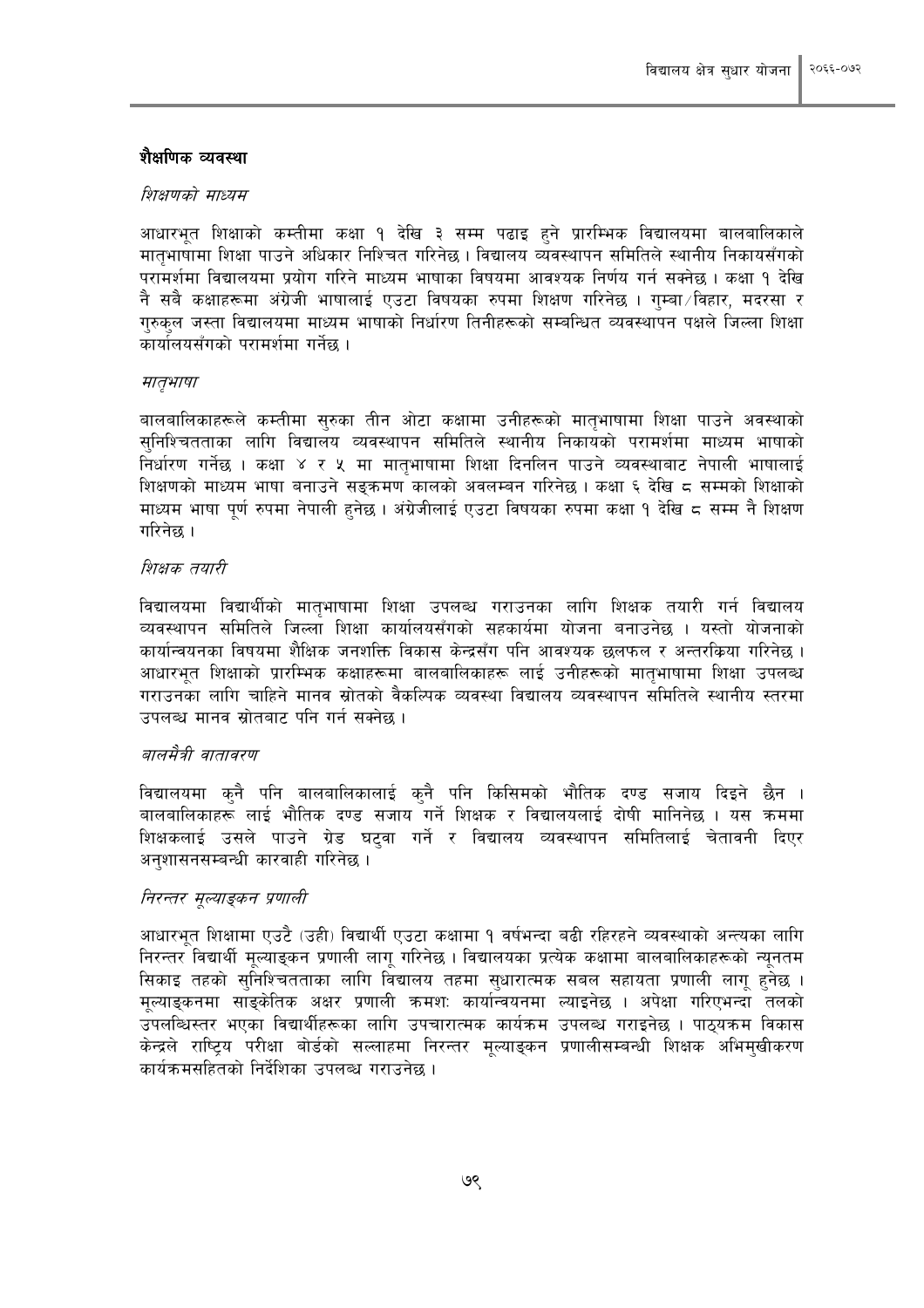## शैक्षणिक व्यवस्था

*शिक्षणको माध्यम*

आधारभूत शिक्षाको कम्तीमा कक्षा १ देखि ३ सम्म पढाइ हुने प्रारम्भिक विद्यालयमा बालबालिकाले मातृभाषामा शिक्षा पाउने अधिकार निश्चित गरिनेछ। विद्यालय व्यवस्थापन समितिले स्थानीय निकायसँगको परामर्शमा विद्यालयमा प्रयोग गरिने माध्यम भाषाका विषयमा आवश्यक निर्णय गर्न सक्नेछ। कक्षा १ देखि नै सबै कक्षाहरूमा अंग्रेजी भाषालाई एउटा विषयका रुपमा शिक्षण गरिनेछ। गुम्बा/विहार, मदरसा र गुरुकुल जस्ता विद्यालयमा माध्यम भाषाको निर्धारण तिनीहरूको सम्बन्धित व्यवस्थापन पक्षले जिल्ला शिक्षा कार्यालयसँगको परामर्शमा गर्नेछ।

*मातृभाषा*

बालबालिकाहरूले कम्तीमा सुरुका तीन ओटा कक्षामा उनीहरूको मातृभाषामा शिक्षा पाउने अवस्थाको सुनिश्चितताका लागि विद्यालय व्यवस्थापन समितिले स्थानीय निकायको परामर्शमा माध्यम भाषाको निर्धारण गर्नेछ। कक्षा ४ र ५ मा मातृभाषामा शिक्षा दिनलिन पाउने व्यवस्थाबाट नेपाली भाषालाई शिक्षणको माध्यम भाषा बनाउने सङ्क्रमण कालको अवलम्बन गरिनेछ। कक्षा ६ देखि ८ सम्मको शिक्षाको माध्यम भाषा पूर्ण रुपमा नेपाली हुनेछ। अंग्रेजीलाई एउटा विषयका रुपमा कक्षा १ देखि ८ सम्म नै शिक्षण गरिनेछ।

*शिक्षक तयारी*

विद्यालयमा विद्यार्थीको मातृभाषामा शिक्षा उपलब्ध गराउनका लागि शिक्षक तयारी गर्न विद्यालय व्यवस्थापन समितिले जिल्ला शिक्षा कार्यालयसँगको सहकार्यमा योजना बनाउनेछ। यस्तो योजनाको कार्यान्वयनका विषयमा शैक्षिक जनशक्ति विकास केन्द्रसँग पनि आवश्यक छलफल र अन्तरक्रिया गरिनेछ। आधारभूत शिक्षाको प्रारम्भिक कक्षाहरूमा बालबालिकाहरू लाई उनीहरूको मातृभाषामा शिक्षा उपलब्ध गराउनका लागि चाहिने मानव स्रोतको वैकल्पिक व्यवस्था विद्यालय व्यवस्थापन समितिले स्थानीय स्तरमा उपलब्ध मानव स्रोतबाट पनि गर्न सक्नेछ।

*बालमैत्री वातावरण*

विद्यालयमा कुनै पनि बालबालिकालाई कुनै पनि किसिमको भौतिक दण्ड सजाय दिइने छैन। बालबालिकाहरू लाई भौतिक दण्ड सजाय गर्ने शिक्षक र विद्यालयलाई दोषी मानिनेछ। यस क्रममा शिक्षकलाई उसले पाउने ग्रेड घटुवा गर्ने र विद्यालय व्यवस्थापन समितिलाई चेतावनी दिएर अनुशासनसम्बन्धी कारवाही गरिनेछ।

*निरन्तर मूल्याङ्कन प्रणाली*

आधारभूत शिक्षामा एउटै (उही) विद्यार्थी एउटा कक्षामा १ वर्षभन्दा बढी रहिरहने व्यवस्थाको अन्त्यका लागि निरन्तर विद्यार्थी मूल्याङ्कन प्रणाली लागू गरिनेछ। विद्यालयका प्रत्येक कक्षामा बालबालिकाहरूको न्यूनतम सिकाइ तहको सुनिश्चितताका लागि विद्यालय तहमा सुधारात्मक सबल सहायता प्रणाली लागू हुनेछ। मूल्याङ्कनमा साङ्केतिक अक्षर प्रणाली क्रमशः कार्यान्वयनमा ल्याइनेछ। अपेक्षा गरिएभन्दा तलको उपलब्धिस्तर भएका विद्यार्थीहरूका लागि उपचारात्मक कार्यक्रम उपलब्ध गराइनेछ। पाठ्यक्रम विकास केन्द्रले राष्ट्रिय परीक्षा बोर्डको सल्लाहमा निरन्तर मूल्याङ्कन प्रणालीसम्बन्धी शिक्षक अभिमुखीकरण कार्यक्रमसहितको निर्देशिका उपलब्ध गराउनेछ।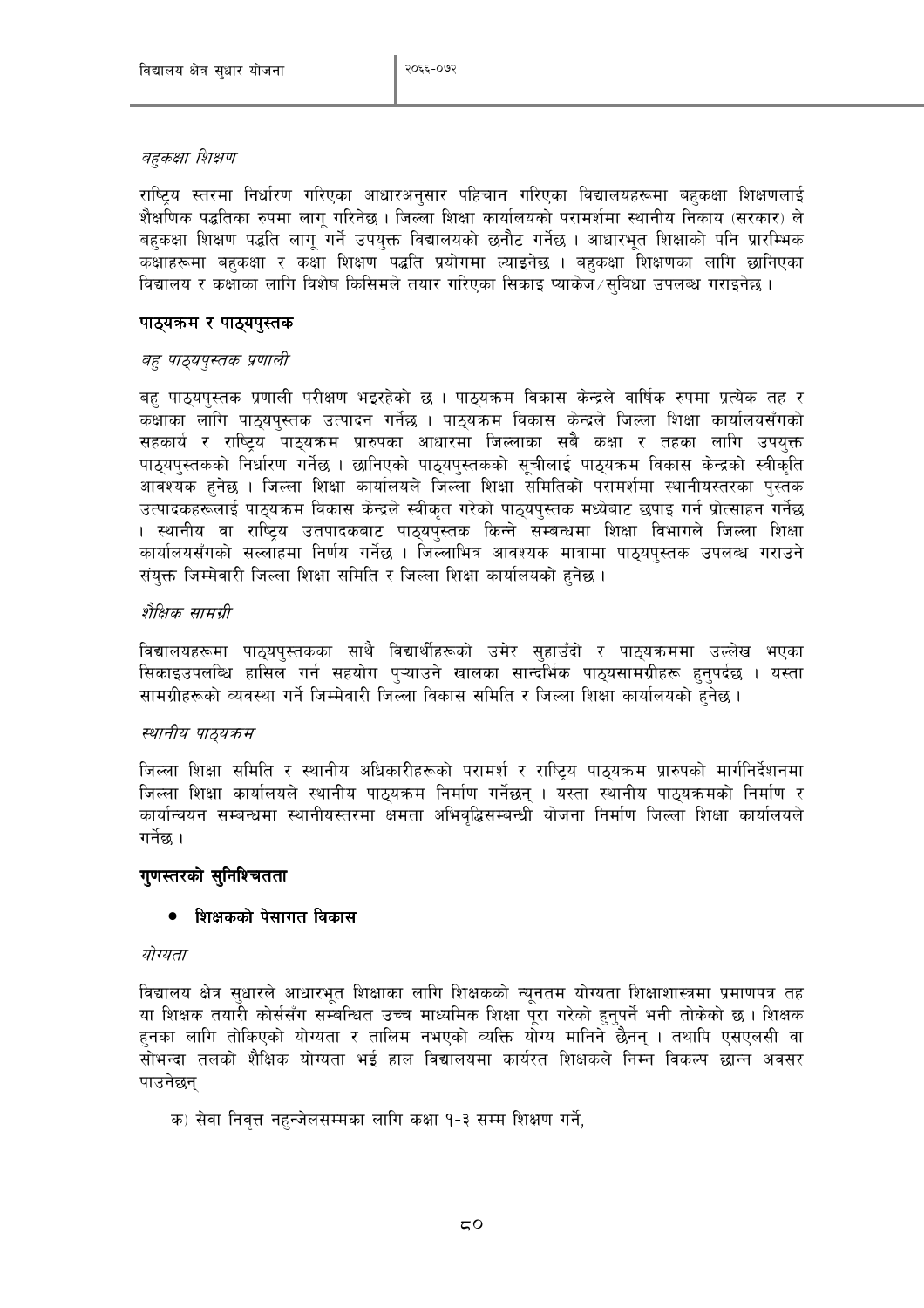*बहुकक्षा शिक्षण*

राष्ट्रिय स्तरमा निर्धारण गरिएका आधारअनुसार पहिचान गरिएका विद्यालयहरूमा बहुकक्षा शिक्षणलाई शैक्षणिक पद्धतिका रुपमा लागू गरिनेछ । जिल्ला शिक्षा कार्यालयको परामर्शमा स्थानीय निकाय (सरकार) ले बहुकक्षा शिक्षण पद्धति लागू गर्ने उपयुक्त विद्यालयको छनौट गर्नेछ । आधारभूत शिक्षाको पनि प्रारम्भिक कक्षाहरूमा बहुकक्षा र कक्षा शिक्षण पद्धति प्रयोगमा ल्याइनेछ । बहुकक्षा शिक्षणका लागि छानिएका विद्यालय र कक्षाका लागि विशेष किसिमले तयार गरिएका सिकाइ प्याकेज/सुविधा उपलब्ध गराइनेछ ।

## पाठ्यक्रम र पाठ्यपुस्तक

*बहु पाठ्यपुस्तक प्रणाली*

बहु पाठ्यपुस्तक प्रणाली परीक्षण भइरहेको छ । पाठ्यक्रम विकास केन्द्रले वार्षिक रुपमा प्रत्येक तह र कक्षाका लागि पाठ्यपुस्तक उत्पादन गर्नेछ । पाठ्यक्रम विकास केन्द्रले जिल्ला शिक्षा कार्यालयसँगको सहकार्य र राष्ट्रिय पाठ्यक्रम प्रारुपका आधारमा जिल्लाका सबै कक्षा र तहका लागि उपयुक्त पाठ्यपुस्तकको निर्धारण गर्नेछ । छानिएको पाठ्यपुस्तकको सूचीलाई पाठ्यक्रम विकास केन्द्रको स्वीकृति आवश्यक हुनेछ । जिल्ला शिक्षा कार्यालयले जिल्ला शिक्षा समितिको परामर्शमा स्थानीयस्तरका पुस्तक उत्पादकहरूलाई पाठ्यक्रम विकास केन्द्रले स्वीकृत गरेको पाठ्यपुस्तक मध्येबाट छपाइ गर्न प्रोत्साहन गर्नेछ । स्थानीय वा राष्ट्रिय उतपादकबाट पाठ्यपुस्तक किन्ने सम्बन्धमा शिक्षा विभागले जिल्ला शिक्षा कार्यालयसँगको सल्लाहमा निर्णय गर्नेछ । जिल्लाभित्र आवश्यक मात्रामा पाठ्यपुस्तक उपलब्ध गराउने संयुक्त जिम्मेवारी जिल्ला शिक्षा समिति र जिल्ला शिक्षा कार्यालयको हुनेछ ।

*शैक्षिक सामग्री*

विद्यालयहरूमा पाठ्यपुस्तकका साथै विद्यार्थीहरूको उमेर सुहाउँदो र पाठ्यक्रममा उल्लेख भएका सिकाइउपलब्धि हासिल गर्न सहयोग पुऱ्याउने खालका सान्दर्भिक पाठ्यसामग्रीहरू हुनुपर्दछ । यस्ता सामग्रीहरूको व्यवस्था गर्ने जिम्मेवारी जिल्ला विकास समिति र जिल्ला शिक्षा कार्यालयको हुनेछ ।

*स्थानीय पाठ्यक्रम*

जिल्ला शिक्षा समिति र स्थानीय अधिकारीहरूको परामर्श र राष्ट्रिय पाठ्यक्रम प्रारुपको मार्गनिर्देशनमा जिल्ला शिक्षा कार्यालयले स्थानीय पाठ्यक्रम निर्माण गर्नेछन् । यस्ता स्थानीय पाठ्यक्रमको निर्माण र कार्यान्वयन सम्बन्धमा स्थानीयस्तरमा क्षमता अभिवृद्धिसम्बन्धी योजना निर्माण जिल्ला शिक्षा कार्यालयले गर्नेछ ।

## गुणस्तरको सुनिश्चितता

- **शिक्षकको पेसागत विकास**

*योग्यता*

विद्यालय क्षेत्र सुधारले आधारभूत शिक्षाका लागि शिक्षकको न्यूनतम योग्यता शिक्षाशास्त्रमा प्रमाणपत्र तह या शिक्षक तयारी कोर्ससँग सम्बन्धित उच्च माध्यमिक शिक्षा पूरा गरेको हुनुपर्ने भनी तोकेको छ । शिक्षक हुनका लागि तोकिएको योग्यता र तालिम नभएको व्यक्ति योग्य मानिने छैनन् । तथापि एसएलसी वा सोभन्दा तलको शैक्षिक योग्यता भई हाल विद्यालयमा कार्यरत शिक्षकले निम्न विकल्प छान्न अवसर पाउनेछन्

क) सेवा निवृत्त नहुन्जेलसम्मका लागि कक्षा १-३ सम्म शिक्षण गर्ने,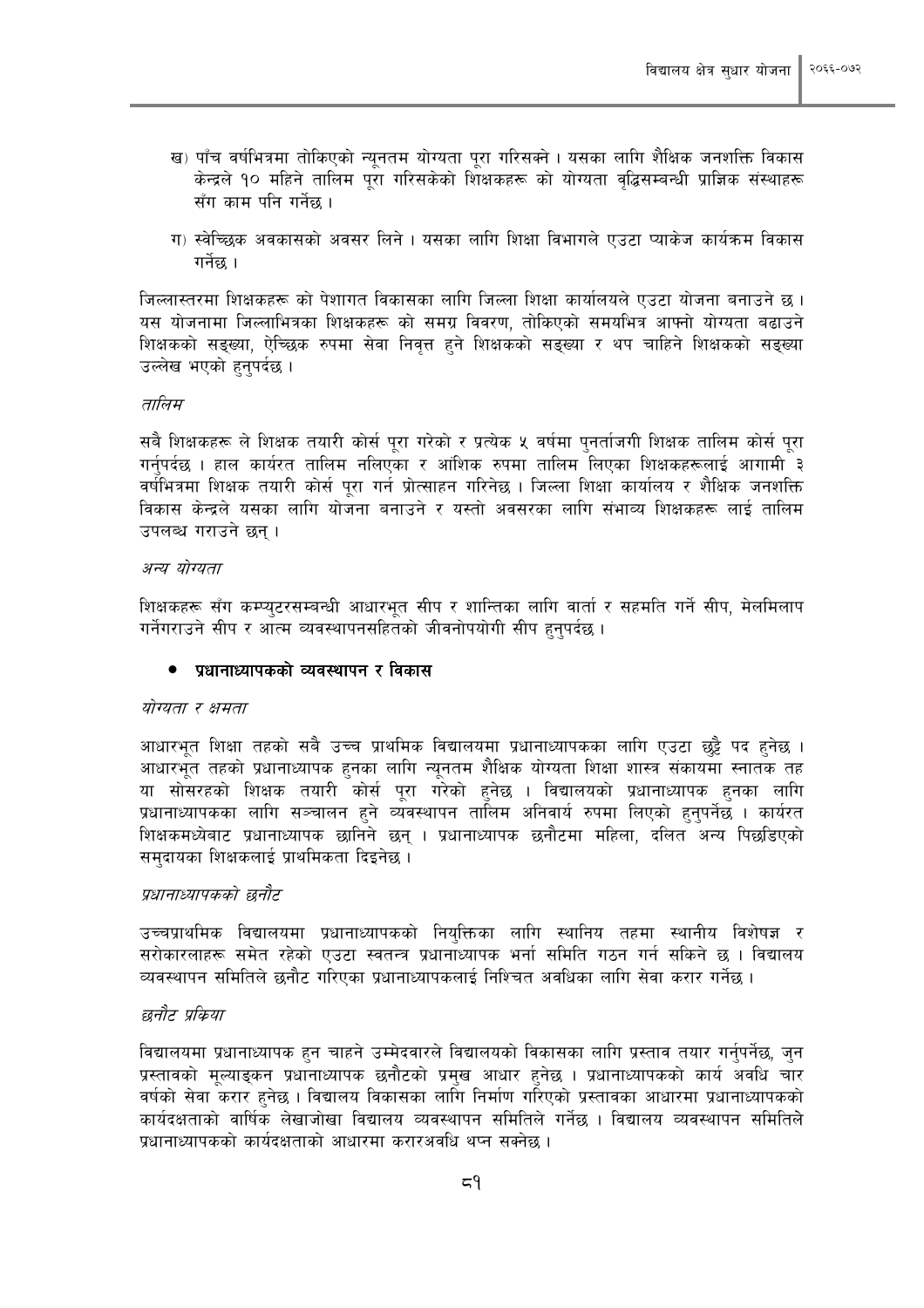ख) पाँच वर्षभित्रमा तोकिएको न्यूनतम योग्यता पूरा गरिसक्ने । यसका लागि शैक्षिक जनशक्ति विकास केन्द्रले १० महिने तालिम पूरा गरिसकेको शिक्षकहरू को योग्यता वृद्धिसम्बन्धी प्राज्ञिक संस्थाहरू सँग काम पनि गर्नेछ ।

ग) स्वेच्छिक अवकासको अवसर लिने । यसका लागि शिक्षा विभागले एउटा प्याकेज कार्यक्रम विकास गर्नेछ ।

जिल्लास्तरमा शिक्षकहरू को पेशागत विकासका लागि जिल्ला शिक्षा कार्यालयले एउटा योजना बनाउने छ । यस योजनामा जिल्लाभित्रका शिक्षकहरू को समग्र विवरण, तोकिएको समयभित्र आफ्नो योग्यता बढाउने शिक्षकको सङ्ख्या, ऐच्छिक रुपमा सेवा निवृत्त हुने शिक्षकको सङ्ख्या र थप चाहिने शिक्षकको सङ्ख्या उल्लेख भएको हुनुपर्दछ ।

*तालिम*

सबै शिक्षकहरू ले शिक्षक तयारी कोर्स पूरा गरेको र प्रत्येक ५ वर्षमा पुनर्ताजगी शिक्षक तालिम कोर्स पूरा गर्नुपर्दछ । हाल कार्यरत तालिम नलिएका र आंशिक रुपमा तालिम लिएका शिक्षकहरूलाई आगामी ३ वर्षभित्रमा शिक्षक तयारी कोर्स पूरा गर्न प्रोत्साहन गरिनेछ । जिल्ला शिक्षा कार्यालय र शैक्षिक जनशक्ति विकास केन्द्रले यसका लागि योजना बनाउने र यस्तो अवसरका लागि संभाव्य शिक्षकहरू लाई तालिम उपलब्ध गराउने छन् ।

*अन्य योग्यता*

शिक्षकहरू सँग कम्प्युटरसम्बन्धी आधारभूत सीप र शान्तिका लागि वार्ता र सहमति गर्ने सीप, मेलमिलाप गर्नेगराउने सीप र आत्म व्यवस्थापनसहितको जीवनोपयोगी सीप हुनुपर्दछ ।

- **प्रधानाध्यापकको व्यवस्थापन र विकास**

*योग्यता र क्षमता*

आधारभूत शिक्षा तहको सबै उच्च प्राथमिक विद्यालयमा प्रधानाध्यापकका लागि एउटा छुट्टै पद हुनेछ । आधारभूत तहको प्रधानाध्यापक हुनका लागि न्यूनतम शैक्षिक योग्यता शिक्षा शास्त्र संकायमा स्नातक तह या सोसरहको शिक्षक तयारी कोर्स पूरा गरेको हुनेछ । विद्यालयको प्रधानाध्यापक हुनका लागि प्रधानाध्यापकका लागि सञ्चालन हुने व्यवस्थापन तालिम अनिवार्य रुपमा लिएको हुनुपर्नेछ । कार्यरत शिक्षकमध्येबाट प्रधानाध्यापक छानिने छन् । प्रधानाध्यापक छनौटमा महिला, दलित अन्य पिछडिएको समुदायका शिक्षकलाई प्राथमिकता दिइनेछ ।

*प्रधानाध्यापकको छनौट*

उच्चप्राथमिक विद्यालयमा प्रधानाध्यापकको नियुक्तिका लागि स्थानिय तहमा स्थानीय विशेषज्ञ र सरोकारलाहरू समेत रहेको एउटा स्वतन्त्र प्रधानाध्यापक भर्ना समिति गठन गर्न सकिने छ । विद्यालय व्यवस्थापन समितिले छनौट गरिएका प्रधानाध्यापकलाई निश्चित अवधिका लागि सेवा करार गर्नेछ ।

*छनौट प्रक्रिया*

विद्यालयमा प्रधानाध्यापक हुन चाहने उम्मेदवारले विद्यालयको विकासका लागि प्रस्ताव तयार गर्नुपर्नेछ, जुन प्रस्तावको मूल्याङ्कन प्रधानाध्यापक छनौटको प्रमुख आधार हुनेछ । प्रधानाध्यापकको कार्य अवधि चार वर्षको सेवा करार हुनेछ । विद्यालय विकासका लागि निर्माण गरिएको प्रस्तावका आधारमा प्रधानाध्यापकको कार्यदक्षताको वार्षिक लेखाजोखा विद्यालय व्यवस्थापन समितिले गर्नेछ । विद्यालय व्यवस्थापन समितिले प्रधानाध्यापकको कार्यदक्षताको आधारमा करारअवधि थप्न सक्नेछ ।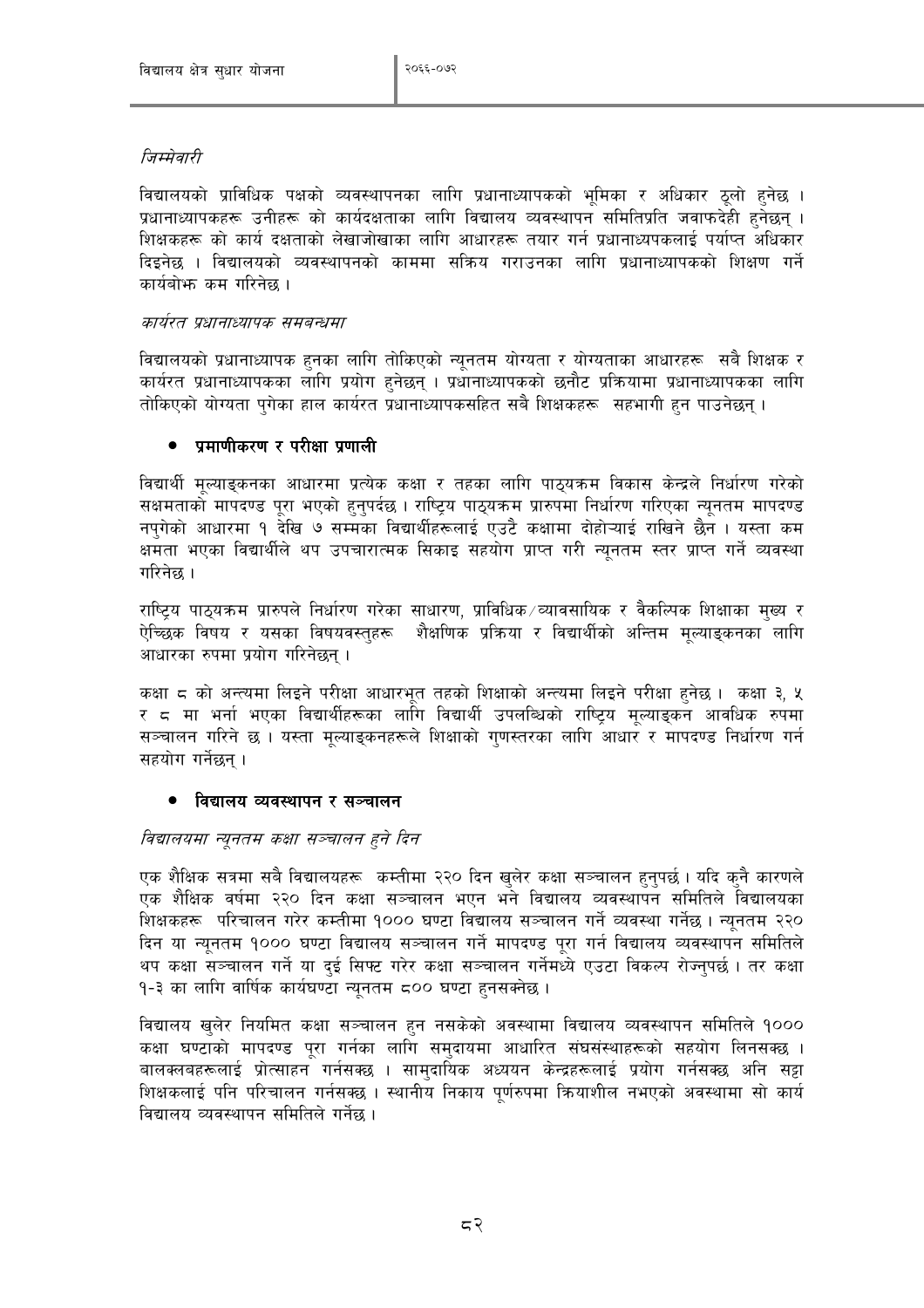*जिम्मेवारी*

विद्यालयको प्राविधिक पक्षको व्यवस्थापनका लागि प्रधानाध्यापकको भूमिका र अधिकार ठूलो हुनेछ । प्रधानाध्यापकहरू उनीहरू को कार्यदक्षताका लागि विद्यालय व्यवस्थापन समितिप्रति जवाफदेही हुनेछन् । शिक्षकहरू को कार्य दक्षताको लेखाजोखाका लागि आधारहरू तयार गर्न प्रधानाध्यपकलाई पर्याप्त अधिकार दिइनेछ । विद्यालयको व्यवस्थापनको काममा सक्रिय गराउनका लागि प्रधानाध्यापकको शिक्षण गर्ने कार्यबोझ कम गरिनेछ ।

*कार्यरत प्रधानाध्यापक समबन्धमा*

विद्यालयको प्रधानाध्यापक हुनका लागि तोकिएको न्यूनतम योग्यता र योग्यताका आधारहरू सबै शिक्षक र कार्यरत प्रधानाध्यापकका लागि प्रयोग हुनेछन् । प्रधानाध्यापकको छनौट प्रक्रियामा प्रधानाध्यापकका लागि तोकिएको योग्यता पुगेका हाल कार्यरत प्रधानाध्यापकसहित सबै शिक्षकहरू सहभागी हुन पाउनेछन् ।

- **प्रमाणीकरण र परीक्षा प्रणाली**

विद्यार्थी मूल्याङ्कनका आधारमा प्रत्येक कक्षा र तहका लागि पाठ्यक्रम विकास केन्द्रले निर्धारण गरेको सक्षमताको मापदण्ड पूरा भएको हुनुपर्दछ । राष्ट्रिय पाठ्यक्रम प्रारुपमा निर्धारण गरिएका न्यूनतम मापदण्ड नपुगेको आधारमा १ देखि ७ सम्मका विद्यार्थीहरूलाई एउटै कक्षामा दोहोर्‍याई राखिने छैन । यस्ता कम क्षमता भएका विद्यार्थीले थप उपचारात्मक सिकाइ सहयोग प्राप्त गरी न्यूनतम स्तर प्राप्त गर्ने व्यवस्था गरिनेछ ।

राष्ट्रिय पाठ्यक्रम प्रारुपले निर्धारण गरेका साधारण, प्राविधिक ∕ व्यावसायिक र वैकल्पिक शिक्षाका मुख्य र ऐच्छिक विषय र यसका विषयवस्तुहरू शैक्षणिक प्रक्रिया र विद्यार्थीको अन्तिम मूल्याङ्कनका लागि आधारका रुपमा प्रयोग गरिनेछन् ।

कक्षा ८ को अन्त्यमा लिइने परीक्षा आधारभूत तहको शिक्षाको अन्त्यमा लिइने परीक्षा हुनेछ । कक्षा ३, ५ र ८ मा भर्ना भएका विद्यार्थीहरूका लागि विद्यार्थी उपलब्धिको राष्ट्रिय मूल्याङ्कन आवधिक रुपमा सञ्चालन गरिने छ । यस्ता मूल्याङ्कनहरूले शिक्षाको गुणस्तरका लागि आधार र मापदण्ड निर्धारण गर्न सहयोग गर्नेछन् ।

- **विद्यालय व्यवस्थापन र सञ्चालन**

*विद्यालयमा न्यूनतम कक्षा सञ्चालन हुने दिन*

एक शैक्षिक सत्रमा सबै विद्यालयहरू कम्तीमा २२० दिन खुलेर कक्षा सञ्चालन हुनुपर्छ । यदि कुनै कारणले एक शैक्षिक वर्षमा २२० दिन कक्षा सञ्चालन भएन भने विद्यालय व्यवस्थापन समितिले विद्यालयका शिक्षकहरू परिचालन गरेर कम्तीमा १००० घण्टा विद्यालय सञ्चालन गर्ने व्यवस्था गर्नेछ । न्यूनतम २२० दिन या न्यूनतम १००० घण्टा विद्यालय सञ्चालन गर्ने मापदण्ड पूरा गर्न विद्यालय व्यवस्थापन समितिले थप कक्षा सञ्चालन गर्ने या दुई सिफ्ट गरेर कक्षा सञ्चालन गर्नेमध्ये एउटा विकल्प रोज्नुपर्छ । तर कक्षा १-३ का लागि वार्षिक कार्यघण्टा न्यूनतम ८०० घण्टा हुनसक्नेछ ।

विद्यालय खुलेर नियमित कक्षा सञ्चालन हुन नसकेको अवस्थामा विद्यालय व्यवस्थापन समितिले १००० कक्षा घण्टाको मापदण्ड पूरा गर्नका लागि समुदायमा आधारित संघसंस्थाहरूको सहयोग लिनसक्छ । बालक्लबहरूलाई प्रोत्साहन गर्नसक्छ । सामुदायिक अध्ययन केन्द्रहरूलाई प्रयोग गर्नसक्छ अनि सट्टा शिक्षकलाई पनि परिचालन गर्नसक्छ । स्थानीय निकाय पूर्णरुपमा क्रियाशील नभएको अवस्थामा सो कार्य विद्यालय व्यवस्थापन समितिले गर्नेछ ।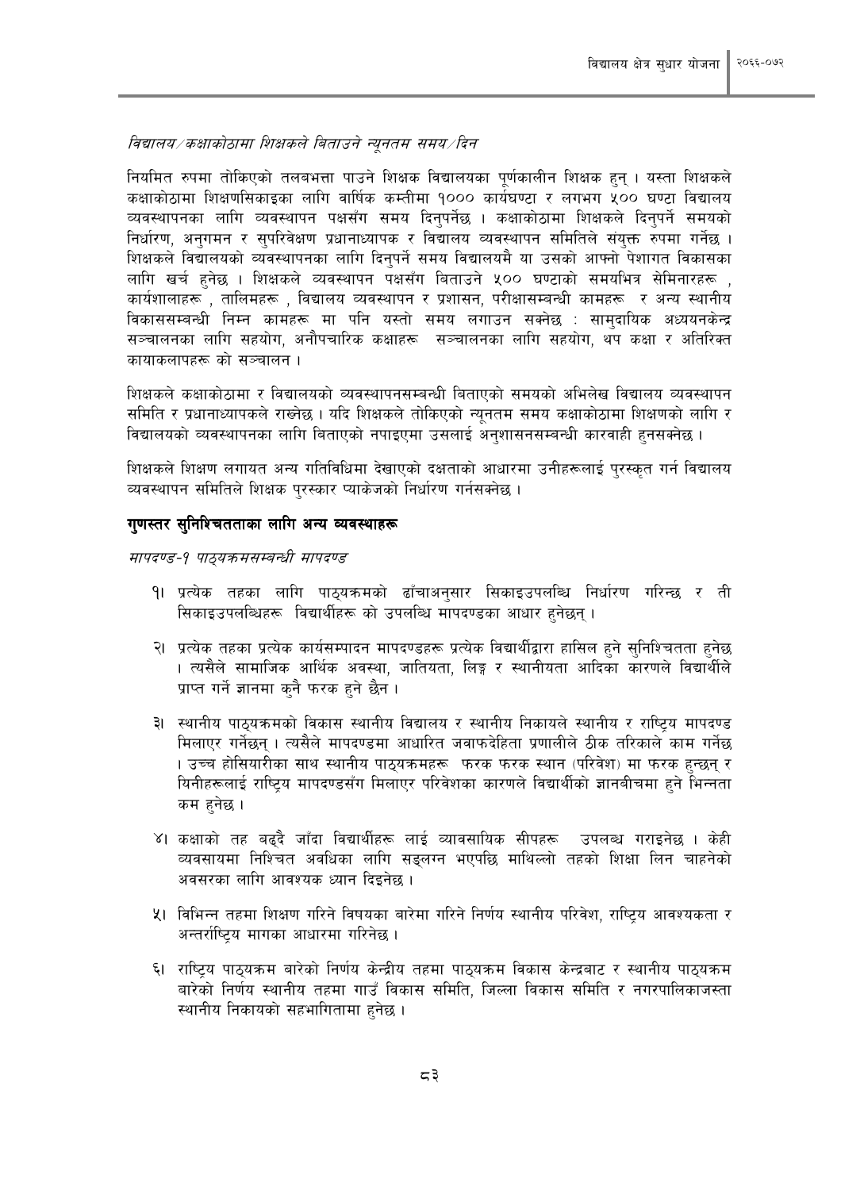*विद्यालय/कक्षाकोठामा शिक्षकले बिताउने न्यूनतम समय/दिन*

नियमित रुपमा तोकिएको तलबभत्ता पाउने शिक्षक विद्यालयका पूर्णकालीन शिक्षक हुन् । यस्ता शिक्षकले कक्षाकोठामा शिक्षणसिकाइका लागि वार्षिक कम्तीमा १००० कार्यघण्टा र लगभग ५०० घण्टा विद्यालय व्यवस्थापनका लागि व्यवस्थापन पक्षसँग समय दिनुपर्नेछ । कक्षाकोठामा शिक्षकले दिनुपर्ने समयको निर्धारण, अनुगमन र सुपरिवेक्षण प्रधानाध्यापक र विद्यालय व्यवस्थापन समितिले संयुक्त रुपमा गर्नेछ । शिक्षकले विद्यालयको व्यवस्थापनका लागि दिनुपर्ने समय विद्यालयमै या उसको आफ्नो पेशागत विकासका लागि खर्च हुनेछ । शिक्षकले व्यवस्थापन पक्षसँग बिताउने ५०० घण्टाको समयभित्र सेमिनारहरू , कार्यशालाहरू , तालिमहरू , विद्यालय व्यवस्थापन र प्रशासन, परीक्षासम्बन्धी कामहरू र अन्य स्थानीय विकाससम्बन्धी निम्न कामहरू मा पनि यस्तो समय लगाउन सक्नेछ : सामुदायिक अध्ययनकेन्द्र सञ्चालनका लागि सहयोग, अनौपचारिक कक्षाहरू सञ्चालनका लागि सहयोग, थप कक्षा र अतिरिक्त कायाकलापहरू को सञ्चालन ।

शिक्षकले कक्षाकोठामा र विद्यालयको व्यवस्थापनसम्बन्धी बिताएको समयको अभिलेख विद्यालय व्यवस्थापन समिति र प्रधानाध्यापकले राख्नेछ । यदि शिक्षकले तोकिएको न्यूनतम समय कक्षाकोठामा शिक्षणको लागि र विद्यालयको व्यवस्थापनका लागि बिताएको नपाइएमा उसलाई अनुशासनसम्बन्धी कारवाही हुनसक्नेछ ।

शिक्षकले शिक्षण लगायत अन्य गतिविधिमा देखाएको दक्षताको आधारमा उनीहरूलाई पुरस्कृत गर्न विद्यालय व्यवस्थापन समितिले शिक्षक पुरस्कार प्याकेजको निर्धारण गर्नसक्नेछ ।

## गुणस्तर सुनिश्चितताका लागि अन्य व्यवस्थाहरू

*मापदण्ड-१ पाठ्यक्रमसम्बन्धी मापदण्ड*

१। प्रत्येक तहका लागि पाठ्यक्रमको ढाँचाअनुसार सिकाइउपलब्धि निर्धारण गरिन्छ र ती सिकाइउपलब्धिहरू विद्यार्थीहरू को उपलब्धि मापदण्डका आधार हुनेछन् ।

२। प्रत्येक तहका प्रत्येक कार्यसम्पादन मापदण्डहरू प्रत्येक विद्यार्थीद्वारा हासिल हुने सुनिश्चितता हुनेछ । त्यसैले सामाजिक आर्थिक अवस्था, जातियता, लिङ्ग र स्थानीयता आदिका कारणले विद्यार्थीले प्राप्त गर्ने ज्ञानमा कुनै फरक हुने छैन ।

३। स्थानीय पाठ्यक्रमको विकास स्थानीय विद्यालय र स्थानीय निकायले स्थानीय र राष्ट्रिय मापदण्ड मिलाएर गर्नेछन् । त्यसैले मापदण्डमा आधारित जवाफदेहिता प्रणालीले ठीक तरिकाले काम गर्नेछ । उच्च होसियारीका साथ स्थानीय पाठ्यक्रमहरू फरक फरक स्थान (परिवेश) मा फरक हुन्छन् र यिनीहरूलाई राष्ट्रिय मापदण्डसँग मिलाएर परिवेशका कारणले विद्यार्थीको ज्ञानबीचमा हुने भिन्नता कम हुनेछ ।

४। कक्षाको तह बढ्दै जाँदा विद्यार्थीहरू लाई व्यावसायिक सीपहरू उपलब्ध गराइनेछ । केही व्यवसायमा निश्चित अवधिका लागि सङ्लग्न भएपछि माथिल्लो तहको शिक्षा लिन चाहनेको अवसरका लागि आवश्यक ध्यान दिइनेछ ।

५। विभिन्न तहमा शिक्षण गरिने विषयका बारेमा गरिने निर्णय स्थानीय परिवेश, राष्ट्रिय आवश्यकता र अन्तर्राष्ट्रिय मागका आधारमा गरिनेछ ।

६। राष्ट्रिय पाठ्यक्रम बारेको निर्णय केन्द्रीय तहमा पाठ्यक्रम विकास केन्द्रबाट र स्थानीय पाठ्यक्रम बारेको निर्णय स्थानीय तहमा गाउँ विकास समिति, जिल्ला विकास समिति र नगरपालिकाजस्ता स्थानीय निकायको सहभागितामा हुनेछ ।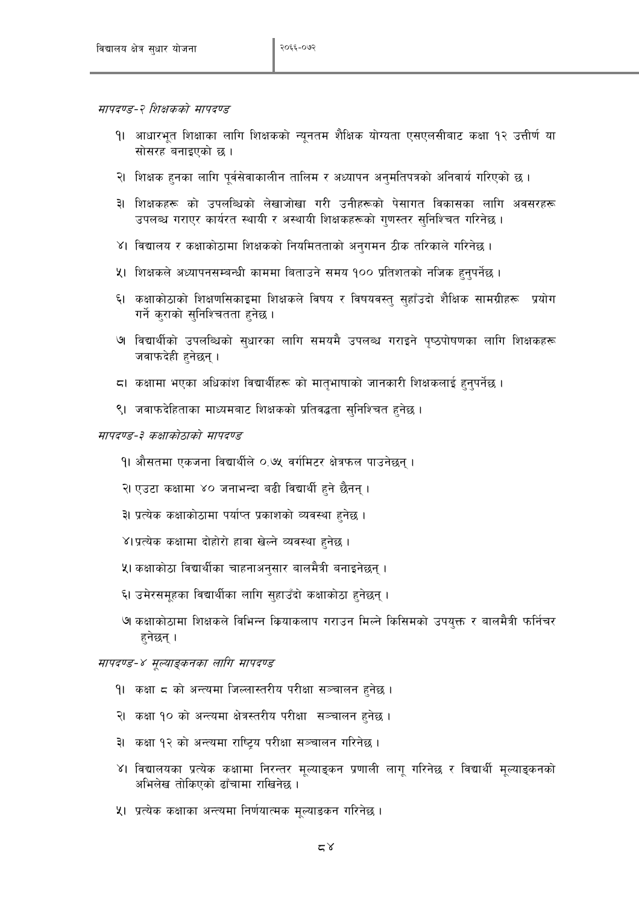*मापदण्ड-२ शिक्षकको मापदण्ड*

१। आधारभूत शिक्षाका लागि शिक्षकको न्यूनतम शैक्षिक योग्यता एसएलसीबाट कक्षा १२ उत्तीर्ण या सोसरह बनाइएको छ ।

२। शिक्षक हुनका लागि पूर्वसेवाकालीन तालिम र अध्यापन अनुमतिपत्रको अनिवार्य गरिएको छ ।

३। शिक्षकहरू को उपलब्धिको लेखाजोखा गरी उनीहरूको पेसागत विकासका लागि अवसरहरू उपलब्ध गराएर कार्यरत स्थायी र अस्थायी शिक्षकहरूको गुणस्तर सुनिश्चित गरिनेछ ।

४। विद्यालय र कक्षाकोठामा शिक्षकको नियमितताको अनुगमन ठीक तरिकाले गरिनेछ ।

५। शिक्षकले अध्यापनसम्बन्धी काममा बिताउने समय १०० प्रतिशतको नजिक हुनुपर्नेछ ।

६। कक्षाकोठाको शिक्षणसिकाइमा शिक्षकले विषय र विषयवस्तु सुहाँउदो शैक्षिक सामग्रीहरू प्रयोग गर्ने कुराको सुनिश्चितता हुनेछ ।

७। विद्यार्थीको उपलब्धिको सुधारका लागि समयमै उपलब्ध गराइने पृष्ठपोषणका लागि शिक्षकहरू जवाफदेही हुनेछन् ।

८। कक्षामा भएका अधिकांश विद्यार्थीहरू को मातृभाषाको जानकारी शिक्षकलाई हुनुपर्नेछ ।

९। जवाफदेहिताका माध्यमबाट शिक्षकको प्रतिवद्धता सुनिश्चित हुनेछ ।

*मापदण्ड-३ कक्षाकोठाको मापदण्ड*

१। औसतमा एकजना विद्यार्थीले ०.७५ वर्गमिटर क्षेत्रफल पाउनेछन् ।

२। एउटा कक्षामा ४० जनाभन्दा बढी विद्यार्थी हुने छैनन् ।

३। प्रत्येक कक्षाकोठामा पर्याप्त प्रकाशको व्यवस्था हुनेछ ।

४। प्रत्येक कक्षामा दोहोरो हावा खेल्ने व्यवस्था हुनेछ ।

५। कक्षाकोठा विद्यार्थीका चाहनाअनुसार बालमैत्री बनाइनेछन् ।

६। उमेरसमूहका विद्यार्थीका लागि सुहाउँदो कक्षाकोठा हुनेछन् ।

७। कक्षाकोठामा शिक्षकले विभिन्न क्रियाकलाप गराउन मिल्ने किसिमको उपयुक्त र बालमैत्री फर्निचर हुनेछन् ।

*मापदण्ड-४ मूल्याङ्कनका लागि मापदण्ड*

१। कक्षा ८ को अन्त्यमा जिल्लास्तरीय परीक्षा सञ्चालन हुनेछ ।

२। कक्षा १० को अन्त्यमा क्षेत्रस्तरीय परीक्षा सञ्चालन हुनेछ ।

३। कक्षा १२ को अन्त्यमा राष्ट्रिय परीक्षा सञ्चालन गरिनेछ ।

४। विद्यालयका प्रत्येक कक्षामा निरन्तर मूल्याङ्कन प्रणाली लागू गरिनेछ र विद्यार्थी मूल्याङ्कनको अभिलेख तोकिएको ढाँचामा राखिनेछ ।

५। प्रत्येक कक्षाका अन्त्यमा निर्णयात्मक मूल्याङकन गरिनेछ ।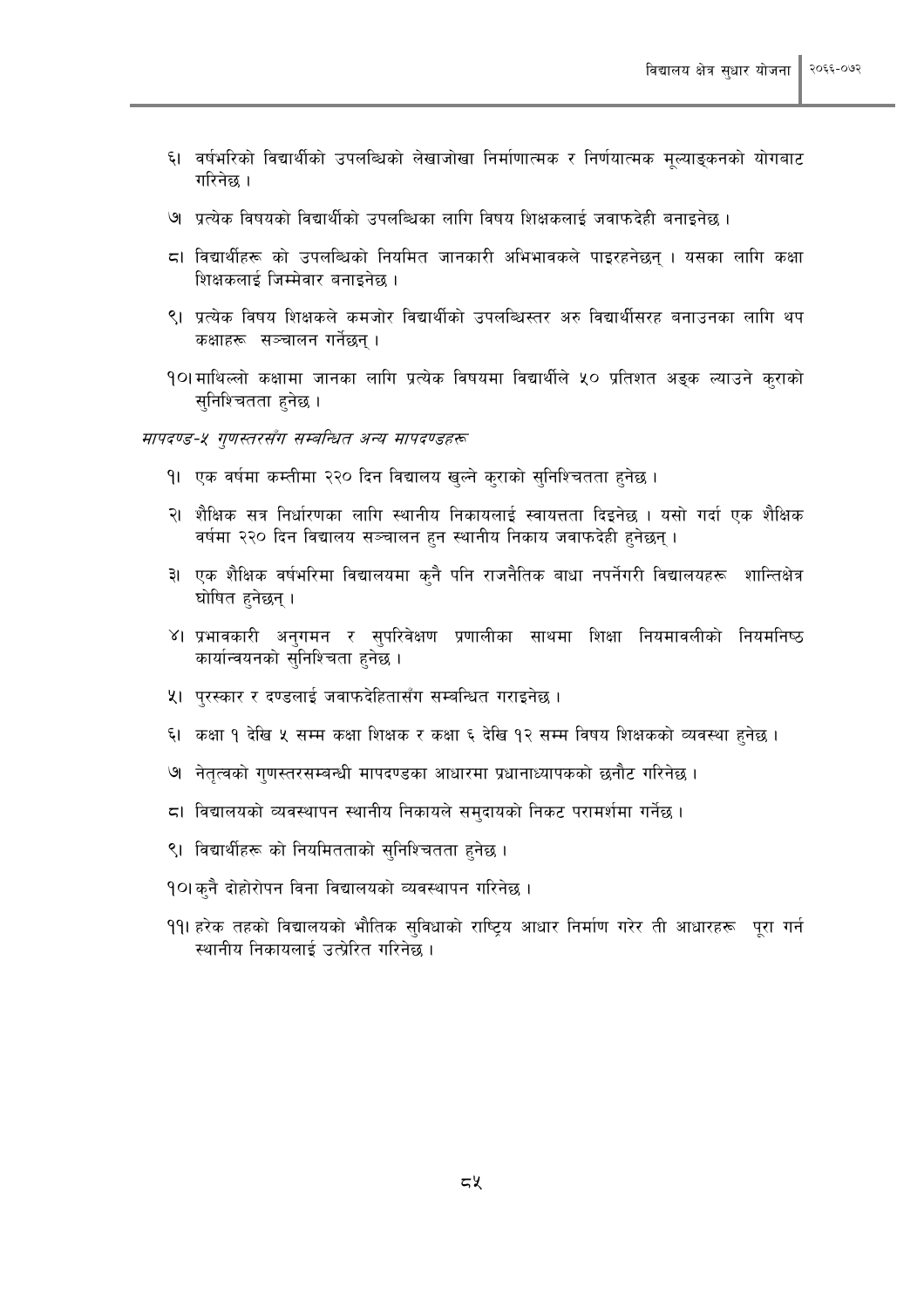६। वर्षभरिको विद्यार्थीको उपलब्धिको लेखाजोखा निर्माणात्मक र निर्णयात्मक मूल्याङ्कनको योगबाट गरिनेछ ।

७। प्रत्येक विषयको विद्यार्थीको उपलब्धिका लागि विषय शिक्षकलाई जवाफदेही बनाइनेछ ।

८। विद्यार्थीहरू को उपलब्धिको नियमित जानकारी अभिभावकले पाइरहनेछन् । यसका लागि कक्षा शिक्षकलाई जिम्मेवार बनाइनेछ ।

९। प्रत्येक विषय शिक्षकले कमजोर विद्यार्थीको उपलब्धिस्तर अरु विद्यार्थीसरह बनाउनका लागि थप कक्षाहरू सञ्चालन गर्नेछन् ।

१०। माथिल्लो कक्षामा जानका लागि प्रत्येक विषयमा विद्यार्थीले ५० प्रतिशत अङ्क ल्याउने कुराको सुनिश्चितता हुनेछ ।

*मापदण्ड-५ गुणस्तरसँग सम्बन्धित अन्य मापदण्डहरू*

१। एक वर्षमा कम्तीमा २२० दिन विद्यालय खुल्ने कुराको सुनिश्चितता हुनेछ ।

२। शैक्षिक सत्र निर्धारणका लागि स्थानीय निकायलाई स्वायत्तता दिइनेछ । यसो गर्दा एक शैक्षिक वर्षमा २२० दिन विद्यालय सञ्चालन हुन स्थानीय निकाय जवाफदेही हुनेछन् ।

३। एक शैक्षिक वर्षभरिमा विद्यालयमा कुनै पनि राजनैतिक बाधा नपर्नेगरी विद्यालयहरू शान्तिक्षेत्र घोषित हुनेछन् ।

४। प्रभावकारी अनुगमन र सुपरिवेक्षण प्रणालीका साथमा शिक्षा नियमावलीको नियमनिष्ठ कार्यान्वयनको सुनिश्चिता हुनेछ ।

५। पुरस्कार र दण्डलाई जवाफदेहितासँग सम्बन्धित गराइनेछ ।

६। कक्षा १ देखि ५ सम्म कक्षा शिक्षक र कक्षा ६ देखि १२ सम्म विषय शिक्षकको व्यवस्था हुनेछ ।

७। नेतृत्वको गुणस्तरसम्बन्धी मापदण्डका आधारमा प्रधानाध्यापकको छनौट गरिनेछ ।

८। विद्यालयको व्यवस्थापन स्थानीय निकायले समुदायको निकट परामर्शमा गर्नेछ ।

९। विद्यार्थीहरू को नियमितताको सुनिश्चितता हुनेछ ।

१०। कुनै दोहोरोपन विना विद्यालयको व्यवस्थापन गरिनेछ ।

११। हरेक तहको विद्यालयको भौतिक सुविधाको राष्ट्रिय आधार निर्माण गरेर ती आधारहरू पूरा गर्न स्थानीय निकायलाई उत्प्रेरित गरिनेछ ।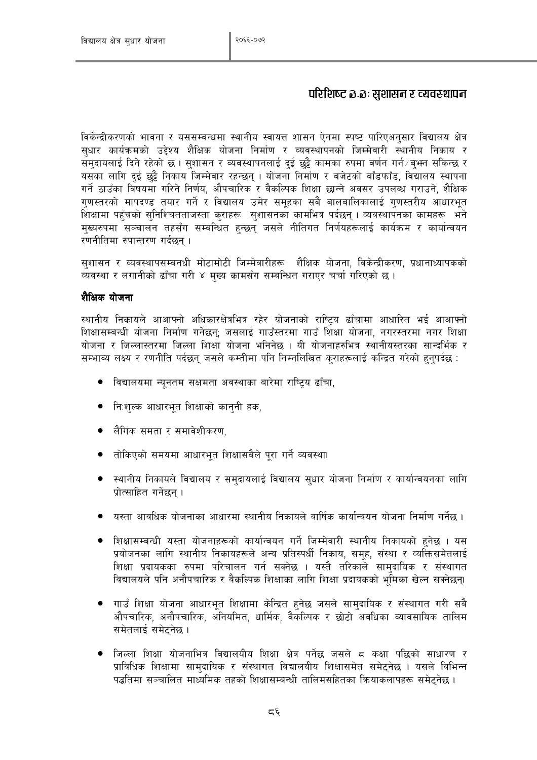## परिशिष्ट ७.७ः सुशासन र व्यवस्थापन

विकेन्द्रीकरणको भावना र यससम्बन्धमा स्थानीय स्वायत्त शासन ऐनमा स्पष्ट पारिएअनुसार विद्यालय क्षेत्र सुधार कार्यक्रमको उद्देश्य शैक्षिक योजना निर्माण र व्यवस्थापनको जिम्मेवारी स्थानीय निकाय र समुदायलाई दिने रहेको छ । सुशासन र व्यवस्थापनलाई दुई छुट्टै कामका रुपमा वर्णन गर्न/बुभ्न सकिन्छ र यसका लागि दुई छुट्टै निकाय जिम्मेवार रहन्छन् । योजना निर्माण र बजेटको बाँडफाँड, विद्यालय स्थापना गर्ने ठाउँका विषयमा गरिने निर्णय, औपचारिक र वैकल्पिक शिक्षा छान्ने अवसर उपलब्ध गराउने, शैक्षिक गुणस्तरको मापदण्ड तयार गर्ने र विद्यालय उमेर समूहका सबै बालबालिकालाई गुणस्तरीय आधारभूत शिक्षामा पहुँचको सुनिश्चिततताजस्ता कुराहरू सुशासनका कामभित्र पर्दछन् । व्यवस्थापनका कामहरू भने मुख्यरुपमा सञ्चालन तहसँग सम्बन्धित हुन्छन् जसले नीतिगत निर्णयहरूलाई कार्यक्रम र कार्यान्वयन रणनीतिमा रुपान्तरण गर्दछन् ।

सुशासन र व्यवस्थापसम्बनधी मोटामोटी जिम्मेवारीहरू शैक्षिक योजना, विकेन्द्रीकरण, प्रधानाध्यापकको व्यवस्था र लगानीको ढाँचा गरी ४ मुख्य कामसँग सम्बन्धित गराएर चर्चा गरिएको छ ।

### शैक्षिक योजना

स्थानीय निकायले आआफ्नो अधिकारक्षेत्रभित्र रहेर योजनाको राष्ट्रिय ढाँचामा आधारित भई आआफ्नो शिक्षासम्बन्धी योजना निर्माण गर्नेछन्; जसलाई गाउँस्तरमा गाउँ शिक्षा योजना, नगरस्तरमा नगर शिक्षा योजना र जिल्लास्तरमा जिल्ला शिक्षा योजना भनिनेछ । यी योजनाहरुभित्र स्थानीयस्तरका सान्दर्भिक र सम्भाव्य लक्ष्य र रणनीति पर्दछन् जसले कम्तीमा पनि निम्नलिखित कुराहरूलाई कन्द्रित गरेको हुनुपर्दछ :

- विद्यालयमा न्यूनतम सक्षमता अवस्थाका बारेमा राष्ट्रिय ढाँचा,
- निःशुल्क आधारभूत शिक्षाको कानुनी हक,
- लैगिंक समता र समावेशीकरण,
- तोकिएको समयमा आधारभूत शिक्षासबैले पूरा गर्ने व्यवस्था।
- स्थानीय निकायले विद्यालय र समुदायलाई विद्यालय सुधार योजना निर्माण र कार्यान्वयनका लागि प्रोत्साहित गर्नेछन् ।
- यस्ता आवधिक योजनाका आधारमा स्थानीय निकायले वार्षिक कार्यान्वयन योजना निर्माण गर्नेछ ।
- शिक्षासम्बन्धी यस्ता योजनाहरूको कार्यान्वयन गर्ने जिम्मेवारी स्थानीय निकायको हुनेछ । यस प्रयोजनका लागि स्थानीय निकायहरूले अन्य प्रतिस्पर्धी निकाय, समूह, संस्था र व्यक्तिसमेतलाई शिक्षा प्रदायकका रुपमा परिचालन गर्न सक्नेछ । यस्तै तरिकाले सामुदायिक र संस्थागत विद्यालयले पनि अनौपचारिक र वैकल्पिक शिक्षाका लागि शिक्षा प्रदायकको भूमिका खेल्न सक्नेछन्।
- गाउँ शिक्षा योजना आधारभूत शिक्षामा केन्द्रित हुनेछ जसले सामुदायिक र संस्थागत गरी सबै औपचारिक, अनौपचारिक, अनियमित, धार्मिक, वैकल्पिक र छोटो अवधिका व्यावसायिक तालिम समेतलाई समेट्नेछ ।
- जिल्ला शिक्षा योजनाभित्र विद्यालयीय शिक्षा क्षेत्र पर्नेछ जसले ८ कक्षा पछिको साधारण र प्राविधिक शिक्षामा सामुदायिक र संस्थागत विद्यालयीय शिक्षासमेत समेट्नेछ । यसले विभिन्न पद्धतिमा सञ्चालित माध्यमिक तहको शिक्षासम्बन्धी तालिमसहितका क्रियाकलापहरू समेट्नेछ ।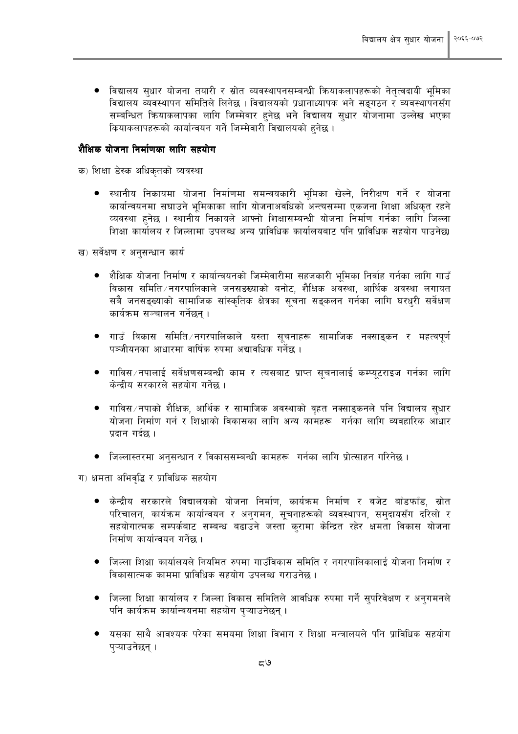- विद्यालय सुधार योजना तयारी र स्रोत व्यवस्थापनसम्बन्धी क्रियाकलापहरूको नेतृत्वदायी भूमिका विद्यालय व्यवस्थापन समितिले लिनेछ । विद्यालयको प्रधानाध्यापक भने सङ्गठन र व्यवस्थापनसँग सम्बन्धित क्रियाकलापका लागि जिम्मेवार हुनेछ भने विद्यालय सुधार योजनामा उल्लेख भएका क्रियाकलापहरूको कार्यान्वयन गर्ने जिम्मेवारी विद्यालयको हुनेछ ।

### शैक्षिक योजना निर्माणका लागि सहयोग

क) शिक्षा डेस्क अधिकृतको व्यवस्था

- स्थानीय निकायमा योजना निर्माणमा समन्वयकारी भूमिका खेल्ने, निरीक्षण गर्ने र योजना कार्यान्वयनमा सघाउने भूमिकाका लागि योजनाअवधिको अन्त्यसम्मा एकजना शिक्षा अधिकृत रहने व्यवस्था हुनेछ । स्थानीय निकायले आफ्नो शिक्षासम्बन्धी योजना निर्माण गर्नका लागि जिल्ला शिक्षा कार्यालय र जिल्लामा उपलब्ध अन्य प्राविधिक कार्यालयबाट पनि प्राविधिक सहयोग पाउनेछ।

ख) सर्वेक्षण र अनुसन्धान कार्य

- शैक्षिक योजना निर्माण र कार्यान्वयनको जिम्मेवारीमा सहजकारी भूमिका निर्वाह गर्नका लागि गाउँ विकास समिति/नगरपालिकाले जनसङख्याको बनोट, शैक्षिक अवस्था, आर्थिक अवस्था लगायत सबै जनसङ्ख्याको सामाजिक सांस्कृतिक क्षेत्रका सूचना सङ्कलन गर्नका लागि घरधुरी सर्वेक्षण कार्यक्रम सञ्चालन गर्नेछन् ।

- गाउँ विकास समिति/नगरपालिकाले यस्ता सूचनाहरू सामाजिक नक्साङ्कन र महत्वपूर्ण पञ्जीयनका आधारमा वार्षिक रुपमा अद्यावधिक गर्नेछ ।

- गाविस/नपालाई सर्वेक्षणसम्बन्धी काम र त्यसबाट प्राप्त सूचनालाई कम्प्यूटराइज गर्नका लागि केन्द्रीय सरकारले सहयोग गर्नेछ ।

- गाविस/नपाको शैक्षिक, आर्थिक र सामाजिक अवस्थाको वृहत नक्साङ्कनले पनि विद्यालय सुधार योजना निर्माण गर्न र शिक्षाको विकासका लागि अन्य कामहरू गर्नका लागि व्यवहारिक आधार प्रदान गर्दछ ।

- जिल्लास्तरमा अनुसन्धान र विकाससम्बन्धी कामहरू गर्नका लागि प्रोत्साहन गरिनेछ ।

ग) क्षमता अभिवृद्धि र प्राविधिक सहयोग

- केन्द्रीय सरकारले विद्यालयको योजना निर्माण, कार्यक्रम निर्माण र बजेट बाँडफाँड, स्रोत परिचालन, कार्यक्रम कार्यान्वयन र अनुगमन, सूचनाहरूको व्यवस्थापन, समुदायसँग दरिलो र सहयोगात्मक सम्पर्कबाट सम्बन्ध बढाउने जस्ता कुरामा केन्द्रित रहेर क्षमता विकास योजना निर्माण कार्यान्वयन गर्नेछ ।

- जिल्ला शिक्षा कार्यालयले नियमित रुपमा गाउँविकास समिति र नगरपालिकालाई योजना निर्माण र विकासात्मक काममा प्राविधिक सहयोग उपलब्ध गराउनेछ ।

- जिल्ला शिक्षा कार्यालय र जिल्ला विकास समितिले आवधिक रुपमा गर्ने सुपरिवेक्षण र अनुगमनले पनि कार्यक्रम कार्यान्वयनमा सहयोग पुऱ्याउनेछन् ।

- यसका साथै आवश्यक परेका समयमा शिक्षा विभाग र शिक्षा मन्त्रालयले पनि प्राविधिक सहयोग पुऱ्याउनेछन् ।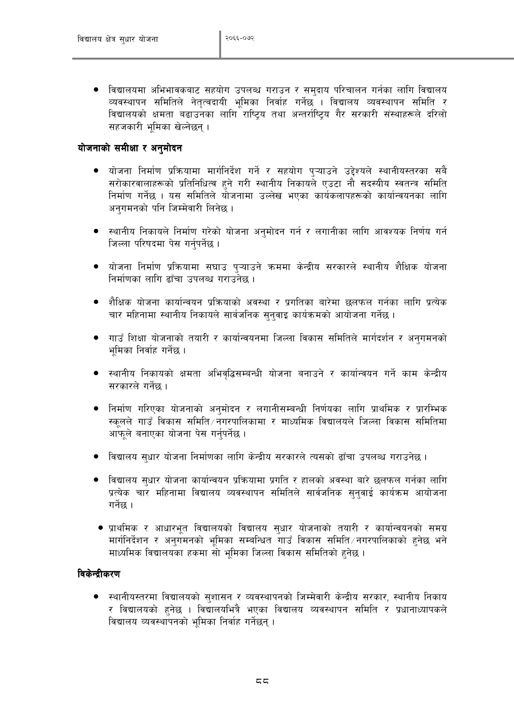- विद्यालयमा अभिभावकबाट सहयोग उपलब्ध गराउन र समुदाय परिचालन गर्नका लागि विद्यालय व्यवस्थापन समितिले नेतृत्वदायी भूमिका निर्वाह गर्नेछ । विद्यालय व्यवस्थापन समिति र विद्यालयको क्षमता बढाउनका लागि राष्ट्रिय तथा अन्तर्राष्ट्रिय गैर सरकारी संस्थाहरूले दरिलो सहजकारी भूमिका खेल्नेछन् ।

## योजनाको समीक्षा र अनुमोदन

- योजना निर्माण प्रक्रियामा मार्गनिर्देश गर्ने र सहयोग पुऱ्याउने उद्देश्यले स्थानीयस्तरका सबै सरोकारवालाहरूको प्रतिनिधित्व हुने गरी स्थानीय निकायले एउटा नौ सदस्यीय स्वतन्त्र समिति निर्माण गर्नेछ । यस समितिले योजनामा उल्लेख भएका कार्यकलापहरूको कार्यान्वयनका लागि अनुगमनको पनि जिम्मेवारी लिनेछ ।

- स्थानीय निकायले निर्माण गरेको योजना अनुमोदन गर्न र लगानीका लागि आवश्यक निर्णय गर्न जिल्ला परिषदमा पेस गर्नुपर्नेछ ।

- योजना निर्माण प्रक्रियामा सघाउ पुऱ्याउने क्रममा केन्द्रीय सरकारले स्थानीय शैक्षिक योजना निर्माणका लागि ढाँचा उपलब्ध गराउनेछ ।

- शैक्षिक योजना कार्यान्वयन प्रक्रियाको अवस्था र प्रगतिका बारेमा छलफल गर्नका लागि प्रत्येक चार महिनामा स्थानीय निकायले सार्वजनिक सुनुवाइ कार्यक्रमको आयोजना गर्नेछ ।

- गाउँ शिक्षा योजनाको तयारी र कार्यान्वयनमा जिल्ला विकास समितिले मार्गदर्शन र अनुगमनको भूमिका निर्वाह गर्नेछ ।

- स्थानीय निकायको क्षमता अभिवृद्धिसम्बन्धी योजना बनाउने र कार्यान्वयन गर्ने काम केन्द्रीय सरकारले गर्नेछ ।

- निर्माण गरिएका योजनाको अनुमोदन र लगानीसम्बन्धी निर्णयका लागि प्राथमिक र प्रारम्भिक स्कूलले गाउँ विकास समिति/नगरपालिकामा र माध्यमिक विद्यालयले जिल्ला विकास समितिमा आफूले बनाएका योजना पेस गर्नुपर्नेछ ।

- विद्यालय सुधार योजना निर्माणका लागि केन्द्रीय सरकारले त्यसको ढाँचा उपलब्ध गराउनेछ ।

- विद्यालय सुधार योजना कार्यान्वयन प्रक्रियामा प्रगति र हालको अवस्था बारे छलफल गर्नका लागि प्रत्येक चार महिनामा विद्यालय व्यवस्थापन समितिले सार्वजनिक सुनुवाई कार्यक्रम आयोजना गर्नेछ ।

- प्राथमिक र आधारभूत विद्यालयको विद्यालय सुधार योजनाको तयारी र कार्यान्वयनको समग्र मार्गनिर्देशन र अनुगमनको भूमिका सम्बन्धित गाउँ विकास समिति/नगरपालिकाको हुनेछ भने माध्यमिक विद्यालयका हकमा सो भूमिका जिल्ला विकास समितिको हुनेछ ।

## विकेन्द्रीकरण

- स्थानीयस्तरमा विद्यालयको सुशासन र व्यवस्थापनको जिम्मेवारी केन्द्रीय सरकार, स्थानीय निकाय र विद्यालयको हुनेछ । विद्यालयभित्रै भएका विद्यालय व्यवस्थापन समिति र प्रधानाध्यापकले विद्यालय व्यवस्थापनको भूमिका निर्वाह गर्नेछन् ।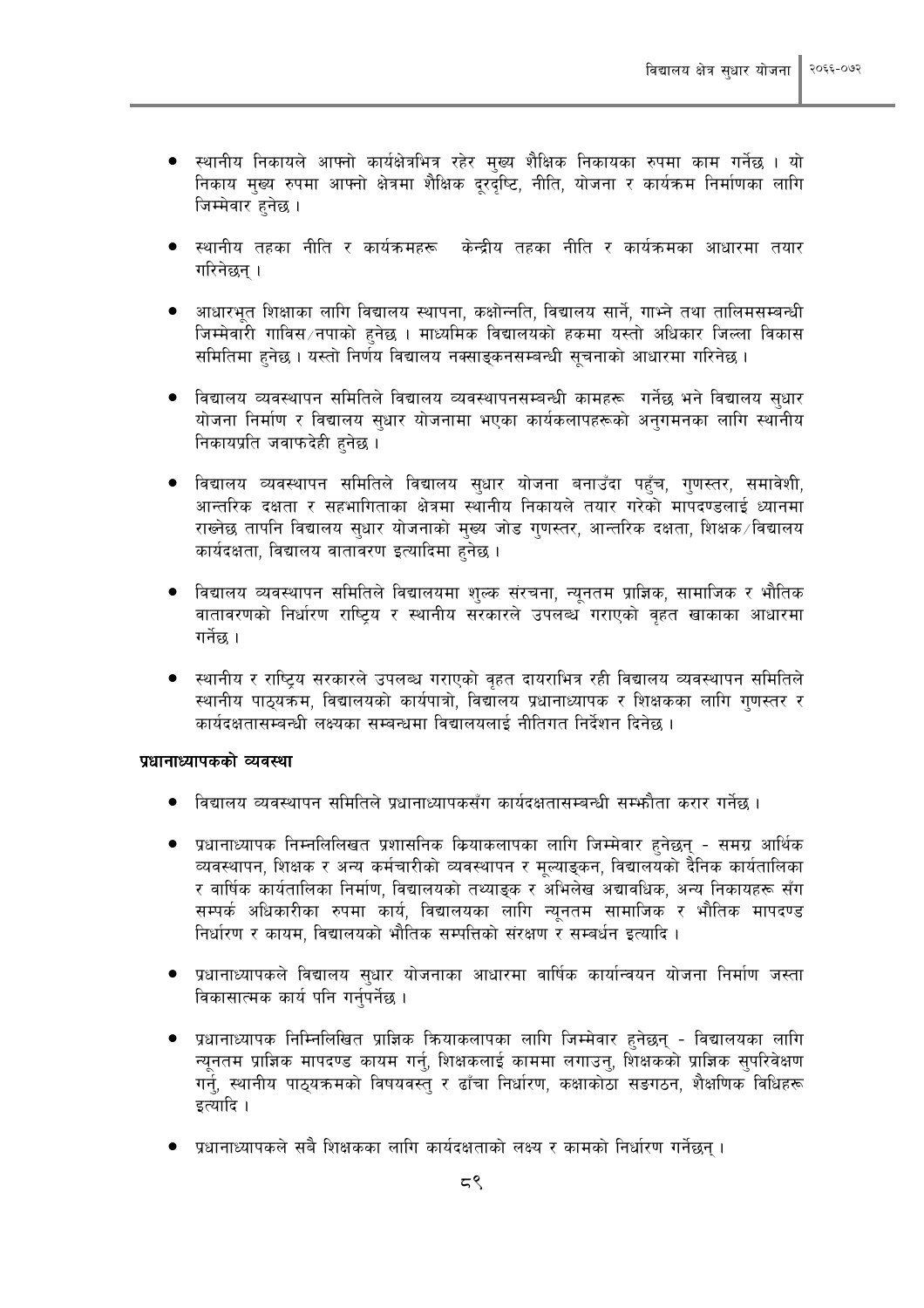- स्थानीय निकायले आफ्नो कार्यक्षेत्रभित्र रहेर मुख्य शैक्षिक निकायका रुपमा काम गर्नेछ । यो निकाय मुख्य रुपमा आफ्नो क्षेत्रमा शैक्षिक दूरदृष्टि, नीति, योजना र कार्यक्रम निर्माणका लागि जिम्मेवार हुनेछ ।

- स्थानीय तहका नीति र कार्यक्रमहरू केन्द्रीय तहका नीति र कार्यक्रमका आधारमा तयार गरिनेछन् ।

- आधारभूत शिक्षाका लागि विद्यालय स्थापना, कक्षोन्नति, विद्यालय सार्ने, गाभ्ने तथा तालिमसम्बन्धी जिम्मेवारी गाविस/नपाको हुनेछ । माध्यमिक विद्यालयको हकमा यस्तो अधिकार जिल्ला विकास समितिमा हुनेछ । यस्तो निर्णय विद्यालय नक्साङ्कनसम्बन्धी सूचनाको आधारमा गरिनेछ ।

- विद्यालय व्यवस्थापन समितिले विद्यालय व्यवस्थापनसम्बन्धी कामहरू गर्नेछ भने विद्यालय सुधार योजना निर्माण र विद्यालय सुधार योजनामा भएका कार्यकलापहरूको अनुगमनका लागि स्थानीय निकायप्रति जवाफदेही हुनेछ ।

- विद्यालय व्यवस्थापन समितिले विद्यालय सुधार योजना बनाउँदा पहुँच, गुणस्तर, समावेशी, आन्तरिक दक्षता र सहभागिताका क्षेत्रमा स्थानीय निकायले तयार गरेको मापदण्डलाई ध्यानमा राख्नेछ तापनि विद्यालय सुधार योजनाको मुख्य जोड गुणस्तर, आन्तरिक दक्षता, शिक्षक/विद्यालय कार्यदक्षता, विद्यालय वातावरण इत्यादिमा हुनेछ ।

- विद्यालय व्यवस्थापन समितिले विद्यालयमा शुल्क संरचना, न्यूनतम प्राज्ञिक, सामाजिक र भौतिक वातावरणको निर्धारण राष्ट्रिय र स्थानीय सरकारले उपलब्ध गराएको वृहत खाकाका आधारमा गर्नेछ ।

- स्थानीय र राष्ट्रिय सरकारले उपलब्ध गराएको वृहत दायराभित्र रही विद्यालय व्यवस्थापन समितिले स्थानीय पाठ्यक्रम, विद्यालयको कार्यपात्रो, विद्यालय प्रधानाध्यापक र शिक्षकका लागि गुणस्तर र कार्यदक्षतासम्बन्धी लक्ष्यका सम्बन्धमा विद्यालयलाई नीतिगत निर्देशन दिनेछ ।

**प्रधानाध्यापकको व्यवस्था**

- विद्यालय व्यवस्थापन समितिले प्रधानाध्यापकसँग कार्यदक्षतासम्बन्धी सम्झौता करार गर्नेछ ।

- प्रधानाध्यापक निम्नलिलिखत प्रशासनिक क्रियाकलापका लागि जिम्मेवार हुनेछन् - समग्र आर्थिक व्यवस्थापन, शिक्षक र अन्य कर्मचारीको व्यवस्थापन र मूल्याङ्कन, विद्यालयको दैनिक कार्यतालिका र वार्षिक कार्यतालिका निर्माण, विद्यालयको तथ्याङ्क र अभिलेख अद्यावधिक, अन्य निकायहरू सँग सम्पर्क अधिकारीका रुपमा कार्य, विद्यालयका लागि न्यूनतम सामाजिक र भौतिक मापदण्ड निर्धारण र कायम, विद्यालयको भौतिक सम्पत्तिको संरक्षण र सम्वर्धन इत्यादि ।

- प्रधानाध्यापकले विद्यालय सुधार योजनाका आधारमा वार्षिक कार्यान्वयन योजना निर्माण जस्ता विकासात्मक कार्य पनि गर्नुपर्नेछ ।

- प्रधानाध्यापक निम्निलिखित प्राज्ञिक क्रियाकलापका लागि जिम्मेवार हुनेछन् - विद्यालयका लागि न्यूनतम प्राज्ञिक मापदण्ड कायम गर्नु, शिक्षकलाई काममा लगाउनु, शिक्षकको प्राज्ञिक सुपरिवेक्षण गर्नु, स्थानीय पाठ्यक्रमको विषयवस्तु र ढाँचा निर्धारण, कक्षाकोठा सङगठन, शैक्षणिक विधिहरू इत्यादि ।

- प्रधानाध्यापकले सबै शिक्षकका लागि कार्यदक्षताको लक्ष्य र कामको निर्धारण गर्नेछन् ।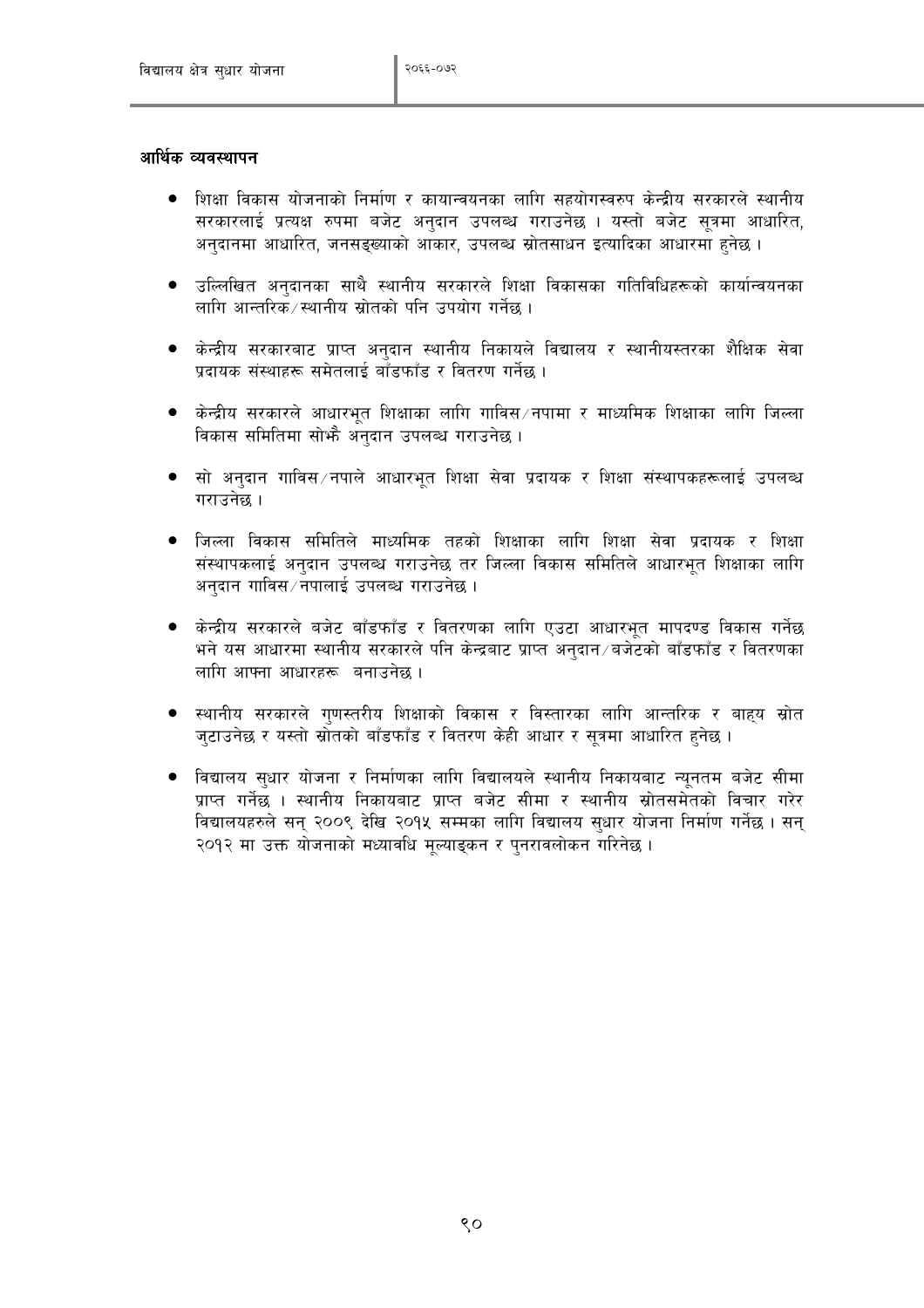## आर्थिक व्यवस्थापन

- शिक्षा विकास योजनाको निर्माण र कायान्वयनका लागि सहयोगस्वरुप केन्द्रीय सरकारले स्थानीय सरकारलाई प्रत्यक्ष रुपमा बजेट अनुदान उपलब्ध गराउनेछ । यस्तो बजेट सूत्रमा आधारित, अनुदानमा आधारित, जनसङ्ख्याको आकार, उपलब्ध स्रोतसाधन इत्यादिका आधारमा हुनेछ ।

- उल्लिखित अनुदानका साथै स्थानीय सरकारले शिक्षा विकासका गतिविधिहरूको कार्यान्वयनका लागि आन्तरिक/स्थानीय स्रोतको पनि उपयोग गर्नेछ ।

- केन्द्रीय सरकारबाट प्राप्त अनुदान स्थानीय निकायले विद्यालय र स्थानीयस्तरका शैक्षिक सेवा प्रदायक संस्थाहरू समेतलाई बाँडफाँड र वितरण गर्नेछ ।

- केन्द्रीय सरकारले आधारभूत शिक्षाका लागि गाविस/नपामा र माध्यमिक शिक्षाका लागि जिल्ला विकास समितिमा सोझै अनुदान उपलब्ध गराउनेछ ।

- सो अनुदान गाविस/नपाले आधारभूत शिक्षा सेवा प्रदायक र शिक्षा संस्थापकहरूलाई उपलब्ध गराउनेछ ।

- जिल्ला विकास समितिले माध्यमिक तहको शिक्षाका लागि शिक्षा सेवा प्रदायक र शिक्षा संस्थापकलाई अनुदान उपलब्ध गराउनेछ तर जिल्ला विकास समितिले आधारभूत शिक्षाका लागि अनुदान गाविस/नपालाई उपलब्ध गराउनेछ ।

- केन्द्रीय सरकारले बजेट बाँडफाँड र वितरणका लागि एउटा आधारभूत मापदण्ड विकास गर्नेछ भने यस आधारमा स्थानीय सरकारले पनि केन्द्रबाट प्राप्त अनुदान/बजेटको बाँडफाँड र वितरणका लागि आफ्ना आधारहरू बनाउनेछ ।

- स्थानीय सरकारले गुणस्तरीय शिक्षाको विकास र विस्तारका लागि आन्तरिक र बाह्य स्रोत जुटाउनेछ र यस्तो स्रोतको बाँडफाँड र वितरण केही आधार र सूत्रमा आधारित हुनेछ ।

- विद्यालय सुधार योजना र निर्माणका लागि विद्यालयले स्थानीय निकायबाट न्यूनतम बजेट सीमा प्राप्त गर्नेछ । स्थानीय निकायबाट प्राप्त बजेट सीमा र स्थानीय स्रोतसमेतको विचार गरेर विद्यालयहरुले सन् २००९ देखि २०१५ सम्मका लागि विद्यालय सुधार योजना निर्माण गर्नेछ । सन् २०१२ मा उक्त योजनाको मध्यावधि मूल्याङ्कन र पुनरावलोकन गरिनेछ ।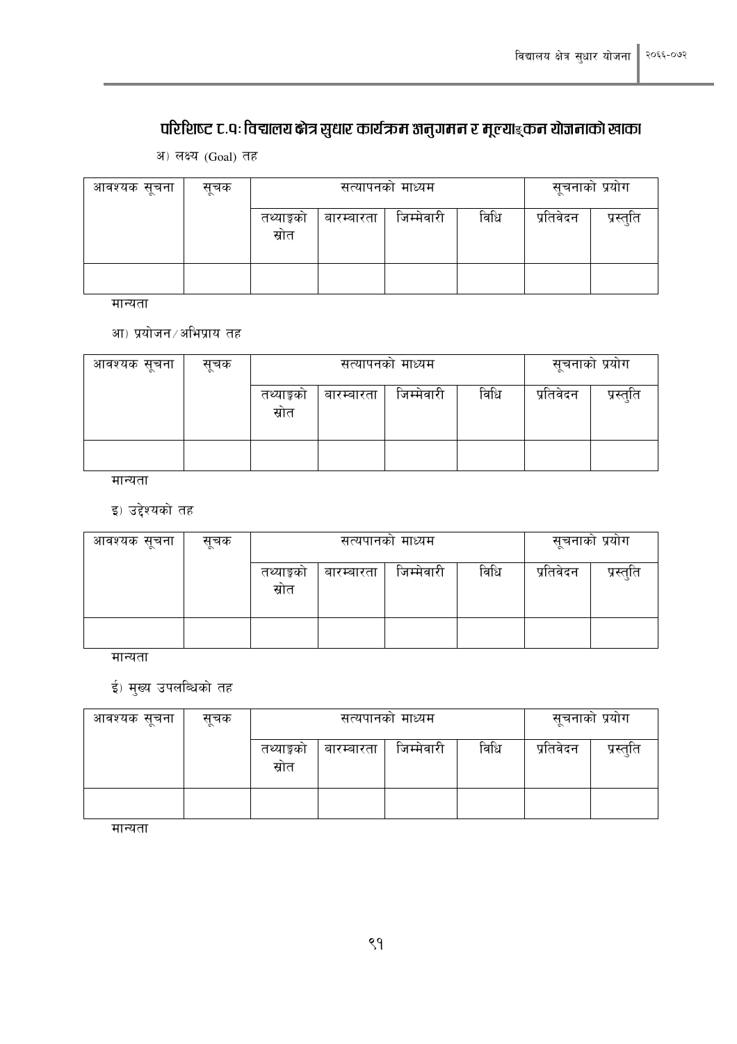## परिशिष्ट ८.१ः विद्यालय क्षेत्र सुधार कार्यक्रम अनुगमन र मूल्याङ्कन योजनाको खाका

अ) लक्ष्य (Goal) तह

| आवश्यक सूचना | सूचक | सत्यापनको माध्यम | | | | सूचनाको प्रयोग | |
|---|---|---|---|---|---|---|---|
| | | तथ्याङ्को स्रोत | बारम्बारता | जिम्मेवारी | विधि | प्रतिवेदन | प्रस्तुति |
| | | | | | | | |

मान्यता

आ) प्रयोजन/अभिप्राय तह

| आवश्यक सूचना | सूचक | सत्यापनको माध्यम | | | | सूचनाको प्रयोग | |
|---|---|---|---|---|---|---|---|
| | | तथ्याङ्को स्रोत | बारम्बारता | जिम्मेवारी | विधि | प्रतिवेदन | प्रस्तुति |
| | | | | | | | |

मान्यता

इ) उद्देश्यको तह

| आवश्यक सूचना | सूचक | सत्यपानको माध्यम | | | | सूचनाको प्रयोग | |
|---|---|---|---|---|---|---|---|
| | | तथ्याङ्को स्रोत | बारम्बारता | जिम्मेवारी | विधि | प्रतिवेदन | प्रस्तुति |
| | | | | | | | |

मान्यता

ई) मुख्य उपलब्धिको तह

| आवश्यक सूचना | सूचक | सत्यपानको माध्यम | | | | सूचनाको प्रयोग | |
|---|---|---|---|---|---|---|---|
| | | तथ्याङ्को स्रोत | बारम्बारता | जिम्मेवारी | विधि | प्रतिवेदन | प्रस्तुति |
| | | | | | | | |

मान्यता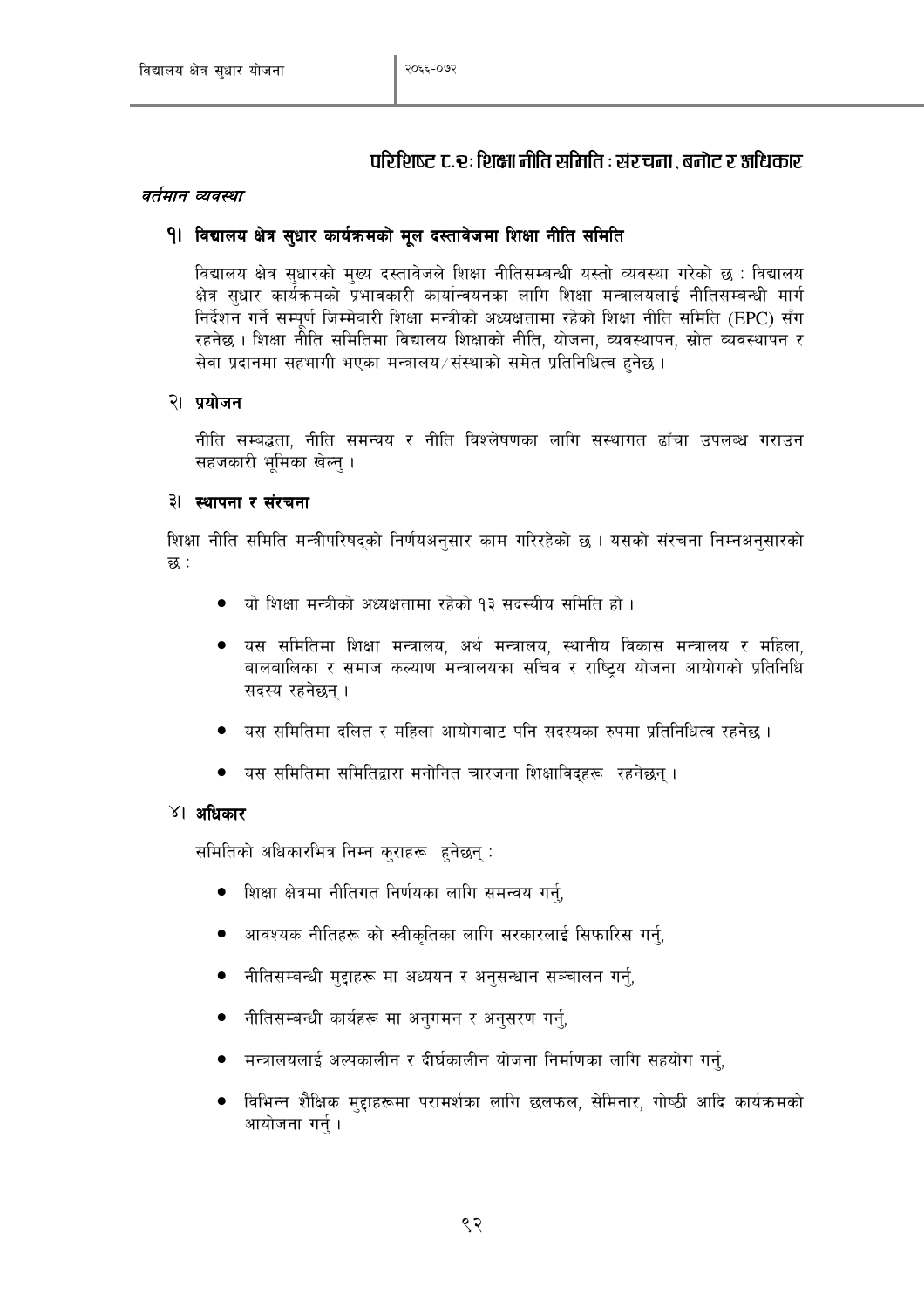## परिशिष्ट ८.१२: शिक्षा नीति समिति : संरचना, बनोट र अधिकार

*वर्तमान व्यवस्था*

### १। विद्यालय क्षेत्र सुधार कार्यक्रमको मूल दस्तावेजमा शिक्षा नीति समिति

विद्यालय क्षेत्र सुधारको मुख्य दस्तावेजले शिक्षा नीतिसम्बन्धी यस्तो व्यवस्था गरेको छ : विद्यालय क्षेत्र सुधार कार्यक्रमको प्रभावकारी कार्यान्वयनका लागि शिक्षा मन्त्रालयलाई नीतिसम्बन्धी मार्ग निर्देशन गर्ने सम्पूर्ण जिम्मेवारी शिक्षा मन्त्रीको अध्यक्षतामा रहेको शिक्षा नीति समिति (EPC) सँग रहनेछ । शिक्षा नीति समितिमा विद्यालय शिक्षाको नीति, योजना, व्यवस्थापन, स्रोत व्यवस्थापन र सेवा प्रदानमा सहभागी भएका मन्त्रालय/संस्थाको समेत प्रतिनिधित्व हुनेछ ।

### २। प्रयोजन

नीति सम्बद्धता, नीति समन्वय र नीति विश्लेषणका लागि संस्थागत ढाँचा उपलब्ध गराउन सहजकारी भूमिका खेल्नु ।

### ३। स्थापना र संरचना

शिक्षा नीति समिति मन्त्रीपरिषद्को निर्णयअनुसार काम गरिरहेको छ । यसको संरचना निम्नअनुसारको छ :

- यो शिक्षा मन्त्रीको अध्यक्षतामा रहेको १३ सदस्यीय समिति हो ।
- यस समितिमा शिक्षा मन्त्रालय, अर्थ मन्त्रालय, स्थानीय विकास मन्त्रालय र महिला, बालबालिका र समाज कल्याण मन्त्रालयका सचिव र राष्ट्रिय योजना आयोगको प्रतिनिधि सदस्य रहनेछन् ।
- यस समितिमा दलित र महिला आयोगबाट पनि सदस्यका रुपमा प्रतिनिधित्व रहनेछ ।
- यस समितिमा समितिद्वारा मनोनित चारजना शिक्षाविद्हरू रहनेछन् ।

### ४। अधिकार

समितिको अधिकारभित्र निम्न कुराहरू हुनेछन् :

- शिक्षा क्षेत्रमा नीतिगत निर्णयका लागि समन्वय गर्नु,
- आवश्यक नीतिहरू को स्वीकृतिका लागि सरकारलाई सिफारिस गर्नु,
- नीतिसम्बन्धी मुद्दाहरू मा अध्ययन र अनुसन्धान सञ्चालन गर्नु,
- नीतिसम्बन्धी कार्यहरू मा अनुगमन र अनुसरण गर्नु,
- मन्त्रालयलाई अल्पकालीन र दीर्घकालीन योजना निर्माणका लागि सहयोग गर्नु,
- विभिन्न शैक्षिक मुद्दाहरूमा परामर्शका लागि छलफल, सेमिनार, गोष्ठी आदि कार्यक्रमको आयोजना गर्नु ।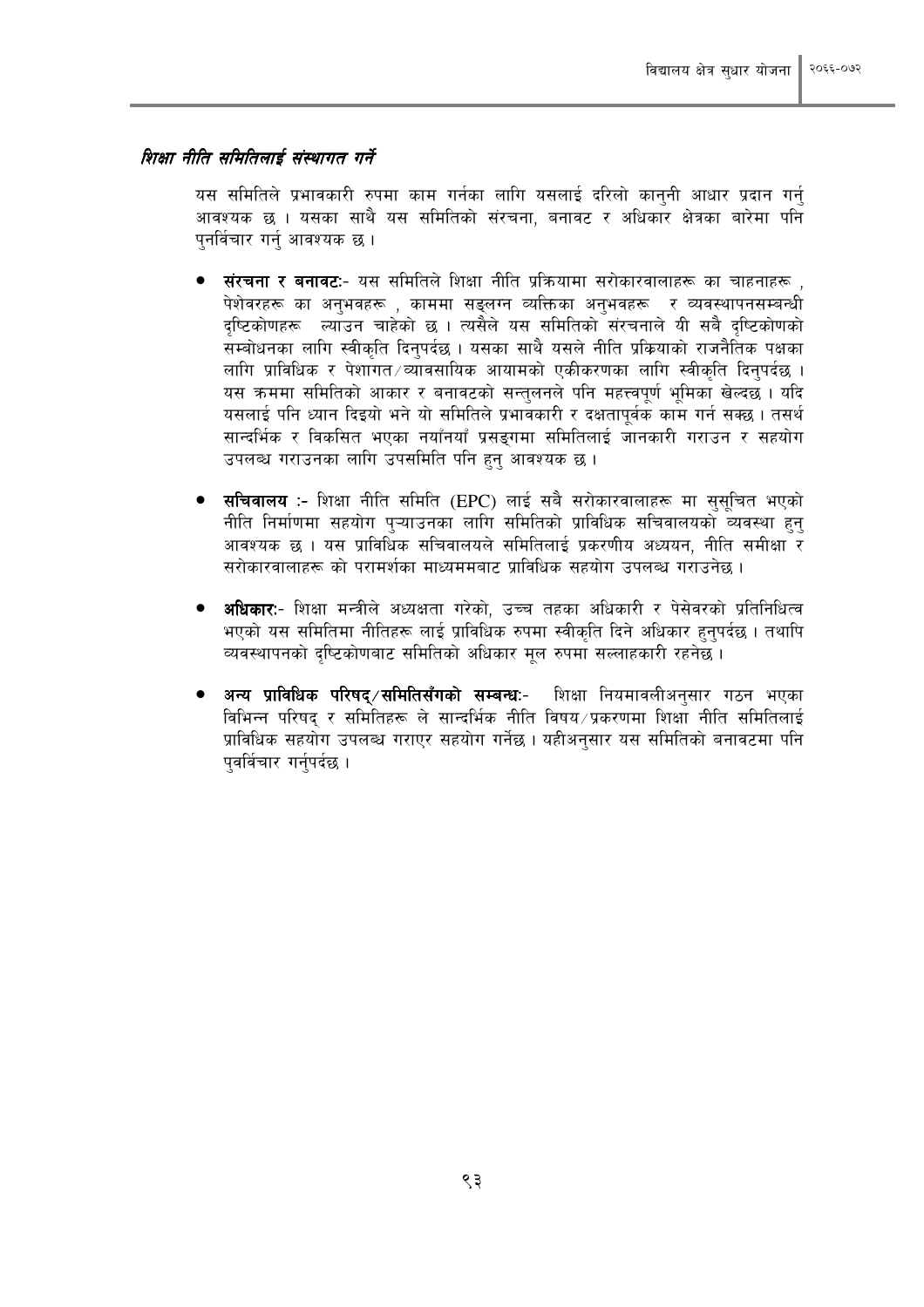### *शिक्षा नीति समितिलाई संस्थागत गर्ने*

यस समितिले प्रभावकारी रुपमा काम गर्नका लागि यसलाई दरिलो कानुनी आधार प्रदान गर्नु आवश्यक छ । यसका साथै यस समितिको संरचना, बनावट र अधिकार क्षेत्रका बारेमा पनि पुनर्विचार गर्नु आवश्यक छ ।

- **संरचना र बनावट**:- यस समितिले शिक्षा नीति प्रक्रियामा सरोकारवालाहरू का चाहनाहरू , पेशेवरहरू का अनुभवहरू , काममा सङ्लग्न व्यक्तिका अनुभवहरू र व्यवस्थापनसम्बन्धी दृष्टिकोणहरू ल्याउन चाहेको छ । त्यसैले यस समितिको संरचनाले यी सबै दृष्टिकोणको सम्बोधनका लागि स्वीकृति दिनुपर्दछ । यसका साथै यसले नीति प्रक्रियाको राजनैतिक पक्षका लागि प्राविधिक र पेशागत/व्यावसायिक आयामको एकीकरणका लागि स्वीकृति दिनुपर्दछ । यस क्रममा समितिको आकार र बनावटको सन्तुलनले पनि महत्त्वपूर्ण भूमिका खेल्दछ । यदि यसलाई पनि ध्यान दिइयो भने यो समितिले प्रभावकारी र दक्षतापूर्वक काम गर्न सक्छ । तसर्थ सान्दर्भिक र विकसित भएका नयाँनयाँ प्रसङ्गमा समितिलाई जानकारी गराउन र सहयोग उपलब्ध गराउनका लागि उपसमिति पनि हुनु आवश्यक छ ।

- **सचिवालय** :- शिक्षा नीति समिति (EPC) लाई सबै सरोकारवालाहरू मा सुसूचित भएको नीति निर्माणमा सहयोग पुऱ्याउनका लागि समितिको प्राविधिक सचिवालयको व्यवस्था हुनु आवश्यक छ । यस प्राविधिक सचिवालयले समितिलाई प्रकरणीय अध्ययन, नीति समीक्षा र सरोकारवालाहरू को परामर्शका माध्यममबाट प्राविधिक सहयोग उपलब्ध गराउनेछ ।

- **अधिकार**:- शिक्षा मन्त्रीले अध्यक्षता गरेको, उच्च तहका अधिकारी र पेसेवरको प्रतिनिधित्व भएको यस समितिमा नीतिहरू लाई प्राविधिक रुपमा स्वीकृति दिने अधिकार हुनुपर्दछ । तथापि व्यवस्थापनको दृष्टिकोणबाट समितिको अधिकार मूल रुपमा सल्लाहकारी रहनेछ ।

- **अन्य प्राविधिक परिषद्/समितिसँगको सम्बन्ध**:- शिक्षा नियमावलीअनुसार गठन भएका विभिन्न परिषद् र समितिहरू ले सान्दर्भिक नीति विषय/प्रकरणमा शिक्षा नीति समितिलाई प्राविधिक सहयोग उपलब्ध गराएर सहयोग गर्नेछ । यहीअनुसार यस समितिको बनावटमा पनि पुवर्विचार गर्नुपर्दछ ।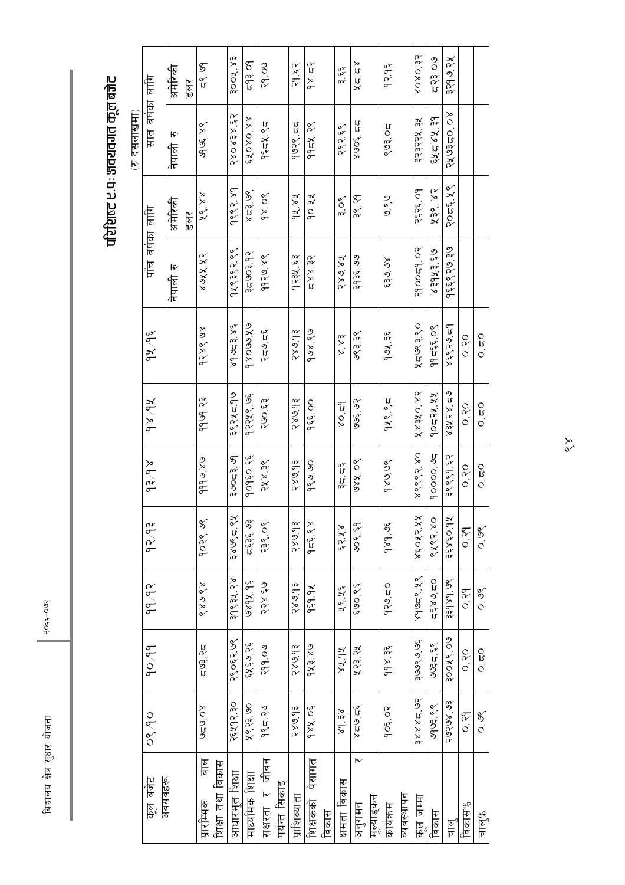# परिशिष्ट ८.१: अवयवगत कूल बजेट

(रु दशलाखमा)

| कूल बजेट अवयवहरू | ०९/१० | १०/११ | ११/१२ | १२/१३ | १३/१४ | १४/१५ | १५/१६ | पाँच वर्षका लागि | | सात वर्षका लागि | |
|---|---|---|---|---|---|---|---|---|---|---|---|
| | | | | | | | | नेपाली रु | अमेरिकी डलर | नेपाली रु | अमेरिकी डलर |
| प्रारम्भिक बाल शिक्षा तथा विकास | ७८७.०४ | ८७३.२८ | ९४७.९४ | १०२९.७६ | १११७.४७ | ११७१.२३ | १२४१.७४ | ४७५५.५२ | ५९.४४ | ७१७६.४९ | ८९.७१ |
| आधारभूत शिक्षा | २६५१२.३० | २९०८२.७६ | ३१९३५.२४ | ३४७६८.९५ | ३७०८३.७१ | ३९२५८.१७ | ४१७८३.८६ | १५१३९२.९९ | १८९२.४१ | २४०४३४.६२ | ३००५.४३ |
| माध्यमिक शिक्षा | ५९२३.७० | ६५६७.२६ | ७४१५.१६ | ८६३६.७३ | १०१६०.२६ | १२२५९.७६ | १४०७७.५७ | ३८७०३.१२ | ४८३.७९ | ६५०४०.४४ | ८१३.०१ |
| सक्षरता र जीवन पर्यन्त सिकाइ | १९८.२७ | २११.०७ | २२४.६७ | २३९.०९ | २५४.३९ | २७०.६३ | २८७.८६ | ११२७.४९ | १४.०९ | १६८५.९८ | २१.०७ |
| प्रशिघ्यात्ता | २४७.१३ | २४७.१३ | २४७.१३ | २४७.१३ | २४७.१३ | २४७.१३ | २४७.१३ | १२३५.६३ | १५.४५ | १७२९.८८ | २१.६२ |
| शिक्षकको पेसागत विकास | १४५.०६ | १५३.४७ | १६१.१५ | १६६.१४ | १६७.७० | १६६.०० | १७४.९७ | ८४४.३२ | १०.५५ | ११८५.२९ | १४.८२ |
| क्षमता विकास | ४१.३४ | ४५.१५ | ४९.५६ | ६२.५४ | ३८.८६ | ४०.८१ | ४.४३ | २४७.४५ | ३.०९ | २९२.६९ | ३.६६ |
| अनुगमन र मूल्याङ्कन | ४८७.८६ | ५२३.२५ | ६७०.९६ | ७०९.६१ | ७४५.०९ | ७७६.७२ | ७९३.३९ | ३१३६.७७ | ३९.२१ | ४७०६.८८ | ५८.८४ |
| कार्यक्रम व्यवस्थापन | १०६.०२ | ११४.३६ | १२७.८० | १४१.७६ | १४७.७९ | १५२.९८ | १७५.३६ | ६३७.७४ | ७.९७ | ९७३.०८ | १२.१६ |
| कूल जम्मा | ३४४४८.७२ | ३७७९७.७६ | ४१७८९.५९ | ४६०५२.५५ | ४९९९२.४० | ५४३५०.४२ | ५८७७३.९० | २१००८१.०२ | २६२६.०१ | ३२३२२५.३५ | ४०४०.३२ |
| विकास | ७१७३.९९ | ७७३८.६९ | ८६४७.८० | ९५९२.४० | १००००.७८ | १०८२५.५५ | ११८६६.०९ | ४३१५३.६७ | ५३९.४२ | ६५८४५.३१ | ८२३.०७ |
| चालु | २७२७४.७३ | ३००५९.०७ | ३३१४१.७९ | ३६४६०.१५ | ३९९९१.६२ | ४३५२४.८७ | ४६९२७.८१ | १६६९२७.३७ | २०८६.५९ | २५७३८०.०४ | ३२१७.२५ |
| विकास% | ०.२१ | ०.२० | ०.२१ | ०.२१ | ०.२० | ०.२० | ०.२० | | | | |
| चालु% | ०.७९ | ०.८० | ०.७९ | ०.७९ | ०.८० | ०.८० | ०.८० | | | | |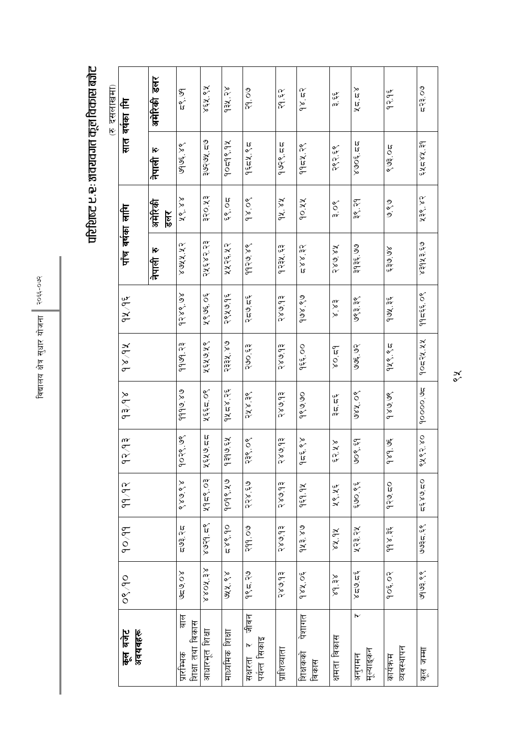# परिशिष्ट ९.२: अवयवगत कूल विकास बजेट

(रु दसलाखमा)

| कूल बजेट अवयवहरू | ०९/१० | १०/११ | ११/१२ | १२/१३ | १३/१४ | १४/१५ | १५/१६ | पाँच वर्षका लागि | | सात वर्षका लागि | |
|---|---|---|---|---|---|---|---|---|---|---|---|
| | | | | | | | | नेपाली रु | अमेरिकी डलर | नेपाली रु | अमेरिकी डलर |
| प्रारम्भिक बाल शिक्षा तथा विकास | ७८७.०४ | ८७३.२८ | ९४७.९४ | १०२९.७९ | १११७.४७ | ११७१.२३ | १२४१.७४ | ४७५५.५२ | ५९.४४ | ७१७६.४९ | ८९.७१ |
| आधारभूत शिक्षा | ४४०५.३४ | ४७२१.६९ | ५१८९.०३ | ५५५७.८८ | ५६६८.०९ | ५६५७.५९ | ५९७६.०६ | २५५४२.२३ | ३२०.५३ | ३७२७५.८७ | ४६५.९५ |
| माध्यमिक शिक्षा | ७५५.९४ | ८४९.१० | १०१२.५७ | १३१७.६५ | १५८४.२६ | २३३५.४७ | २९५७.१६ | ५५२६.५२ | ६९.०८ | १०८१९.१५ | १३५.२४ |
| साक्षरता र जीवन पर्यन्त सिकाइ | १९८.२७ | २११.०७ | २२४.६७ | २३१.०९ | २५४.३९ | २७०.६३ | २८७.८६ | ११२७.४९ | १४.०९ | १६८५.९८ | २१.०७ |
| प्राविध्यता | २४७.१३ | २४७.१३ | २४७.१३ | २४७.१३ | २४७.१३ | २४७.१३ | २४७.१३ | १२३५.६३ | १५.४५ | १७२९.८८ | २१.६२ |
| शिक्षकको पेशागत विकास | १४५.०६ | १५३.४७ | १६१.१५ | १८६.९४ | १९७.७० | १६६.०० | १७४.९७ | ८४४.३२ | १०.५५ | ११८५.२९ | १४.८२ |
| क्षमता विकास | ४१.३४ | ४५.१५ | ५१.५६ | ६२.५४ | ३८.८६ | ४०.८१ | ४.४३ | २४७.४५ | ३.०९ | २९२.६९ | ३.६६ |
| अनुगमन र मूल्याङ्कन | ४८७.८६ | ५२३.२५ | ६७०.९६ | ७०९.६१ | ७४५.०९ | ७७६.७२ | ७९३.३९ | ३१३६.७७ | ३९.२१ | ४७०६.८८ | ५८.८४ |
| कार्यक्रम व्यवस्थापन | १०६.०२ | ११४.३६ | १२७.८० | १४१.७६ | १४७.७६ | १५२.९८ | १७५.३६ | ६३७.७४ | ७.९७ | ९७३.०८ | १२.१६ |
| कूल जम्मा | ७१७३.९१ | ७७३८.६९ | ८६४७.८० | ९५९२.४० | १००००.७८ | १०८२५.५५ | ११८६६.०९ | ४३१५३.६७ | ५३९.४२ | ६५८४५.३१ | ८२३.०७ |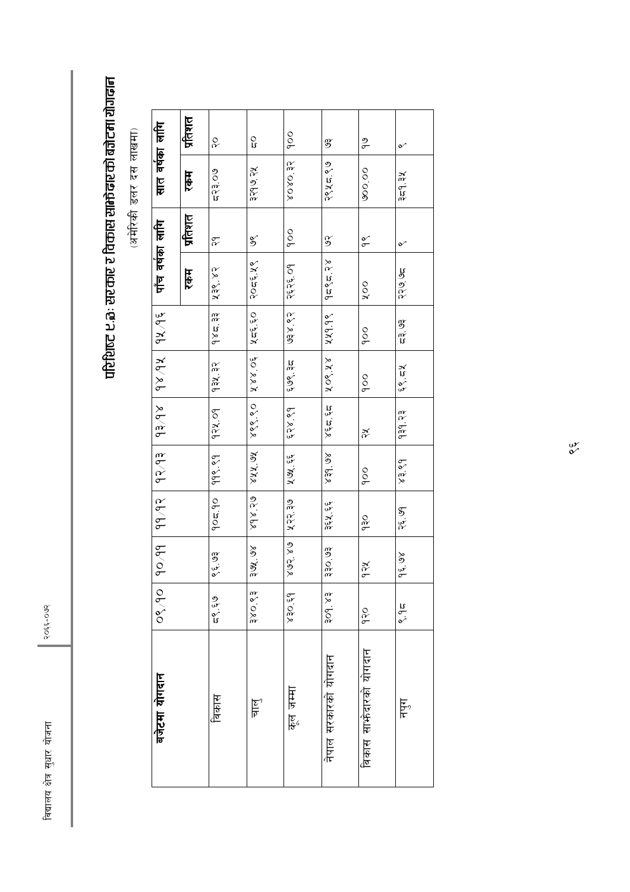# परिशिष्ट ८.३: सरकार र विकास साझेदारको बजेटमा योगदान

(अमेरिकी डलर दस लाखमा)

| बजेटमा योगदान | ०९/१० | १०/११ | ११/१२ | १२/१३ | १३/१४ | १४/१५ | १५/१६ | पाँच वर्षका लागि | | सात वर्षका लागि | |
|---|---|---|---|---|---|---|---|---|---|---|---|
| | | | | | | | | रकम | प्रतिशत | रकम | प्रतिशत |
| विकास | ८९.६७ | ९६.७३ | १०८.१० | ११९.९१ | १२५.०१ | १३५.३२ | १४८.३३ | ५३९.४२ | २१ | ८२३.०७ | २० |
| चालु | ३४०.९३ | ३७५.७४ | ४१४.२७ | ४५५.७५ | ४९९.९० | ५४४.०६ | ५८६.६० | २०८६.५९ | ७९ | ३२१७.२५ | ८० |
| कूल जम्मा | ४३०.६१ | ४७२.४७ | ५२२.३७ | ५७५.६६ | ६२४.९१ | ६७९.३८ | ७३४.९२ | २६२६.०१ | १०० | ४०४०.३२ | १०० |
| नेपाल सरकारको योगदान | ३०१.४३ | ३३०.७३ | ३६५.६६ | ४३१.७४ | ४६८.६८ | ५०९.५४ | ५५१.१९ | १८९८.२४ | ७२ | २९५८.९७ | ७३ |
| विकास साझेदारको योगदान | १२० | १२५ | १३० | १०० | २५ | १०० | १०० | ५०० | १९ | ७००.०० | १७ |
| नपुग | ९.१८ | १६.७४ | २६.७१ | ४३.९१ | १३१.२३ | ६९.८५ | ८३.७३ | २२७.७८ | ९ | ३८१.३५ | ९ |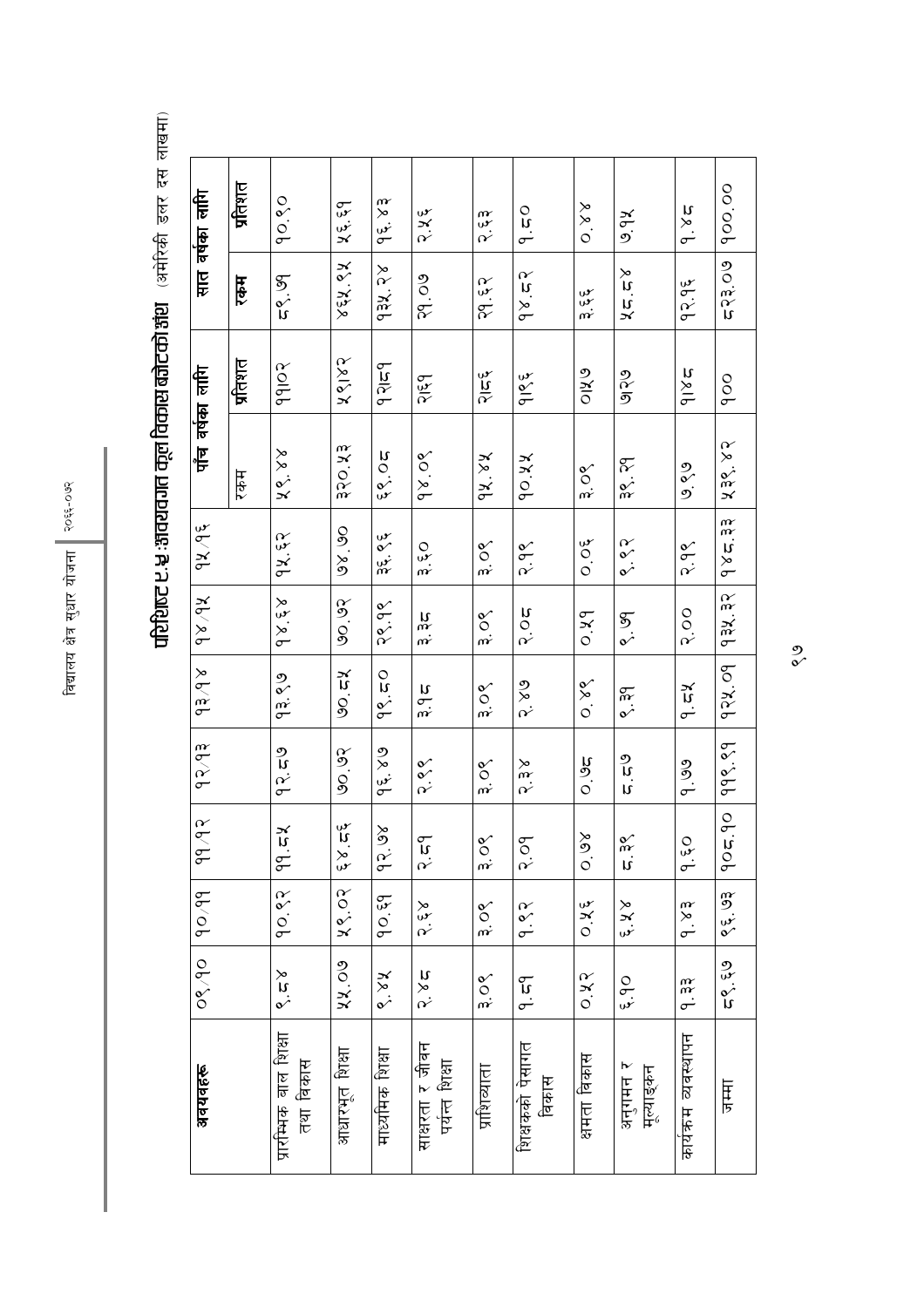# परिशिष्ट ८.५: अवयवगत कूल विकास बजेटको ढाँचा (अमेरिकी डलर दस लाखमा)

| अवयवहरू | ०९/१० | १०/११ | ११/१२ | १२/१३ | १३/१४ | १४/१५ | १५/१६ | पाँच वर्षका लागि | | सात वर्षका लागि | |
|---|---|---|---|---|---|---|---|---|---|---|---|
| | | | | | | | | रकम | प्रतिशत | रकम | प्रतिशत |
| प्रारम्भिक बाल शिक्षा तथा विकास | ९.८४ | १०.९२ | ११.८५ | १२.८७ | १३.९७ | १४.६४ | १५.६२ | ५९.४४ | ११।०२ | ८९.७१ | १०.९० |
| आधारभूत शिक्षा | ५५.०७ | ५९.०२ | ६४.८६ | ७०.७२ | ७०.८५ | ७०.७२ | ७४.७० | ३२०.५३ | ५९।४२ | ४६५.९५ | ५६.६१ |
| माध्यमिक शिक्षा | ९.४५ | १०.६१ | १२.७४ | १६.४७ | १९.८० | २९.१९ | ३६.९६ | ६९.०८ | १२।८१ | १३५.२४ | १६.४३ |
| साक्षरता र जीवन पर्यन्त शिक्षा | २.४८ | २.६४ | २.८१ | २.९९ | ३.१८ | ३.३८ | ३.६० | १४.०९ | २।६१ | २१.०७ | २.५६ |
| प्राविधिकता | ३.०९ | ३.०९ | ३.०९ | ३.०९ | ३.०९ | ३.०९ | ३.०९ | १५.४५ | २।८६ | २१.६२ | २.६३ |
| शिक्षकको पेसागत विकास | १.८१ | १.९२ | २.०१ | २.३४ | २.४७ | २.०८ | २.१९ | १०.५५ | १।९६ | १४.८२ | १.८० |
| क्षमता विकास | ०.५२ | ०.५६ | ०.७४ | ०.७८ | ०.४९ | ०.५१ | ०.०६ | ३.०९ | ०।५७ | ३.६६ | ०.४४ |
| अनुगमन र मूल्याङ्कन | ६.१० | ६.५४ | ८.३९ | ८.८७ | ९.३१ | ९.७१ | ९.९२ | ३९.२१ | ७।२७ | ५८.८४ | ७.१५ |
| कार्यक्रम व्यवस्थापन | १.३३ | १.४३ | १.६० | १.७७ | १.८५ | २.०० | २.१९ | ७.९७ | १।४८ | १२.१६ | १.४८ |
| जम्मा | ८९.६१ | ९६.७३ | १०८.१० | ११९.९१ | १२५.०१ | १३५.३२ | १४८.३३ | ५३९.४२ | १०० | ८२३.०७ | १००.०० |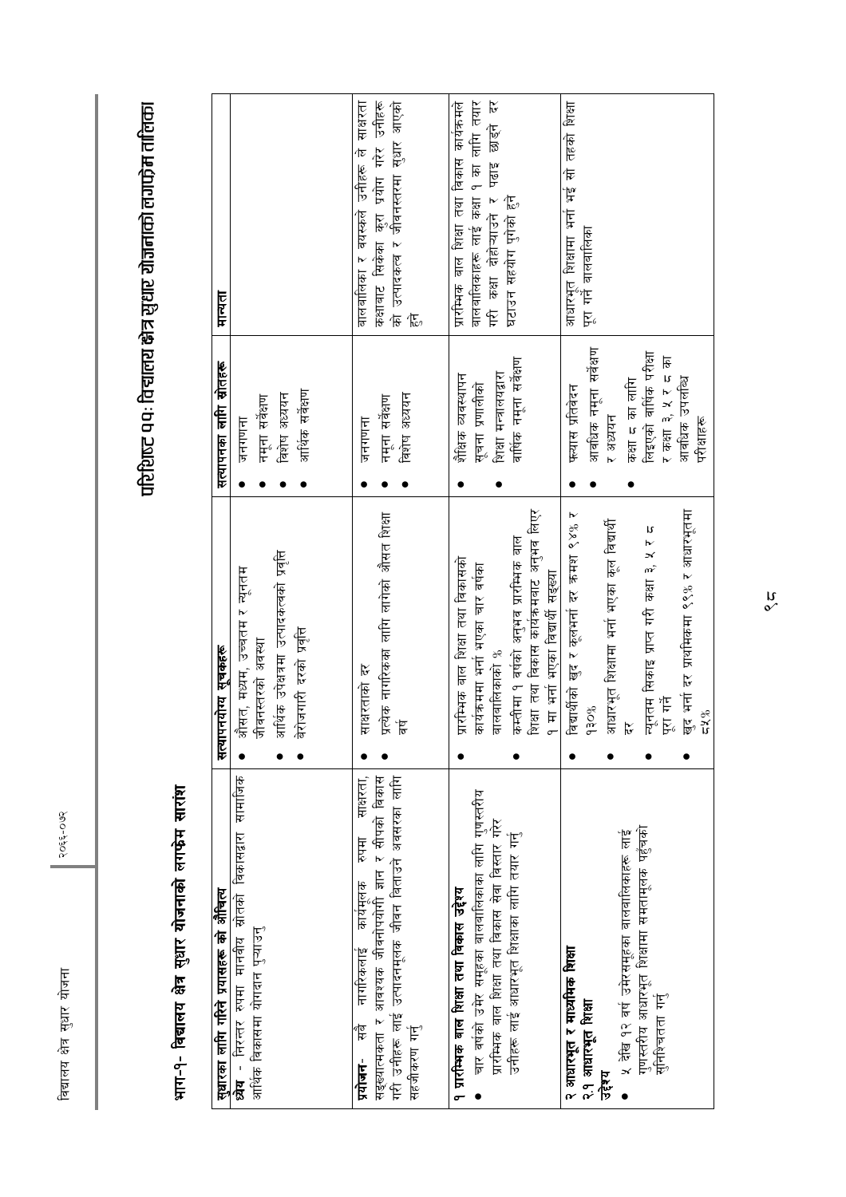# परिशिष्ट ५५: विद्यालय क्षेत्र सुधार योजनाको लगफ्रेम तालिका

## भाग-१- विद्यालय क्षेत्र सुधार योजनाको लगफ्रेम सारांश

| सुधारका लागि गरिने प्रयासहरू को औचित्य | सत्यापनयोग्य सूचकहरू | सत्यापनका लागि स्रोतहरू | मान्यता |
|---|---|---|---|
| **ध्येय** - निरन्तर रूपमा मानवीय स्रोतको विकासद्वारा सामाजिक आर्थिक विकासमा योगदान पुऱ्याउनु | • औसत, मध्यम, उच्चतम र न्यूनतम जीवनस्तरको अवस्था<br>• आर्थिक उपक्षेत्रमा उत्पादकत्वको प्रवृत्ति<br>• बेरोजगारी दरको प्रवृत्ति | • जनगणना<br>• नमूना सर्वेक्षण<br>• विशेष अध्ययन<br>• आर्थिक सर्वेक्षण | |
| **प्रयोजन**- सबै नागरिकलाई कार्यमूलक रूपमा साक्षरता, सङ्ख्यात्मकता र आवश्यक जीवनोपयोगी ज्ञान र सीपको विकास गरी उनीहरू लाई उत्पादनमूलक जीवन बिताउने अवसरका लागि सहजीकरण गर्नु | • साक्षरताको दर<br>• प्रत्येक नागरिकका लागि लाग्ने औसत शिक्षा वर्ष | • जनगणना<br>• नमूना सर्वेक्षण<br>• विशेष अध्ययन | बालबालिका र वयस्कले उनीहरू ले साक्षरता कक्षाबाट सिकेका कुरा प्रयोग गरेर उनीहरू को उत्पादकत्व र जीवनस्तरमा सुधार आएको हुने |
| **१ प्रारम्भिक बाल शिक्षा तथा विकास उद्देश्य**<br>• चार वर्षको उमेर समूहका बालबालिकाका लागि गुणस्तरीय प्रारम्भिक बाल शिक्षा तथा विकास सेवा विस्तार गरेर उनीहरू लाई आधारभूत शिक्षाका लागि तयार गर्नु | • प्रारम्भिक बाल शिक्षा तथा विकासको कार्यक्रममा भर्ना भएका चार वर्षका बालबालिकाको %<br>• कम्तीमा १ वर्षको अनुभव प्रारम्भिक बाल शिक्षा तथा विकास कार्यक्रमबाट अनुभव लिएर १ मा भर्ना भएका विद्यार्थी सङ्ख्या | • शैक्षिक व्यवस्थापन सूचना प्रणालीको<br>• शिक्षा मन्त्रालयद्वारा वार्षिक नमूना सर्वेक्षण | प्रारम्भिक बाल शिक्षा तथा विकास कार्यक्रमले बालबालिकाहरू लाई कक्षा १ का लागि तयार गरी कक्षा दोहोऱ्याउने र पढाइ छाड्ने दर घटाउन सहयोग पुगेको हुने |
| **२ आधारभूत र माध्यमिक शिक्षा**<br>**२.१ आधारभूत शिक्षा**<br>**उद्देश्य**<br>• ५ देखि १२ वर्ष उमेरसमूहका बालबालिकाहरू लाई गुणस्तरीय आधारभूत शिक्षामा समतामूलक पहुँचको सुनिश्चितता गर्नु | • विद्यार्थीको खुद र कुलभर्ना दर क्रमश १४% र १३०%<br>• आधारभूत शिक्षामा भर्ना भएका कुल विद्यार्थी दर<br>• न्यूनतम सिकाइ प्राप्त गरी कक्षा ३, ५ र ८ पूरा गर्ने<br>• खुद भर्ना दर प्राथमिकमा ९१% र आधारभूतमा ८५% | • फ्ल्यास प्रतिवेदन<br>• आवधिक नमूना सर्वेक्षण र अध्ययन<br>• कक्षा ८ का लागि लिइएको वार्षिक परीक्षा र कक्षा ३, ५ र ८ का आवधिक उपलब्धि परीक्षाहरू | आधारभूत शिक्षामा भर्ना भई सो तहको शिक्षा पूरा गर्ने बालबालिका |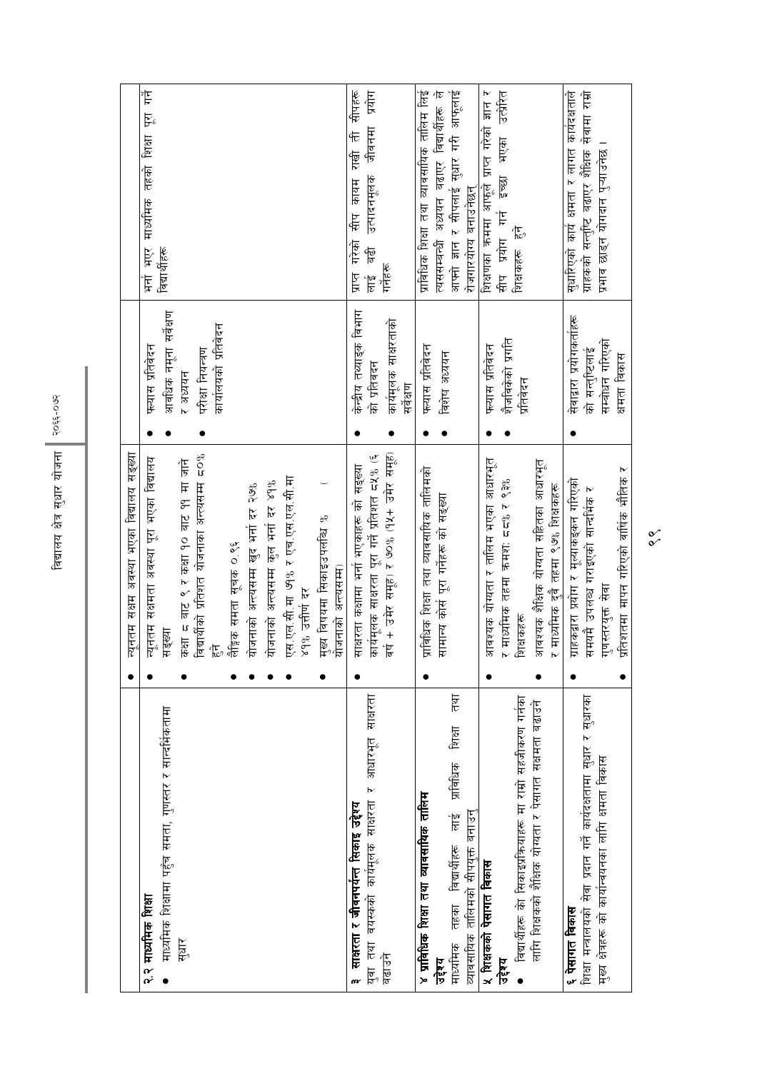| | | | |
|---|---|---|---|
| **२.२ माध्यमिक शिक्षा**<br>• माध्यमिक शिक्षामा पहुँच समता, गुणस्तर र सान्दर्भिकतामा सुधार | • न्यूनतम सक्षम अवस्था भएका विद्यालय सङ्ख्या<br>• न्यूनतम सक्षमता अवस्था पूरा भएका विद्यालय सङ्ख्या<br>• कक्षा ८ बाट ९ र कक्षा १० बाट ११ मा जाने विद्यार्थीको प्रतिशत योजनाको अन्त्यसम्म ८०% हुने<br>• लैङ्गिक समता सूचक ०.९९<br>• योजनाको अन्त्यसम्म खुद भर्ना दर २७%<br>• योजनाको अन्त्यसम्म कुल भर्ना दर ४१%<br>• एस.एल.सी.मा ७१% र एच.एस.एस.सी.मा ४१% उत्तीर्ण दर<br>• मुख्य विषयमा सिकाइउपलब्धि % ( योजनाको अन्त्यसम्म) | • फ्ल्यास प्रतिवेदन<br>• आवधिक नमूना सर्वेक्षण र अध्ययन<br>• परीक्षा नियन्त्रण कार्यालयको प्रतिवेदन | भर्ना भएर माध्यमिक तहको शिक्षा पूरा गर्ने विद्यार्थीहरू |
| **३ साक्षरता र जीवनपर्यन्त सिकाइ उद्देश्य**<br>युवा तथा वयस्कको कार्यमूलक साक्षरता र आधारभूत साक्षरता बढाउने | • साक्षरता कक्षामा भर्ना भएकाहरू को सङ्ख्या<br>कार्यमूलक साक्षरता पूरा गर्ने प्रतिशत ८५% (६ वर्ष + उमेर समूह) र ७०% (१५+ उमेर समूह) | • केन्द्रीय तथ्याङ्क विभाग को प्रतिवेदन<br>• कार्यमूलक साक्षरताको सर्वेक्षण | प्राप्त गरेको सीप कायम राखी ती सीपहरू लाई बढी उत्पादनमूलक जीवनमा प्रयोग गर्नेहरू |
| **४ प्राविधिक शिक्षा तथा व्यावसायिक तालिम**<br>**उद्देश्य**<br>माध्यमिक तहका विद्यार्थीहरू लाई प्राविधिक शिक्षा तथा व्यावसायिक तालिमको सीपयुक्त बनाउनु | • प्राविधिक शिक्षा तथा व्यावसायिक तालिमको सामान्य कोर्स पूरा गर्नेहरू को सङ्ख्या | • फ्ल्यास प्रतिवेदन<br>• विशेष अध्ययन | प्राविधिक शिक्षा तथा व्यावसायिक तालिम लिई त्यससम्बन्धी अध्ययन बढाए विद्यार्थीहरू ले आफ्नो ज्ञान र सीपलाई सुधार गरी आफूलाई रोजगारयोग्य बनाउनेछन् |
| **५ शिक्षकको पेसागत विकास**<br>**उद्देश्य**<br>• विद्यार्थीहरू को सिकाइप्रक्रियाहरू मा राम्रो सहजीकरण गर्नका लागि शिक्षकको शैक्षिक योग्यता र पेसागत सक्षमता बढाउने | • आवश्यक योग्यता र तालिम भएका आधारभूत र माध्यमिक तहमा क्रमश: ८८% र ९३% शिक्षकहरू<br>• आवश्यक शैक्षिक योग्यता सहितका आधारभूत र माध्यमिक दुवै तहमा ९७% शिक्षकहरू | • फ्ल्यास प्रतिवेदन<br>• शैक्षिकको प्रगति प्रतिवेदन | शिक्षणका क्रममा आफूले प्राप्त गरेको ज्ञान र सीप प्रयोग गर्न इच्छा भएका उत्प्रेरित शिक्षकहरू हुने |
| **६ पेसागत विकास**<br>शिक्षा मन्त्रालयको सेवा प्रदान गर्ने कार्यदक्षतामा सुधार र सुधारका मुख्य क्षेत्रहरू को कार्यान्वयनका लागि क्षमता विकास | • ग्राहकद्वारा प्रयोग र मूल्याङ्कन गरिएको समयमै उपलब्ध गराइएको सान्दर्भिक र गुणस्तरयुक्त सेवा<br>• प्रतिशतमा मापन गरिएको वार्षिक भौतिक र | • सेवाद्वारा प्रयोगकर्ताहरू को सन्तुष्टिलाई सम्बोधन गरिएको क्षमता विकास | सुधारिएको कार्य क्षमता र लागत कार्यदक्षताले ग्राहकको सन्तुष्टि बढाएर शैक्षिक सेवामा राम्रो प्रभाव छाड्न योगदान पुऱ्याउनेछ । |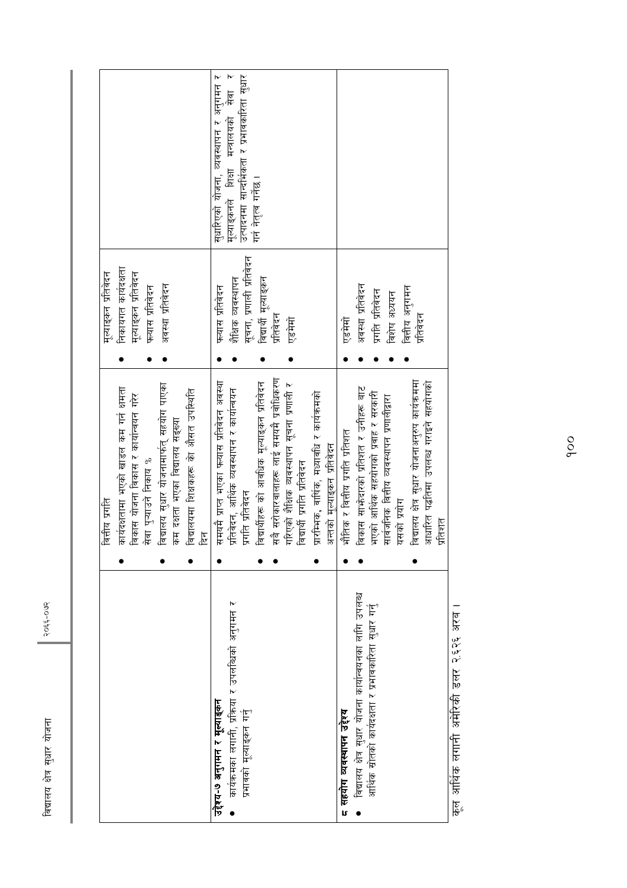| | | | |
|---|---|---|---|
| | • वित्तीय प्रगति<br>• कार्यदक्षतामा भएको बाडल कम गर्न क्षमता विकास योजना विकास र कार्यान्वयन गरेर सेवा पुऱ्याउने निकाय %<br>• विद्यालय सुधार योजनामार्फत् सहयोग पाएका कम दक्षता भएका विद्यालय सङ्ख्या<br>• विद्यालयमा शिक्षकहरू को औसत उपस्थित दिन | • मूल्याङ्कन प्रतिवेदन<br>• निकायगत कार्यदक्षता मूल्याङ्कन प्रतिवेदन<br>• फ्ल्यास प्रतिवेदन<br>• अवस्था प्रतिवेदन | |
| **उद्देश्य-७ अनुगमन र मूल्याङ्कन**<br>• कार्यक्रमका लगानी, प्रक्रिया र उपलब्धिको अनुगमन र प्रभावको मूल्याङ्कन गर्नु | • समयमै प्राप्त भएका फ्ल्यास प्रतिवेदन अवस्था प्रतिवेदन, आर्थिक व्यवस्थापन र कार्यान्वयन प्रगति प्रतिवेदन<br>• विद्यार्थीहरू को आवधिक मूल्याङ्कन प्रतिवेदन<br>• सबै सरोकारवालाहरू लाई समयमै प्रवेधिकरण गरिएको शैक्षिक व्यवस्थापन सूचना प्रणाली र विद्यार्थी प्रगति प्रतिवेदन<br>• प्रारम्भिक, वार्षिक, मध्यावधि र कार्यक्रमको अन्तको मूल्याङ्कन प्रतिवेदन | • फ्ल्यास प्रतिवेदन<br>• शैक्षिक व्यवस्थापन सूचना, प्रणाली प्रतिवेदन<br>• विद्यार्थी मूल्याङ्कन प्रतिवेदन<br>• एडमेमो | सुधारिएको योजना, व्यवस्थापन र अनुगमन र मूल्याङ्कनले शिक्षा मन्त्रालयको सेवा र उत्पादनमा सान्दर्भिकता र प्रभावकारिता सुधार गर्न नेतृत्व गर्नेछ । |
| **८ सहयोग व्यवस्थापन उद्देश्य**<br>• विद्यालय क्षेत्र सुधार योजना कार्यान्वयनका लागि उपलब्ध आर्थिक स्रोतको कार्यदक्षता र प्रभावकारिता सुधार गर्नु | • भौतिक र वित्तीय प्रगति प्रतिशत<br>• विकास साभेदारको प्रतिशत र उनीहरू बाट भएको आर्थिक सहयोगको प्रवाह र सरकारी सार्वजनिक वित्तीय व्यवस्थापन प्रणालीद्वारा यसको प्रयोग<br>• विद्यालय क्षेत्र सुधार योजनाअनुरुप कार्यक्रममा आधारित पद्धतिमा उपलब्ध गराइने सहयोगको प्रतिशत | • एडमेमो<br>• अवस्था प्रतिवेदन<br>• प्रगति प्रतिवेदन<br>• विशेष अध्ययन<br>• वित्तीय अनुगमन प्रतिवेदन | |

कूल आर्थिक लगानी अमेरिकी डलर २.६२६ अरब ।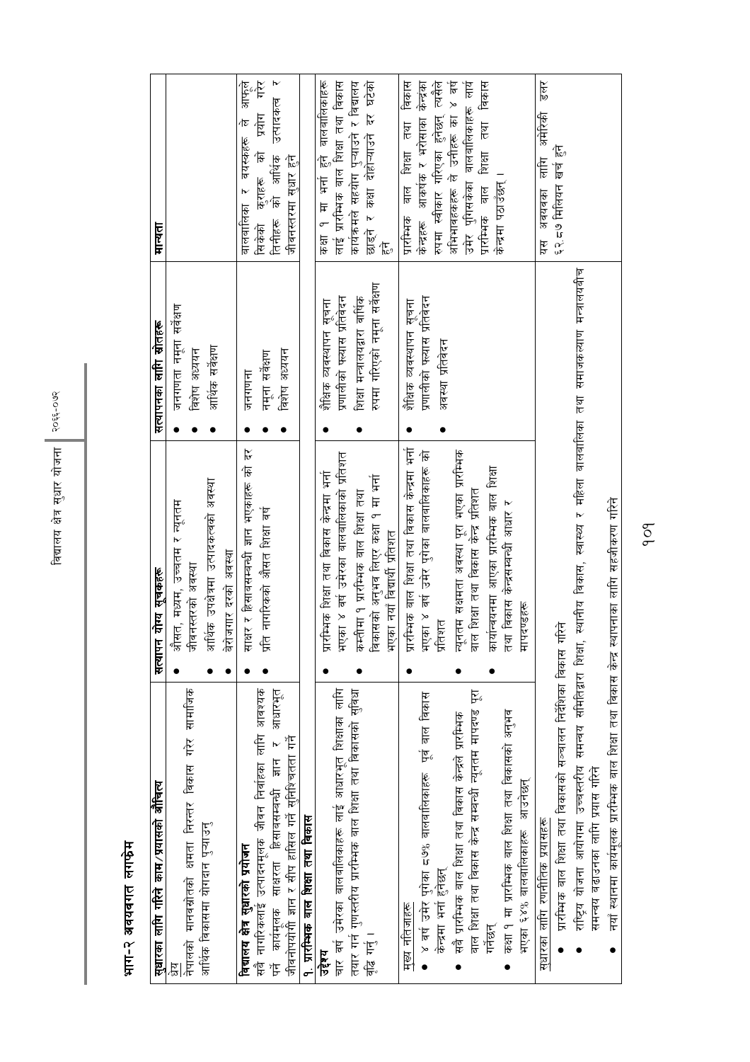## भाग–२ अवयबगत लगफ्रेम

| सुधारका लागि गरिने काम/प्रयासको औचित्य | सत्यापन योग्य सूचकहरू | सत्यापनका लागि स्रोतहरू | मान्यता |
|---|---|---|---|
| **ध्येय**<br>नेपालको मानवस्रोतको क्षमता निरन्तर विकास गरेर सामाजिक आर्थिक विकासमा योगदान पुऱ्याउनु | • औसत, मध्यम, उच्चतम र न्यूनतम जीवनस्तरको अवस्था<br>• आर्थिक उपक्षेत्रमा उत्पादकत्वको अवस्था<br>• बेरोजगार दरको अवस्था | • जनगणना नमूना सर्वेक्षण<br>• विशेष अध्ययन<br>• आर्थिक सर्वेक्षण | |
| **विद्यालय क्षेत्र सुधारको प्रयोजन**<br>सबै नागरिकलाई उत्पादनमूलक जीवन निर्वाहका लागि आवश्यक पर्ने कार्यमूलक साक्षरता हिसाबसम्बन्धी ज्ञान र आधारभूत जीवनोपयोगी ज्ञान र सीप हासिल गर्ने सुनिश्चितता गर्ने | • साक्षर र हिसाबसम्बन्धी ज्ञान भएकाहरू को दर<br>• प्रति नागरिकको औसत शिक्षा वर्ष | • जनगणना<br>• नमूना सर्वेक्षण<br>• विशेष अध्ययन | बालबालिका र वयस्कहरू ले आफूले सिकेको कुराहरू को प्रयोग गरेर तिनीहरू को आर्थिक उत्पादकत्व र जीवनस्तरमा सुधार हुने |
| **१. प्रारम्भिक बाल शिक्षा तथा विकास** | | | |
| **उद्देश्य**<br>चार वर्ष उमेरका बालबालिकाहरू लाई आधारभूत शिक्षाका लागि तयार गर्न गुणस्तरीय प्रारम्भिक बाल शिक्षा तथा विकासको सुविधा वृद्धि गर्नु । | • प्रारम्भिक शिक्षा तथा विकास केन्द्रमा भर्ना भएका ४ वर्ष उमेरका बालबालिकाको प्रतिशत<br>• कम्तीमा १ प्रारम्भिक बाल शिक्षा तथा विकासको अनुभव लिएर कक्षा १ मा भर्ना भएका नयाँ विद्यार्थी प्रतिशत | • शैक्षिक व्यवस्थापन सूचना प्रणालीको फ्ल्यास प्रतिवेदन<br>• शिक्षा मन्त्रालयद्वारा वार्षिक रुपमा गरिएको नमूना सर्वेक्षण | कक्षा १ मा भर्ना हुने बालबालिकाहरू लाई प्रारम्भिक बाल शिक्षा तथा विकास कार्यक्रमले सहयोग पुऱ्याउने र विद्यालय छाड्ने र कक्षा दोहोऱ्याउने दर घट्नेछ हुने |
| **मुख्य नतिजाहरू**<br>• ४ वर्ष उमेर पुगेका ८७% बालबालिकाहरू पूर्व बाल विकास केन्द्रमा भर्ना हुनेछन्<br>• सबै प्रारम्भिक बाल शिक्षा तथा विकास केन्द्रले प्रारम्भिक बाल शिक्षा तथा विकास केन्द्र सम्बन्धी न्यूनतम मापदण्ड पूरा गर्नेछन्<br>• कक्षा १ मा प्रारम्भिक बाल शिक्षा तथा विकासको अनुभव भएका ६४% बालबालिकाहरू आउनेछन् | • प्रारम्भिक बाल शिक्षा तथा विकास केन्द्रमा भर्ना भएका ४ वर्ष उमेर पुगेका बालबालिकाहरू को प्रतिशत<br>• न्यूनतम सक्षमता अवस्था पूरा भएका प्रारम्भिक बाल शिक्षा तथा विकास केन्द्र प्रतिशत<br>• कार्यान्वयनमा आएका प्रारम्भिक बाल शिक्षा तथा विकास केन्द्रसम्बन्धी आधार र मापदण्डहरू | • शैक्षिक व्यवस्थापन सूचना प्रणालीको फ्ल्यास प्रतिवेदन<br>• अवस्था प्रतिवेदन | प्रारम्भिक बाल शिक्षा तथा विकास केन्द्रहरू आकर्षक र भरोसाका केन्द्रका रुपमा स्वीकार गरिएका हुनेछन् त्यसैले अभिभावकहरू ले उनीहरू का ४ वर्ष उमेर पुगिसकेका बालबालिकाहरू लाई प्रारम्भिक बाल शिक्षा तथा विकास केन्द्रमा पठाउँछन् । |
| **सुधारका लागि रणनीतिक प्रयासहरू**<br>• प्रारम्भिक बाल शिक्षा तथा विकासको सञ्चालन निर्देशिका विकास गरिने<br>• राष्ट्रिय योजना आयोगमा उच्चस्तरीय समन्वय समितिद्वारा शिक्षा, स्थानीय विकास, स्वास्थ्य र महिला बालबालिका तथा समाजकल्याण मन्त्रालयबीच समन्वय बढाउनका लागि प्रयास गरिने<br>• नयाँ स्थानमा कार्यमूलक प्रारम्भिक बाल शिक्षा तथा विकास केन्द्र स्थापनाका लागि सहयोगीकरण गरिने | | | यस अवयवका लागि अमेरिकी डलर ६२.८७ मिलियन खर्च हुने |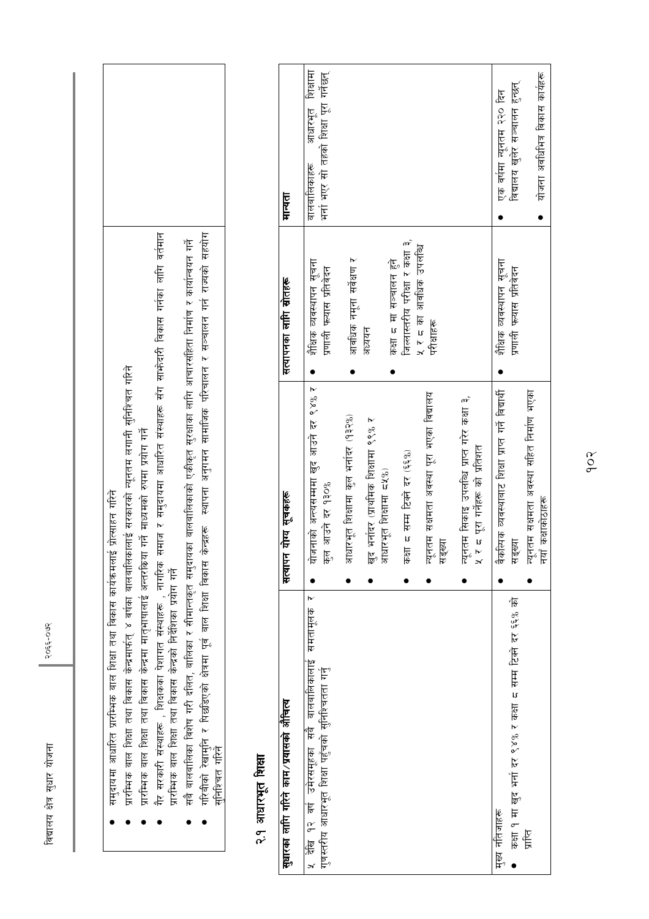| |
|---|
| • समुदायमा आधारित प्रारम्भिक बाल शिक्षा तथा विकास कार्यक्रमलाई प्रोत्साहन गरिने<br>• प्रारम्भिक बाल शिक्षा तथा विकास केन्द्रमार्फत् ४ वर्षका बालबालिकालाई सरकारको न्यूनतम लगानी सुनिश्चित गरिने<br>• प्रारम्भिक बाल शिक्षा तथा विकास केन्द्रमा मातृभाषालाई अन्तरक्रिया गर्ने माध्यमको रुपमा प्रयोग गर्ने<br>• गैर सरकारी संस्थाहरू, शिक्षकका पेशागत संस्थाहरू, नागरिक समाज र समुदायमा आधारित संस्थाहरू सँग साझेदारी विकास गर्नका लागि वर्तमान प्रारम्भिक बाल शिक्षा तथा विकास केन्द्रको निर्देशिका प्रयोग गर्ने<br>• सबै बालबालिका विशेष गरी दलित, बालिका र सीमान्तकृत समुदायका बालबालिकाको एकीकृत सुरक्षाका लागि आचारसंहिता निर्माण र कार्यान्वयन गर्ने<br>• गरिबीको रेखामुनि र पिछडिएको क्षेत्रमा पूर्व बाल शिक्षा विकास केन्द्रहरू स्थापना अनुगमन सामाजिक परिचालन र सञ्चालन गर्न राज्यको सहयोग सुनिश्चित गरिने |

## २.१ आधारभूत शिक्षा

| सुधारका लागि गरिने काम/प्रयासको औचित्य | सत्यापन योग्य सूचकहरू | सत्यापनका लागि स्रोतहरू | मान्यता |
|---|---|---|---|
| ५ देखि १२ वर्ष उमेरसमूहका सबै बालबालिकालाई समतामूलक र गुणस्तरीय आधारभूत शिक्षा पहुँचको सुनिश्चितता गर्नु | • योजनाको अन्त्यसम्ममा खुद आउने दर ९४% र कुल आउने दर १३०%<br>• आधारभूत शिक्षामा कुल भर्नादर (१३२%)<br>• खुद भर्नादर (प्राथमिक शिक्षामा ९९% र आधारभूत शिक्षामा ८५%)<br>• कक्षा ८ सम्म टिक्ने दर (६६%)<br>• न्यूनतम सक्षमता अवस्था पूरा भएका विद्यालय सङ्ख्या<br>• न्यूनतम सिकाइ उपलब्धि प्राप्त गरेर कक्षा ३, ५ र ८ पूरा गर्नेहरू को प्रतिशत | • शैक्षिक व्यवस्थापन सूचना प्रणाली फ्ल्यास प्रतिवेदन<br>• आवधिक नमूना सर्वेक्षण र अध्ययन<br>• कक्षा ८ मा सञ्चालन हुने जिल्लास्तरीय परीक्षा र कक्षा ३, ५ र ८ का आवधिक उपलब्धि परीक्षाहरू | बालबालिकाहरू आधारभूत शिक्षामा भर्ना भएर सो तहको शिक्षा पूरा गर्दछन् |
| मुख्य नतिजाहरू<br>• कक्षा १ मा खुद भर्ना दर ९४% र कक्षा ८ सम्म टिक्ने दर ६६% को प्राप्ति | • वैकल्पिक व्यवस्थाबाट शिक्षा प्राप्त गर्ने विद्यार्थी सङ्ख्या<br>• न्यूनतम सक्षमता अवस्था सहित निर्माण भएका नयाँ कक्षाकोठाहरू | • शैक्षिक व्यवस्थापन सूचना प्रणाली फ्ल्यास प्रतिवेदन | • एक वर्षमा न्यूनतम २२० दिन विद्यालय खुलेर सञ्चालन हुन्छन्<br>• योजना अवधिभर विकास कार्यहरू |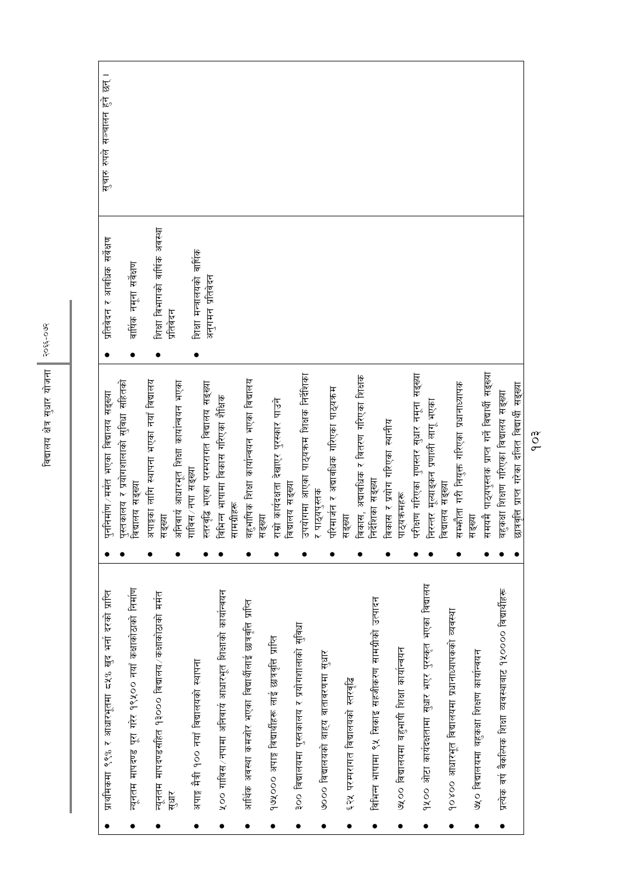| | | | |
|---|---|---|---|
| • प्राथमिकमा ९९% र आधारभूतमा ८५% खुद भर्ना दरको प्राप्ति<br>• न्यूनतम मापदण्ड पूरा गरेर १९,५०० नयाँ कक्षाकोठाको निर्माण<br>• न्यूनतम मापदण्डसहित १३००० विद्यालय/कक्षाकोठाको मर्मत सुधार<br>• अपाङ्ग मैत्री १०० नयाँ विद्यालयको स्थापना<br>• ५०० गाविस/नपामा अनिवार्य आधारभूत शिक्षाको कार्यान्वयन<br>• आर्थिक अवस्था कमजोर भएका विद्यार्थीलाई छात्रवृत्ति प्राप्ति<br>• १७५,००० अपाङ्ग विद्यार्थीहरू लाई छात्रवृत्ति प्राप्ति<br>• ३०० विद्यालयमा पुस्तकालय र प्रयोगशालाको सुविधा<br>• ७००० विद्यालयको बाह्य वातावरणमा सुधार<br>• ६२५ परम्परागत विद्यालयको स्तरवृद्धि<br>• विभिन्न भाषामा १५ सिकाइ सहजीकरण सामग्रीको उत्पादन<br>• ७५०० विद्यालयमा बहुभाषी शिक्षा कार्यान्वयन<br>• १५०० ओटा कार्यदक्षतामा सुधार भएर पुरस्कृत भएका विद्यालय<br>• १०४०० आधारभूत विद्यालयमा प्रधानाध्यापकको व्यवस्था<br>• ७५० विद्यालयमा बहुकक्षा शिक्षण कार्यान्वयन<br>• प्रत्येक वर्ष वैकल्पिक शिक्षा व्यवस्थाबाट १५०००० विद्यार्थीहरू | • पुनर्निर्माण/मर्मत भएका विद्यालय सङ्ख्या<br>• पुस्तकालय र प्रयोगशालाको सुविधा सहितको विद्यालय सङ्ख्या<br>• अपाङ्गका लागि स्थापना भएका नयाँ विद्यालय सङ्ख्या<br>• अनिवार्य आधारभूत शिक्षा कार्यान्वयन भएका गाविस/नपा सङ्ख्या<br>• स्तरवृद्धि भएका परम्परागत विद्यालय सङ्ख्या<br>• विभिन्न भाषामा विकास गरिएका शैक्षिक सामग्रीहरू<br>• बहुभाषिक शिक्षा कार्यान्वयन भएका विद्यालय सङ्ख्या<br>• राम्रो कार्यदक्षता देखाएर पुरस्कार पाउने विद्यालय सङ्ख्या<br>• उपयोगमा आएका पाठ्यक्रम शिक्षक निर्देशिका र पाठ्यपुस्तक<br>• परिमार्जन र अद्यावधिक गरिएका पाठ्यक्रम सङ्ख्या<br>• विकास, अद्यावधिक र वितरण गरिएका शिक्षक निर्देशिका सङ्ख्या<br>• विकास र प्रयोग गरिएका स्थानीय पाठ्यक्रमहरू<br>• परीक्षण गरिएका गुणस्तर सुधार नमूना सङ्ख्या<br>• निरन्तर मूल्याङ्कन प्रणाली लागू भएका विद्यालय सङ्ख्या<br>• सम्झौता गरी नियुक्त गरिएका प्रधानाध्यापक सङ्ख्या<br>• समयमै पाठ्यपुस्तक प्राप्त गर्ने विद्यार्थी सङ्ख्या<br>• बहुकक्षा शिक्षण गरिएका विद्यालय सङ्ख्या<br>• छात्रवृत्ति प्राप्त गरेका दलित विद्यार्थी सङ्ख्या | • प्रतिवेदन र आवधिक सर्वेक्षण<br>• वार्षिक नमूना सर्वेक्षण<br>• शिक्षा विभागको वार्षिक अवस्था प्रतिवेदन<br>• शिक्षा मन्त्रालयको वार्षिक अनुगमन प्रतिवेदन | सुचारु रूपले सञ्चालन हुने छन् । |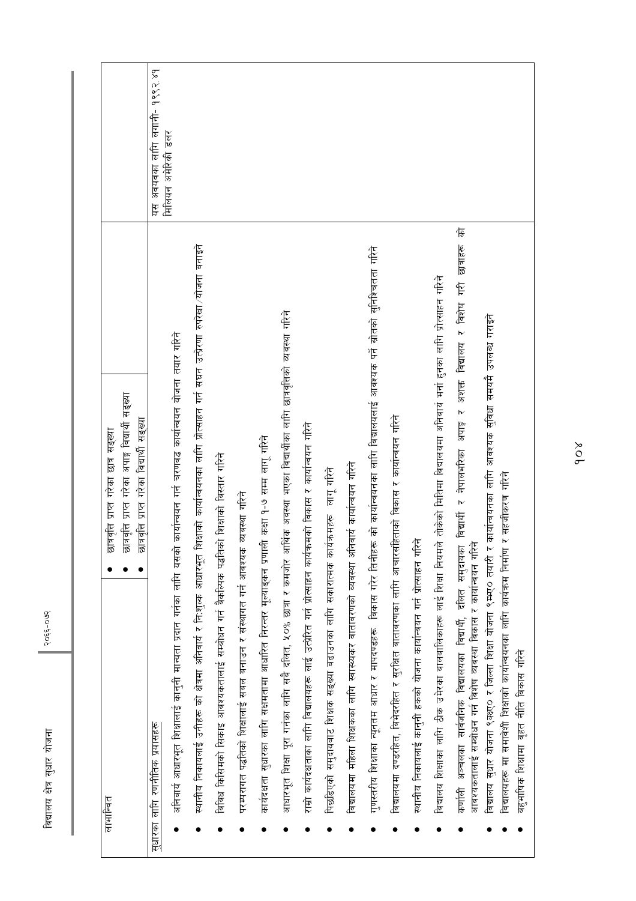| लाभान्वित | • छात्रवृत्ति प्राप्त गरेका छात्र सङ्ख्या<br>• छात्रवृत्ति प्राप्त गरेका अपाङ्ग विद्यार्थी सङ्ख्या<br>• छात्रवृत्ति प्राप्त गरेका विद्यार्थी सङ्ख्या | यस अवयवका लागि लागत- १११२.४१ मिलियन अमेरिकी डलर |
|---|---|---|

सुधारका लागि रणनीतिक प्रयासहरू

- अनिवार्य आधारभूत शिक्षालाई कानुनी मान्यता प्रदान गर्नका लागि यसको कार्यान्वयन गर्न चरणबद्ध कार्यान्वयन योजना तयार गरिने
- स्थानीय निकायलाई उनीहरू को क्षेत्रमा अनिवार्य र निःशुल्क आधारभूत शिक्षाको कार्यान्वयनका लागि प्रोत्साहन गर्न सघन उत्प्रेरण रुपरेखा/योजना बनाइने
- विविध किसिमको सिकाइ आवश्यकतालाई सम्बोधन गर्न वैकल्पिक पद्धतिको शिक्षाको विस्तार गरिने
- परम्परागत पद्धतिको शिक्षालाई सबल बनाउन र संस्थागत गर्न आवश्यक व्यवस्था गरिने
- कार्यदक्षता सुधारका लागि सक्षमतामा आधारित निरन्तर मूल्याङ्कन प्रणाली कक्षा १-७ सम्म लागू गरिने
- आधारभूत शिक्षा पूरा गर्नका लागि सबै दलित, ५०% छात्रा र कमजोर आर्थिक अवस्था भएका विद्यार्थीका लागि छात्रवृत्तिको व्यवस्था गरिने
- राम्रो कार्यदक्षताका लागि विद्यालयहरू लाई उत्प्रेरित गर्न प्रोत्साहन कार्यक्रमको विकास र कार्यान्वयन गरिने
- पिछडिएको समुदायबाट शिक्षक सङ्ख्या बढाउनका लागि सकारात्मक कार्यक्रमहरू लागू गरिने
- विद्यालयमा महिला शिक्षकका लागि स्वास्थ्यकर वातावरणको व्यवस्था अनिवार्य कार्यान्वयन गरिने
- गुणस्तरीय शिक्षाका न्यूनतम आधार र मापदण्डहरू विकास गरेर तिनीहरू को कार्यान्वयनका लागि विद्यालयलाई आवश्यक पर्ने स्रोतको सुनिश्चितता गरिने
- विद्यालयमा दण्डरहित, विभेदरहित र सुरक्षित वातावरणका लागि आचारसंहिताको विकास र कार्यान्वयन गरिने
- स्थानीय निकायलाई कानुनी हकको योजना कार्यान्वयन गर्न प्रोत्साहन गरिने
- विद्यालय शिक्षाका लागि ठीक उमेरका बालबालिकाहरू लाई शिक्षा नियमले तोकेको मितिमा विद्यालयमा अनिवार्य भर्ना हुनका लागि प्रोत्साहन गरिने
- कर्णाली अञ्चलका सार्वजनिक विद्यालयका विद्यार्थी, दलित समुदायका विद्यार्थी र नेपालभरिका अपाङ्ग र अशक्त विद्यालय र विशेष गरी छात्राहरू को आवश्यकतालाई सम्बोधन गर्न विशेष व्यवस्था विकास र कार्यान्वयन गरिने
- विद्यालय सुधार योजना (SIP) र जिल्ला शिक्षा योजना (DEP) तयारी र कार्यान्वयनका लागि आवश्यक सुविधा समयमै उपलब्ध गराइने
- विद्यालयहरू मा समावेशी शिक्षाको कार्यान्वयनका लागि कार्यक्रम निर्माण र सहजीकरण गरिने
- बहुभाषिक शिक्षामा वृहत नीति विकास गरिने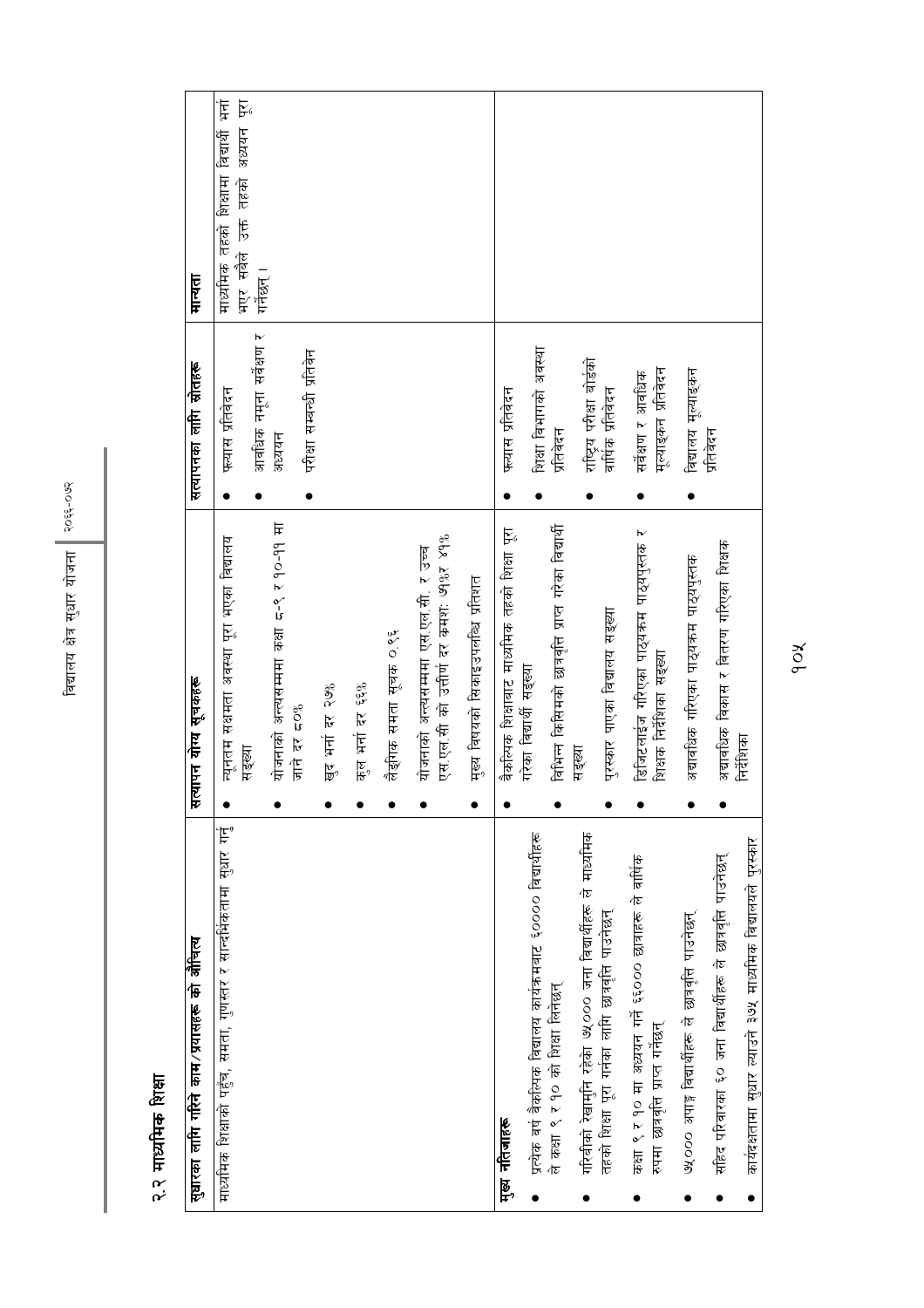## २.२ माध्यमिक शिक्षा

| सुधारका लागि गरिने काम/प्रयासहरू को औचित्य | सत्यापन योग्य सूचकहरू | सत्यापनका लागि स्रोतहरू | मान्यता |
|---|---|---|---|
| माध्यमिक शिक्षाको पहुँच, समता, गुणस्तर र सान्दर्भिकतामा सुधार गर्नु | • न्यूनतम सक्षमता अवस्था पूरा भएका विद्यालय सङ्ख्या<br>• योजनाको अन्त्यसम्ममा कक्षा ८-९ र १०-११ मा जाने दर ८०%<br>• खुद भर्ना दर २७%<br>• कुल भर्ना दर ६६%<br>• लैङ्गिक समता सूचक ०.९६<br>• योजनाको अन्त्यसम्ममा एस.एल.सी. र उच्च एस.एल.सी को उत्तीर्ण दर क्रमशः ७१%र ४१%<br>• मुख्य विषयको सिकाइउपलब्धि प्रतिशत | • फ्ल्यास प्रतिवेदन<br>• आवधिक नमूना सर्वेक्षण र अध्ययन<br>• परीक्षा सम्बन्धी प्रतिवेदन | माध्यमिक तहको शिक्षामा विद्यार्थी भर्ना भएर सबैले उक्त तहको अध्ययन पूरा गर्नेछन् । |
| **मुख्य नतिजाहरू**<br>• प्रत्येक वर्ष वैकल्पिक विद्यालय कार्यक्रमबाट ६०००० विद्यार्थीहरू ले कक्षा ९ र १० को शिक्षा लिनेछन्<br>• गरिबीको रेखामुनि रहेका ७५००० जना विद्यार्थीहरू ले माध्यमिक तहको शिक्षा पूरा गर्नका लागि छात्रवृत्ति पाउनेछन्<br>• कक्षा ९ र १० मा अध्ययन गर्ने ६६००० छात्राहरू ले वार्षिक रुपमा छात्रवृत्ति प्राप्त गर्नेछन्<br>• ७५००० अपाङ्ग विद्यार्थीहरू ले छात्रवृत्ति पाउनेछन्<br>• सहिद परिवारका ६० जना विद्यार्थीहरू ले छात्रवृत्ति पाउनेछन्<br>• कार्यदक्षतामा सुधार ल्याउने ३७५ माध्यमिक विद्यालयले पुरस्कार | • वैकल्पिक शिक्षाबाट माध्यमिक तहको शिक्षा पूरा गरेका विद्यार्थी सङ्ख्या<br>• विभिन्न किसिमको छात्रवृत्ति प्राप्त गरेका विद्यार्थी सङ्ख्या<br>• पुरस्कार पाएका विद्यालय सङ्ख्या<br>• डिजिटलाईज गरिएका पाठ्यक्रम पाठ्यपुस्तक र शिक्षक निर्देशिका सङ्ख्या<br>• अद्यावधिक गरिएका पाठ्यक्रम पाठ्यपुस्तक<br>• अद्यावधिक विकास र वितरण गरिएका शिक्षक निर्देशिका | • फ्ल्यास प्रतिवेदन<br>• शिक्षा विभागको अवस्था प्रतिवेदन<br>• राष्ट्रिय परीक्षा बोर्डको वार्षिक प्रतिवेदन<br>• सर्वेक्षण र आवधिक मूल्याङ्कन प्रतिवेदन<br>• विद्यालय मूल्याङ्कन प्रतिवेदन | |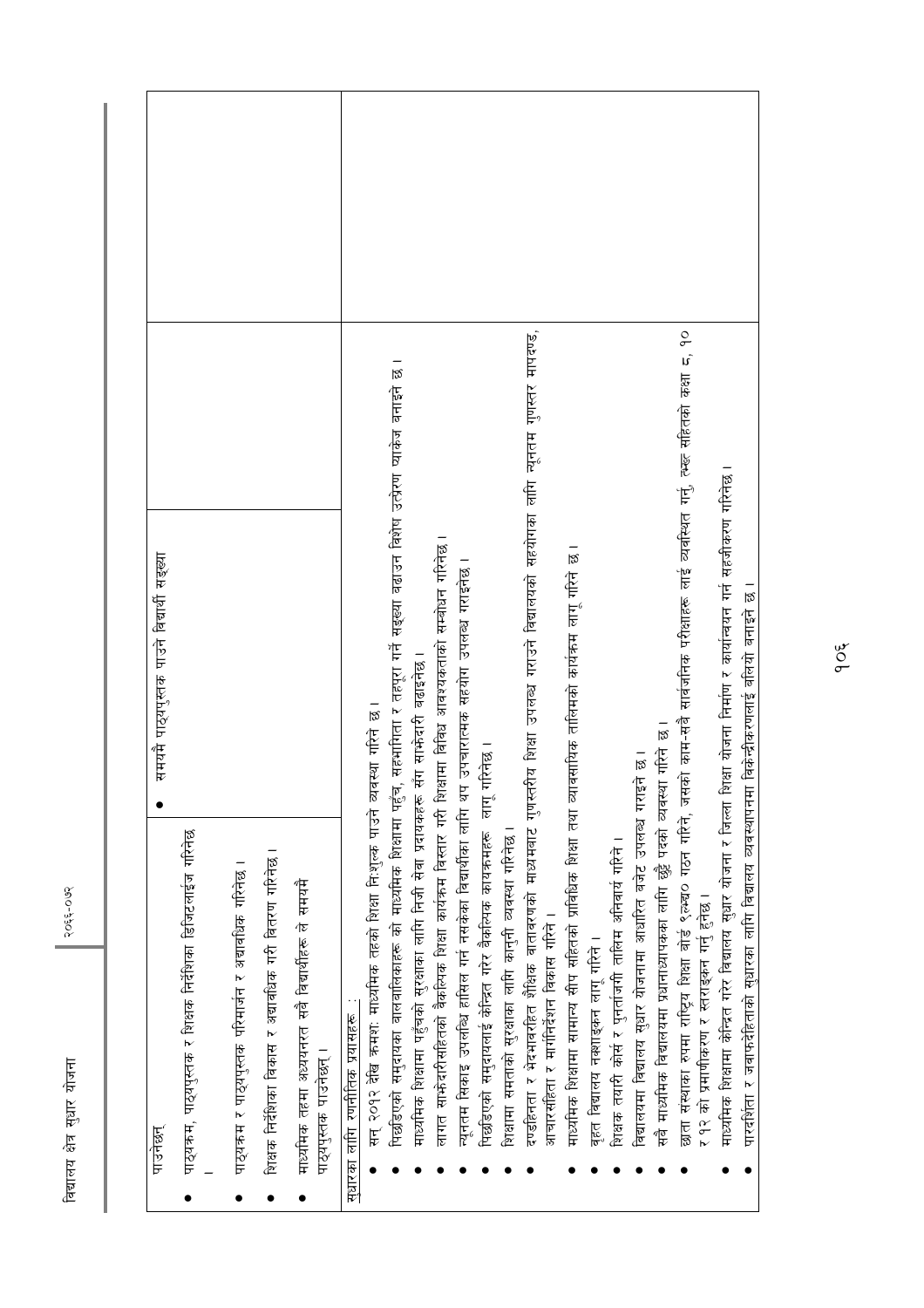| पाउनेछन् | | | |
| --- | --- | --- | --- |
| • पाठ्यक्रम, पाठ्यपुस्तक र शिक्षक निर्देशिका डिजिटलाईज गरिनेछ ।<br>• पाठ्यक्रम र पाठ्यपुस्तक परिमार्जन र अद्यावधिक गरिनेछ ।<br>• शिक्षक निर्देशिका विकास र अद्यावधिक गरी वितरण गरिनेछ ।<br>• माध्यमिक तहमा अध्ययनरत सबै विद्यार्थीहरू ले समयमै पाठ्यपुस्तक पाउनेछन् । | • समयमै पाठ्यपुस्तक पाउने विद्यार्थी सङ्ख्या | | |

**सुधारका लागि रणनीतिक प्रयासहरू :**

- सन् २०१२ देखि क्रमशः माध्यमिक तहको शिक्षा निःशुल्क पाउने व्यवस्था गरिने छ ।
- पिछडिएको समुदायका बालबालिकाहरू को माध्यमिक शिक्षामा पहुँच, सहभागिता र तहपूरा गर्ने सङ्ख्या बढाउन विशेष उत्प्रेरण प्याकेज बनाइने छ ।
- माध्यमिक शिक्षामा पहुँचको सुरक्षाका लागि निजी सेवा प्रदायकहरू सँग साभेदारी बढाइनेछ ।
- लागत साभेदारीसहितको वैकल्पिक शिक्षा कार्यक्रम विस्तार गरी शिक्षामा विविध आवश्यकताको सम्बोधन गरिनेछ ।
- न्यूनतम सिकाइ उपलब्धि हासिल गर्न नसकेका विद्यार्थीका लागि थप उपचारात्मक सहयोग उपलब्ध गराइनेछ ।
- पिछडिएको समुदायलाई केन्द्रित गरेर वैकल्पिक कार्यक्रमहरू लागू गरिनेछ ।
- शिक्षामा समताको सुरक्षाका लागि कानुनी व्यवस्था गरिनेछ ।
- दण्डहिनता र भेदभावरहित शैक्षिक वातावरणको माध्यमबाट गुणस्तरीय शिक्षा उपलब्ध गराउने विद्यालयको सहयोगका लागि न्यूनतम गुणस्तर मापदण्ड, आचारसंहिता र मार्गनिर्देशन विकास गरिने ।
- माध्यमिक शिक्षामा सामान्य सीप सहितको प्राविधिक शिक्षा तथा व्यावसायिक तालिमको कार्यक्रम लागू गरिने छ ।
- वृहत विद्यालय नक्शाङ्कन लागू गरिने ।
- शिक्षक तयारी कोर्स र पुनर्ताजगी तालिम अनिवार्य गरिने ।
- विद्यालयमा विद्यालय सुधार योजनामा आधारित बजेट उपलब्ध गराइने छ ।
- सबै माध्यमिक विद्यालयमा प्रधानाध्यापकका लागि छुट्टै पदको व्यवस्था गरिने छ ।
- छाता संस्थाका रुपमा राष्ट्रिय शिक्षा बोर्ड (NBE) गठन गरिने, जसको काम-सबै सार्वजनिक परीक्षाहरू लाई व्यवस्थित गर्नु, NQF सहितको कक्षा ८, १० र १२ को प्रमाणीकरण र स्तराङ्कन गर्नु हुनेछ ।
- माध्यमिक शिक्षामा केन्द्रित गरेर विद्यालय सुधार योजना र जिल्ला शिक्षा योजना निर्माण र कार्यान्वयन गर्न सहजीकरण गरिनेछ ।
- पारदर्शिता र जवाफदेहिताको सुधारका लागि विद्यालय व्यवस्थापनमा विकेन्द्रीकरणलाई बलियो बनाइने छ ।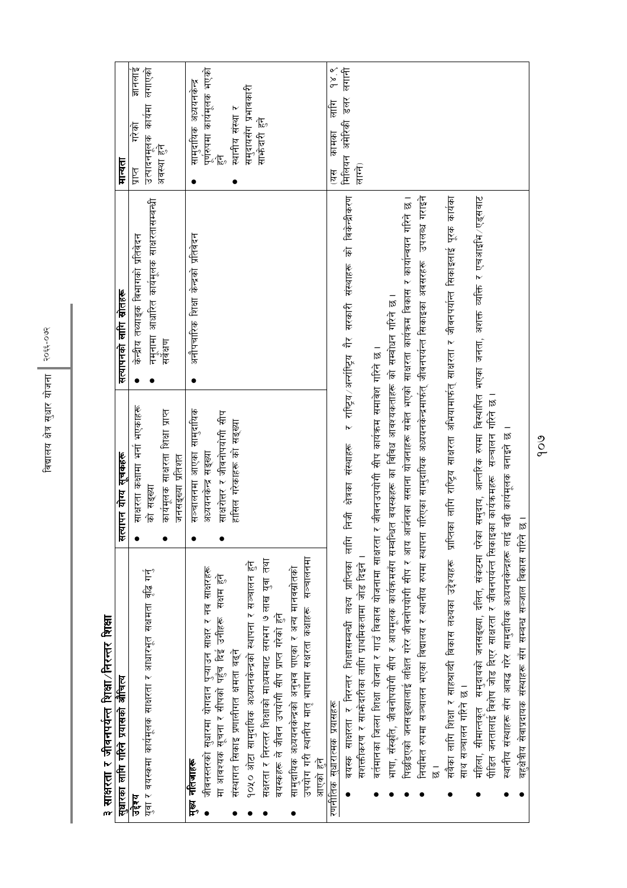## ३ साक्षरता र जीवनपर्यन्त शिक्षा/निरन्तर शिक्षा

| सुधारका लागि गरिने प्रयासको औचित्य | सत्यापन योग्य सूचकहरू | सत्यापनको लागि स्रोतहरू | मान्यता |
|---|---|---|---|
| **उद्देश्य**<br>युवा र वयस्कमा कार्यमूलक साक्षरता र आधारभूत सक्षमता वृद्धि गर्नु | • साक्षरता कक्षामा भर्ना भएकाहरू को सङ्ख्या<br>• कार्यमूलक साक्षरता शिक्षा प्राप्त जनसङ्ख्या प्रतिशत | • केन्द्रीय तथ्याङ्क विभागको प्रतिवेदन<br>• नमूनामा आधारित कार्यमूलक साक्षरतासम्बन्धी सर्वेक्षण | प्राप्त गरेको ज्ञानलाई उत्पादनमूलक कार्यमा लगाएको अवस्था हुने |
| **मुख्य नतिजाहरू**<br>• जीवनस्तरको सुधारमा योगदान पुऱ्याउन साक्षर र नव साक्षरहरू मा आवश्यक सूचना र सीपको पहुँच दिई उनीहरू सक्षम हुने<br>• संस्थागत सिकाइ प्रणालीगत क्षमता बढ्ने<br>• १०५० ओटा सामुदायिक अध्ययनकेन्द्रको स्थापना र सञ्चालन हुने<br>• साक्षरता र निरन्तर शिक्षाको माध्यमबाट लगभग ७ लाख युवा तथा वयस्कहरू ले जीवन उपयोगी सीप प्राप्त गरेको हुने<br>• सामुदायिक अध्ययनकेन्द्रको अनुभव पाएका र अन्य मानवस्रोतको उपयोग गरी स्थानीय मातृ भाषामा साक्षरता कक्षाहरू सञ्चालनमा आएको हुने | • सञ्चालनमा आएका सामुदायिक अध्ययनकेन्द्र सङ्ख्या<br>• साक्षरोत्तर र जीवनोपयोगी सीप हासिल गरेकाहरू को सङ्ख्या | • अनौपचारिक शिक्षा केन्द्रको प्रतिवेदन | • सामुदायिक अध्ययनकेन्द्र पूर्णरुपमा कार्यमूलक भएको हुने<br>• स्थानीय संस्था र समुदायसँग प्रभावकारी साझेदारी हुने |
| **रणनीतिक सुधारात्मक प्रयासहरू**<br>• वयस्क साक्षरता र निरन्तर शिक्षासम्बन्धी लक्ष्य प्राप्तिका लागि निजी क्षेत्रका संस्थाहरू र राष्ट्रिय/अन्तर्राष्ट्रिय गैर सरकारी संस्थाहरू को विकेन्द्रीकरण सशक्तीकरण र साझेदारीका लागि प्राथमिकतामा जोड दिइने ।<br>• वर्तमानका जिल्ला शिक्षा योजना र गाउँ विकास योजनामा साक्षरता र जीवनउपयोगी सीप कार्यक्रम समावेश गरिने छ ।<br>• भाषा, संस्कृति, जीवनोपयोगी सीप र आयमूलक कार्यक्रमसँग सम्बन्धित वयस्कहरू का विविध आवश्यकताहरू को सम्बोधन गरिने छ ।<br>• पिछडिएको जनसङ्ख्यालाई लक्षित गरेर जीवनोपयोगी सीप र आय आर्जनका ससाना योजनाहरू समेत भएको साक्षरता कार्यक्रम विकास र कार्यान्वयन गरिने छ ।<br>• नियमित रुपमा सञ्चालन भएका विद्यालय र स्थानीय रुपमा स्थापना गरिएका सामुदायिक अध्ययनकेन्द्रमार्फत् जीवनपर्यन्त सिकाइका अवसरहरू उपलब्ध गराइने छ ।<br>• सबैका लागि शिक्षा र सहश्राब्दी विकास लक्ष्यका उद्देश्यहरू प्राप्तिका लागि राष्ट्रिय साक्षरता अभियानमार्फत् साक्षरता र जीवनपर्यन्त सिकाइलाई पूरक कार्यक्रमका साथ सञ्चालन गरिने छ ।<br>• महिला, सीमान्तकृत समुदायको जनसङ्ख्या, दलित, सङ्कटमा परेका समुदाय, आन्तरिक रुपमा विस्थापित भएका जनता, अशक्त व्यक्ति र एचआइभि/एड्सबाट पीडित जनतालाई विशेष जोड दिएर साक्षरता र जीवनपर्यन्त सिकाइका कार्यक्रमहरू सञ्चालन गरिने छ ।<br>• स्थानीय संस्थाहरू सँग आबद्ध गरेर सामुदायिक अध्ययनकेन्द्रहरू लाई बढी कार्यमूलक बनाइने छ ।<br>• बहुक्षेत्रीय सेवाप्रदायक संस्थाहरू सँग सम्बन्ध सञ्जाल विकास गरिने छ । | | | (यस कामका लागि १४९ मिलियन अमेरिकी डलर लाग्ने) |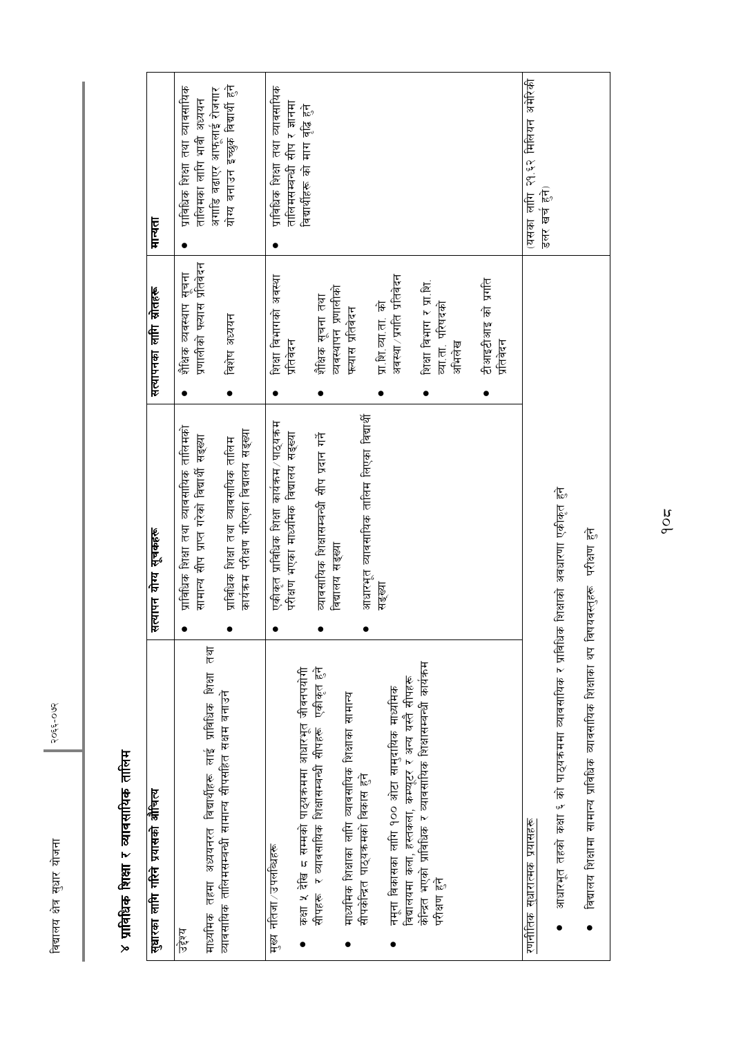# ४ प्राविधिक शिक्षा र व्यावसायिक तालिम

| सुधारका लागि गरिने प्रयासको औचित्य | सत्यापन योग्य सूचकहरू | सत्यापनका लागि स्रोतहरू | मान्यता |
|---|---|---|---|
| उद्देश्य<br><br>माध्यमिक तहमा अध्ययनरत विद्यार्थीहरू लाई प्राविधिक शिक्षा तथा व्यावसायिक तालिमसम्बन्धी सामान्य सीपसहित सक्षम बनाउने | • प्राविधिक शिक्षा तथा व्यावसायिक तालिमको सामान्य सीप प्राप्त गरेको विद्यार्थी सङ्ख्या<br>• प्राविधिक शिक्षा तथा व्यावसायिक तालिम कार्यक्रम परीक्षण गरिएका विद्यालय सङ्ख्या | • शैक्षिक व्यवस्थापन सूचना प्रणालीको फ्ल्यास प्रतिवेदन<br>• विशेष अध्ययन | • प्राविधिक शिक्षा तथा व्यावसायिक तालिमका लागि भावी अध्ययन अगाडि बढाएर आफूलाई रोजगार योग्य बनाउन इच्छुक विद्यार्थी हुने |
| मुख्य नतिजा/उपलब्धिहरू<br><br>• कक्षा ४ देखि ८ सम्मको पाठ्यक्रममा आधारभूत जीवनपयोगी सीपहरू र व्यावसायिक शिक्षासम्बन्धी सीपहरू एकीकृत हुने<br>• माध्यमिक शिक्षाका लागि व्यावसायिक शिक्षाका सामान्य सीपकेन्द्रित पाठ्यक्रमको विकास हुने<br>• नमूना विकासका लागि १०० ओटा सामुदायिक माध्यमिक विद्यालयमा कला, हस्तकला, कम्प्युटर र अन्य यस्तै सीपहरू केन्द्रित भएको प्राविधिक र व्यावसायिक शिक्षासम्बन्धी कार्यक्रम परीक्षण हुने | • एकीकृत प्राविधिक शिक्षा कार्यक्रम/पाठ्यक्रम परीक्षण भएका माध्यमिक विद्यालय सङ्ख्या<br>• व्यावसायिक शिक्षासम्बन्धी सीप प्रदान गर्ने विद्यालय सङ्ख्या<br>• आधारभूत व्यावसायिक तालिम लिएका विद्यार्थी सङ्ख्या | • शिक्षा विभागको अवस्था प्रतिवेदन<br>• शैक्षिक सूचना तथा व्यवस्थापन प्रणालीको फ्ल्यास प्रतिवेदन<br>• प्रा.शि.व्या.ता. को अवस्था/प्रगति प्रतिवेदन<br>• शिक्षा विभाग र प्रा.शि. व्या.ता. परिषदको अभिलेख<br>• टीआइटीआइ को प्रगति प्रतिवेदन | • प्राविधिक शिक्षा तथा व्यावसायिक तालिमसम्बन्धी सीप र ज्ञानमा विद्यार्थीहरू को माग वृद्धि हुने |
| रणनीतिक सुधारात्मक प्रयासहरू<br><br>• आधारभूत तहको कक्षा ६ को पाठ्यक्रममा व्यावसायिक र प्राविधिक शिक्षाको अवधारणा एकीकृत हुने<br>• विद्यालय शिक्षामा सामान्य प्राविधिक व्यावसायिक शिक्षाका थप विषयवस्तुहरू परीक्षण हुने | | | (यसका लागि २१.६२ मिलियन अमेरिकी डलर खर्च हुने) |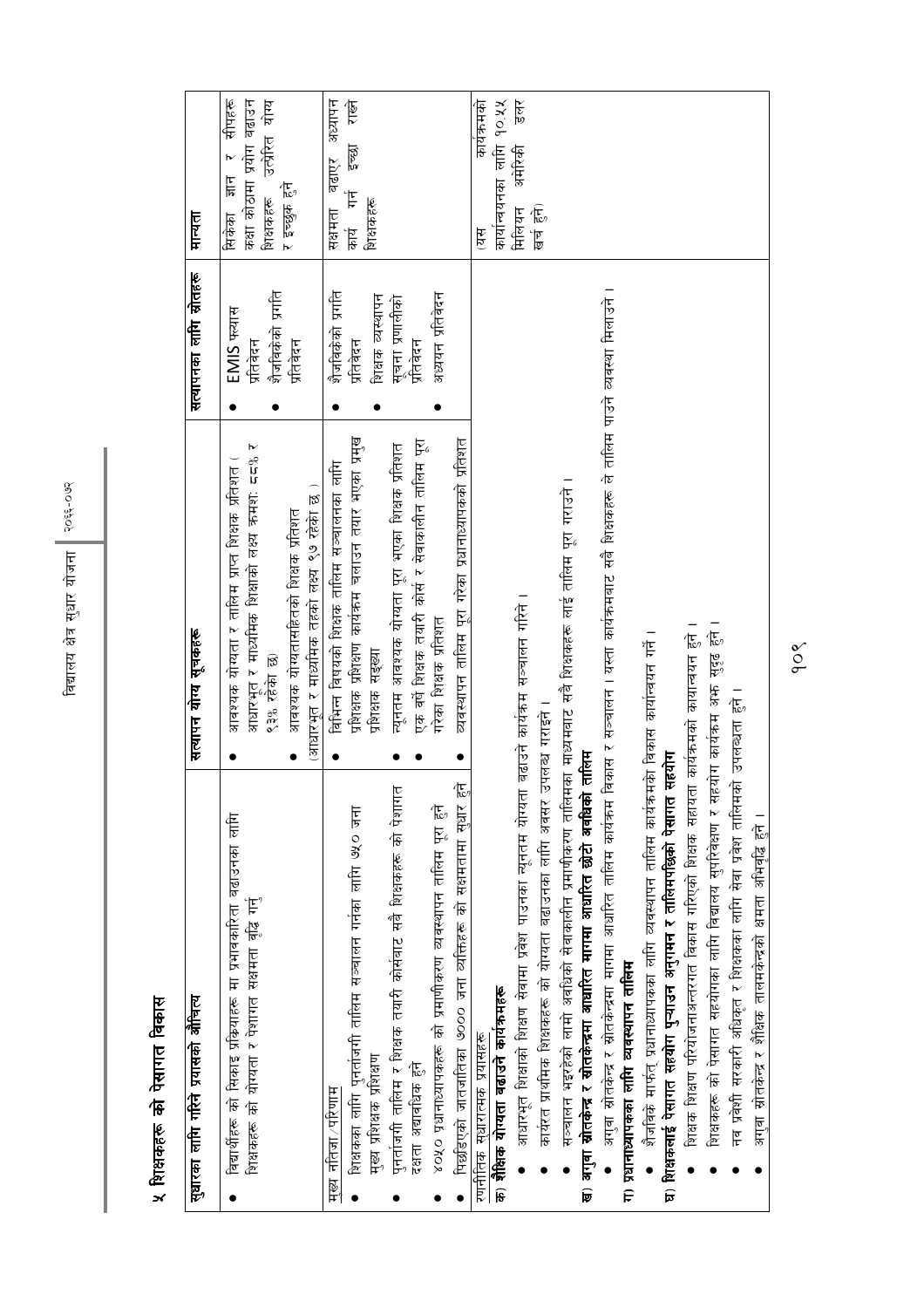## ५ शिक्षकहरू को पेसागत विकास

| सुधारका लागि गरिने प्रयासको औचित्य | सत्यापन योग्य सूचकहरू | सत्यापनका लागि स्रोतहरू | मान्यता |
|---|---|---|---|
| • विद्यार्थीहरू को सिकाइ प्रक्रियाहरू मा प्रभावकारिता बढाउनका लागि शिक्षकहरू को योग्यता र पेसागत सक्षमता वृद्धि गर्नु | • आवश्यक योग्यता र तालिम प्राप्त शिक्षक प्रतिशत ( आधारभूत र माध्यमिक शिक्षाको लक्ष्य क्रमशः ८८% र ९३% रहेको छ)<br>• आवश्यक योग्यतासहितको शिक्षक प्रतिशत (आधारभूत र माध्यमिक तहको लक्ष्य ९७ रहेको छ ) | • EMIS फ्यास प्रतिवेदन<br>• शैजविकेको प्रगति प्रतिवेदन | सिकेका ज्ञान र सीपहरू कक्षा कोठामा प्रयोग बढाउन शिक्षकहरू उत्प्रेरित योग्य र इच्छुक हुने |
| मुख्य नतिजा/परिणाम<br>• शिक्षकका लागि पुनर्ताजगी तालिम सञ्चालन गर्नका लागि ७५० जना मुख्य प्रशिक्षक प्रशिक्षण<br>• पुनर्ताजगी तालिम र शिक्षक तयारी कोर्सबाट सबै शिक्षकहरू को पेशागत दक्षता अद्यावधिक हुने<br>• ४०५० प्रधानाध्यापकहरू को प्रमाणीकरण व्यवस्थापन तालिम पूरा हुने<br>• पिछडिएको जातजातिका ७००० जना व्यक्तिहरू को सक्षमतामा सुधार हुने | • विभिन्न विषयको शिक्षक तालिम सञ्चालनका लागि प्रशिक्षक प्रशिक्षण कार्यक्रम चलाउन तयार भएका प्रमुख प्रशिक्षक सङ्ख्या<br>• न्यूनतम आवश्यक योग्यता पूरा भएका शिक्षक प्रतिशत<br>• एक वर्षे शिक्षक तयारी कोर्स र सेवाकालिन तालिम पूरा गरेका शिक्षक प्रतिशत<br>• व्यवस्थापन तालिम पूरा गरेका प्रधानाध्यापकको प्रतिशत | • शैजविकेको प्रगति प्रतिवेदन<br>• शिक्षक व्यवस्थापन सूचना प्रणालीको प्रतिवेदन<br>• अध्ययन प्रतिवेदन | सक्षमता बढाएर अध्यापन कार्य गर्न इच्छा राख्ने शिक्षकहरू |
| रणनीतिक सुधारात्मक प्रयासहरू | | | (यस कार्यक्रमको कार्यान्वयनका लागि १०.५५ मिलियन अमेरिकी डलर खर्च हुने) |

**क) शैक्षिक योग्यता बढाउने कार्यक्रमहरू**

- आधारभूत शिक्षाको शिक्षण सेवामा प्रवेश पाउनका न्यूनतम योग्यता बढाउने कार्यक्रम सञ्चालन गरिने ।
- कार्यरत प्राथमिक शिक्षकहरू को योग्यता बढाउनका लागि अवसर उपलब्ध गराइने ।
- सञ्चालन भइरहेको लामो अवधिको सेवाकालीन प्रमाणीकरण तालिमका माध्यमबाट सबै शिक्षकहरू लाई तालिम पूरा गराउने ।

**ख) अगुवा स्रोतकेन्द्र र स्रोतकेन्द्रमा आधारित मागमा आधारित छोटो अवधिको तालिम**

- अगुवा स्रोतकेन्द्र र स्रोतकेन्द्रमा मागमा आधारित तालिम कार्यक्रम विकास र सञ्चालन । यस्ता कार्यक्रमबाट सबै शिक्षकहरू ले तालिम पाउने व्यवस्था मिलाउने ।

**ग) प्रधानाध्यापकका लागि व्यवस्थापन तालिम**

- शैजविके मार्फत् प्रधानाध्यापकका लागि व्यवस्थापन तालिम कार्यक्रमको विकास कार्यान्वयन गर्ने ।

**घ) शिक्षकलाई पेसागत सहयोग पुऱ्याउन अनुगमन र तालिमपछिको पेसागत सहयोग**

- शिक्षक शिक्षण परियोजनाअन्तरगत विकास गरिएको शिक्षक सहायता कार्यक्रमको कार्यान्वयन हुने ।
- शिक्षकहरू को पेसागत सहयोगका लागि विद्यालय सुपरिवेक्षण र सहयोग कार्यक्रम अझ सुदृढ हुने ।
- नव प्रवेशी सरकारी अधिकृत र शिक्षकका लागि सेवा प्रवेश तालिमको उपलब्धता हुने ।
- अगुवा स्रोतकेन्द्र र शैक्षिक तालिमकेन्द्रको क्षमता अभिवृद्धि हुने ।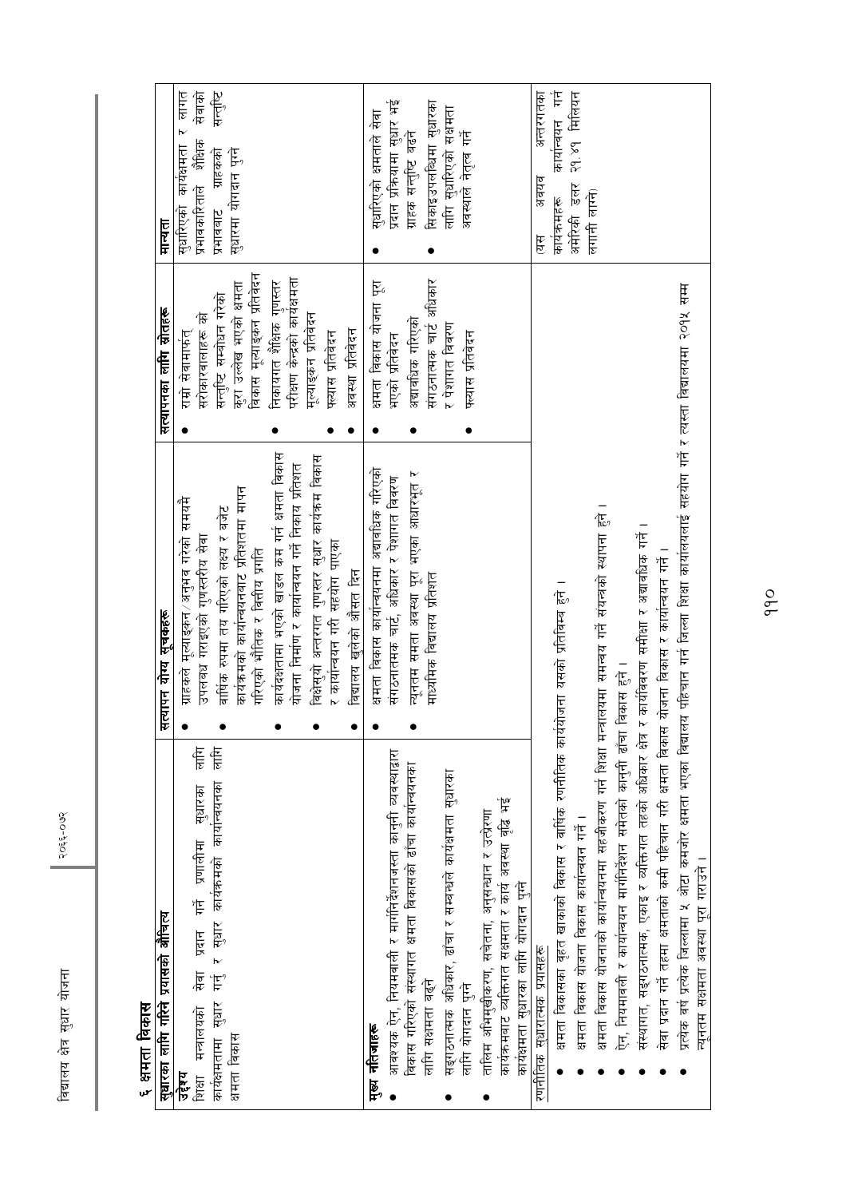## ६ क्षमता विकास

| सुधारका लागि गरिने प्रयासको औचित्य | मापन योग्य सूचकहरू | सत्यापनका लागि स्रोतहरू | मान्यता |
|---|---|---|---|
| **उद्देश्य**<br>शिक्षा मन्त्रालयको सेवा प्रदान गर्ने प्रणालीमा सुधारका लागि कार्यक्षमतामा सुधार गर्नु र सुधार कार्यक्रमको कार्यान्वयनका लागि क्षमता विकास | • ग्राहकले मूल्याङ्कन/अनुभव गरेको समयमै उपलब्ध गराइएको गुणस्तरीय सेवा<br>• वार्षिक रुपमा तय गरिएको लक्ष्य र बजेट कार्यक्रमको कार्यान्वयनबाट प्रतिशतमा मापन गरिएको भौतिक र वित्तीय प्रगति<br>• कार्यक्षमतामा भएको खाडल कम गर्न क्षमता विकास योजना निर्माण र कार्यान्वयन गर्ने निकाय प्रतिशत<br>• विद्यालय अन्तरगत गुणस्तर सुधार कार्यक्रम विकास र कार्यान्वयन गरी सहयोग पाएका<br>• विद्यालय खुलेको औसत दिन | • राम्रो सेवामार्फत सरोकारवालाहरू को सन्तुष्टि सम्बोधन गरेको कुरा उल्लेख भएको क्षमता विकास मूल्याङ्कन प्रतिवेदन<br>• निकायगत शैक्षिक गुणस्तर परीक्षण केन्द्रको कार्यक्षमता मूल्याङ्कन प्रतिवेदन<br>• फ्ल्यास प्रतिवेदन<br>• अवस्था प्रतिवेदन | सुधारिएको कार्यक्षमता र लागत प्रभावकारिताले शैक्षिक सेवाको प्रभावबाट ग्राहकको सन्तुष्टि सुधारमा योगदान पुग्ने |
| **मुख्य नतिजाहरू**<br>• आवश्यक ऐन, नियमावली र मार्गनिर्देशनजस्ता कानुनी व्यवस्थाद्वारा विकास गरिएको संस्थागत क्षमता विकासको ढाँचा कार्यान्वयनका लागि सक्षमता बढ्ने<br>• सङ्गठनात्मक अधिकार, ढाँचा र सम्बन्धले कार्यक्षमता सुधारका लागि योगदान पुग्ने<br>• तालिम अभिमुखीकरण, सचेतना, अनुसन्धान र उत्प्रेरणा कार्यक्रमबाट व्यक्तिगत सक्षमता र कार्य अवस्था वृद्धि भई कार्यक्षमता सुधारका लागि योगदान पुग्ने | • क्षमता विकास कार्यान्वयनमा अद्यावधिक गरिएको संगठनात्मक चार्ट, अधिकार र पेशागत विवरण<br>• न्यूनतम सक्षमता अवस्था पूरा भएका आधारभूत र माध्यमिक विद्यालय प्रतिशत | • क्षमता विकास योजना पूरा भएको प्रतिवेदन<br>• अद्यावधिक गरिएको संगठनात्मक चार्ट अधिकार र पेशागत विवरण<br>• फ्ल्यास प्रतिवेदन | • सुधारिएको क्षमताले सेवा प्रदान प्रक्रियामा सुधार भई ग्राहक सन्तुष्टि बढ्ने<br>• सिकाइउपलब्धिमा सुधारका लागि सुधारिएको सक्षमता अवस्थाले नेतृत्व गर्ने |
| **रणनीतिक सुधारात्मक प्रयासहरू**<br>• क्षमता विकासका वृहत खाकाको विकास र वार्षिक रणनीतिक कार्ययोजना यसको प्रतिबिम्ब हुने ।<br>• क्षमता विकास योजना विकास कार्यान्वयन गर्ने ।<br>• क्षमता विकास योजनाको कार्यान्वयनमा सहजीकरण गर्न शिक्षा मन्त्रालयमा समन्वय गर्ने संयन्त्रको स्थापना हुने ।<br>• ऐन, नियमावली र कार्यान्वयन मार्गनिर्देशन समेतको कानुनी ढाँचा विकास हुने ।<br>• संस्थागत, सङ्गठनात्मक, एकाइ र व्यक्तिगत तहको अधिकार क्षेत्र र कार्यविवरण समीक्षा र अद्यावधिक गर्ने ।<br>• सेवा प्रदान गर्ने तहमा क्षमताको कमी पहिचान गरी क्षमता विकास योजना विकास र कार्यान्वयन गर्ने ।<br>• प्रत्येक वर्ष प्रत्येक जिल्लामा ५ ओटा कमजोर क्षमता भएका विद्यालय पहिचान गर्न जिल्ला शिक्षा कार्यालयलाई सहयोग गर्ने र त्यस्ता विद्यालयमा २०१५ सम्म न्यूनतम सक्षमता अवस्था पूरा गराउने । | | | (यस अवयव अन्तरगतका कार्यक्रमहरू कार्यान्वयन गर्न अमेरिकी डलर २१.४१ मिलियन लागत लाग्ने) |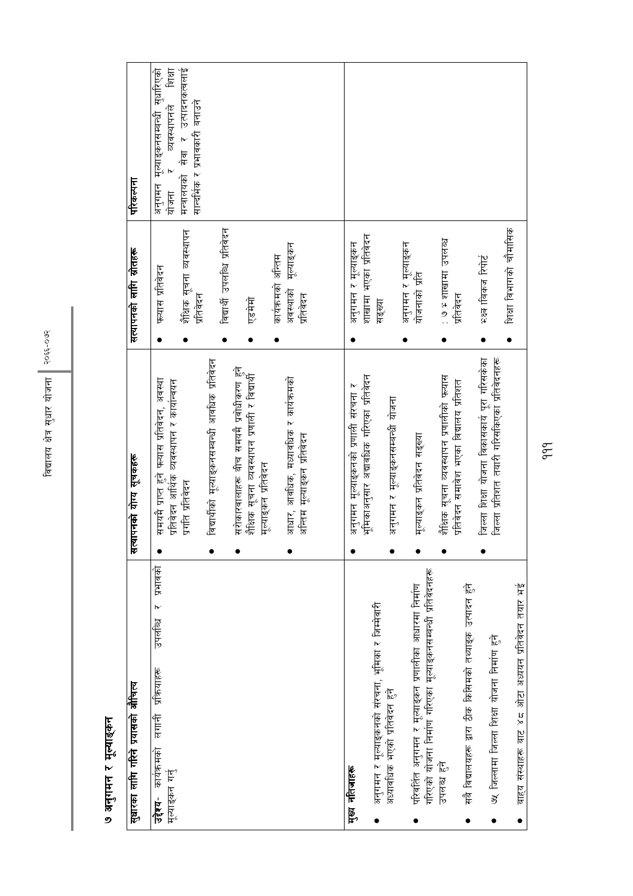## ७ अनुगमन र मूल्याङ्कन

| सुधारका लागि गरिने प्रयासको औचित्य | सत्यापनको योग्य सूचकहरू | सत्यापनको लागि स्रोतहरू | परिकल्पना |
|---|---|---|---|
| **उद्देश्य-** कार्यक्रमको लागी प्रक्रियाहरू उपलब्धि र प्रभावको मूल्याङ्कन गर्नु | • समयमै प्राप्त हुने फ्ल्यास प्रतिवेदन, अवस्था प्रतिवेदन आर्थिक व्यवस्थापन र कार्यान्वयन प्रगति प्रतिवेदन<br>• विद्यार्थीको मूल्याङ्कनसम्बन्धी आवधिक प्रतिवेदन<br>• सरोकारवालाहरू बीच समयमै प्रवोधीकरण हुने शैक्षिक सूचना व्यवस्थापन प्रणाली र विद्यार्थी मूल्याङ्कन प्रतिवेदन<br>• आधार, आवधिक, मध्यावधिक र कार्यक्रमको अन्तिम मूल्याङ्कन प्रतिवेदन | • फ्ल्यास प्रतिवेदन<br>• शैक्षिक सूचना व्यवस्थापन प्रतिवेदन<br>• विद्यार्थी उपलब्धि प्रतिवेदन<br>• एडमेमो<br>• कार्यक्रमको अन्तिम अवस्थाको मूल्याङ्कन प्रतिवेदन | अनुगमन मूल्याङ्कनसम्बन्धी सुधारिएको योजना र व्यवस्थापनले शिक्षा मन्त्रालयको सेवा र उत्पादनकत्वलाई सान्दर्भिक र प्रभावकारी बनाउने |
| **मुख्य नतिजाहरू**<br>• अनुगमन र मूल्याङ्कनको संरचना, भूमिका र जिम्मेवारी अद्यावधिक भएको प्रतिवेदन हुने<br>• परिवर्तित अनुगमन र मूल्याङ्कन प्रणालीका आधारमा निर्माण गरिएको योजना निर्माण गरिएका मूल्याङ्कनसम्बन्धी प्रतिवेदनहरू उपलब्ध हुने<br>• सबै विद्यालयहरू द्वारा ठीक किसिमको तथ्याङ्क उत्पादन हुने<br>• ७५ जिल्लामा जिल्ला शिक्षा योजना निर्माण हुने<br>• बाह्य संस्थाहरू बाट ४८ ओटा अध्ययन प्रतिवेदन तयार भई | • अनुगमन मूल्याङ्कनको प्रणाली संरचना र भूमिकाअनुसार अद्यावधिक गरिएका प्रतिवेदन<br>• अनुगमन र मूल्याङ्कनसम्बन्धी योजना<br>• मूल्याङ्कन प्रतिवेदन सङ्ख्या<br>• शैक्षिक सूचना व्यवस्थापन प्रणालीको फ्ल्यास प्रतिवेदन समावेश भएका विद्यालय प्रतिशत<br>• जिल्ला शिक्षा योजना विकासकार्य पूरा गरिसकेका जिल्ला प्रतिशत तयारी गरिसकिएका प्रतिवेदनहरू | • अनुगमन र मूल्याङ्कन शाखामा भएका प्रतिवेदन सङ्ख्या<br>• अनुगमन र मूल्याङ्कन योजनाको प्रति<br>• ः७ ः शाखामा उपलब्ध प्रतिवेदन<br>• ःध्ध विकज रिपोर्ट<br>• शिक्षा विभागको चौमासिक | |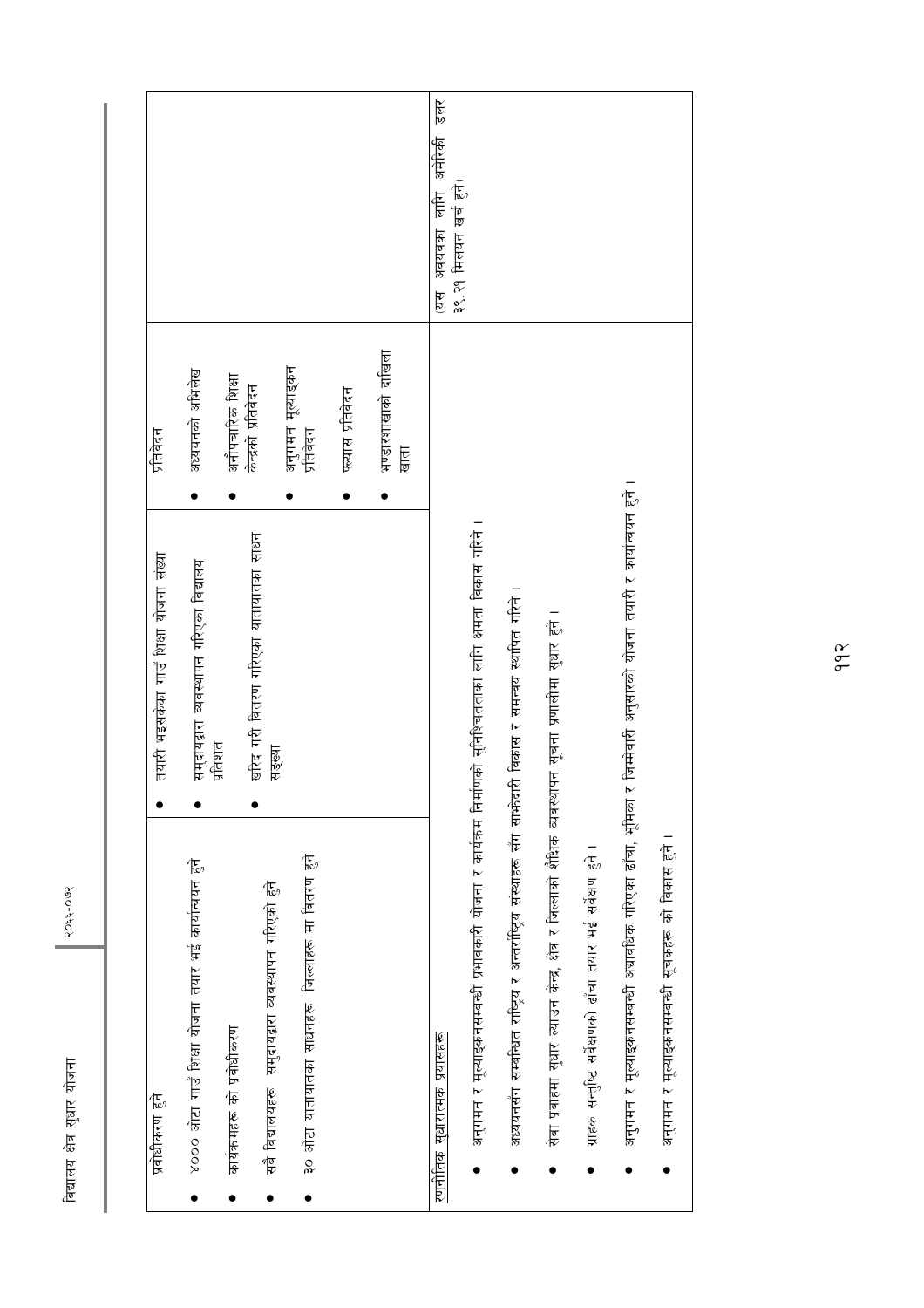| | | | |
|---|---|---|---|
| प्रवोधीकरण हुने<br>• ४००० ओटा गाउँ शिक्षा योजना तयार भई कार्यान्वयन हुने<br>• कार्यक्रमहरू को प्रवोधीकरण<br>• सबै विद्यालयहरू समुदायद्वारा व्यवस्थापन गरिएको हुने<br>• ३० ओटा यातायातका साधनहरू जिल्लाहरू मा वितरण हुने | • तयारी भइसकेका गाउँ शिक्षा योजना संख्या<br>• समुदायद्वारा व्यवस्थापन गरिएका विद्यालय प्रतिशत<br>• खरिद गरी वितरण गरिएका यातायातका साधन सङ्ख्या | प्रतिवेदन<br>• अध्ययनको अभिलेख<br>• अनौपचारिक शिक्षा केन्द्रको प्रतिवेदन<br>• अनुगमन मूल्याङ्कन प्रतिवेदन<br>• फ्ल्यास प्रतिवेदन<br>• भण्डारशाखाको दाखिला खाता | |
| रणनीतिक सुधारात्मक प्रयासहरू<br>• अनुगमन र मूल्याङ्कनसम्बन्धी प्रभावकारी योजना र कार्यक्रम निर्माणको सुनिश्चितताका लागि क्षमता विकास गरिने ।<br>• अध्ययनसँग सम्बन्धित राष्ट्रिय र अन्तर्राष्ट्रिय संस्थाहरू सँग साझेदारी विकास र समन्वय स्थापित गरिने ।<br>• सेवा प्रवाहमा सुधार ल्याउन केन्द्र, क्षेत्र र जिल्लाको शैक्षिक व्यवस्थापन सूचना प्रणालीमा सुधार हुने ।<br>• ग्राहक सन्तुष्टि सर्वेक्षणको ढाँचा तयार भई सर्वेक्षण हुने ।<br>• अनुगमन र मूल्याङ्कनसम्बन्धी अद्यावधिक गरिएको ढाँचा, भूमिका र जिम्मेवारी अनुसारको योजना तयारी र कार्यान्वयन हुने ।<br>• अनुगमन र मूल्याङ्कनसम्बन्धी सूचकहरू को विकास हुने । | | | (यस अवयवका लागि अमेरिकी डलर ३९.२१ मिलियन खर्च हुने) |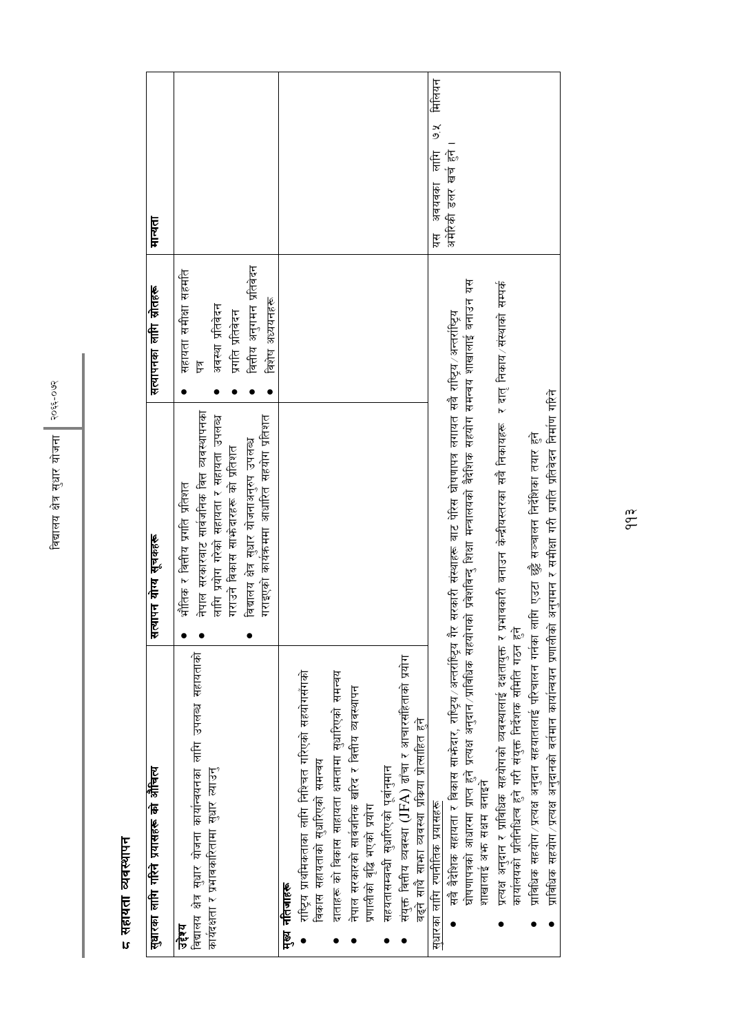## ८ सहायता व्यवस्थापन

| सुधारका लागि गरिने प्रयासहरू को औचित्य | सत्यापन योग्य सूचकहरू | सत्यापनका लागि स्रोतहरू | मान्यता |
|---|---|---|---|
| **उद्देश्य**<br>विद्यालय क्षेत्र सुधार योजना कार्यान्वयनका लागि उपलब्ध सहायताको कार्यदक्षता र प्रभावकारितामा सुधार ल्याउनु | • भौतिक र वित्तीय प्रगति प्रतिशत<br>• नेपाल सरकारबाट सार्वजनिक वित्त व्यवस्थापनका लागि प्रयोग गरेको सहायता र सहायता उपलब्ध गराउने विकास साझेदारहरू को प्रतिशत<br>• विद्यालय क्षेत्र सुधार योजनाअनुरुप उपलब्ध गराइएको कार्यक्रममा आधारित सहयोग प्रतिशत | • सहायता समीक्षा सहमति पत्र<br>• अवस्था प्रतिवेदन<br>• प्रगति प्रतिवेदन<br>• वित्तीय अनुगमन प्रतिवेदन<br>• विशेष अध्ययनहरू | |
| **मुख्य नतिजाहरू**<br>• राष्ट्रिय प्राथमिकताका लागि निश्चित गरिएको सहयोगसँगको विकास सहायताको सुधारिएको समन्वय<br>• दाताहरू को विकास सहायता क्षमतामा सुधारिएको समन्वय<br>• नेपाल सरकारको सार्वजनिक खरिद र वित्तीय व्यवस्थापन प्रणालीको वृद्धि भएको प्रयोग<br>• सहयतासम्बन्धी सुधारिएको पूर्वानुमान<br>• संयुक्त वित्तीय व्यवस्था (JFA) ढाँचा र आचारसंहिताको प्रयोग बढ्ने साथै साझा व्यवस्था प्रक्रिया प्रोत्साहित हुने | | | |
| सुधारका लागि रणनीतिक प्रयासहरू<br>• सबै वैदेशिक सहायता र विकास साझेदार, राष्ट्रिय/अन्तर्राष्ट्रिय गैर सरकारी संस्थाहरू बाट पेरिस घोषणापत्र लगायत सबै राष्ट्रिय/अन्तर्राष्ट्रिय घोषणापत्रको आधारमा प्राप्त हुने प्रत्यक्ष अनुदान/प्राविधिक सहयोगको प्रवेशविन्दु शिक्षा मन्त्रालयको वैदेशिक सहयोग समन्वय शाखालाई बनाउन यस शाखालाई अफ सक्षम बनाइने<br>• प्रत्यक्ष अनुदान र प्राविधिक सहयोगको व्यवस्थालाई दक्षतायुक्त र प्रभावकारी बनाउन केन्द्रीयस्तरका सबै निकायहरू र दातृ निकाय/संस्थाको सम्पर्क कार्यालयको प्रतिनिधित्व हुने गरी संयुक्त निर्देशक समिति गठन हुने<br>• प्राविधिक सहयोग/प्रत्यक्ष अनुदान सहयातालाई परिचालन गर्नका लागि एउटा छुट्टै सञ्चालन निर्देशिका तयार हुने<br>• प्राविधिक सहयोग/प्रत्यक्ष अनुदानको वर्तमान कार्यान्वयन प्रणालीको अनुगमन र समीक्षा गरी प्रगति प्रतिवेदन निर्माण गरिने | | | यस अवयवका लागि ७.५ मिलियन अमेरिकी डलर खर्च हुने । |